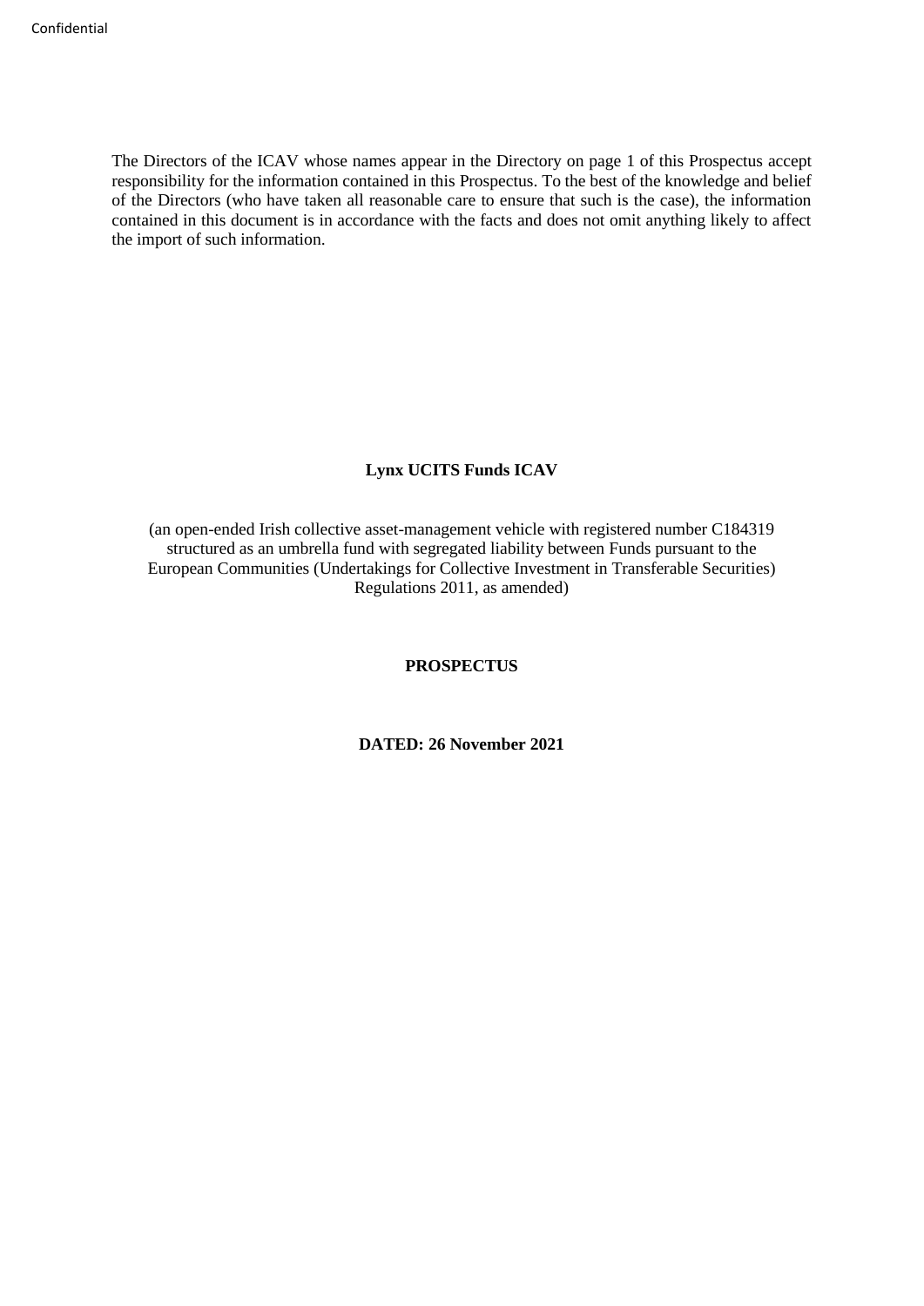Confidential

The Directors of the ICAV whose names appear in the Directory on page 1 of this Prospectus accept responsibility for the information contained in this Prospectus. To the best of the knowledge and belief of the Directors (who have taken all reasonable care to ensure that such is the case), the information contained in this document is in accordance with the facts and does not omit anything likely to affect the import of such information.

**Lynx UCITS Funds ICAV**

(an open-ended Irish collective asset-management vehicle with registered number C184319 structured as an umbrella fund with segregated liability between Funds pursuant to the European Communities (Undertakings for Collective Investment in Transferable Securities) Regulations 2011, as amended)

**PROSPECTUS**

**DATED: 26 November 2021**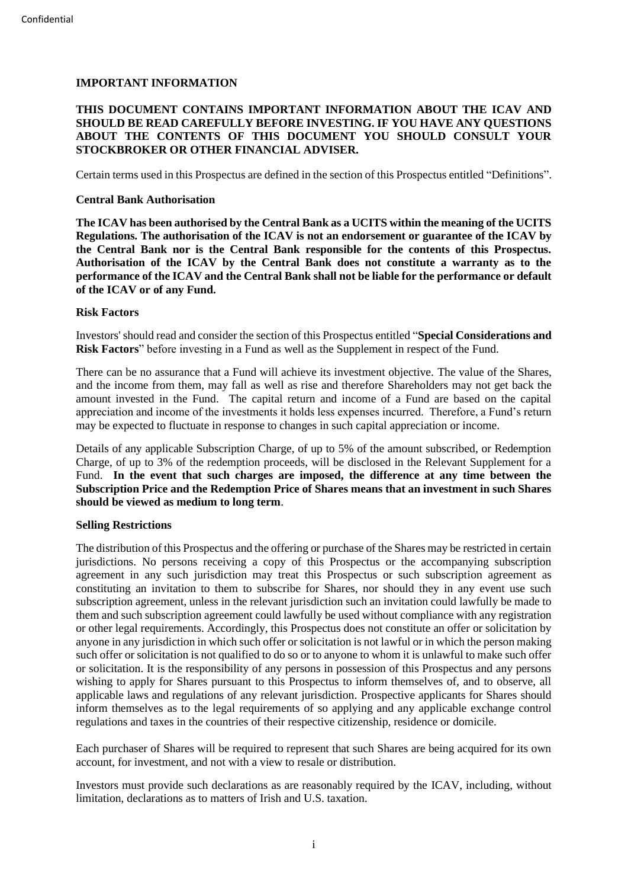## IMPORTANT INFORMATION

**THIS DOCUMENT CONTAINS IMPORTANT INFORMATION ABOUT THE ICAV AND SHOULD BE READ CAREFULLY BEFORE INVESTING. IF YOU HAVE ANY QUESTIONS ABOUT THE CONTENTS OF THIS DOCUMENT YOU SHOULD CONSULT YOUR STOCKBROKER OR OTHER FINANCIAL ADVISER.**

Certain terms used in this Prospectus are defined in the section of this Prospectus entitled "Definitions".

### Central Bank Authorisation

**The ICAV has been authorised by the Central Bank as a UCITS within the meaning of the UCITS Regulations. The authorisation of the ICAV is not an endorsement or guarantee of the ICAV by the Central Bank nor is the Central Bank responsible for the contents of this Prospectus. Authorisation of the ICAV by the Central Bank does not constitute a warranty as to the performance of the ICAV and the Central Bank shall not be liable for the performance or default of the ICAV or of any Fund.**

### Risk Factors

Investors' should read and consider the section of this Prospectus entitled "**Special Considerations and Risk Factors**" before investing in a Fund as well as the Supplement in respect of the Fund.

There can be no assurance that a Fund will achieve its investment objective. The value of the Shares, and the income from them, may fall as well as rise and therefore Shareholders may not get back the amount invested in the Fund. The capital return and income of a Fund are based on the capital appreciation and income of the investments it holds less expenses incurred. Therefore, a Fund's return may be expected to fluctuate in response to changes in such capital appreciation or income.

Details of any applicable Subscription Charge, of up to 5% of the amount subscribed, or Redemption Charge, of up to 3% of the redemption proceeds, will be disclosed in the Relevant Supplement for a Fund. **In the event that such charges are imposed, the difference at any time between the Subscription Price and the Redemption Price of Shares means that an investment in such Shares should be viewed as medium to long term**.

### Selling Restrictions

The distribution of this Prospectus and the offering or purchase of the Shares may be restricted in certain jurisdictions. No persons receiving a copy of this Prospectus or the accompanying subscription agreement in any such jurisdiction may treat this Prospectus or such subscription agreement as constituting an invitation to them to subscribe for Shares, nor should they in any event use such subscription agreement, unless in the relevant jurisdiction such an invitation could lawfully be made to them and such subscription agreement could lawfully be used without compliance with any registration or other legal requirements. Accordingly, this Prospectus does not constitute an offer or solicitation by anyone in any jurisdiction in which such offer or solicitation is not lawful or in which the person making such offer or solicitation is not qualified to do so or to anyone to whom it is unlawful to make such offer or solicitation. It is the responsibility of any persons in possession of this Prospectus and any persons wishing to apply for Shares pursuant to this Prospectus to inform themselves of, and to observe, all applicable laws and regulations of any relevant jurisdiction. Prospective applicants for Shares should inform themselves as to the legal requirements of so applying and any applicable exchange control regulations and taxes in the countries of their respective citizenship, residence or domicile.

Each purchaser of Shares will be required to represent that such Shares are being acquired for its own account, for investment, and not with a view to resale or distribution.

Investors must provide such declarations as are reasonably required by the ICAV, including, without limitation, declarations as to matters of Irish and U.S. taxation.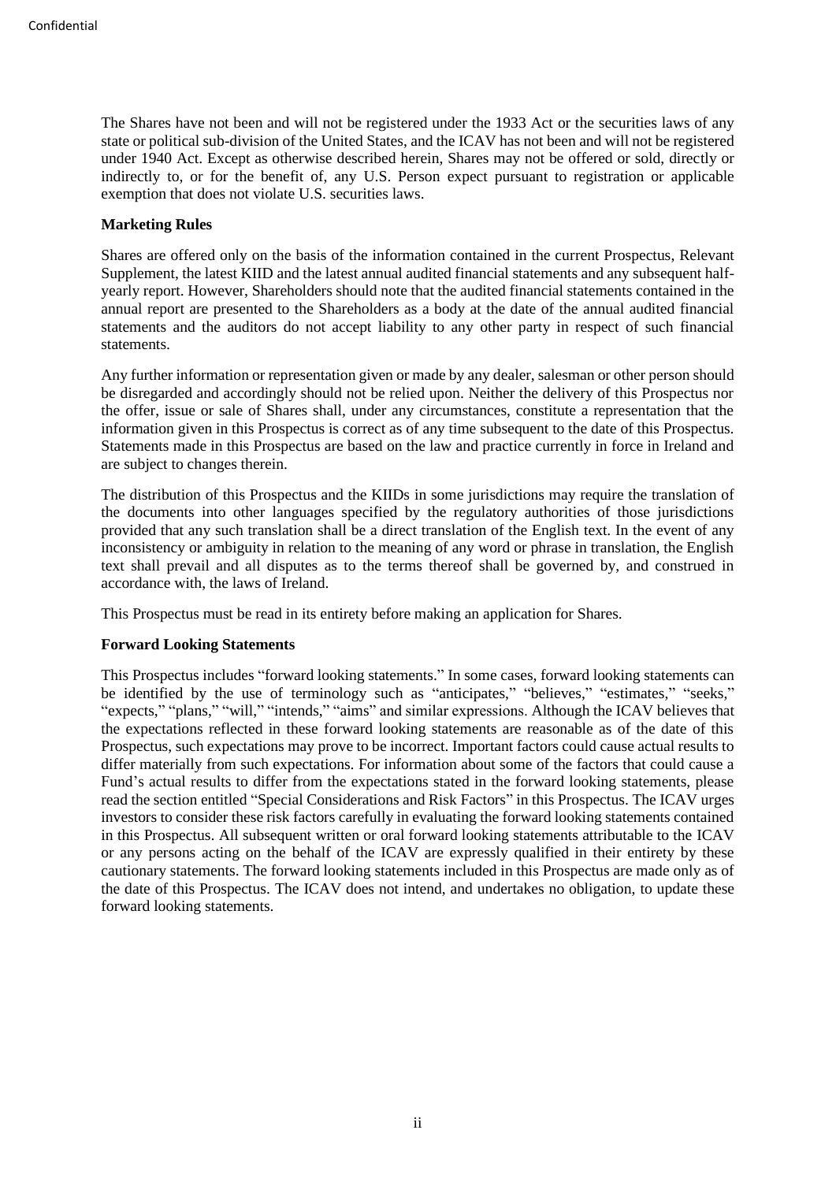The Shares have not been and will not be registered under the 1933 Act or the securities laws of any state or political sub-division of the United States, and the ICAV has not been and will not be registered under 1940 Act. Except as otherwise described herein, Shares may not be offered or sold, directly or indirectly to, or for the benefit of, any U.S. Person expect pursuant to registration or applicable exemption that does not violate U.S. securities laws.

**Marketing Rules**

Shares are offered only on the basis of the information contained in the current Prospectus, Relevant Supplement, the latest KIID and the latest annual audited financial statements and any subsequent half-yearly report. However, Shareholders should note that the audited financial statements contained in the annual report are presented to the Shareholders as a body at the date of the annual audited financial statements and the auditors do not accept liability to any other party in respect of such financial statements.

Any further information or representation given or made by any dealer, salesman or other person should be disregarded and accordingly should not be relied upon. Neither the delivery of this Prospectus nor the offer, issue or sale of Shares shall, under any circumstances, constitute a representation that the information given in this Prospectus is correct as of any time subsequent to the date of this Prospectus. Statements made in this Prospectus are based on the law and practice currently in force in Ireland and are subject to changes therein.

The distribution of this Prospectus and the KIIDs in some jurisdictions may require the translation of the documents into other languages specified by the regulatory authorities of those jurisdictions provided that any such translation shall be a direct translation of the English text. In the event of any inconsistency or ambiguity in relation to the meaning of any word or phrase in translation, the English text shall prevail and all disputes as to the terms thereof shall be governed by, and construed in accordance with, the laws of Ireland.

This Prospectus must be read in its entirety before making an application for Shares.

**Forward Looking Statements**

This Prospectus includes "forward looking statements." In some cases, forward looking statements can be identified by the use of terminology such as "anticipates," "believes," "estimates," "seeks," "expects," "plans," "will," "intends," "aims" and similar expressions. Although the ICAV believes that the expectations reflected in these forward looking statements are reasonable as of the date of this Prospectus, such expectations may prove to be incorrect. Important factors could cause actual results to differ materially from such expectations. For information about some of the factors that could cause a Fund's actual results to differ from the expectations stated in the forward looking statements, please read the section entitled "Special Considerations and Risk Factors" in this Prospectus. The ICAV urges investors to consider these risk factors carefully in evaluating the forward looking statements contained in this Prospectus. All subsequent written or oral forward looking statements attributable to the ICAV or any persons acting on the behalf of the ICAV are expressly qualified in their entirety by these cautionary statements. The forward looking statements included in this Prospectus are made only as of the date of this Prospectus. The ICAV does not intend, and undertakes no obligation, to update these forward looking statements.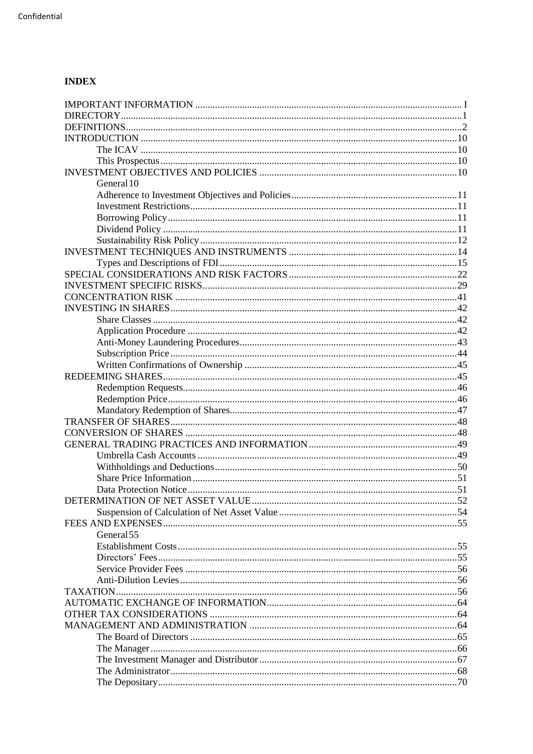# INDEX

- IMPORTANT INFORMATION ........ I
- DIRECTORY ........ 1
- DEFINITIONS ........ 2
- INTRODUCTION ........ 10
    - The ICAV ........ 10
    - This Prospectus ........ 10
- INVESTMENT OBJECTIVES AND POLICIES ........ 10
    - General 10
    - Adherence to Investment Objectives and Policies ........ 11
    - Investment Restrictions ........ 11
    - Borrowing Policy ........ 11
    - Dividend Policy ........ 11
    - Sustainability Risk Policy ........ 12
- INVESTMENT TECHNIQUES AND INSTRUMENTS ........ 14
    - Types and Descriptions of FDI ........ 15
- SPECIAL CONSIDERATIONS AND RISK FACTORS ........ 22
- INVESTMENT SPECIFIC RISKS ........ 29
- CONCENTRATION RISK ........ 41
- INVESTING IN SHARES ........ 42
    - Share Classes ........ 42
    - Application Procedure ........ 42
    - Anti-Money Laundering Procedures ........ 43
    - Subscription Price ........ 44
    - Written Confirmations of Ownership ........ 45
- REDEEMING SHARES ........ 45
    - Redemption Requests ........ 46
    - Redemption Price ........ 46
    - Mandatory Redemption of Shares ........ 47
- TRANSFER OF SHARES ........ 48
- CONVERSION OF SHARES ........ 48
- GENERAL TRADING PRACTICES AND INFORMATION ........ 49
    - Umbrella Cash Accounts ........ 49
    - Withholdings and Deductions ........ 50
    - Share Price Information ........ 51
    - Data Protection Notice ........ 51
- DETERMINATION OF NET ASSET VALUE ........ 52
    - Suspension of Calculation of Net Asset Value ........ 54
- FEES AND EXPENSES ........ 55
    - General 55
    - Establishment Costs ........ 55
    - Directors' Fees ........ 55
    - Service Provider Fees ........ 56
    - Anti-Dilution Levies ........ 56
- TAXATION ........ 56
- AUTOMATIC EXCHANGE OF INFORMATION ........ 64
- OTHER TAX CONSIDERATIONS ........ 64
- MANAGEMENT AND ADMINISTRATION ........ 64
    - The Board of Directors ........ 65
    - The Manager ........ 66
    - The Investment Manager and Distributor ........ 67
    - The Administrator ........ 68
    - The Depositary ........ 70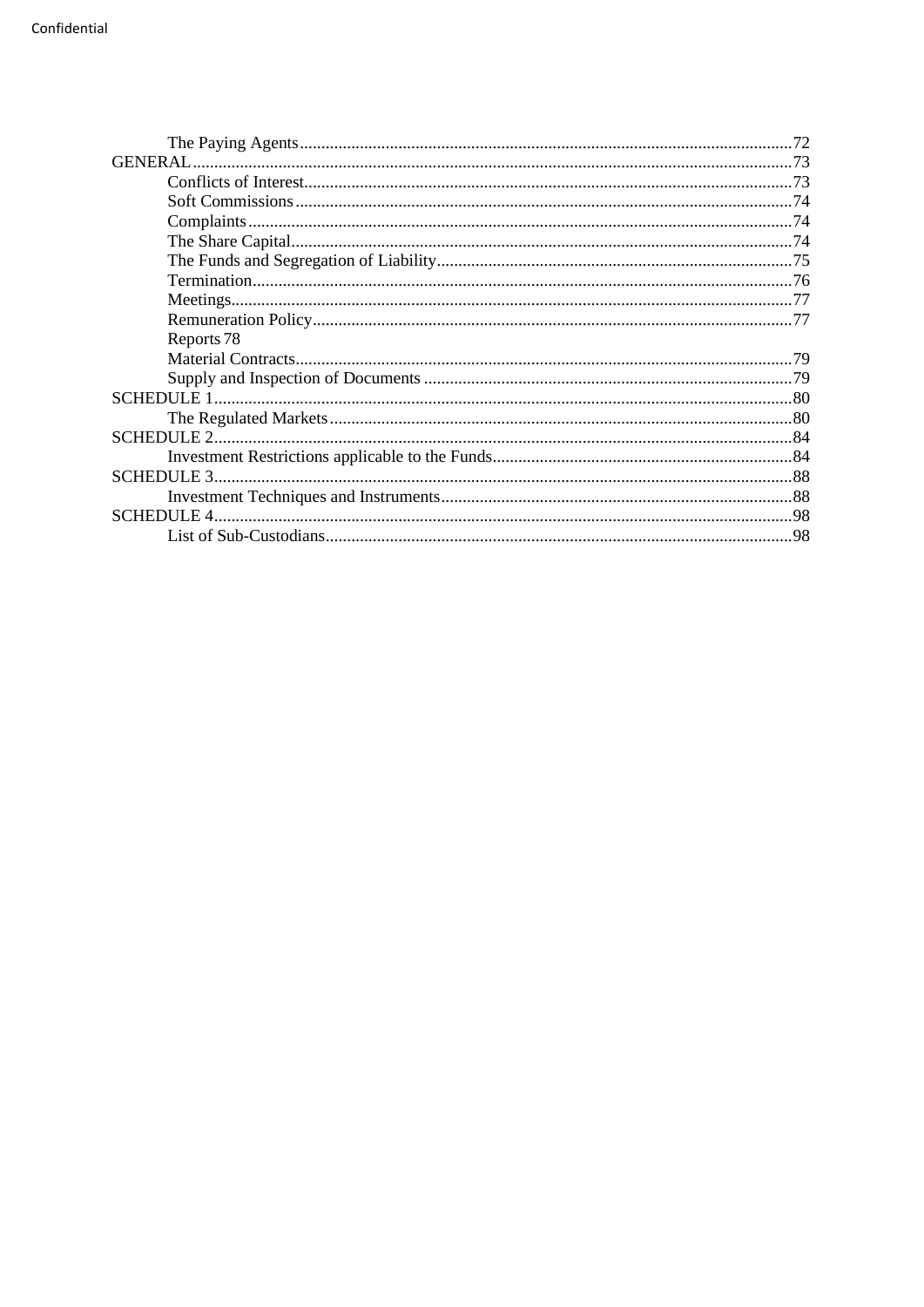The Paying Agents ............................................................................................................72

GENERAL ..................................................................................................................................73

Conflicts of Interest ...........................................................................................................73

Soft Commissions ..............................................................................................................74

Complaints .........................................................................................................................74

The Share Capital ...............................................................................................................74

The Funds and Segregation of Liability ............................................................................75

Termination ........................................................................................................................76

Meetings .............................................................................................................................77

Remuneration Policy ..........................................................................................................77

Reports 78

Material Contracts ..............................................................................................................79

Supply and Inspection of Documents ................................................................................79

SCHEDULE 1 ...........................................................................................................................80

The Regulated Markets ......................................................................................................80

SCHEDULE 2 ...........................................................................................................................84

Investment Restrictions applicable to the Funds ...............................................................84

SCHEDULE 3 ...........................................................................................................................88

Investment Techniques and Instruments ............................................................................88

SCHEDULE 4 ...........................................................................................................................98

List of Sub-Custodians .......................................................................................................98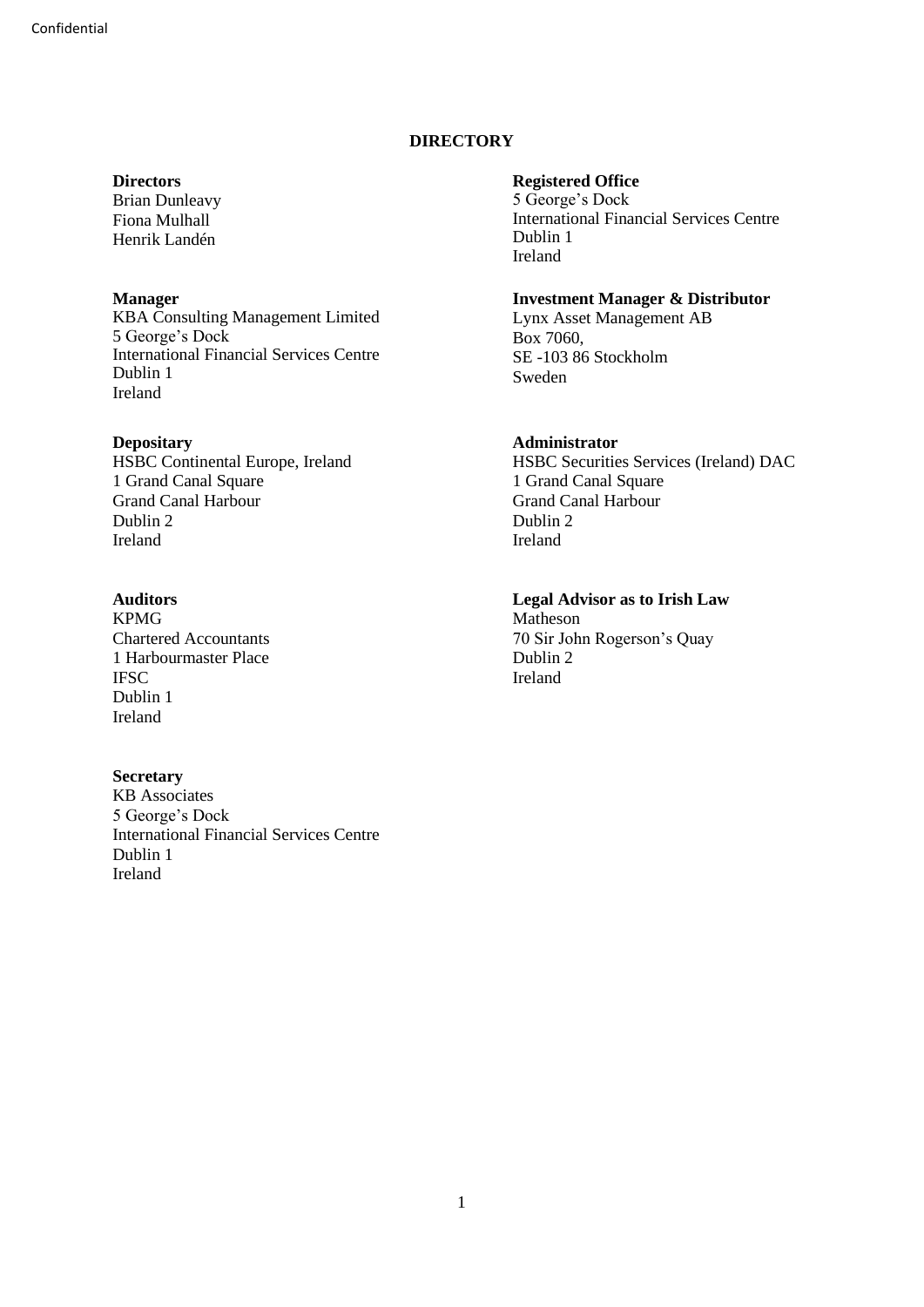# DIRECTORY

**Directors**
Brian Dunleavy
Fiona Mulhall
Henrik Landén

**Registered Office**
5 George's Dock
International Financial Services Centre
Dublin 1
Ireland

**Manager**
KBA Consulting Management Limited
5 George's Dock
International Financial Services Centre
Dublin 1
Ireland

**Investment Manager & Distributor**
Lynx Asset Management AB
Box 7060,
SE -103 86 Stockholm
Sweden

**Depositary**
HSBC Continental Europe, Ireland
1 Grand Canal Square
Grand Canal Harbour
Dublin 2
Ireland

**Administrator**
HSBC Securities Services (Ireland) DAC
1 Grand Canal Square
Grand Canal Harbour
Dublin 2
Ireland

**Auditors**
KPMG
Chartered Accountants
1 Harbourmaster Place
IFSC
Dublin 1
Ireland

**Legal Advisor as to Irish Law**
Matheson
70 Sir John Rogerson's Quay
Dublin 2
Ireland

**Secretary**
KB Associates
5 George's Dock
International Financial Services Centre
Dublin 1
Ireland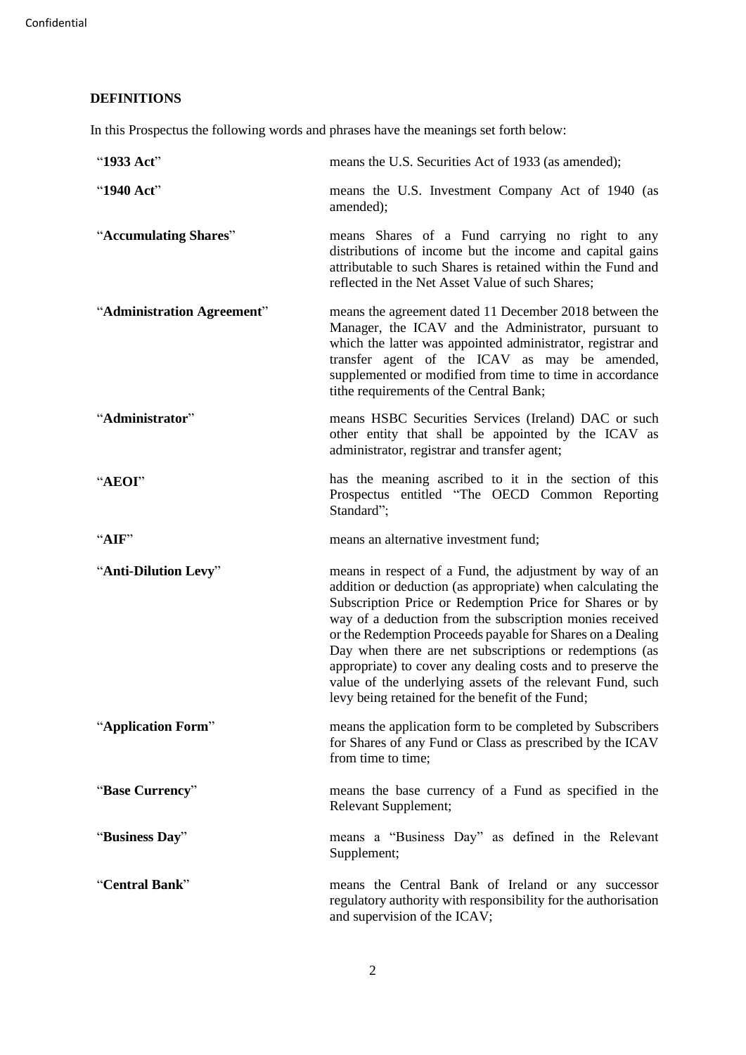## DEFINITIONS

In this Prospectus the following words and phrases have the meanings set forth below:

| | |
|---|---|
| "**1933 Act**" | means the U.S. Securities Act of 1933 (as amended); |
| "**1940 Act**" | means the U.S. Investment Company Act of 1940 (as amended); |
| "**Accumulating Shares**" | means Shares of a Fund carrying no right to any distributions of income but the income and capital gains attributable to such Shares is retained within the Fund and reflected in the Net Asset Value of such Shares; |
| "**Administration Agreement**" | means the agreement dated 11 December 2018 between the Manager, the ICAV and the Administrator, pursuant to which the latter was appointed administrator, registrar and transfer agent of the ICAV as may be amended, supplemented or modified from time to time in accordance tithe requirements of the Central Bank; |
| "**Administrator**" | means HSBC Securities Services (Ireland) DAC or such other entity that shall be appointed by the ICAV as administrator, registrar and transfer agent; |
| "**AEOI**" | has the meaning ascribed to it in the section of this Prospectus entitled "The OECD Common Reporting Standard"; |
| "**AIF**" | means an alternative investment fund; |
| "**Anti-Dilution Levy**" | means in respect of a Fund, the adjustment by way of an addition or deduction (as appropriate) when calculating the Subscription Price or Redemption Price for Shares or by way of a deduction from the subscription monies received or the Redemption Proceeds payable for Shares on a Dealing Day when there are net subscriptions or redemptions (as appropriate) to cover any dealing costs and to preserve the value of the underlying assets of the relevant Fund, such levy being retained for the benefit of the Fund; |
| "**Application Form**" | means the application form to be completed by Subscribers for Shares of any Fund or Class as prescribed by the ICAV from time to time; |
| "**Base Currency**" | means the base currency of a Fund as specified in the Relevant Supplement; |
| "**Business Day**" | means a "Business Day" as defined in the Relevant Supplement; |
| "**Central Bank**" | means the Central Bank of Ireland or any successor regulatory authority with responsibility for the authorisation and supervision of the ICAV; |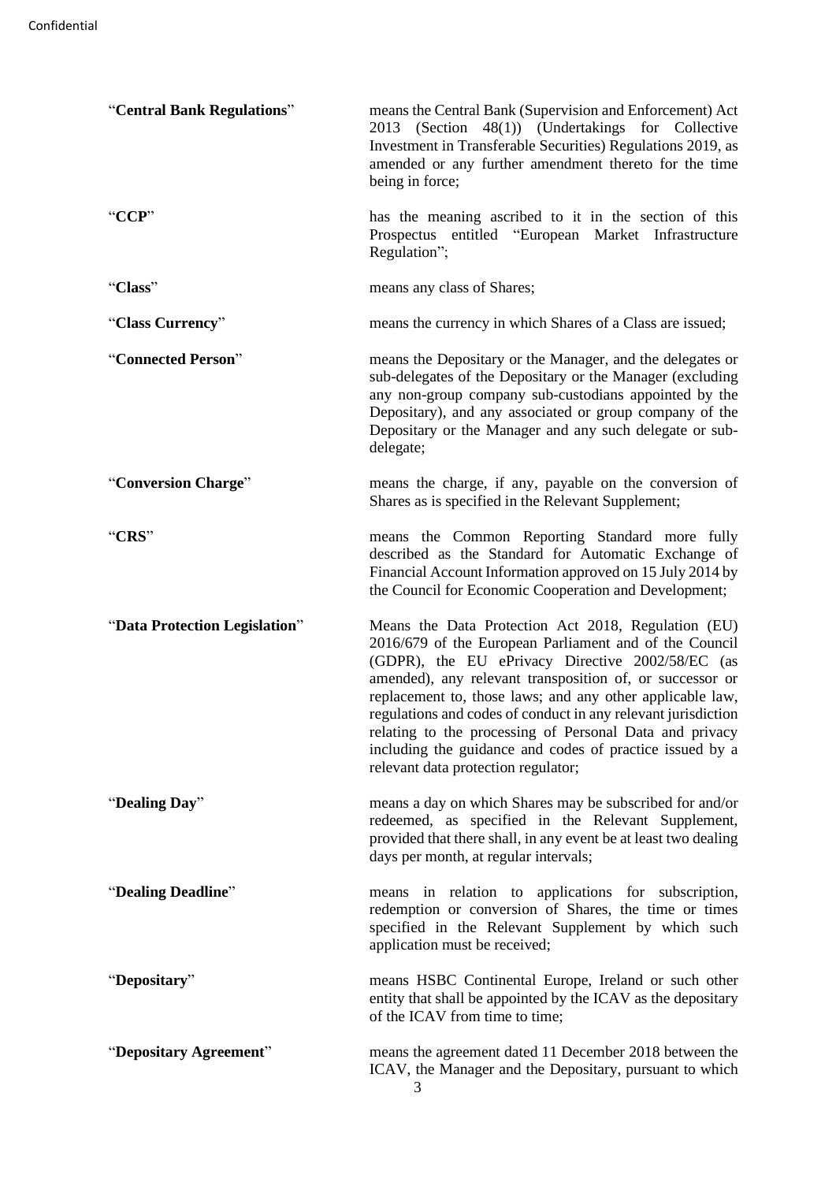| | |
|---|---|
| "**Central Bank Regulations**" | means the Central Bank (Supervision and Enforcement) Act 2013 (Section 48(1)) (Undertakings for Collective Investment in Transferable Securities) Regulations 2019, as amended or any further amendment thereto for the time being in force; |
| "**CCP**" | has the meaning ascribed to it in the section of this Prospectus entitled "European Market Infrastructure Regulation"; |
| "**Class**" | means any class of Shares; |
| "**Class Currency**" | means the currency in which Shares of a Class are issued; |
| "**Connected Person**" | means the Depositary or the Manager, and the delegates or sub-delegates of the Depositary or the Manager (excluding any non-group company sub-custodians appointed by the Depositary), and any associated or group company of the Depositary or the Manager and any such delegate or sub-delegate; |
| "**Conversion Charge**" | means the charge, if any, payable on the conversion of Shares as is specified in the Relevant Supplement; |
| "**CRS**" | means the Common Reporting Standard more fully described as the Standard for Automatic Exchange of Financial Account Information approved on 15 July 2014 by the Council for Economic Cooperation and Development; |
| "**Data Protection Legislation**" | Means the Data Protection Act 2018, Regulation (EU) 2016/679 of the European Parliament and of the Council (GDPR), the EU ePrivacy Directive 2002/58/EC (as amended), any relevant transposition of, or successor or replacement to, those laws; and any other applicable law, regulations and codes of conduct in any relevant jurisdiction relating to the processing of Personal Data and privacy including the guidance and codes of practice issued by a relevant data protection regulator; |
| "**Dealing Day**" | means a day on which Shares may be subscribed for and/or redeemed, as specified in the Relevant Supplement, provided that there shall, in any event be at least two dealing days per month, at regular intervals; |
| "**Dealing Deadline**" | means in relation to applications for subscription, redemption or conversion of Shares, the time or times specified in the Relevant Supplement by which such application must be received; |
| "**Depositary**" | means HSBC Continental Europe, Ireland or such other entity that shall be appointed by the ICAV as the depositary of the ICAV from time to time; |
| "**Depositary Agreement**" | means the agreement dated 11 December 2018 between the ICAV, the Manager and the Depositary, pursuant to which |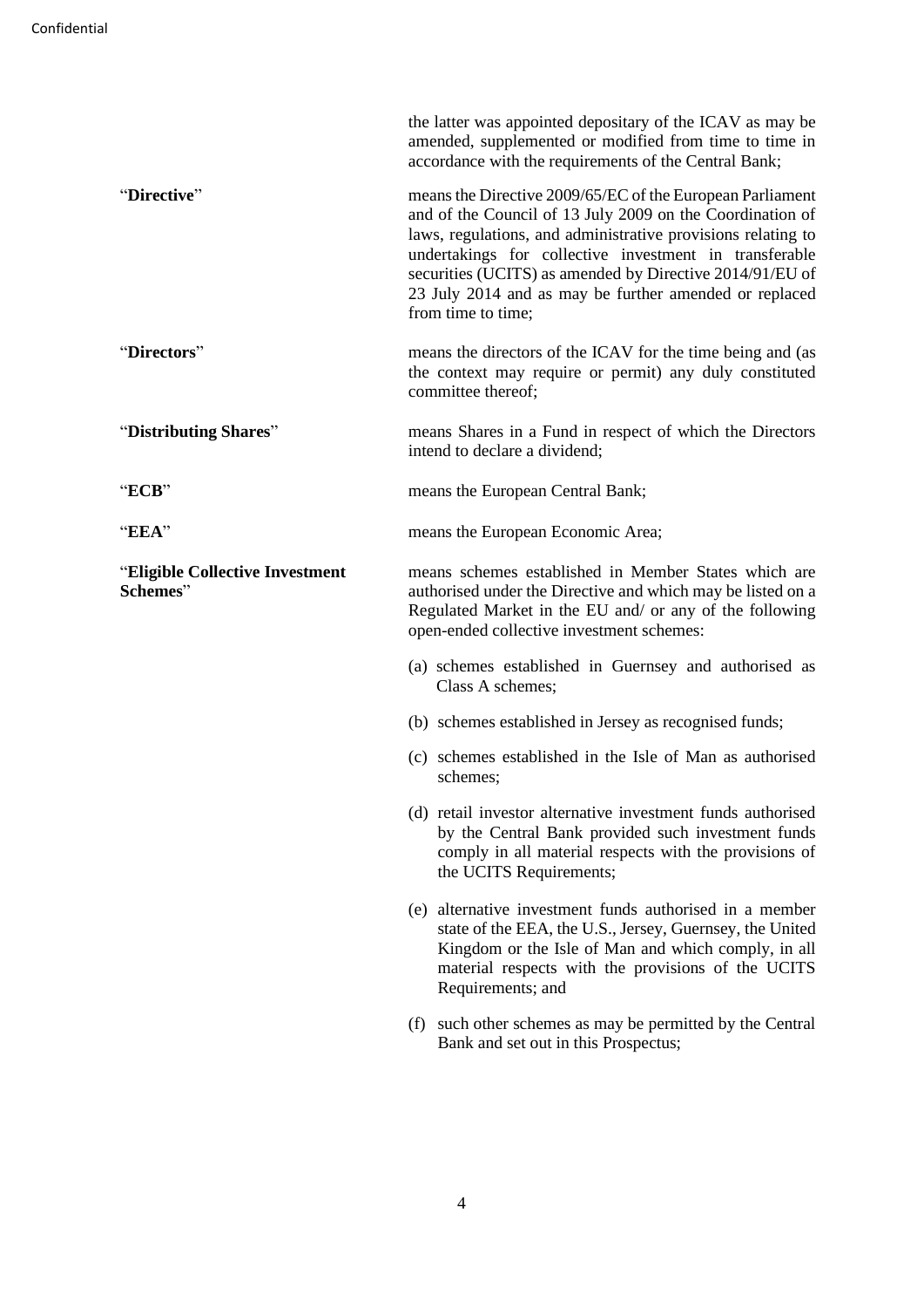the latter was appointed depositary of the ICAV as may be amended, supplemented or modified from time to time in accordance with the requirements of the Central Bank;

| | |
|---|---|
| "**Directive**" | means the Directive 2009/65/EC of the European Parliament and of the Council of 13 July 2009 on the Coordination of laws, regulations, and administrative provisions relating to undertakings for collective investment in transferable securities (UCITS) as amended by Directive 2014/91/EU of 23 July 2014 and as may be further amended or replaced from time to time; |
| "**Directors**" | means the directors of the ICAV for the time being and (as the context may require or permit) any duly constituted committee thereof; |
| "**Distributing Shares**" | means Shares in a Fund in respect of which the Directors intend to declare a dividend; |
| "**ECB**" | means the European Central Bank; |
| "**EEA**" | means the European Economic Area; |
| "**Eligible Collective Investment Schemes**" | means schemes established in Member States which are authorised under the Directive and which may be listed on a Regulated Market in the EU and/ or any of the following open-ended collective investment schemes:<br><br>(a) schemes established in Guernsey and authorised as Class A schemes;<br><br>(b) schemes established in Jersey as recognised funds;<br><br>(c) schemes established in the Isle of Man as authorised schemes;<br><br>(d) retail investor alternative investment funds authorised by the Central Bank provided such investment funds comply in all material respects with the provisions of the UCITS Requirements;<br><br>(e) alternative investment funds authorised in a member state of the EEA, the U.S., Jersey, Guernsey, the United Kingdom or the Isle of Man and which comply, in all material respects with the provisions of the UCITS Requirements; and<br><br>(f) such other schemes as may be permitted by the Central Bank and set out in this Prospectus; |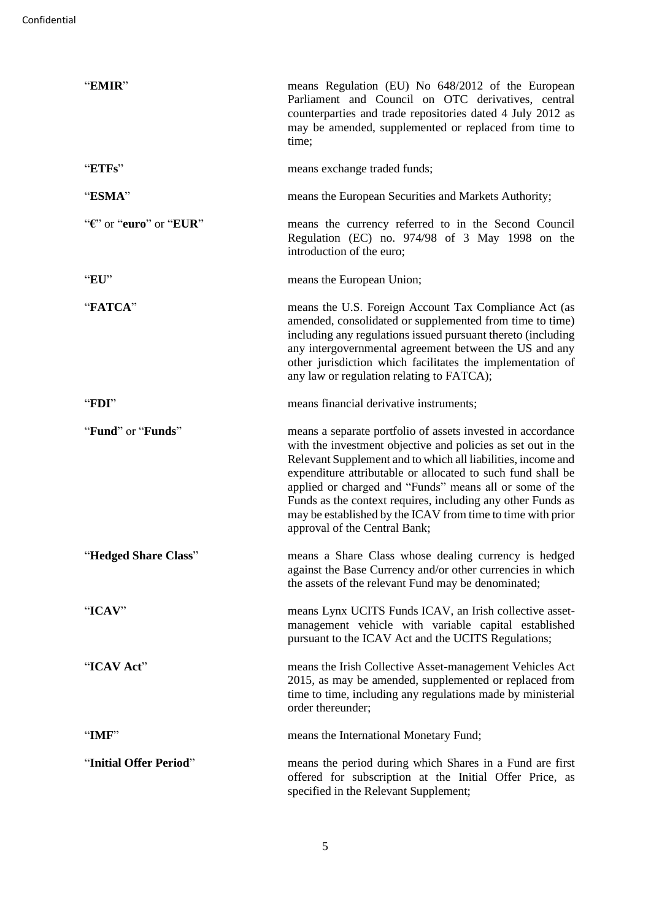| | |
|---|---|
| "**EMIR**" | means Regulation (EU) No 648/2012 of the European Parliament and Council on OTC derivatives, central counterparties and trade repositories dated 4 July 2012 as may be amended, supplemented or replaced from time to time; |
| "**ETFs**" | means exchange traded funds; |
| "**ESMA**" | means the European Securities and Markets Authority; |
| "**€**" or "**euro**" or "**EUR**" | means the currency referred to in the Second Council Regulation (EC) no. 974/98 of 3 May 1998 on the introduction of the euro; |
| "**EU**" | means the European Union; |
| "**FATCA**" | means the U.S. Foreign Account Tax Compliance Act (as amended, consolidated or supplemented from time to time) including any regulations issued pursuant thereto (including any intergovernmental agreement between the US and any other jurisdiction which facilitates the implementation of any law or regulation relating to FATCA); |
| "**FDI**" | means financial derivative instruments; |
| "**Fund**" or "**Funds**" | means a separate portfolio of assets invested in accordance with the investment objective and policies as set out in the Relevant Supplement and to which all liabilities, income and expenditure attributable or allocated to such fund shall be applied or charged and "Funds" means all or some of the Funds as the context requires, including any other Funds as may be established by the ICAV from time to time with prior approval of the Central Bank; |
| "**Hedged Share Class**" | means a Share Class whose dealing currency is hedged against the Base Currency and/or other currencies in which the assets of the relevant Fund may be denominated; |
| "**ICAV**" | means Lynx UCITS Funds ICAV, an Irish collective asset-management vehicle with variable capital established pursuant to the ICAV Act and the UCITS Regulations; |
| "**ICAV Act**" | means the Irish Collective Asset-management Vehicles Act 2015, as may be amended, supplemented or replaced from time to time, including any regulations made by ministerial order thereunder; |
| "**IMF**" | means the International Monetary Fund; |
| "**Initial Offer Period**" | means the period during which Shares in a Fund are first offered for subscription at the Initial Offer Price, as specified in the Relevant Supplement; |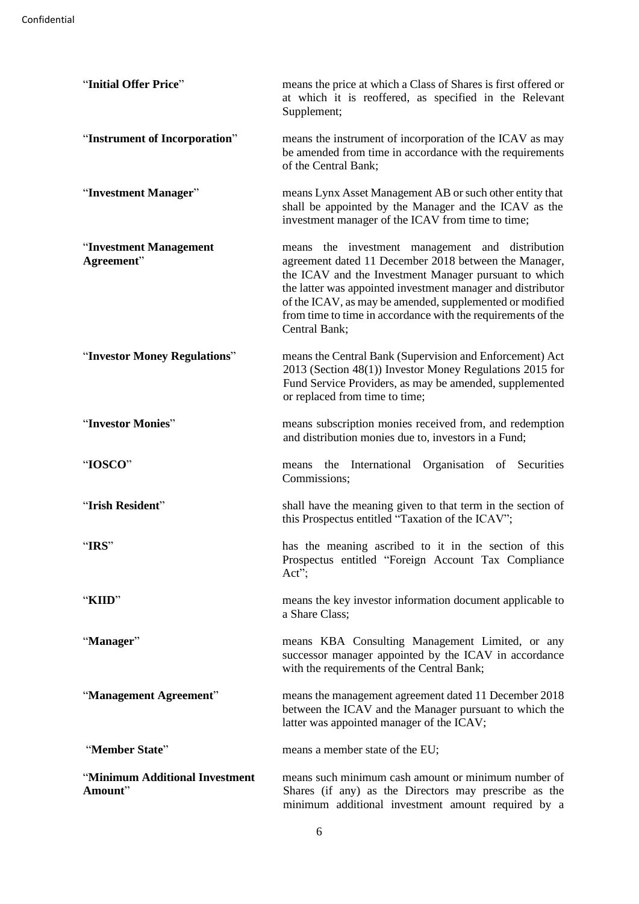| | |
|---|---|
| "**Initial Offer Price**" | means the price at which a Class of Shares is first offered or at which it is reoffered, as specified in the Relevant Supplement; |
| "**Instrument of Incorporation**" | means the instrument of incorporation of the ICAV as may be amended from time in accordance with the requirements of the Central Bank; |
| "**Investment Manager**" | means Lynx Asset Management AB or such other entity that shall be appointed by the Manager and the ICAV as the investment manager of the ICAV from time to time; |
| "**Investment Management Agreement**" | means the investment management and distribution agreement dated 11 December 2018 between the Manager, the ICAV and the Investment Manager pursuant to which the latter was appointed investment manager and distributor of the ICAV, as may be amended, supplemented or modified from time to time in accordance with the requirements of the Central Bank; |
| "**Investor Money Regulations**" | means the Central Bank (Supervision and Enforcement) Act 2013 (Section 48(1)) Investor Money Regulations 2015 for Fund Service Providers, as may be amended, supplemented or replaced from time to time; |
| "**Investor Monies**" | means subscription monies received from, and redemption and distribution monies due to, investors in a Fund; |
| "**IOSCO**" | means the International Organisation of Securities Commissions; |
| "**Irish Resident**" | shall have the meaning given to that term in the section of this Prospectus entitled "Taxation of the ICAV"; |
| "**IRS**" | has the meaning ascribed to it in the section of this Prospectus entitled "Foreign Account Tax Compliance Act"; |
| "**KIID**" | means the key investor information document applicable to a Share Class; |
| "**Manager**" | means KBA Consulting Management Limited, or any successor manager appointed by the ICAV in accordance with the requirements of the Central Bank; |
| "**Management Agreement**" | means the management agreement dated 11 December 2018 between the ICAV and the Manager pursuant to which the latter was appointed manager of the ICAV; |
| "**Member State**" | means a member state of the EU; |
| "**Minimum Additional Investment Amount**" | means such minimum cash amount or minimum number of Shares (if any) as the Directors may prescribe as the minimum additional investment amount required by a |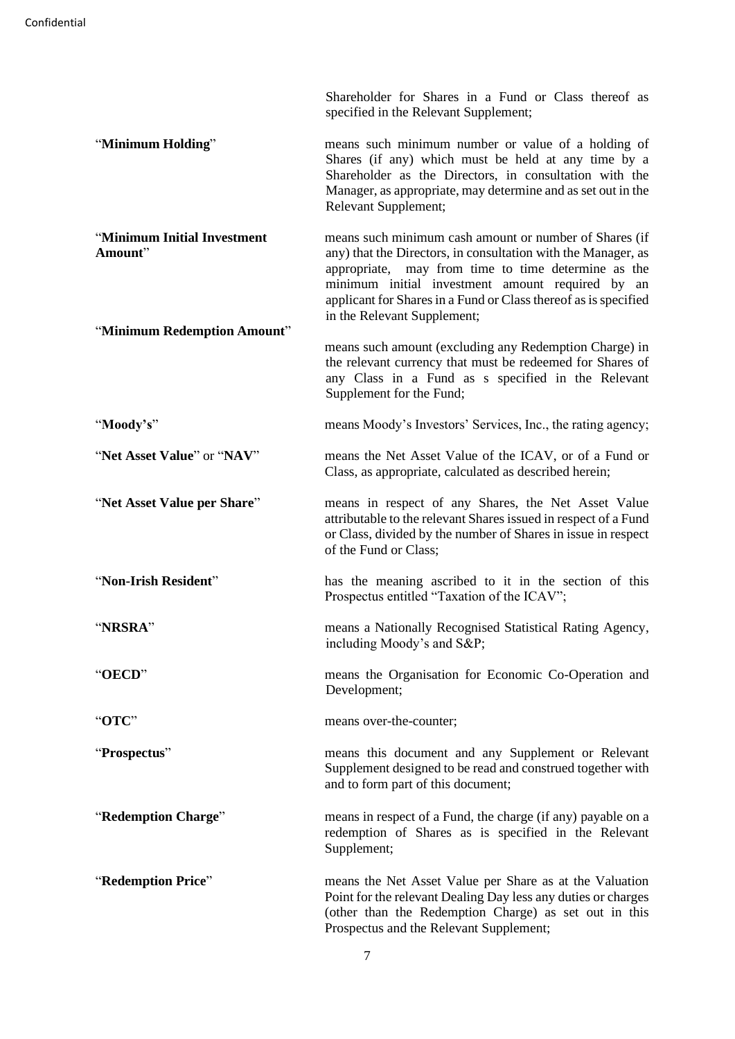Shareholder for Shares in a Fund or Class thereof as specified in the Relevant Supplement;

| | |
|---|---|
| "**Minimum Holding**" | means such minimum number or value of a holding of Shares (if any) which must be held at any time by a Shareholder as the Directors, in consultation with the Manager, as appropriate, may determine and as set out in the Relevant Supplement; |
| "**Minimum Initial Investment Amount**" | means such minimum cash amount or number of Shares (if any) that the Directors, in consultation with the Manager, as appropriate, may from time to time determine as the minimum initial investment amount required by an applicant for Shares in a Fund or Class thereof as is specified in the Relevant Supplement; |
| "**Minimum Redemption Amount**" | means such amount (excluding any Redemption Charge) in the relevant currency that must be redeemed for Shares of any Class in a Fund as s specified in the Relevant Supplement for the Fund; |
| "**Moody's**" | means Moody's Investors' Services, Inc., the rating agency; |
| "**Net Asset Value**" or "**NAV**" | means the Net Asset Value of the ICAV, or of a Fund or Class, as appropriate, calculated as described herein; |
| "**Net Asset Value per Share**" | means in respect of any Shares, the Net Asset Value attributable to the relevant Shares issued in respect of a Fund or Class, divided by the number of Shares in issue in respect of the Fund or Class; |
| "**Non-Irish Resident**" | has the meaning ascribed to it in the section of this Prospectus entitled "Taxation of the ICAV"; |
| "**NRSRA**" | means a Nationally Recognised Statistical Rating Agency, including Moody's and S&P; |
| "**OECD**" | means the Organisation for Economic Co-Operation and Development; |
| "**OTC**" | means over-the-counter; |
| "**Prospectus**" | means this document and any Supplement or Relevant Supplement designed to be read and construed together with and to form part of this document; |
| "**Redemption Charge**" | means in respect of a Fund, the charge (if any) payable on a redemption of Shares as is specified in the Relevant Supplement; |
| "**Redemption Price**" | means the Net Asset Value per Share as at the Valuation Point for the relevant Dealing Day less any duties or charges (other than the Redemption Charge) as set out in this Prospectus and the Relevant Supplement; |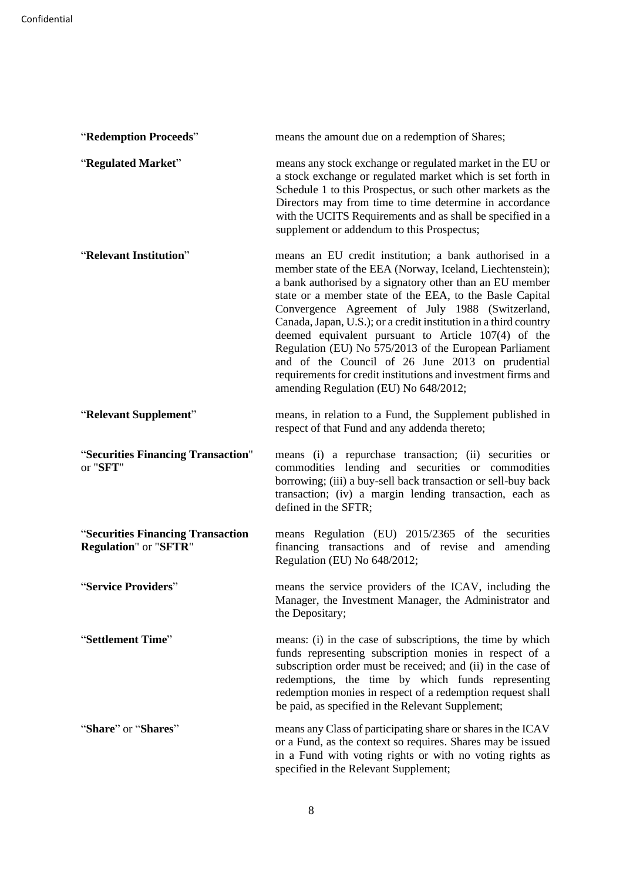| | |
|---|---|
| "**Redemption Proceeds**" | means the amount due on a redemption of Shares; |
| "**Regulated Market**" | means any stock exchange or regulated market in the EU or a stock exchange or regulated market which is set forth in Schedule 1 to this Prospectus, or such other markets as the Directors may from time to time determine in accordance with the UCITS Requirements and as shall be specified in a supplement or addendum to this Prospectus; |
| "**Relevant Institution**" | means an EU credit institution; a bank authorised in a member state of the EEA (Norway, Iceland, Liechtenstein); a bank authorised by a signatory other than an EU member state or a member state of the EEA, to the Basle Capital Convergence Agreement of July 1988 (Switzerland, Canada, Japan, U.S.); or a credit institution in a third country deemed equivalent pursuant to Article 107(4) of the Regulation (EU) No 575/2013 of the European Parliament and of the Council of 26 June 2013 on prudential requirements for credit institutions and investment firms and amending Regulation (EU) No 648/2012; |
| "**Relevant Supplement**" | means, in relation to a Fund, the Supplement published in respect of that Fund and any addenda thereto; |
| "**Securities Financing Transaction**" or "**SFT**" | means (i) a repurchase transaction; (ii) securities or commodities lending and securities or commodities borrowing; (iii) a buy-sell back transaction or sell-buy back transaction; (iv) a margin lending transaction, each as defined in the SFTR; |
| "**Securities Financing Transaction Regulation**" or "**SFTR**" | means Regulation (EU) 2015/2365 of the securities financing transactions and of revise and amending Regulation (EU) No 648/2012; |
| "**Service Providers**" | means the service providers of the ICAV, including the Manager, the Investment Manager, the Administrator and the Depositary; |
| "**Settlement Time**" | means: (i) in the case of subscriptions, the time by which funds representing subscription monies in respect of a subscription order must be received; and (ii) in the case of redemptions, the time by which funds representing redemption monies in respect of a redemption request shall be paid, as specified in the Relevant Supplement; |
| "**Share**" or "**Shares**" | means any Class of participating share or shares in the ICAV or a Fund, as the context so requires. Shares may be issued in a Fund with voting rights or with no voting rights as specified in the Relevant Supplement; |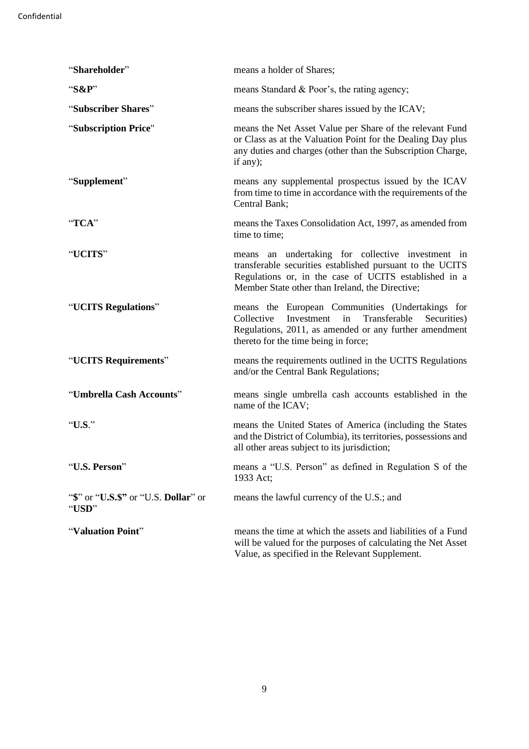| | |
|---|---|
| "**Shareholder**" | means a holder of Shares; |
| "**S&P**" | means Standard & Poor's, the rating agency; |
| "**Subscriber Shares**" | means the subscriber shares issued by the ICAV; |
| "**Subscription Price**" | means the Net Asset Value per Share of the relevant Fund or Class as at the Valuation Point for the Dealing Day plus any duties and charges (other than the Subscription Charge, if any); |
| "**Supplement**" | means any supplemental prospectus issued by the ICAV from time to time in accordance with the requirements of the Central Bank; |
| "**TCA**" | means the Taxes Consolidation Act, 1997, as amended from time to time; |
| "**UCITS**" | means an undertaking for collective investment in transferable securities established pursuant to the UCITS Regulations or, in the case of UCITS established in a Member State other than Ireland, the Directive; |
| "**UCITS Regulations**" | means the European Communities (Undertakings for Collective Investment in Transferable Securities) Regulations, 2011, as amended or any further amendment thereto for the time being in force; |
| "**UCITS Requirements**" | means the requirements outlined in the UCITS Regulations and/or the Central Bank Regulations; |
| "**Umbrella Cash Accounts**" | means single umbrella cash accounts established in the name of the ICAV; |
| "**U.S**." | means the United States of America (including the States and the District of Columbia), its territories, possessions and all other areas subject to its jurisdiction; |
| "**U.S. Person**" | means a "U.S. Person" as defined in Regulation S of the 1933 Act; |
| "**$**" or "**U.S.$"** or "U.S. **Dollar**" or "**USD**" | means the lawful currency of the U.S.; and |
| "**Valuation Point**" | means the time at which the assets and liabilities of a Fund will be valued for the purposes of calculating the Net Asset Value, as specified in the Relevant Supplement. |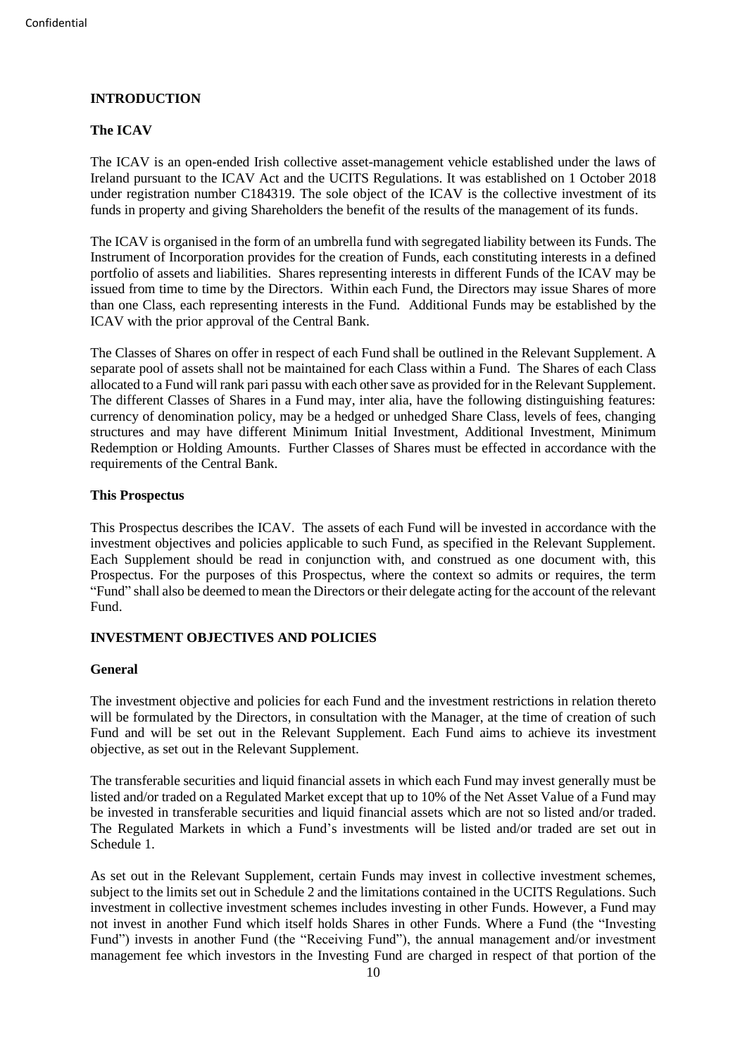## INTRODUCTION

### The ICAV

The ICAV is an open-ended Irish collective asset-management vehicle established under the laws of Ireland pursuant to the ICAV Act and the UCITS Regulations. It was established on 1 October 2018 under registration number C184319. The sole object of the ICAV is the collective investment of its funds in property and giving Shareholders the benefit of the results of the management of its funds.

The ICAV is organised in the form of an umbrella fund with segregated liability between its Funds. The Instrument of Incorporation provides for the creation of Funds, each constituting interests in a defined portfolio of assets and liabilities. Shares representing interests in different Funds of the ICAV may be issued from time to time by the Directors. Within each Fund, the Directors may issue Shares of more than one Class, each representing interests in the Fund. Additional Funds may be established by the ICAV with the prior approval of the Central Bank.

The Classes of Shares on offer in respect of each Fund shall be outlined in the Relevant Supplement. A separate pool of assets shall not be maintained for each Class within a Fund. The Shares of each Class allocated to a Fund will rank pari passu with each other save as provided for in the Relevant Supplement. The different Classes of Shares in a Fund may, inter alia, have the following distinguishing features: currency of denomination policy, may be a hedged or unhedged Share Class, levels of fees, changing structures and may have different Minimum Initial Investment, Additional Investment, Minimum Redemption or Holding Amounts. Further Classes of Shares must be effected in accordance with the requirements of the Central Bank.

### This Prospectus

This Prospectus describes the ICAV. The assets of each Fund will be invested in accordance with the investment objectives and policies applicable to such Fund, as specified in the Relevant Supplement. Each Supplement should be read in conjunction with, and construed as one document with, this Prospectus. For the purposes of this Prospectus, where the context so admits or requires, the term "Fund" shall also be deemed to mean the Directors or their delegate acting for the account of the relevant Fund.

## INVESTMENT OBJECTIVES AND POLICIES

### General

The investment objective and policies for each Fund and the investment restrictions in relation thereto will be formulated by the Directors, in consultation with the Manager, at the time of creation of such Fund and will be set out in the Relevant Supplement. Each Fund aims to achieve its investment objective, as set out in the Relevant Supplement.

The transferable securities and liquid financial assets in which each Fund may invest generally must be listed and/or traded on a Regulated Market except that up to 10% of the Net Asset Value of a Fund may be invested in transferable securities and liquid financial assets which are not so listed and/or traded. The Regulated Markets in which a Fund's investments will be listed and/or traded are set out in Schedule 1.

As set out in the Relevant Supplement, certain Funds may invest in collective investment schemes, subject to the limits set out in Schedule 2 and the limitations contained in the UCITS Regulations. Such investment in collective investment schemes includes investing in other Funds. However, a Fund may not invest in another Fund which itself holds Shares in other Funds. Where a Fund (the "Investing Fund") invests in another Fund (the "Receiving Fund"), the annual management and/or investment management fee which investors in the Investing Fund are charged in respect of that portion of the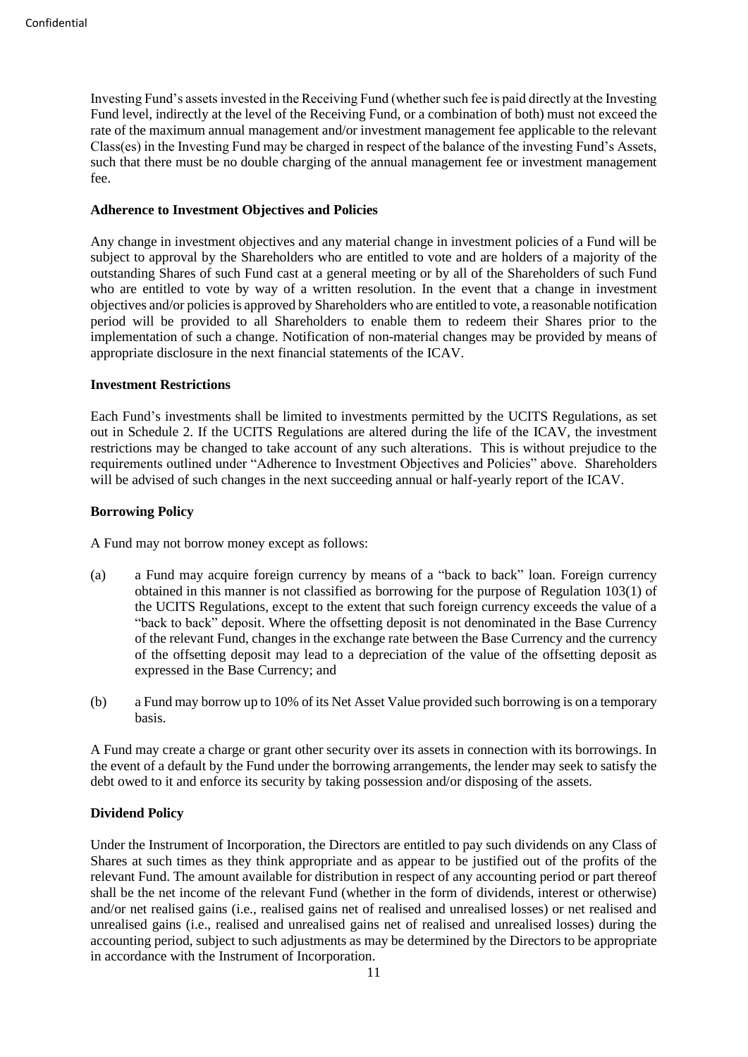Investing Fund's assets invested in the Receiving Fund (whether such fee is paid directly at the Investing Fund level, indirectly at the level of the Receiving Fund, or a combination of both) must not exceed the rate of the maximum annual management and/or investment management fee applicable to the relevant Class(es) in the Investing Fund may be charged in respect of the balance of the investing Fund's Assets, such that there must be no double charging of the annual management fee or investment management fee.

**Adherence to Investment Objectives and Policies**

Any change in investment objectives and any material change in investment policies of a Fund will be subject to approval by the Shareholders who are entitled to vote and are holders of a majority of the outstanding Shares of such Fund cast at a general meeting or by all of the Shareholders of such Fund who are entitled to vote by way of a written resolution. In the event that a change in investment objectives and/or policies is approved by Shareholders who are entitled to vote, a reasonable notification period will be provided to all Shareholders to enable them to redeem their Shares prior to the implementation of such a change. Notification of non-material changes may be provided by means of appropriate disclosure in the next financial statements of the ICAV.

**Investment Restrictions**

Each Fund's investments shall be limited to investments permitted by the UCITS Regulations, as set out in Schedule 2. If the UCITS Regulations are altered during the life of the ICAV, the investment restrictions may be changed to take account of any such alterations. This is without prejudice to the requirements outlined under "Adherence to Investment Objectives and Policies" above. Shareholders will be advised of such changes in the next succeeding annual or half-yearly report of the ICAV.

**Borrowing Policy**

A Fund may not borrow money except as follows:

(a) a Fund may acquire foreign currency by means of a "back to back" loan. Foreign currency obtained in this manner is not classified as borrowing for the purpose of Regulation 103(1) of the UCITS Regulations, except to the extent that such foreign currency exceeds the value of a "back to back" deposit. Where the offsetting deposit is not denominated in the Base Currency of the relevant Fund, changes in the exchange rate between the Base Currency and the currency of the offsetting deposit may lead to a depreciation of the value of the offsetting deposit as expressed in the Base Currency; and

(b) a Fund may borrow up to 10% of its Net Asset Value provided such borrowing is on a temporary basis.

A Fund may create a charge or grant other security over its assets in connection with its borrowings. In the event of a default by the Fund under the borrowing arrangements, the lender may seek to satisfy the debt owed to it and enforce its security by taking possession and/or disposing of the assets.

**Dividend Policy**

Under the Instrument of Incorporation, the Directors are entitled to pay such dividends on any Class of Shares at such times as they think appropriate and as appear to be justified out of the profits of the relevant Fund. The amount available for distribution in respect of any accounting period or part thereof shall be the net income of the relevant Fund (whether in the form of dividends, interest or otherwise) and/or net realised gains (i.e., realised gains net of realised and unrealised losses) or net realised and unrealised gains (i.e., realised and unrealised gains net of realised and unrealised losses) during the accounting period, subject to such adjustments as may be determined by the Directors to be appropriate in accordance with the Instrument of Incorporation.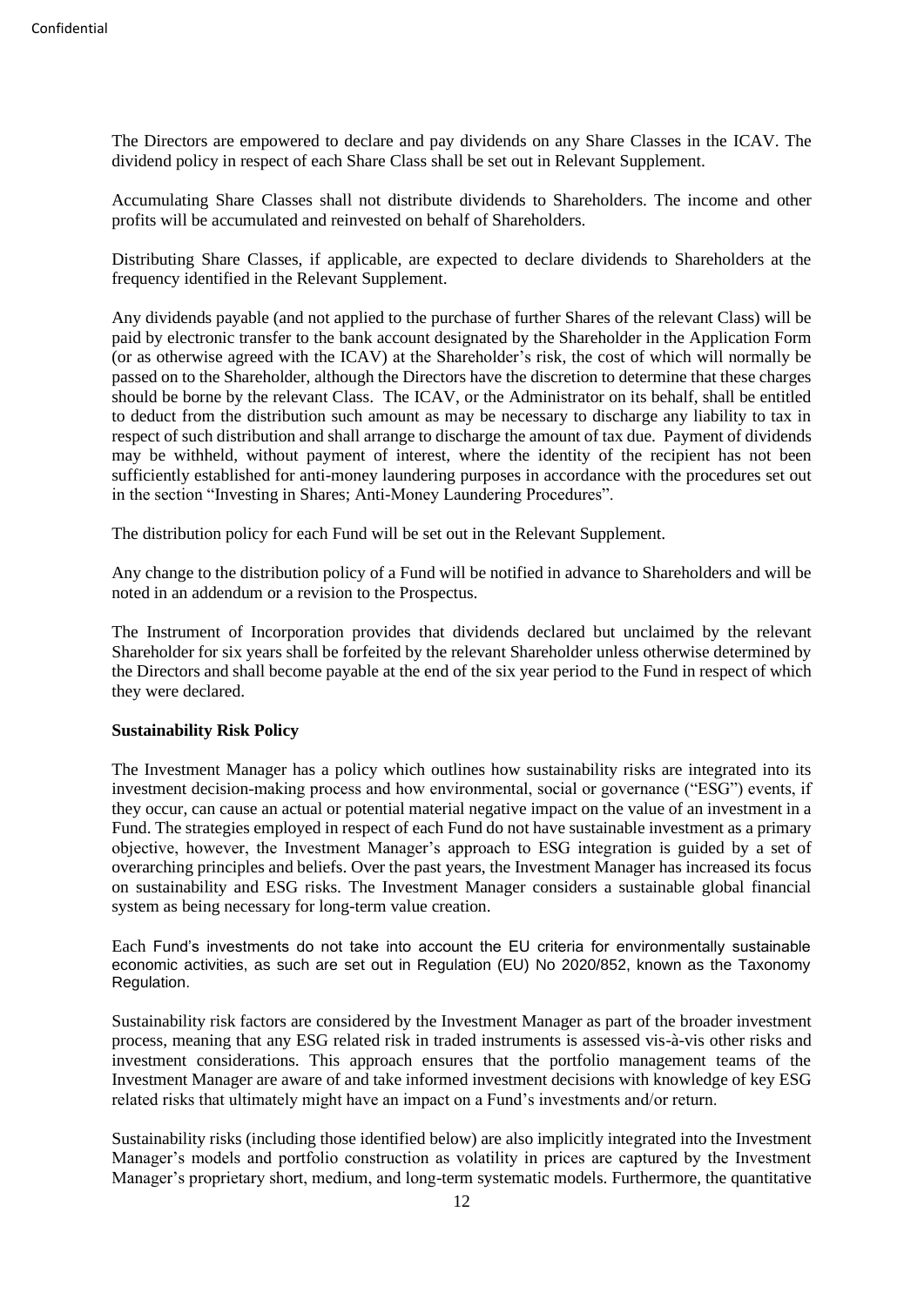The Directors are empowered to declare and pay dividends on any Share Classes in the ICAV. The dividend policy in respect of each Share Class shall be set out in Relevant Supplement.

Accumulating Share Classes shall not distribute dividends to Shareholders. The income and other profits will be accumulated and reinvested on behalf of Shareholders.

Distributing Share Classes, if applicable, are expected to declare dividends to Shareholders at the frequency identified in the Relevant Supplement.

Any dividends payable (and not applied to the purchase of further Shares of the relevant Class) will be paid by electronic transfer to the bank account designated by the Shareholder in the Application Form (or as otherwise agreed with the ICAV) at the Shareholder's risk, the cost of which will normally be passed on to the Shareholder, although the Directors have the discretion to determine that these charges should be borne by the relevant Class. The ICAV, or the Administrator on its behalf, shall be entitled to deduct from the distribution such amount as may be necessary to discharge any liability to tax in respect of such distribution and shall arrange to discharge the amount of tax due. Payment of dividends may be withheld, without payment of interest, where the identity of the recipient has not been sufficiently established for anti-money laundering purposes in accordance with the procedures set out in the section "Investing in Shares; Anti-Money Laundering Procedures".

The distribution policy for each Fund will be set out in the Relevant Supplement.

Any change to the distribution policy of a Fund will be notified in advance to Shareholders and will be noted in an addendum or a revision to the Prospectus.

The Instrument of Incorporation provides that dividends declared but unclaimed by the relevant Shareholder for six years shall be forfeited by the relevant Shareholder unless otherwise determined by the Directors and shall become payable at the end of the six year period to the Fund in respect of which they were declared.

**Sustainability Risk Policy**

The Investment Manager has a policy which outlines how sustainability risks are integrated into its investment decision-making process and how environmental, social or governance ("ESG") events, if they occur, can cause an actual or potential material negative impact on the value of an investment in a Fund. The strategies employed in respect of each Fund do not have sustainable investment as a primary objective, however, the Investment Manager's approach to ESG integration is guided by a set of overarching principles and beliefs. Over the past years, the Investment Manager has increased its focus on sustainability and ESG risks. The Investment Manager considers a sustainable global financial system as being necessary for long-term value creation.

Each Fund's investments do not take into account the EU criteria for environmentally sustainable economic activities, as such are set out in Regulation (EU) No 2020/852, known as the Taxonomy Regulation.

Sustainability risk factors are considered by the Investment Manager as part of the broader investment process, meaning that any ESG related risk in traded instruments is assessed vis-à-vis other risks and investment considerations. This approach ensures that the portfolio management teams of the Investment Manager are aware of and take informed investment decisions with knowledge of key ESG related risks that ultimately might have an impact on a Fund's investments and/or return.

Sustainability risks (including those identified below) are also implicitly integrated into the Investment Manager's models and portfolio construction as volatility in prices are captured by the Investment Manager's proprietary short, medium, and long-term systematic models. Furthermore, the quantitative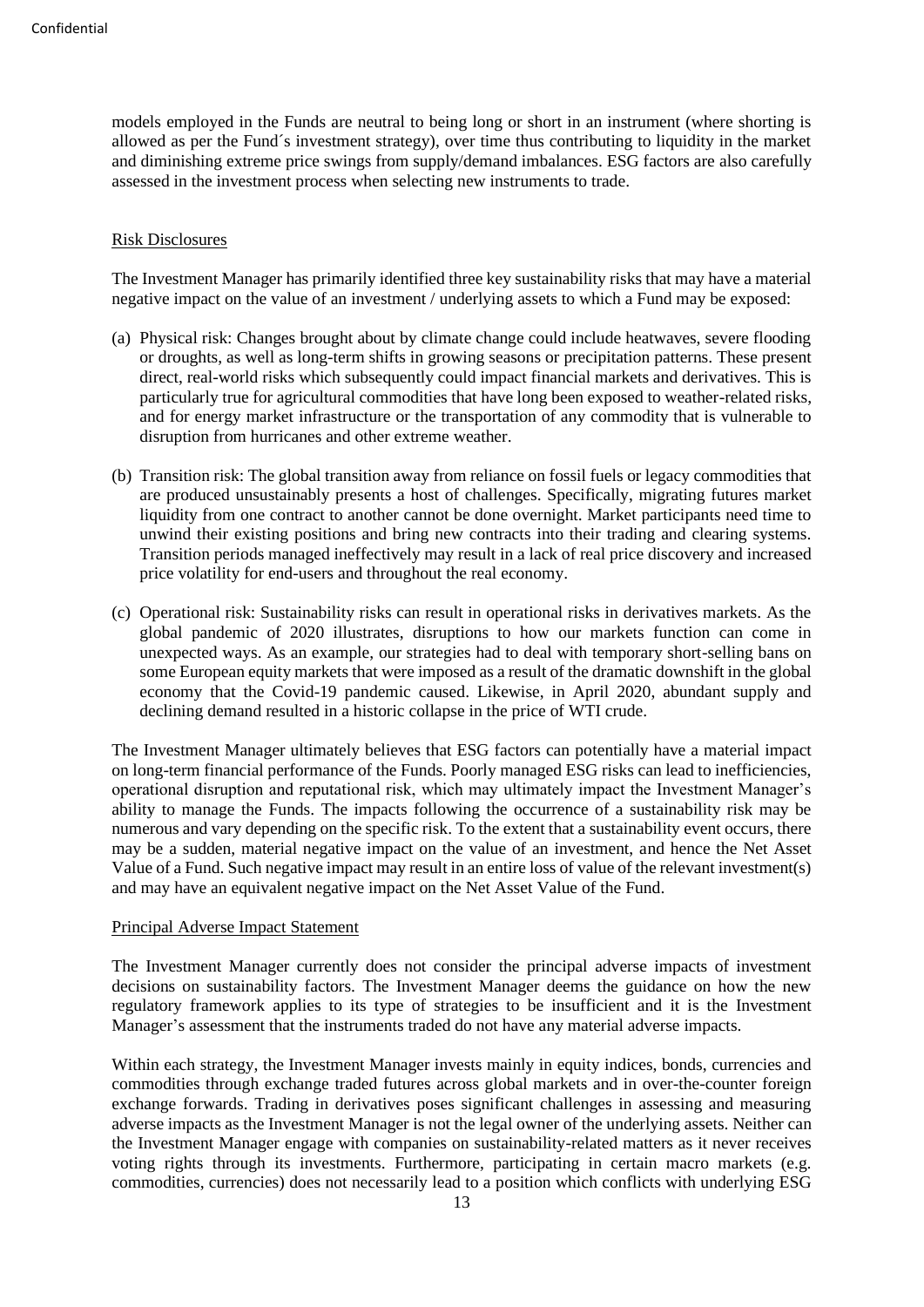models employed in the Funds are neutral to being long or short in an instrument (where shorting is allowed as per the Fund´s investment strategy), over time thus contributing to liquidity in the market and diminishing extreme price swings from supply/demand imbalances. ESG factors are also carefully assessed in the investment process when selecting new instruments to trade.

Risk Disclosures

The Investment Manager has primarily identified three key sustainability risks that may have a material negative impact on the value of an investment / underlying assets to which a Fund may be exposed:

(a) Physical risk: Changes brought about by climate change could include heatwaves, severe flooding or droughts, as well as long-term shifts in growing seasons or precipitation patterns. These present direct, real-world risks which subsequently could impact financial markets and derivatives. This is particularly true for agricultural commodities that have long been exposed to weather-related risks, and for energy market infrastructure or the transportation of any commodity that is vulnerable to disruption from hurricanes and other extreme weather.

(b) Transition risk: The global transition away from reliance on fossil fuels or legacy commodities that are produced unsustainably presents a host of challenges. Specifically, migrating futures market liquidity from one contract to another cannot be done overnight. Market participants need time to unwind their existing positions and bring new contracts into their trading and clearing systems. Transition periods managed ineffectively may result in a lack of real price discovery and increased price volatility for end-users and throughout the real economy.

(c) Operational risk: Sustainability risks can result in operational risks in derivatives markets. As the global pandemic of 2020 illustrates, disruptions to how our markets function can come in unexpected ways. As an example, our strategies had to deal with temporary short-selling bans on some European equity markets that were imposed as a result of the dramatic downshift in the global economy that the Covid-19 pandemic caused. Likewise, in April 2020, abundant supply and declining demand resulted in a historic collapse in the price of WTI crude.

The Investment Manager ultimately believes that ESG factors can potentially have a material impact on long-term financial performance of the Funds. Poorly managed ESG risks can lead to inefficiencies, operational disruption and reputational risk, which may ultimately impact the Investment Manager's ability to manage the Funds. The impacts following the occurrence of a sustainability risk may be numerous and vary depending on the specific risk. To the extent that a sustainability event occurs, there may be a sudden, material negative impact on the value of an investment, and hence the Net Asset Value of a Fund. Such negative impact may result in an entire loss of value of the relevant investment(s) and may have an equivalent negative impact on the Net Asset Value of the Fund.

Principal Adverse Impact Statement

The Investment Manager currently does not consider the principal adverse impacts of investment decisions on sustainability factors. The Investment Manager deems the guidance on how the new regulatory framework applies to its type of strategies to be insufficient and it is the Investment Manager's assessment that the instruments traded do not have any material adverse impacts.

Within each strategy, the Investment Manager invests mainly in equity indices, bonds, currencies and commodities through exchange traded futures across global markets and in over-the-counter foreign exchange forwards. Trading in derivatives poses significant challenges in assessing and measuring adverse impacts as the Investment Manager is not the legal owner of the underlying assets. Neither can the Investment Manager engage with companies on sustainability-related matters as it never receives voting rights through its investments. Furthermore, participating in certain macro markets (e.g. commodities, currencies) does not necessarily lead to a position which conflicts with underlying ESG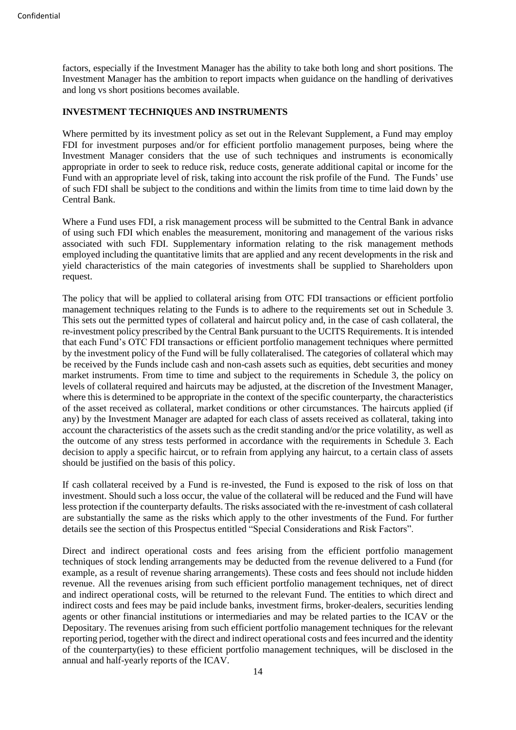factors, especially if the Investment Manager has the ability to take both long and short positions. The Investment Manager has the ambition to report impacts when guidance on the handling of derivatives and long vs short positions becomes available.

## INVESTMENT TECHNIQUES AND INSTRUMENTS

Where permitted by its investment policy as set out in the Relevant Supplement, a Fund may employ FDI for investment purposes and/or for efficient portfolio management purposes, being where the Investment Manager considers that the use of such techniques and instruments is economically appropriate in order to seek to reduce risk, reduce costs, generate additional capital or income for the Fund with an appropriate level of risk, taking into account the risk profile of the Fund. The Funds' use of such FDI shall be subject to the conditions and within the limits from time to time laid down by the Central Bank.

Where a Fund uses FDI, a risk management process will be submitted to the Central Bank in advance of using such FDI which enables the measurement, monitoring and management of the various risks associated with such FDI. Supplementary information relating to the risk management methods employed including the quantitative limits that are applied and any recent developments in the risk and yield characteristics of the main categories of investments shall be supplied to Shareholders upon request.

The policy that will be applied to collateral arising from OTC FDI transactions or efficient portfolio management techniques relating to the Funds is to adhere to the requirements set out in Schedule 3. This sets out the permitted types of collateral and haircut policy and, in the case of cash collateral, the re-investment policy prescribed by the Central Bank pursuant to the UCITS Requirements. It is intended that each Fund's OTC FDI transactions or efficient portfolio management techniques where permitted by the investment policy of the Fund will be fully collateralised. The categories of collateral which may be received by the Funds include cash and non-cash assets such as equities, debt securities and money market instruments. From time to time and subject to the requirements in Schedule 3, the policy on levels of collateral required and haircuts may be adjusted, at the discretion of the Investment Manager, where this is determined to be appropriate in the context of the specific counterparty, the characteristics of the asset received as collateral, market conditions or other circumstances. The haircuts applied (if any) by the Investment Manager are adapted for each class of assets received as collateral, taking into account the characteristics of the assets such as the credit standing and/or the price volatility, as well as the outcome of any stress tests performed in accordance with the requirements in Schedule 3. Each decision to apply a specific haircut, or to refrain from applying any haircut, to a certain class of assets should be justified on the basis of this policy.

If cash collateral received by a Fund is re-invested, the Fund is exposed to the risk of loss on that investment. Should such a loss occur, the value of the collateral will be reduced and the Fund will have less protection if the counterparty defaults. The risks associated with the re-investment of cash collateral are substantially the same as the risks which apply to the other investments of the Fund. For further details see the section of this Prospectus entitled "Special Considerations and Risk Factors".

Direct and indirect operational costs and fees arising from the efficient portfolio management techniques of stock lending arrangements may be deducted from the revenue delivered to a Fund (for example, as a result of revenue sharing arrangements). These costs and fees should not include hidden revenue. All the revenues arising from such efficient portfolio management techniques, net of direct and indirect operational costs, will be returned to the relevant Fund. The entities to which direct and indirect costs and fees may be paid include banks, investment firms, broker-dealers, securities lending agents or other financial institutions or intermediaries and may be related parties to the ICAV or the Depositary. The revenues arising from such efficient portfolio management techniques for the relevant reporting period, together with the direct and indirect operational costs and fees incurred and the identity of the counterparty(ies) to these efficient portfolio management techniques, will be disclosed in the annual and half-yearly reports of the ICAV.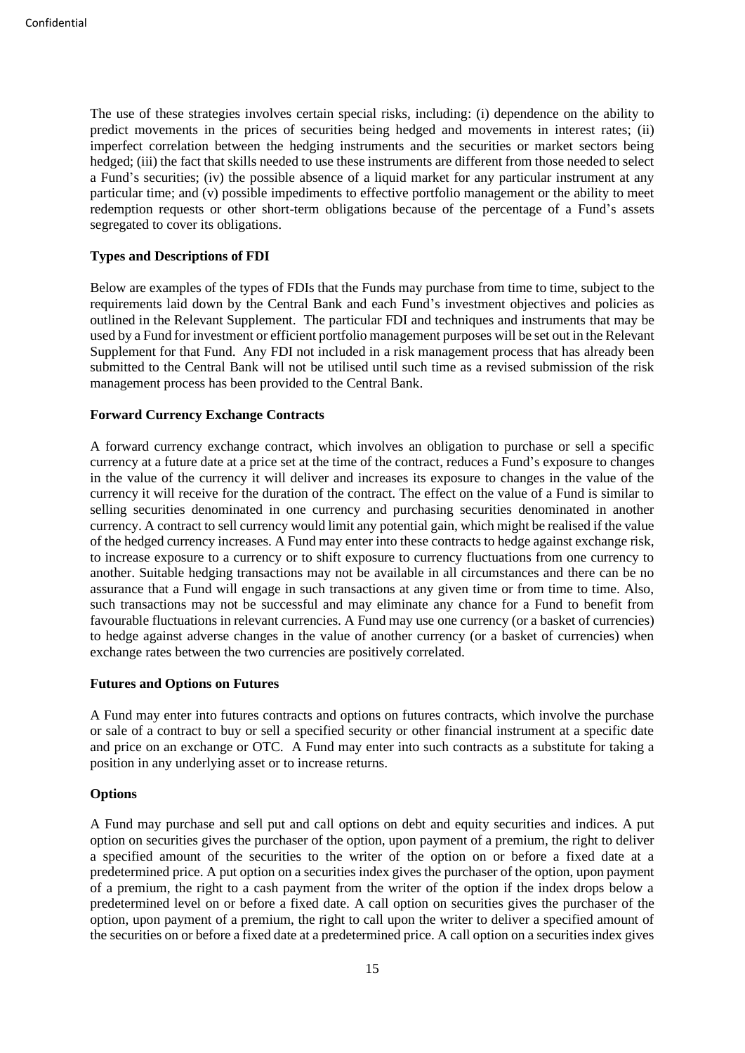The use of these strategies involves certain special risks, including: (i) dependence on the ability to predict movements in the prices of securities being hedged and movements in interest rates; (ii) imperfect correlation between the hedging instruments and the securities or market sectors being hedged; (iii) the fact that skills needed to use these instruments are different from those needed to select a Fund's securities; (iv) the possible absence of a liquid market for any particular instrument at any particular time; and (v) possible impediments to effective portfolio management or the ability to meet redemption requests or other short-term obligations because of the percentage of a Fund's assets segregated to cover its obligations.

**Types and Descriptions of FDI**

Below are examples of the types of FDIs that the Funds may purchase from time to time, subject to the requirements laid down by the Central Bank and each Fund's investment objectives and policies as outlined in the Relevant Supplement. The particular FDI and techniques and instruments that may be used by a Fund for investment or efficient portfolio management purposes will be set out in the Relevant Supplement for that Fund. Any FDI not included in a risk management process that has already been submitted to the Central Bank will not be utilised until such time as a revised submission of the risk management process has been provided to the Central Bank.

**Forward Currency Exchange Contracts**

A forward currency exchange contract, which involves an obligation to purchase or sell a specific currency at a future date at a price set at the time of the contract, reduces a Fund's exposure to changes in the value of the currency it will deliver and increases its exposure to changes in the value of the currency it will receive for the duration of the contract. The effect on the value of a Fund is similar to selling securities denominated in one currency and purchasing securities denominated in another currency. A contract to sell currency would limit any potential gain, which might be realised if the value of the hedged currency increases. A Fund may enter into these contracts to hedge against exchange risk, to increase exposure to a currency or to shift exposure to currency fluctuations from one currency to another. Suitable hedging transactions may not be available in all circumstances and there can be no assurance that a Fund will engage in such transactions at any given time or from time to time. Also, such transactions may not be successful and may eliminate any chance for a Fund to benefit from favourable fluctuations in relevant currencies. A Fund may use one currency (or a basket of currencies) to hedge against adverse changes in the value of another currency (or a basket of currencies) when exchange rates between the two currencies are positively correlated.

**Futures and Options on Futures**

A Fund may enter into futures contracts and options on futures contracts, which involve the purchase or sale of a contract to buy or sell a specified security or other financial instrument at a specific date and price on an exchange or OTC. A Fund may enter into such contracts as a substitute for taking a position in any underlying asset or to increase returns.

**Options**

A Fund may purchase and sell put and call options on debt and equity securities and indices. A put option on securities gives the purchaser of the option, upon payment of a premium, the right to deliver a specified amount of the securities to the writer of the option on or before a fixed date at a predetermined price. A put option on a securities index gives the purchaser of the option, upon payment of a premium, the right to a cash payment from the writer of the option if the index drops below a predetermined level on or before a fixed date. A call option on securities gives the purchaser of the option, upon payment of a premium, the right to call upon the writer to deliver a specified amount of the securities on or before a fixed date at a predetermined price. A call option on a securities index gives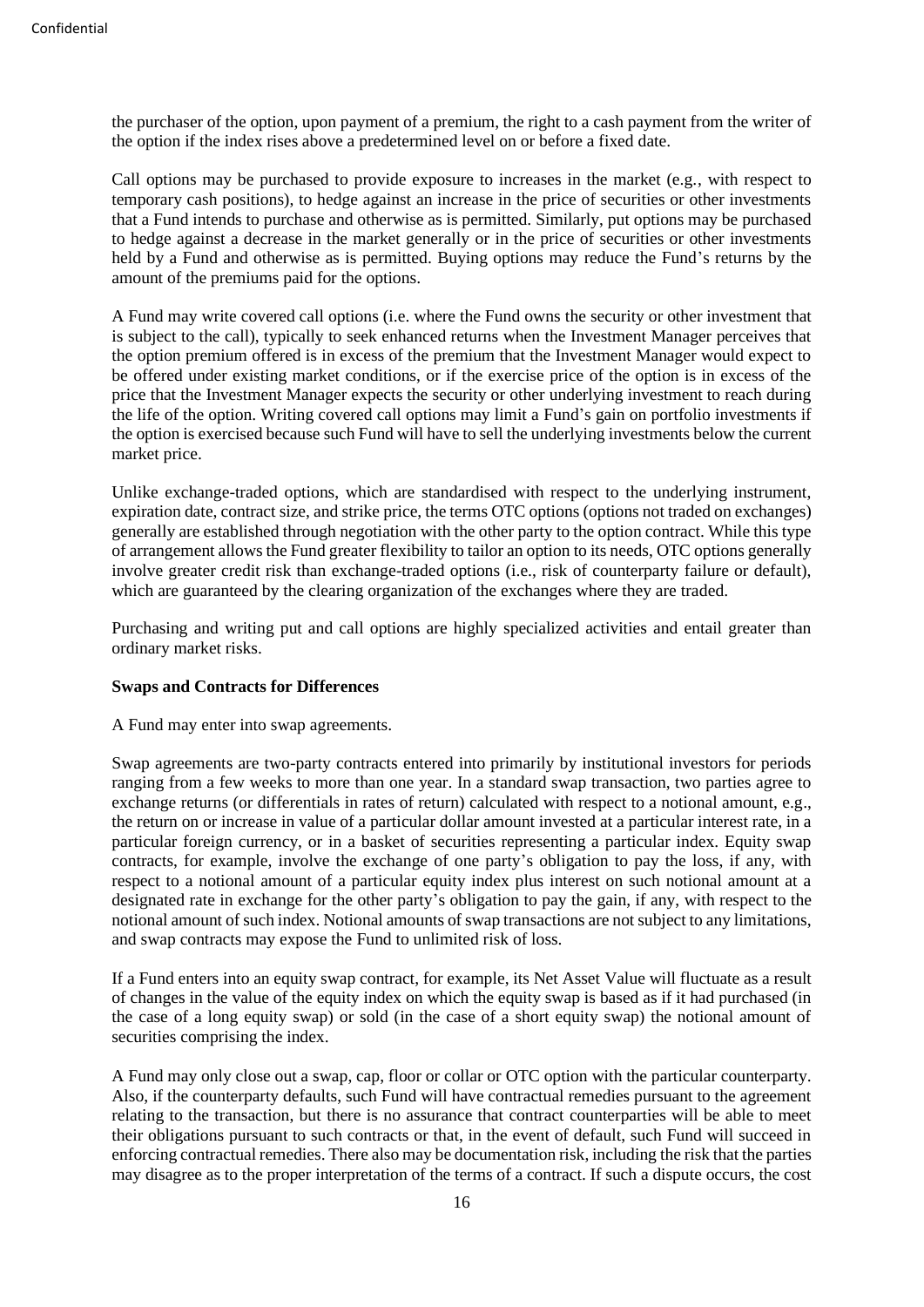the purchaser of the option, upon payment of a premium, the right to a cash payment from the writer of the option if the index rises above a predetermined level on or before a fixed date.

Call options may be purchased to provide exposure to increases in the market (e.g., with respect to temporary cash positions), to hedge against an increase in the price of securities or other investments that a Fund intends to purchase and otherwise as is permitted. Similarly, put options may be purchased to hedge against a decrease in the market generally or in the price of securities or other investments held by a Fund and otherwise as is permitted. Buying options may reduce the Fund's returns by the amount of the premiums paid for the options.

A Fund may write covered call options (i.e. where the Fund owns the security or other investment that is subject to the call), typically to seek enhanced returns when the Investment Manager perceives that the option premium offered is in excess of the premium that the Investment Manager would expect to be offered under existing market conditions, or if the exercise price of the option is in excess of the price that the Investment Manager expects the security or other underlying investment to reach during the life of the option. Writing covered call options may limit a Fund's gain on portfolio investments if the option is exercised because such Fund will have to sell the underlying investments below the current market price.

Unlike exchange-traded options, which are standardised with respect to the underlying instrument, expiration date, contract size, and strike price, the terms OTC options (options not traded on exchanges) generally are established through negotiation with the other party to the option contract. While this type of arrangement allows the Fund greater flexibility to tailor an option to its needs, OTC options generally involve greater credit risk than exchange-traded options (i.e., risk of counterparty failure or default), which are guaranteed by the clearing organization of the exchanges where they are traded.

Purchasing and writing put and call options are highly specialized activities and entail greater than ordinary market risks.

**Swaps and Contracts for Differences**

A Fund may enter into swap agreements.

Swap agreements are two-party contracts entered into primarily by institutional investors for periods ranging from a few weeks to more than one year. In a standard swap transaction, two parties agree to exchange returns (or differentials in rates of return) calculated with respect to a notional amount, e.g., the return on or increase in value of a particular dollar amount invested at a particular interest rate, in a particular foreign currency, or in a basket of securities representing a particular index. Equity swap contracts, for example, involve the exchange of one party's obligation to pay the loss, if any, with respect to a notional amount of a particular equity index plus interest on such notional amount at a designated rate in exchange for the other party's obligation to pay the gain, if any, with respect to the notional amount of such index. Notional amounts of swap transactions are not subject to any limitations, and swap contracts may expose the Fund to unlimited risk of loss.

If a Fund enters into an equity swap contract, for example, its Net Asset Value will fluctuate as a result of changes in the value of the equity index on which the equity swap is based as if it had purchased (in the case of a long equity swap) or sold (in the case of a short equity swap) the notional amount of securities comprising the index.

A Fund may only close out a swap, cap, floor or collar or OTC option with the particular counterparty. Also, if the counterparty defaults, such Fund will have contractual remedies pursuant to the agreement relating to the transaction, but there is no assurance that contract counterparties will be able to meet their obligations pursuant to such contracts or that, in the event of default, such Fund will succeed in enforcing contractual remedies. There also may be documentation risk, including the risk that the parties may disagree as to the proper interpretation of the terms of a contract. If such a dispute occurs, the cost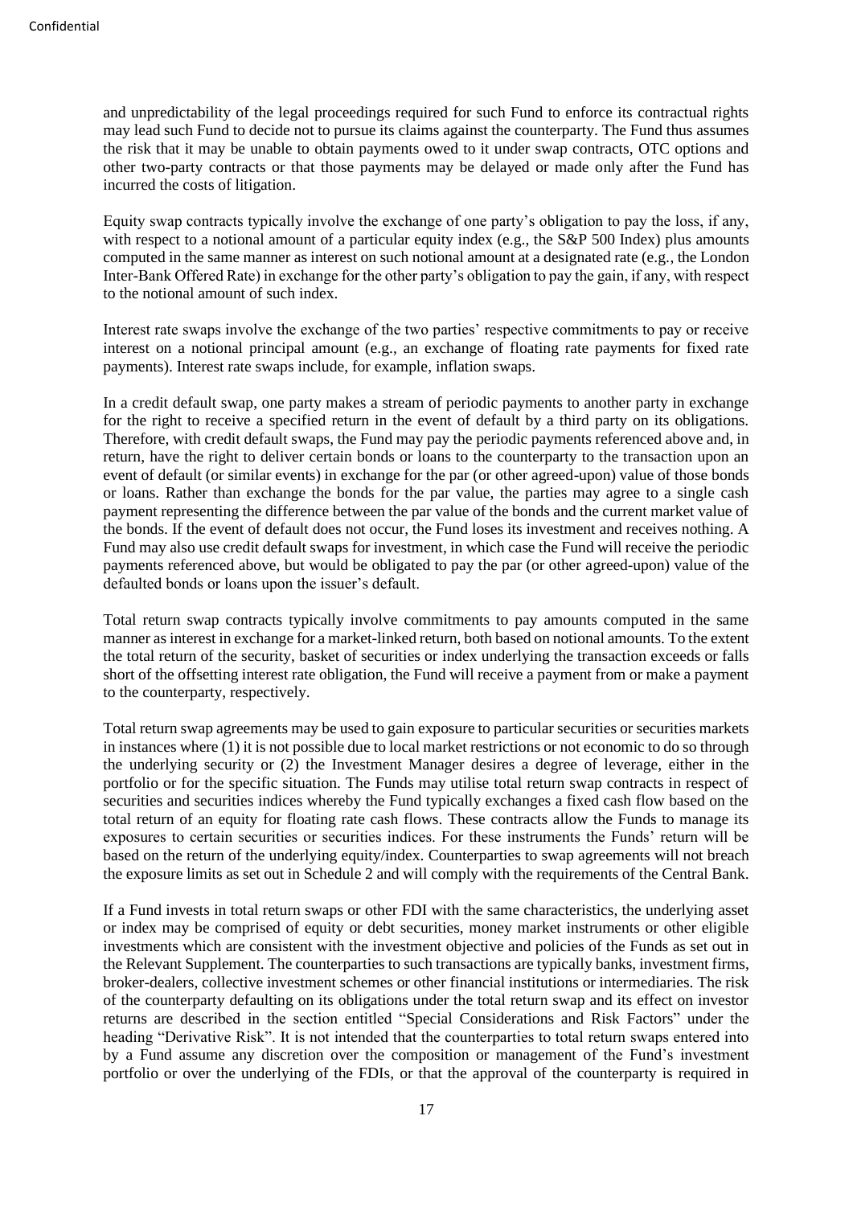and unpredictability of the legal proceedings required for such Fund to enforce its contractual rights may lead such Fund to decide not to pursue its claims against the counterparty. The Fund thus assumes the risk that it may be unable to obtain payments owed to it under swap contracts, OTC options and other two-party contracts or that those payments may be delayed or made only after the Fund has incurred the costs of litigation.

Equity swap contracts typically involve the exchange of one party's obligation to pay the loss, if any, with respect to a notional amount of a particular equity index (e.g., the S&P 500 Index) plus amounts computed in the same manner as interest on such notional amount at a designated rate (e.g., the London Inter-Bank Offered Rate) in exchange for the other party's obligation to pay the gain, if any, with respect to the notional amount of such index.

Interest rate swaps involve the exchange of the two parties' respective commitments to pay or receive interest on a notional principal amount (e.g., an exchange of floating rate payments for fixed rate payments). Interest rate swaps include, for example, inflation swaps.

In a credit default swap, one party makes a stream of periodic payments to another party in exchange for the right to receive a specified return in the event of default by a third party on its obligations. Therefore, with credit default swaps, the Fund may pay the periodic payments referenced above and, in return, have the right to deliver certain bonds or loans to the counterparty to the transaction upon an event of default (or similar events) in exchange for the par (or other agreed-upon) value of those bonds or loans. Rather than exchange the bonds for the par value, the parties may agree to a single cash payment representing the difference between the par value of the bonds and the current market value of the bonds. If the event of default does not occur, the Fund loses its investment and receives nothing. A Fund may also use credit default swaps for investment, in which case the Fund will receive the periodic payments referenced above, but would be obligated to pay the par (or other agreed-upon) value of the defaulted bonds or loans upon the issuer's default.

Total return swap contracts typically involve commitments to pay amounts computed in the same manner as interest in exchange for a market-linked return, both based on notional amounts. To the extent the total return of the security, basket of securities or index underlying the transaction exceeds or falls short of the offsetting interest rate obligation, the Fund will receive a payment from or make a payment to the counterparty, respectively.

Total return swap agreements may be used to gain exposure to particular securities or securities markets in instances where (1) it is not possible due to local market restrictions or not economic to do so through the underlying security or (2) the Investment Manager desires a degree of leverage, either in the portfolio or for the specific situation. The Funds may utilise total return swap contracts in respect of securities and securities indices whereby the Fund typically exchanges a fixed cash flow based on the total return of an equity for floating rate cash flows. These contracts allow the Funds to manage its exposures to certain securities or securities indices. For these instruments the Funds' return will be based on the return of the underlying equity/index. Counterparties to swap agreements will not breach the exposure limits as set out in Schedule 2 and will comply with the requirements of the Central Bank.

If a Fund invests in total return swaps or other FDI with the same characteristics, the underlying asset or index may be comprised of equity or debt securities, money market instruments or other eligible investments which are consistent with the investment objective and policies of the Funds as set out in the Relevant Supplement. The counterparties to such transactions are typically banks, investment firms, broker-dealers, collective investment schemes or other financial institutions or intermediaries. The risk of the counterparty defaulting on its obligations under the total return swap and its effect on investor returns are described in the section entitled "Special Considerations and Risk Factors" under the heading "Derivative Risk". It is not intended that the counterparties to total return swaps entered into by a Fund assume any discretion over the composition or management of the Fund's investment portfolio or over the underlying of the FDIs, or that the approval of the counterparty is required in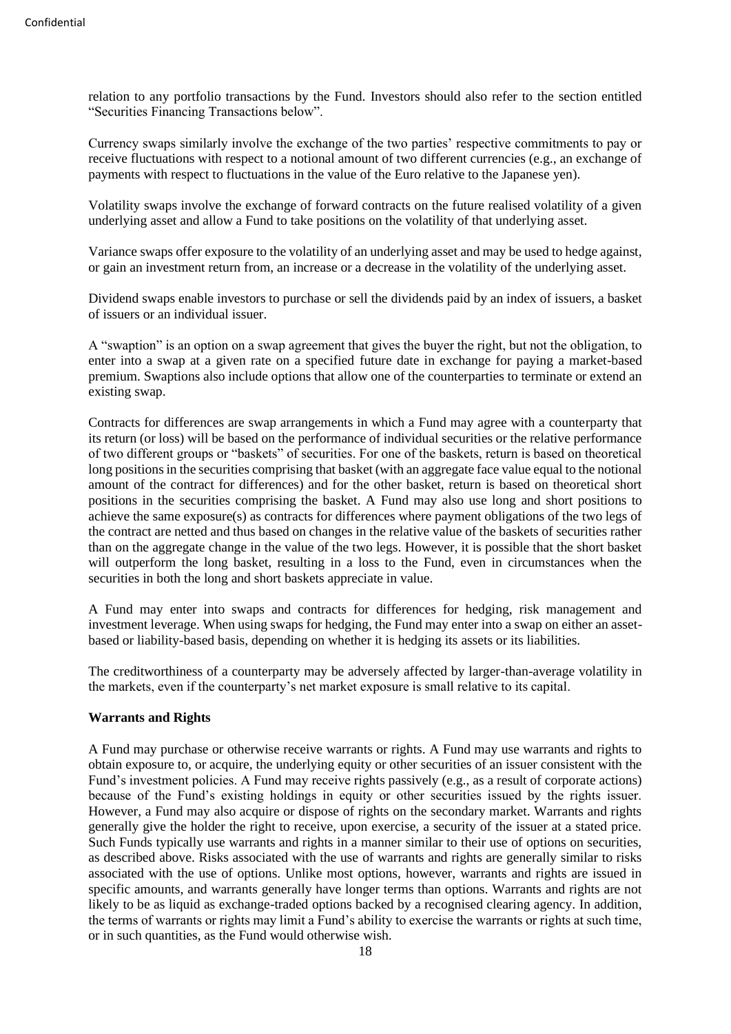relation to any portfolio transactions by the Fund. Investors should also refer to the section entitled "Securities Financing Transactions below".

Currency swaps similarly involve the exchange of the two parties' respective commitments to pay or receive fluctuations with respect to a notional amount of two different currencies (e.g., an exchange of payments with respect to fluctuations in the value of the Euro relative to the Japanese yen).

Volatility swaps involve the exchange of forward contracts on the future realised volatility of a given underlying asset and allow a Fund to take positions on the volatility of that underlying asset.

Variance swaps offer exposure to the volatility of an underlying asset and may be used to hedge against, or gain an investment return from, an increase or a decrease in the volatility of the underlying asset.

Dividend swaps enable investors to purchase or sell the dividends paid by an index of issuers, a basket of issuers or an individual issuer.

A "swaption" is an option on a swap agreement that gives the buyer the right, but not the obligation, to enter into a swap at a given rate on a specified future date in exchange for paying a market-based premium. Swaptions also include options that allow one of the counterparties to terminate or extend an existing swap.

Contracts for differences are swap arrangements in which a Fund may agree with a counterparty that its return (or loss) will be based on the performance of individual securities or the relative performance of two different groups or "baskets" of securities. For one of the baskets, return is based on theoretical long positions in the securities comprising that basket (with an aggregate face value equal to the notional amount of the contract for differences) and for the other basket, return is based on theoretical short positions in the securities comprising the basket. A Fund may also use long and short positions to achieve the same exposure(s) as contracts for differences where payment obligations of the two legs of the contract are netted and thus based on changes in the relative value of the baskets of securities rather than on the aggregate change in the value of the two legs. However, it is possible that the short basket will outperform the long basket, resulting in a loss to the Fund, even in circumstances when the securities in both the long and short baskets appreciate in value.

A Fund may enter into swaps and contracts for differences for hedging, risk management and investment leverage. When using swaps for hedging, the Fund may enter into a swap on either an asset-based or liability-based basis, depending on whether it is hedging its assets or its liabilities.

The creditworthiness of a counterparty may be adversely affected by larger-than-average volatility in the markets, even if the counterparty's net market exposure is small relative to its capital.

**Warrants and Rights**

A Fund may purchase or otherwise receive warrants or rights. A Fund may use warrants and rights to obtain exposure to, or acquire, the underlying equity or other securities of an issuer consistent with the Fund's investment policies. A Fund may receive rights passively (e.g., as a result of corporate actions) because of the Fund's existing holdings in equity or other securities issued by the rights issuer. However, a Fund may also acquire or dispose of rights on the secondary market. Warrants and rights generally give the holder the right to receive, upon exercise, a security of the issuer at a stated price. Such Funds typically use warrants and rights in a manner similar to their use of options on securities, as described above. Risks associated with the use of warrants and rights are generally similar to risks associated with the use of options. Unlike most options, however, warrants and rights are issued in specific amounts, and warrants generally have longer terms than options. Warrants and rights are not likely to be as liquid as exchange-traded options backed by a recognised clearing agency. In addition, the terms of warrants or rights may limit a Fund's ability to exercise the warrants or rights at such time, or in such quantities, as the Fund would otherwise wish.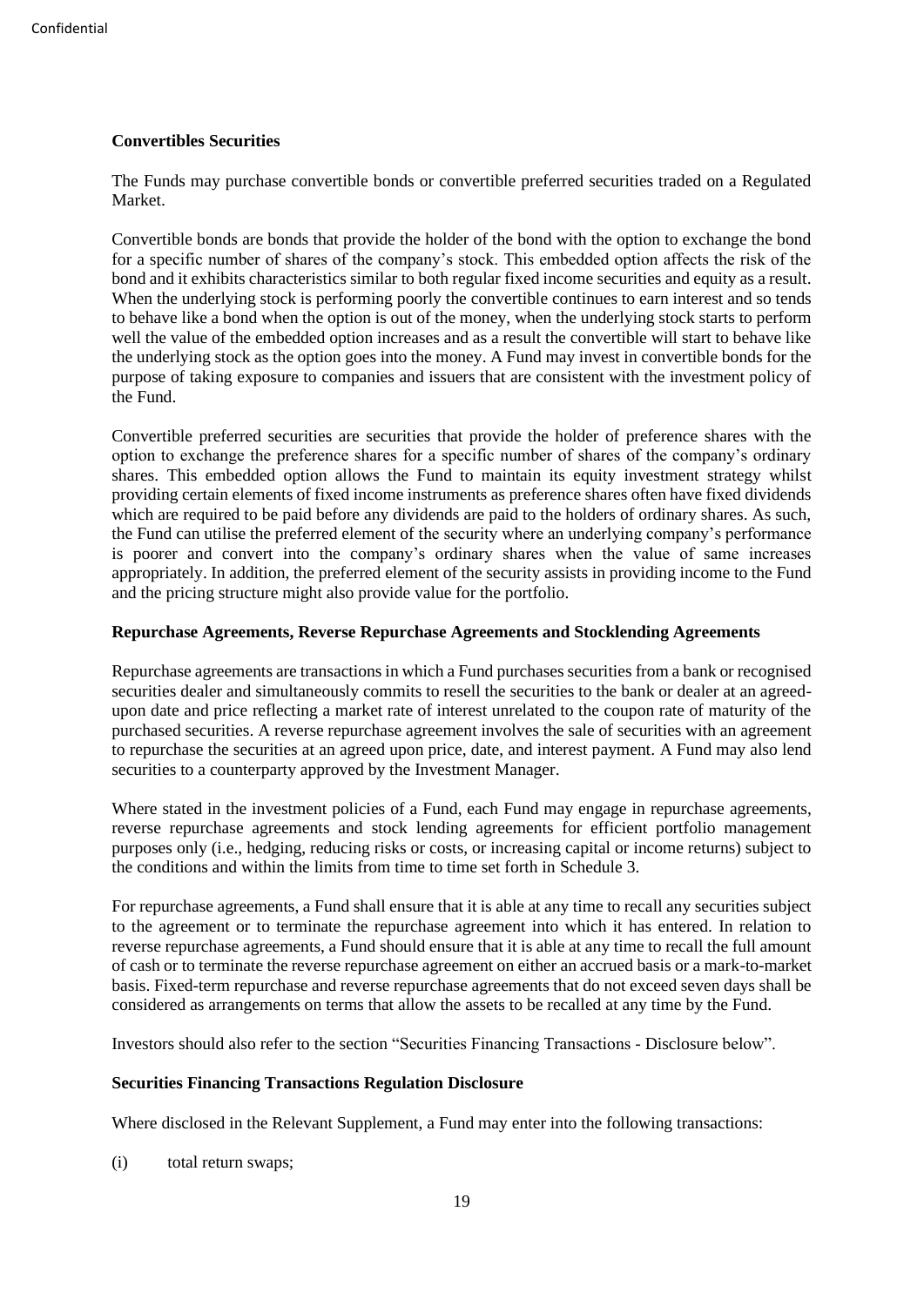**Convertibles Securities**

The Funds may purchase convertible bonds or convertible preferred securities traded on a Regulated Market.

Convertible bonds are bonds that provide the holder of the bond with the option to exchange the bond for a specific number of shares of the company's stock. This embedded option affects the risk of the bond and it exhibits characteristics similar to both regular fixed income securities and equity as a result. When the underlying stock is performing poorly the convertible continues to earn interest and so tends to behave like a bond when the option is out of the money, when the underlying stock starts to perform well the value of the embedded option increases and as a result the convertible will start to behave like the underlying stock as the option goes into the money. A Fund may invest in convertible bonds for the purpose of taking exposure to companies and issuers that are consistent with the investment policy of the Fund.

Convertible preferred securities are securities that provide the holder of preference shares with the option to exchange the preference shares for a specific number of shares of the company's ordinary shares. This embedded option allows the Fund to maintain its equity investment strategy whilst providing certain elements of fixed income instruments as preference shares often have fixed dividends which are required to be paid before any dividends are paid to the holders of ordinary shares. As such, the Fund can utilise the preferred element of the security where an underlying company's performance is poorer and convert into the company's ordinary shares when the value of same increases appropriately. In addition, the preferred element of the security assists in providing income to the Fund and the pricing structure might also provide value for the portfolio.

**Repurchase Agreements, Reverse Repurchase Agreements and Stocklending Agreements**

Repurchase agreements are transactions in which a Fund purchases securities from a bank or recognised securities dealer and simultaneously commits to resell the securities to the bank or dealer at an agreed-upon date and price reflecting a market rate of interest unrelated to the coupon rate of maturity of the purchased securities. A reverse repurchase agreement involves the sale of securities with an agreement to repurchase the securities at an agreed upon price, date, and interest payment. A Fund may also lend securities to a counterparty approved by the Investment Manager.

Where stated in the investment policies of a Fund, each Fund may engage in repurchase agreements, reverse repurchase agreements and stock lending agreements for efficient portfolio management purposes only (i.e., hedging, reducing risks or costs, or increasing capital or income returns) subject to the conditions and within the limits from time to time set forth in Schedule 3.

For repurchase agreements, a Fund shall ensure that it is able at any time to recall any securities subject to the agreement or to terminate the repurchase agreement into which it has entered. In relation to reverse repurchase agreements, a Fund should ensure that it is able at any time to recall the full amount of cash or to terminate the reverse repurchase agreement on either an accrued basis or a mark-to-market basis. Fixed-term repurchase and reverse repurchase agreements that do not exceed seven days shall be considered as arrangements on terms that allow the assets to be recalled at any time by the Fund.

Investors should also refer to the section "Securities Financing Transactions - Disclosure below".

**Securities Financing Transactions Regulation Disclosure**

Where disclosed in the Relevant Supplement, a Fund may enter into the following transactions:

(i) total return swaps;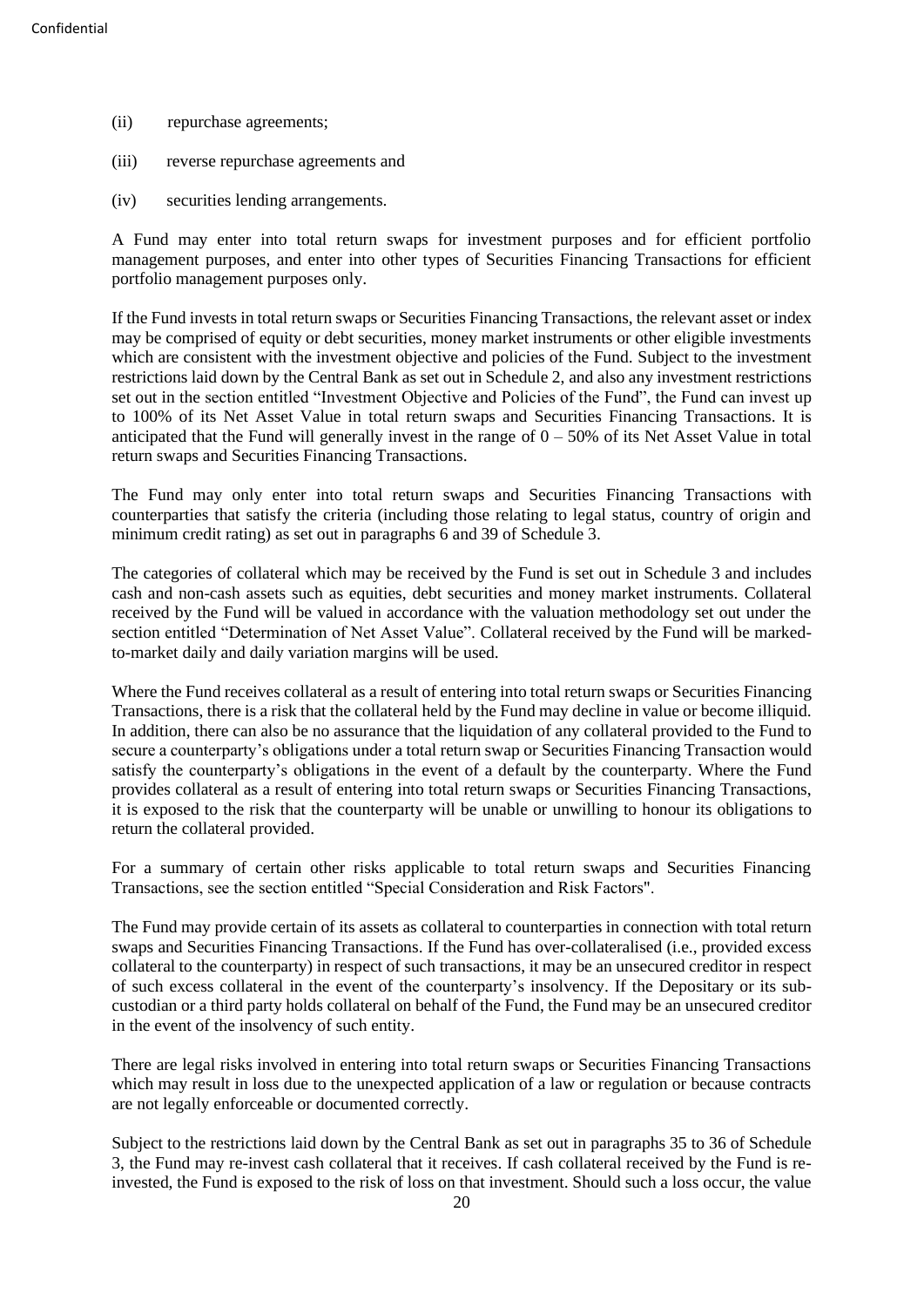(ii) repurchase agreements;

(iii) reverse repurchase agreements and

(iv) securities lending arrangements.

A Fund may enter into total return swaps for investment purposes and for efficient portfolio management purposes, and enter into other types of Securities Financing Transactions for efficient portfolio management purposes only.

If the Fund invests in total return swaps or Securities Financing Transactions, the relevant asset or index may be comprised of equity or debt securities, money market instruments or other eligible investments which are consistent with the investment objective and policies of the Fund. Subject to the investment restrictions laid down by the Central Bank as set out in Schedule 2, and also any investment restrictions set out in the section entitled "Investment Objective and Policies of the Fund", the Fund can invest up to 100% of its Net Asset Value in total return swaps and Securities Financing Transactions. It is anticipated that the Fund will generally invest in the range of 0 – 50% of its Net Asset Value in total return swaps and Securities Financing Transactions.

The Fund may only enter into total return swaps and Securities Financing Transactions with counterparties that satisfy the criteria (including those relating to legal status, country of origin and minimum credit rating) as set out in paragraphs 6 and 39 of Schedule 3.

The categories of collateral which may be received by the Fund is set out in Schedule 3 and includes cash and non-cash assets such as equities, debt securities and money market instruments. Collateral received by the Fund will be valued in accordance with the valuation methodology set out under the section entitled "Determination of Net Asset Value". Collateral received by the Fund will be marked-to-market daily and daily variation margins will be used.

Where the Fund receives collateral as a result of entering into total return swaps or Securities Financing Transactions, there is a risk that the collateral held by the Fund may decline in value or become illiquid. In addition, there can also be no assurance that the liquidation of any collateral provided to the Fund to secure a counterparty's obligations under a total return swap or Securities Financing Transaction would satisfy the counterparty's obligations in the event of a default by the counterparty. Where the Fund provides collateral as a result of entering into total return swaps or Securities Financing Transactions, it is exposed to the risk that the counterparty will be unable or unwilling to honour its obligations to return the collateral provided.

For a summary of certain other risks applicable to total return swaps and Securities Financing Transactions, see the section entitled "Special Consideration and Risk Factors".

The Fund may provide certain of its assets as collateral to counterparties in connection with total return swaps and Securities Financing Transactions. If the Fund has over-collateralised (i.e., provided excess collateral to the counterparty) in respect of such transactions, it may be an unsecured creditor in respect of such excess collateral in the event of the counterparty's insolvency. If the Depositary or its sub-custodian or a third party holds collateral on behalf of the Fund, the Fund may be an unsecured creditor in the event of the insolvency of such entity.

There are legal risks involved in entering into total return swaps or Securities Financing Transactions which may result in loss due to the unexpected application of a law or regulation or because contracts are not legally enforceable or documented correctly.

Subject to the restrictions laid down by the Central Bank as set out in paragraphs 35 to 36 of Schedule 3, the Fund may re-invest cash collateral that it receives. If cash collateral received by the Fund is re-invested, the Fund is exposed to the risk of loss on that investment. Should such a loss occur, the value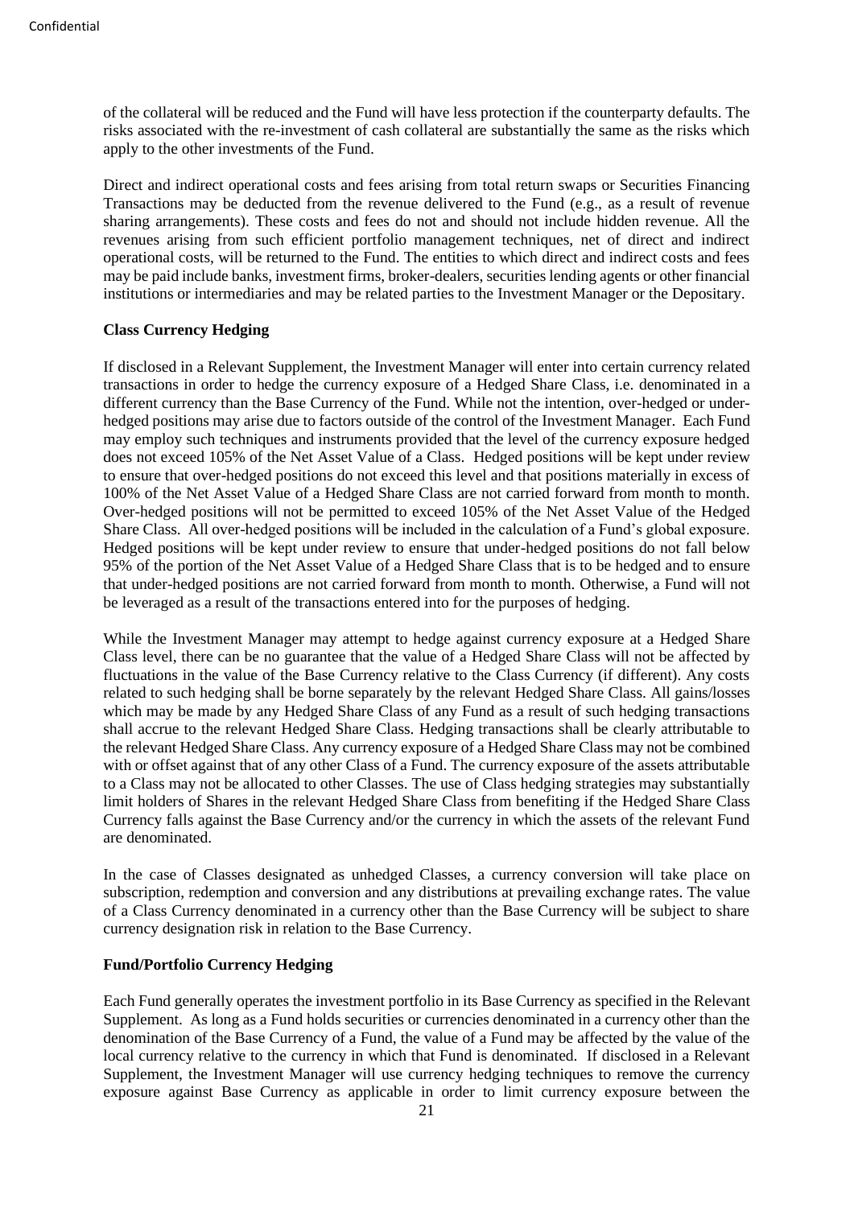of the collateral will be reduced and the Fund will have less protection if the counterparty defaults. The risks associated with the re-investment of cash collateral are substantially the same as the risks which apply to the other investments of the Fund.

Direct and indirect operational costs and fees arising from total return swaps or Securities Financing Transactions may be deducted from the revenue delivered to the Fund (e.g., as a result of revenue sharing arrangements). These costs and fees do not and should not include hidden revenue. All the revenues arising from such efficient portfolio management techniques, net of direct and indirect operational costs, will be returned to the Fund. The entities to which direct and indirect costs and fees may be paid include banks, investment firms, broker-dealers, securities lending agents or other financial institutions or intermediaries and may be related parties to the Investment Manager or the Depositary.

**Class Currency Hedging**

If disclosed in a Relevant Supplement, the Investment Manager will enter into certain currency related transactions in order to hedge the currency exposure of a Hedged Share Class, i.e. denominated in a different currency than the Base Currency of the Fund. While not the intention, over-hedged or under-hedged positions may arise due to factors outside of the control of the Investment Manager. Each Fund may employ such techniques and instruments provided that the level of the currency exposure hedged does not exceed 105% of the Net Asset Value of a Class. Hedged positions will be kept under review to ensure that over-hedged positions do not exceed this level and that positions materially in excess of 100% of the Net Asset Value of a Hedged Share Class are not carried forward from month to month. Over-hedged positions will not be permitted to exceed 105% of the Net Asset Value of the Hedged Share Class. All over-hedged positions will be included in the calculation of a Fund's global exposure. Hedged positions will be kept under review to ensure that under-hedged positions do not fall below 95% of the portion of the Net Asset Value of a Hedged Share Class that is to be hedged and to ensure that under-hedged positions are not carried forward from month to month. Otherwise, a Fund will not be leveraged as a result of the transactions entered into for the purposes of hedging.

While the Investment Manager may attempt to hedge against currency exposure at a Hedged Share Class level, there can be no guarantee that the value of a Hedged Share Class will not be affected by fluctuations in the value of the Base Currency relative to the Class Currency (if different). Any costs related to such hedging shall be borne separately by the relevant Hedged Share Class. All gains/losses which may be made by any Hedged Share Class of any Fund as a result of such hedging transactions shall accrue to the relevant Hedged Share Class. Hedging transactions shall be clearly attributable to the relevant Hedged Share Class. Any currency exposure of a Hedged Share Class may not be combined with or offset against that of any other Class of a Fund. The currency exposure of the assets attributable to a Class may not be allocated to other Classes. The use of Class hedging strategies may substantially limit holders of Shares in the relevant Hedged Share Class from benefiting if the Hedged Share Class Currency falls against the Base Currency and/or the currency in which the assets of the relevant Fund are denominated.

In the case of Classes designated as unhedged Classes, a currency conversion will take place on subscription, redemption and conversion and any distributions at prevailing exchange rates. The value of a Class Currency denominated in a currency other than the Base Currency will be subject to share currency designation risk in relation to the Base Currency.

**Fund/Portfolio Currency Hedging**

Each Fund generally operates the investment portfolio in its Base Currency as specified in the Relevant Supplement. As long as a Fund holds securities or currencies denominated in a currency other than the denomination of the Base Currency of a Fund, the value of a Fund may be affected by the value of the local currency relative to the currency in which that Fund is denominated. If disclosed in a Relevant Supplement, the Investment Manager will use currency hedging techniques to remove the currency exposure against Base Currency as applicable in order to limit currency exposure between the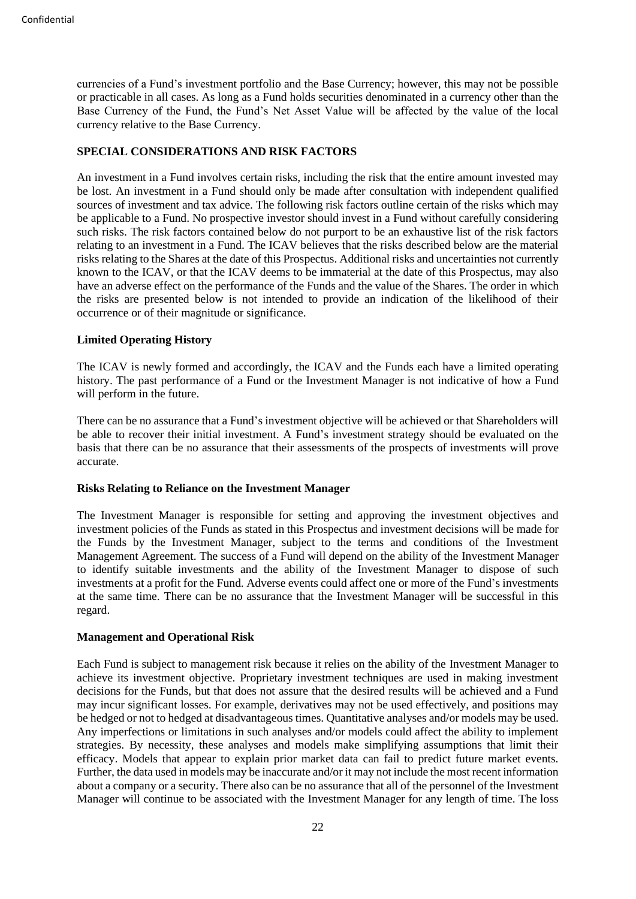currencies of a Fund's investment portfolio and the Base Currency; however, this may not be possible or practicable in all cases. As long as a Fund holds securities denominated in a currency other than the Base Currency of the Fund, the Fund's Net Asset Value will be affected by the value of the local currency relative to the Base Currency.

## SPECIAL CONSIDERATIONS AND RISK FACTORS

An investment in a Fund involves certain risks, including the risk that the entire amount invested may be lost. An investment in a Fund should only be made after consultation with independent qualified sources of investment and tax advice. The following risk factors outline certain of the risks which may be applicable to a Fund. No prospective investor should invest in a Fund without carefully considering such risks. The risk factors contained below do not purport to be an exhaustive list of the risk factors relating to an investment in a Fund. The ICAV believes that the risks described below are the material risks relating to the Shares at the date of this Prospectus. Additional risks and uncertainties not currently known to the ICAV, or that the ICAV deems to be immaterial at the date of this Prospectus, may also have an adverse effect on the performance of the Funds and the value of the Shares. The order in which the risks are presented below is not intended to provide an indication of the likelihood of their occurrence or of their magnitude or significance.

### Limited Operating History

The ICAV is newly formed and accordingly, the ICAV and the Funds each have a limited operating history. The past performance of a Fund or the Investment Manager is not indicative of how a Fund will perform in the future.

There can be no assurance that a Fund's investment objective will be achieved or that Shareholders will be able to recover their initial investment. A Fund's investment strategy should be evaluated on the basis that there can be no assurance that their assessments of the prospects of investments will prove accurate.

### Risks Relating to Reliance on the Investment Manager

The Investment Manager is responsible for setting and approving the investment objectives and investment policies of the Funds as stated in this Prospectus and investment decisions will be made for the Funds by the Investment Manager, subject to the terms and conditions of the Investment Management Agreement. The success of a Fund will depend on the ability of the Investment Manager to identify suitable investments and the ability of the Investment Manager to dispose of such investments at a profit for the Fund. Adverse events could affect one or more of the Fund's investments at the same time. There can be no assurance that the Investment Manager will be successful in this regard.

### Management and Operational Risk

Each Fund is subject to management risk because it relies on the ability of the Investment Manager to achieve its investment objective. Proprietary investment techniques are used in making investment decisions for the Funds, but that does not assure that the desired results will be achieved and a Fund may incur significant losses. For example, derivatives may not be used effectively, and positions may be hedged or not to hedged at disadvantageous times. Quantitative analyses and/or models may be used. Any imperfections or limitations in such analyses and/or models could affect the ability to implement strategies. By necessity, these analyses and models make simplifying assumptions that limit their efficacy. Models that appear to explain prior market data can fail to predict future market events. Further, the data used in models may be inaccurate and/or it may not include the most recent information about a company or a security. There also can be no assurance that all of the personnel of the Investment Manager will continue to be associated with the Investment Manager for any length of time. The loss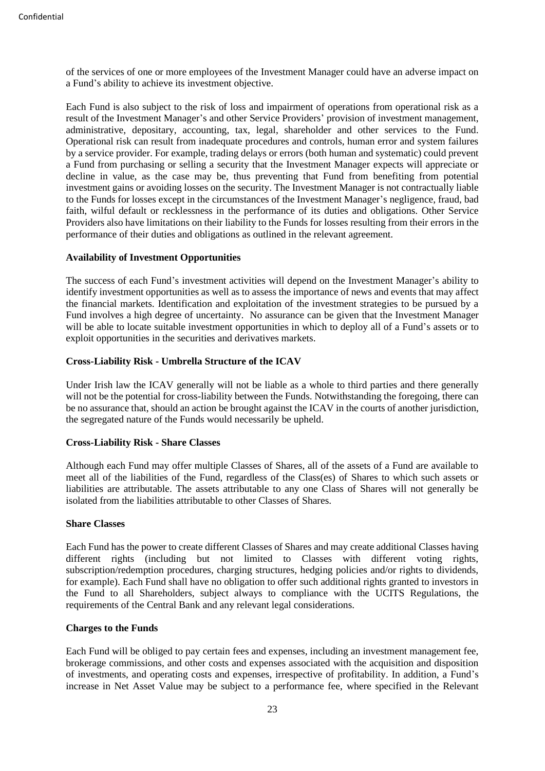of the services of one or more employees of the Investment Manager could have an adverse impact on a Fund's ability to achieve its investment objective.

Each Fund is also subject to the risk of loss and impairment of operations from operational risk as a result of the Investment Manager's and other Service Providers' provision of investment management, administrative, depositary, accounting, tax, legal, shareholder and other services to the Fund. Operational risk can result from inadequate procedures and controls, human error and system failures by a service provider. For example, trading delays or errors (both human and systematic) could prevent a Fund from purchasing or selling a security that the Investment Manager expects will appreciate or decline in value, as the case may be, thus preventing that Fund from benefiting from potential investment gains or avoiding losses on the security. The Investment Manager is not contractually liable to the Funds for losses except in the circumstances of the Investment Manager's negligence, fraud, bad faith, wilful default or recklessness in the performance of its duties and obligations. Other Service Providers also have limitations on their liability to the Funds for losses resulting from their errors in the performance of their duties and obligations as outlined in the relevant agreement.

**Availability of Investment Opportunities**

The success of each Fund's investment activities will depend on the Investment Manager's ability to identify investment opportunities as well as to assess the importance of news and events that may affect the financial markets. Identification and exploitation of the investment strategies to be pursued by a Fund involves a high degree of uncertainty. No assurance can be given that the Investment Manager will be able to locate suitable investment opportunities in which to deploy all of a Fund's assets or to exploit opportunities in the securities and derivatives markets.

**Cross-Liability Risk - Umbrella Structure of the ICAV**

Under Irish law the ICAV generally will not be liable as a whole to third parties and there generally will not be the potential for cross-liability between the Funds. Notwithstanding the foregoing, there can be no assurance that, should an action be brought against the ICAV in the courts of another jurisdiction, the segregated nature of the Funds would necessarily be upheld.

**Cross-Liability Risk - Share Classes**

Although each Fund may offer multiple Classes of Shares, all of the assets of a Fund are available to meet all of the liabilities of the Fund, regardless of the Class(es) of Shares to which such assets or liabilities are attributable. The assets attributable to any one Class of Shares will not generally be isolated from the liabilities attributable to other Classes of Shares.

**Share Classes**

Each Fund has the power to create different Classes of Shares and may create additional Classes having different rights (including but not limited to Classes with different voting rights, subscription/redemption procedures, charging structures, hedging policies and/or rights to dividends, for example). Each Fund shall have no obligation to offer such additional rights granted to investors in the Fund to all Shareholders, subject always to compliance with the UCITS Regulations, the requirements of the Central Bank and any relevant legal considerations.

**Charges to the Funds**

Each Fund will be obliged to pay certain fees and expenses, including an investment management fee, brokerage commissions, and other costs and expenses associated with the acquisition and disposition of investments, and operating costs and expenses, irrespective of profitability. In addition, a Fund's increase in Net Asset Value may be subject to a performance fee, where specified in the Relevant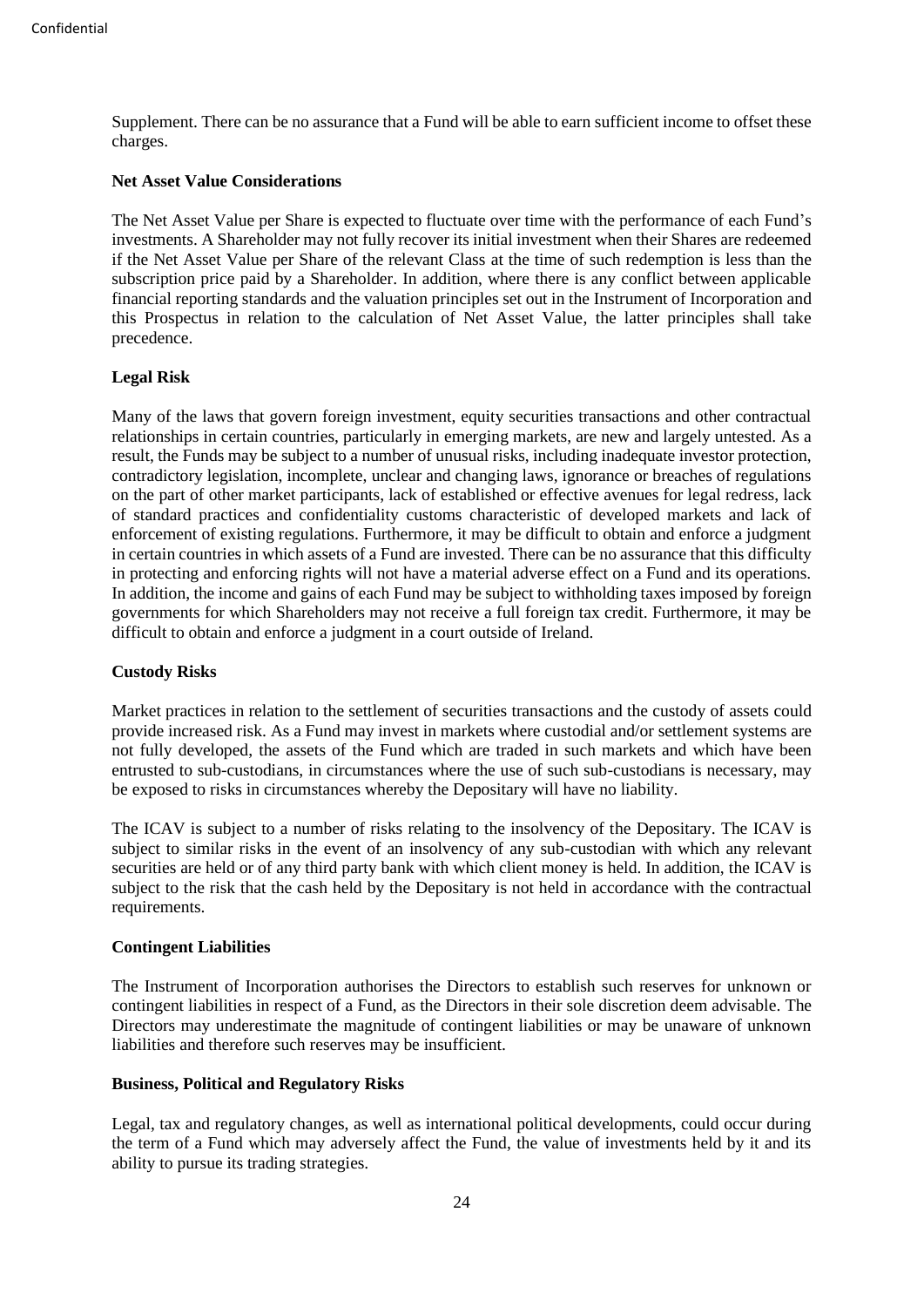Supplement. There can be no assurance that a Fund will be able to earn sufficient income to offset these charges.

**Net Asset Value Considerations**

The Net Asset Value per Share is expected to fluctuate over time with the performance of each Fund's investments. A Shareholder may not fully recover its initial investment when their Shares are redeemed if the Net Asset Value per Share of the relevant Class at the time of such redemption is less than the subscription price paid by a Shareholder. In addition, where there is any conflict between applicable financial reporting standards and the valuation principles set out in the Instrument of Incorporation and this Prospectus in relation to the calculation of Net Asset Value, the latter principles shall take precedence.

**Legal Risk**

Many of the laws that govern foreign investment, equity securities transactions and other contractual relationships in certain countries, particularly in emerging markets, are new and largely untested. As a result, the Funds may be subject to a number of unusual risks, including inadequate investor protection, contradictory legislation, incomplete, unclear and changing laws, ignorance or breaches of regulations on the part of other market participants, lack of established or effective avenues for legal redress, lack of standard practices and confidentiality customs characteristic of developed markets and lack of enforcement of existing regulations. Furthermore, it may be difficult to obtain and enforce a judgment in certain countries in which assets of a Fund are invested. There can be no assurance that this difficulty in protecting and enforcing rights will not have a material adverse effect on a Fund and its operations. In addition, the income and gains of each Fund may be subject to withholding taxes imposed by foreign governments for which Shareholders may not receive a full foreign tax credit. Furthermore, it may be difficult to obtain and enforce a judgment in a court outside of Ireland.

**Custody Risks**

Market practices in relation to the settlement of securities transactions and the custody of assets could provide increased risk. As a Fund may invest in markets where custodial and/or settlement systems are not fully developed, the assets of the Fund which are traded in such markets and which have been entrusted to sub-custodians, in circumstances where the use of such sub-custodians is necessary, may be exposed to risks in circumstances whereby the Depositary will have no liability.

The ICAV is subject to a number of risks relating to the insolvency of the Depositary. The ICAV is subject to similar risks in the event of an insolvency of any sub-custodian with which any relevant securities are held or of any third party bank with which client money is held. In addition, the ICAV is subject to the risk that the cash held by the Depositary is not held in accordance with the contractual requirements.

**Contingent Liabilities**

The Instrument of Incorporation authorises the Directors to establish such reserves for unknown or contingent liabilities in respect of a Fund, as the Directors in their sole discretion deem advisable. The Directors may underestimate the magnitude of contingent liabilities or may be unaware of unknown liabilities and therefore such reserves may be insufficient.

**Business, Political and Regulatory Risks**

Legal, tax and regulatory changes, as well as international political developments, could occur during the term of a Fund which may adversely affect the Fund, the value of investments held by it and its ability to pursue its trading strategies.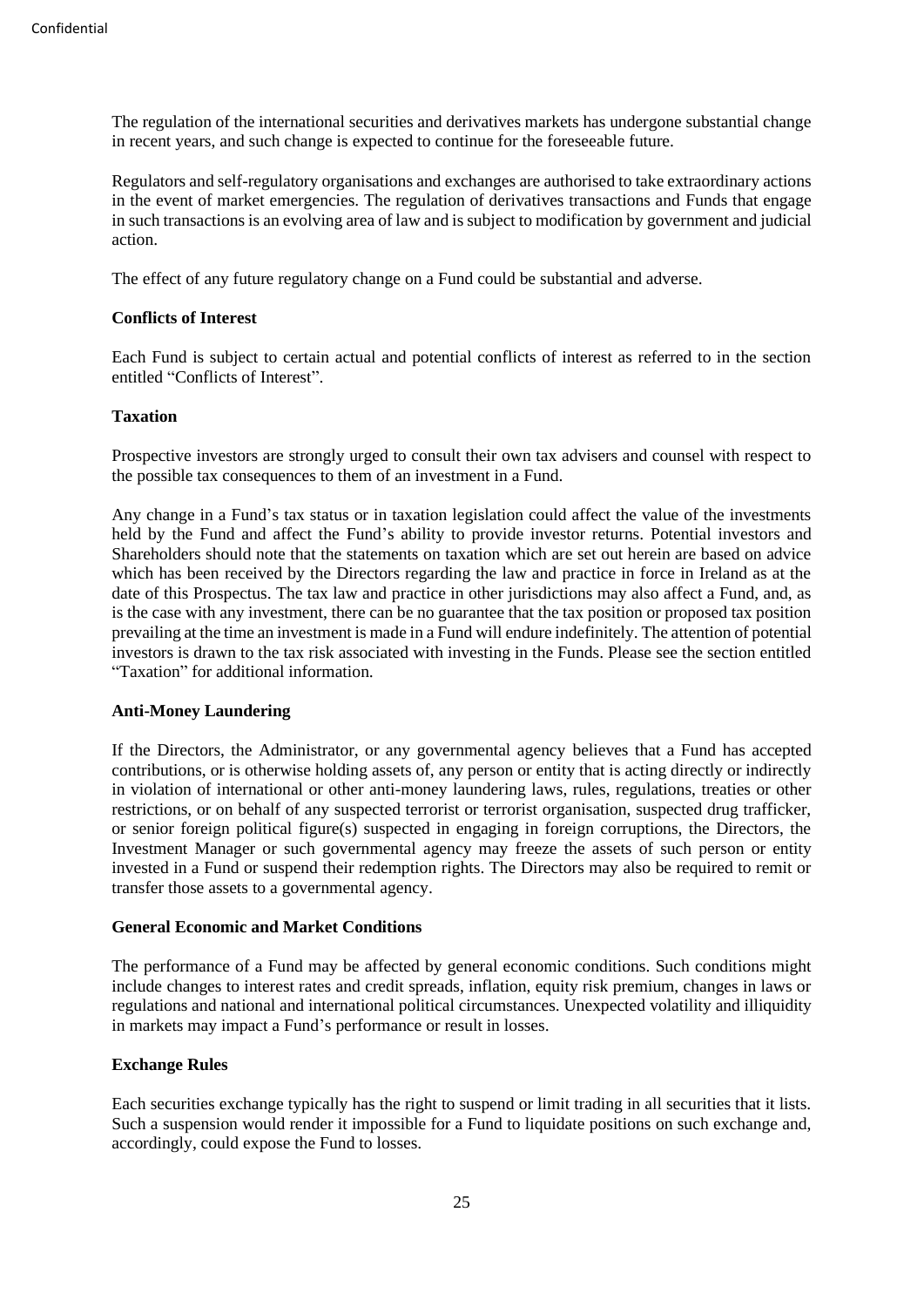The regulation of the international securities and derivatives markets has undergone substantial change in recent years, and such change is expected to continue for the foreseeable future.

Regulators and self-regulatory organisations and exchanges are authorised to take extraordinary actions in the event of market emergencies. The regulation of derivatives transactions and Funds that engage in such transactions is an evolving area of law and is subject to modification by government and judicial action.

The effect of any future regulatory change on a Fund could be substantial and adverse.

**Conflicts of Interest**

Each Fund is subject to certain actual and potential conflicts of interest as referred to in the section entitled "Conflicts of Interest".

**Taxation**

Prospective investors are strongly urged to consult their own tax advisers and counsel with respect to the possible tax consequences to them of an investment in a Fund.

Any change in a Fund's tax status or in taxation legislation could affect the value of the investments held by the Fund and affect the Fund's ability to provide investor returns. Potential investors and Shareholders should note that the statements on taxation which are set out herein are based on advice which has been received by the Directors regarding the law and practice in force in Ireland as at the date of this Prospectus. The tax law and practice in other jurisdictions may also affect a Fund, and, as is the case with any investment, there can be no guarantee that the tax position or proposed tax position prevailing at the time an investment is made in a Fund will endure indefinitely. The attention of potential investors is drawn to the tax risk associated with investing in the Funds. Please see the section entitled "Taxation" for additional information.

**Anti-Money Laundering**

If the Directors, the Administrator, or any governmental agency believes that a Fund has accepted contributions, or is otherwise holding assets of, any person or entity that is acting directly or indirectly in violation of international or other anti-money laundering laws, rules, regulations, treaties or other restrictions, or on behalf of any suspected terrorist or terrorist organisation, suspected drug trafficker, or senior foreign political figure(s) suspected in engaging in foreign corruptions, the Directors, the Investment Manager or such governmental agency may freeze the assets of such person or entity invested in a Fund or suspend their redemption rights. The Directors may also be required to remit or transfer those assets to a governmental agency.

**General Economic and Market Conditions**

The performance of a Fund may be affected by general economic conditions. Such conditions might include changes to interest rates and credit spreads, inflation, equity risk premium, changes in laws or regulations and national and international political circumstances. Unexpected volatility and illiquidity in markets may impact a Fund's performance or result in losses.

**Exchange Rules**

Each securities exchange typically has the right to suspend or limit trading in all securities that it lists. Such a suspension would render it impossible for a Fund to liquidate positions on such exchange and, accordingly, could expose the Fund to losses.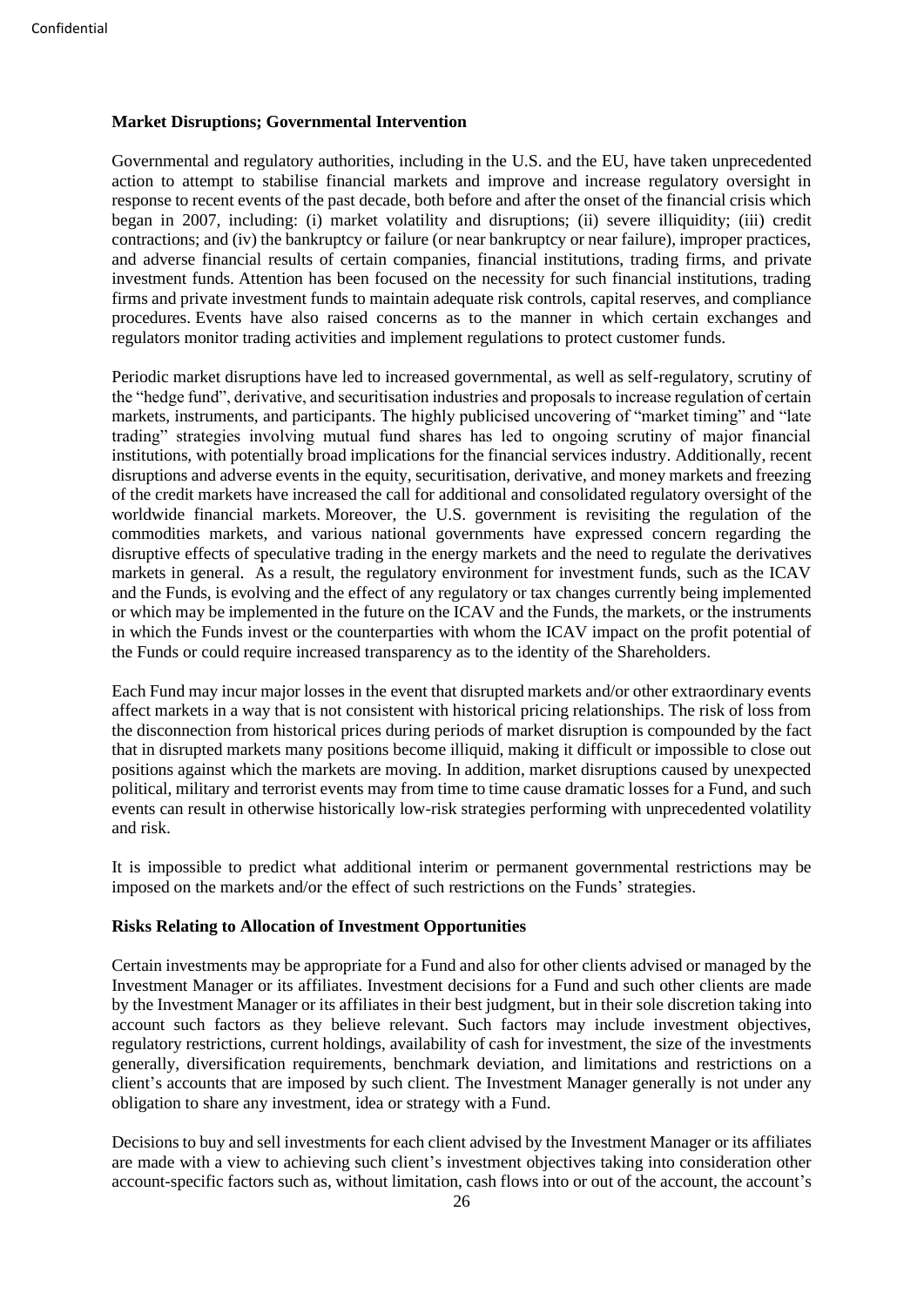**Market Disruptions; Governmental Intervention**

Governmental and regulatory authorities, including in the U.S. and the EU, have taken unprecedented action to attempt to stabilise financial markets and improve and increase regulatory oversight in response to recent events of the past decade, both before and after the onset of the financial crisis which began in 2007, including: (i) market volatility and disruptions; (ii) severe illiquidity; (iii) credit contractions; and (iv) the bankruptcy or failure (or near bankruptcy or near failure), improper practices, and adverse financial results of certain companies, financial institutions, trading firms, and private investment funds. Attention has been focused on the necessity for such financial institutions, trading firms and private investment funds to maintain adequate risk controls, capital reserves, and compliance procedures. Events have also raised concerns as to the manner in which certain exchanges and regulators monitor trading activities and implement regulations to protect customer funds.

Periodic market disruptions have led to increased governmental, as well as self-regulatory, scrutiny of the "hedge fund", derivative, and securitisation industries and proposals to increase regulation of certain markets, instruments, and participants. The highly publicised uncovering of "market timing" and "late trading" strategies involving mutual fund shares has led to ongoing scrutiny of major financial institutions, with potentially broad implications for the financial services industry. Additionally, recent disruptions and adverse events in the equity, securitisation, derivative, and money markets and freezing of the credit markets have increased the call for additional and consolidated regulatory oversight of the worldwide financial markets. Moreover, the U.S. government is revisiting the regulation of the commodities markets, and various national governments have expressed concern regarding the disruptive effects of speculative trading in the energy markets and the need to regulate the derivatives markets in general. As a result, the regulatory environment for investment funds, such as the ICAV and the Funds, is evolving and the effect of any regulatory or tax changes currently being implemented or which may be implemented in the future on the ICAV and the Funds, the markets, or the instruments in which the Funds invest or the counterparties with whom the ICAV impact on the profit potential of the Funds or could require increased transparency as to the identity of the Shareholders.

Each Fund may incur major losses in the event that disrupted markets and/or other extraordinary events affect markets in a way that is not consistent with historical pricing relationships. The risk of loss from the disconnection from historical prices during periods of market disruption is compounded by the fact that in disrupted markets many positions become illiquid, making it difficult or impossible to close out positions against which the markets are moving. In addition, market disruptions caused by unexpected political, military and terrorist events may from time to time cause dramatic losses for a Fund, and such events can result in otherwise historically low-risk strategies performing with unprecedented volatility and risk.

It is impossible to predict what additional interim or permanent governmental restrictions may be imposed on the markets and/or the effect of such restrictions on the Funds' strategies.

**Risks Relating to Allocation of Investment Opportunities**

Certain investments may be appropriate for a Fund and also for other clients advised or managed by the Investment Manager or its affiliates. Investment decisions for a Fund and such other clients are made by the Investment Manager or its affiliates in their best judgment, but in their sole discretion taking into account such factors as they believe relevant. Such factors may include investment objectives, regulatory restrictions, current holdings, availability of cash for investment, the size of the investments generally, diversification requirements, benchmark deviation, and limitations and restrictions on a client's accounts that are imposed by such client. The Investment Manager generally is not under any obligation to share any investment, idea or strategy with a Fund.

Decisions to buy and sell investments for each client advised by the Investment Manager or its affiliates are made with a view to achieving such client's investment objectives taking into consideration other account-specific factors such as, without limitation, cash flows into or out of the account, the account's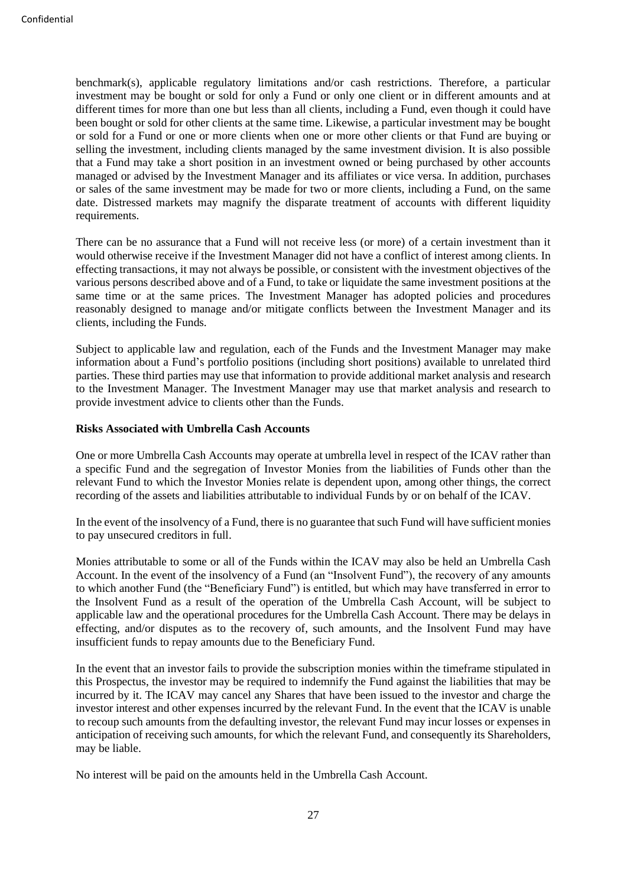benchmark(s), applicable regulatory limitations and/or cash restrictions. Therefore, a particular investment may be bought or sold for only a Fund or only one client or in different amounts and at different times for more than one but less than all clients, including a Fund, even though it could have been bought or sold for other clients at the same time. Likewise, a particular investment may be bought or sold for a Fund or one or more clients when one or more other clients or that Fund are buying or selling the investment, including clients managed by the same investment division. It is also possible that a Fund may take a short position in an investment owned or being purchased by other accounts managed or advised by the Investment Manager and its affiliates or vice versa. In addition, purchases or sales of the same investment may be made for two or more clients, including a Fund, on the same date. Distressed markets may magnify the disparate treatment of accounts with different liquidity requirements.

There can be no assurance that a Fund will not receive less (or more) of a certain investment than it would otherwise receive if the Investment Manager did not have a conflict of interest among clients. In effecting transactions, it may not always be possible, or consistent with the investment objectives of the various persons described above and of a Fund, to take or liquidate the same investment positions at the same time or at the same prices. The Investment Manager has adopted policies and procedures reasonably designed to manage and/or mitigate conflicts between the Investment Manager and its clients, including the Funds.

Subject to applicable law and regulation, each of the Funds and the Investment Manager may make information about a Fund's portfolio positions (including short positions) available to unrelated third parties. These third parties may use that information to provide additional market analysis and research to the Investment Manager. The Investment Manager may use that market analysis and research to provide investment advice to clients other than the Funds.

**Risks Associated with Umbrella Cash Accounts**

One or more Umbrella Cash Accounts may operate at umbrella level in respect of the ICAV rather than a specific Fund and the segregation of Investor Monies from the liabilities of Funds other than the relevant Fund to which the Investor Monies relate is dependent upon, among other things, the correct recording of the assets and liabilities attributable to individual Funds by or on behalf of the ICAV.

In the event of the insolvency of a Fund, there is no guarantee that such Fund will have sufficient monies to pay unsecured creditors in full.

Monies attributable to some or all of the Funds within the ICAV may also be held an Umbrella Cash Account. In the event of the insolvency of a Fund (an "Insolvent Fund"), the recovery of any amounts to which another Fund (the "Beneficiary Fund") is entitled, but which may have transferred in error to the Insolvent Fund as a result of the operation of the Umbrella Cash Account, will be subject to applicable law and the operational procedures for the Umbrella Cash Account. There may be delays in effecting, and/or disputes as to the recovery of, such amounts, and the Insolvent Fund may have insufficient funds to repay amounts due to the Beneficiary Fund.

In the event that an investor fails to provide the subscription monies within the timeframe stipulated in this Prospectus, the investor may be required to indemnify the Fund against the liabilities that may be incurred by it. The ICAV may cancel any Shares that have been issued to the investor and charge the investor interest and other expenses incurred by the relevant Fund. In the event that the ICAV is unable to recoup such amounts from the defaulting investor, the relevant Fund may incur losses or expenses in anticipation of receiving such amounts, for which the relevant Fund, and consequently its Shareholders, may be liable.

No interest will be paid on the amounts held in the Umbrella Cash Account.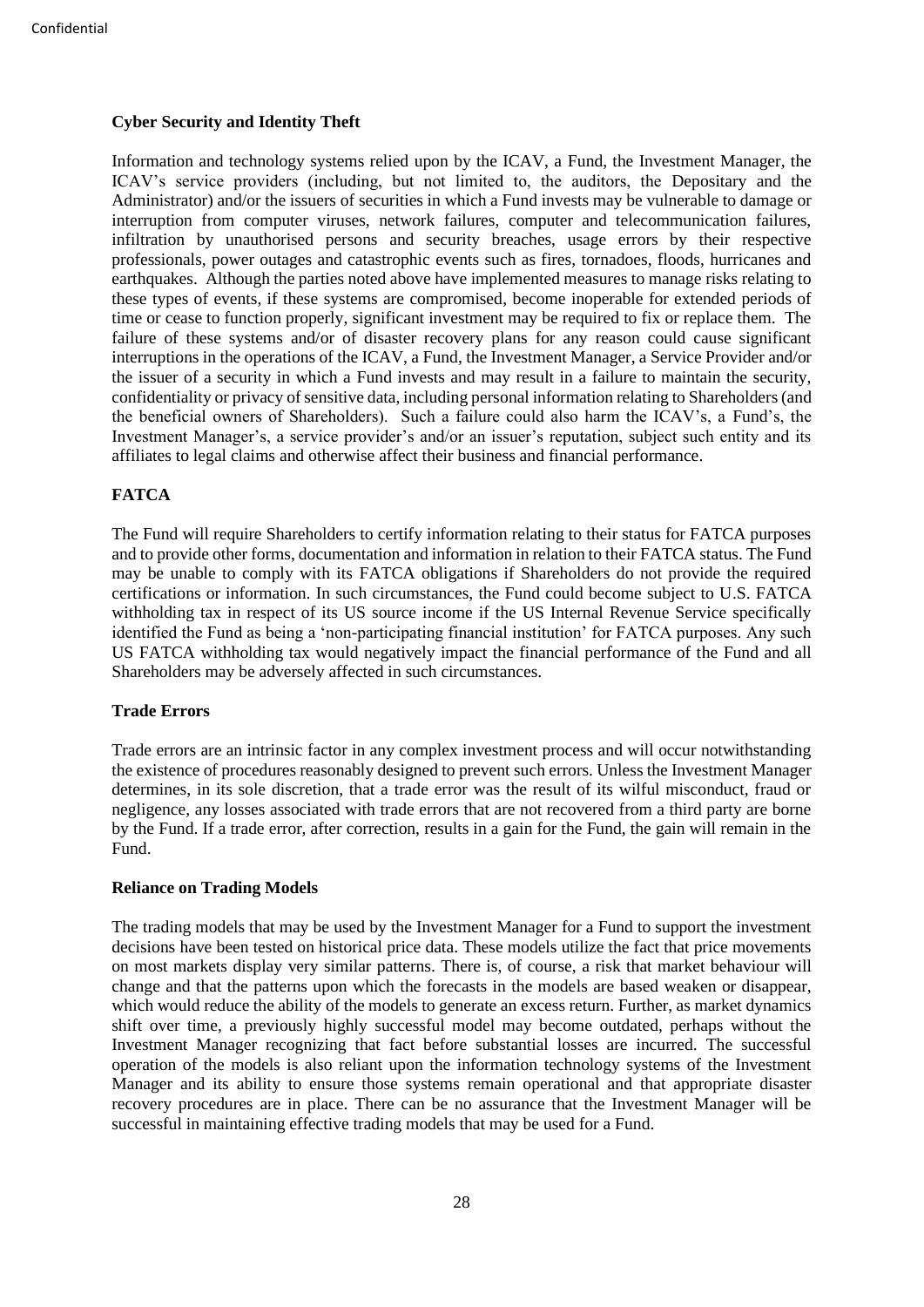**Cyber Security and Identity Theft**

Information and technology systems relied upon by the ICAV, a Fund, the Investment Manager, the ICAV's service providers (including, but not limited to, the auditors, the Depositary and the Administrator) and/or the issuers of securities in which a Fund invests may be vulnerable to damage or interruption from computer viruses, network failures, computer and telecommunication failures, infiltration by unauthorised persons and security breaches, usage errors by their respective professionals, power outages and catastrophic events such as fires, tornadoes, floods, hurricanes and earthquakes. Although the parties noted above have implemented measures to manage risks relating to these types of events, if these systems are compromised, become inoperable for extended periods of time or cease to function properly, significant investment may be required to fix or replace them. The failure of these systems and/or of disaster recovery plans for any reason could cause significant interruptions in the operations of the ICAV, a Fund, the Investment Manager, a Service Provider and/or the issuer of a security in which a Fund invests and may result in a failure to maintain the security, confidentiality or privacy of sensitive data, including personal information relating to Shareholders (and the beneficial owners of Shareholders). Such a failure could also harm the ICAV's, a Fund's, the Investment Manager's, a service provider's and/or an issuer's reputation, subject such entity and its affiliates to legal claims and otherwise affect their business and financial performance.

**FATCA**

The Fund will require Shareholders to certify information relating to their status for FATCA purposes and to provide other forms, documentation and information in relation to their FATCA status. The Fund may be unable to comply with its FATCA obligations if Shareholders do not provide the required certifications or information. In such circumstances, the Fund could become subject to U.S. FATCA withholding tax in respect of its US source income if the US Internal Revenue Service specifically identified the Fund as being a 'non-participating financial institution' for FATCA purposes. Any such US FATCA withholding tax would negatively impact the financial performance of the Fund and all Shareholders may be adversely affected in such circumstances.

**Trade Errors**

Trade errors are an intrinsic factor in any complex investment process and will occur notwithstanding the existence of procedures reasonably designed to prevent such errors. Unless the Investment Manager determines, in its sole discretion, that a trade error was the result of its wilful misconduct, fraud or negligence, any losses associated with trade errors that are not recovered from a third party are borne by the Fund. If a trade error, after correction, results in a gain for the Fund, the gain will remain in the Fund.

**Reliance on Trading Models**

The trading models that may be used by the Investment Manager for a Fund to support the investment decisions have been tested on historical price data. These models utilize the fact that price movements on most markets display very similar patterns. There is, of course, a risk that market behaviour will change and that the patterns upon which the forecasts in the models are based weaken or disappear, which would reduce the ability of the models to generate an excess return. Further, as market dynamics shift over time, a previously highly successful model may become outdated, perhaps without the Investment Manager recognizing that fact before substantial losses are incurred. The successful operation of the models is also reliant upon the information technology systems of the Investment Manager and its ability to ensure those systems remain operational and that appropriate disaster recovery procedures are in place. There can be no assurance that the Investment Manager will be successful in maintaining effective trading models that may be used for a Fund.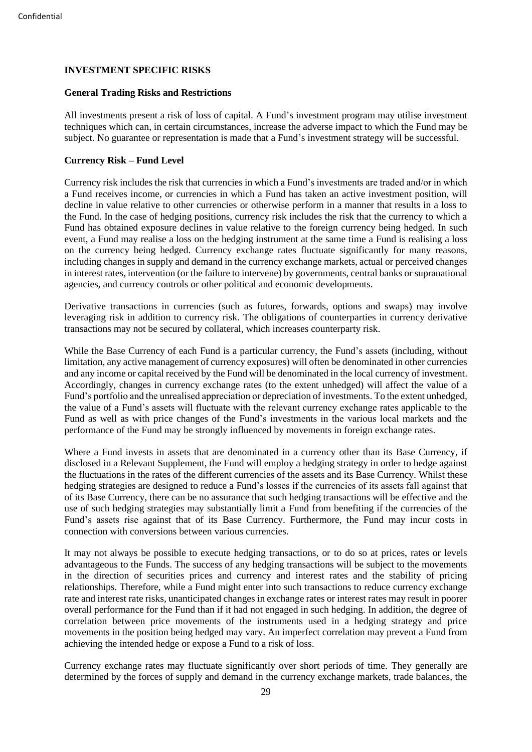## INVESTMENT SPECIFIC RISKS

### General Trading Risks and Restrictions

All investments present a risk of loss of capital. A Fund's investment program may utilise investment techniques which can, in certain circumstances, increase the adverse impact to which the Fund may be subject. No guarantee or representation is made that a Fund's investment strategy will be successful.

### Currency Risk – Fund Level

Currency risk includes the risk that currencies in which a Fund's investments are traded and/or in which a Fund receives income, or currencies in which a Fund has taken an active investment position, will decline in value relative to other currencies or otherwise perform in a manner that results in a loss to the Fund. In the case of hedging positions, currency risk includes the risk that the currency to which a Fund has obtained exposure declines in value relative to the foreign currency being hedged. In such event, a Fund may realise a loss on the hedging instrument at the same time a Fund is realising a loss on the currency being hedged. Currency exchange rates fluctuate significantly for many reasons, including changes in supply and demand in the currency exchange markets, actual or perceived changes in interest rates, intervention (or the failure to intervene) by governments, central banks or supranational agencies, and currency controls or other political and economic developments.

Derivative transactions in currencies (such as futures, forwards, options and swaps) may involve leveraging risk in addition to currency risk. The obligations of counterparties in currency derivative transactions may not be secured by collateral, which increases counterparty risk.

While the Base Currency of each Fund is a particular currency, the Fund's assets (including, without limitation, any active management of currency exposures) will often be denominated in other currencies and any income or capital received by the Fund will be denominated in the local currency of investment. Accordingly, changes in currency exchange rates (to the extent unhedged) will affect the value of a Fund's portfolio and the unrealised appreciation or depreciation of investments. To the extent unhedged, the value of a Fund's assets will fluctuate with the relevant currency exchange rates applicable to the Fund as well as with price changes of the Fund's investments in the various local markets and the performance of the Fund may be strongly influenced by movements in foreign exchange rates.

Where a Fund invests in assets that are denominated in a currency other than its Base Currency, if disclosed in a Relevant Supplement, the Fund will employ a hedging strategy in order to hedge against the fluctuations in the rates of the different currencies of the assets and its Base Currency. Whilst these hedging strategies are designed to reduce a Fund's losses if the currencies of its assets fall against that of its Base Currency, there can be no assurance that such hedging transactions will be effective and the use of such hedging strategies may substantially limit a Fund from benefiting if the currencies of the Fund's assets rise against that of its Base Currency. Furthermore, the Fund may incur costs in connection with conversions between various currencies.

It may not always be possible to execute hedging transactions, or to do so at prices, rates or levels advantageous to the Funds. The success of any hedging transactions will be subject to the movements in the direction of securities prices and currency and interest rates and the stability of pricing relationships. Therefore, while a Fund might enter into such transactions to reduce currency exchange rate and interest rate risks, unanticipated changes in exchange rates or interest rates may result in poorer overall performance for the Fund than if it had not engaged in such hedging. In addition, the degree of correlation between price movements of the instruments used in a hedging strategy and price movements in the position being hedged may vary. An imperfect correlation may prevent a Fund from achieving the intended hedge or expose a Fund to a risk of loss.

Currency exchange rates may fluctuate significantly over short periods of time. They generally are determined by the forces of supply and demand in the currency exchange markets, trade balances, the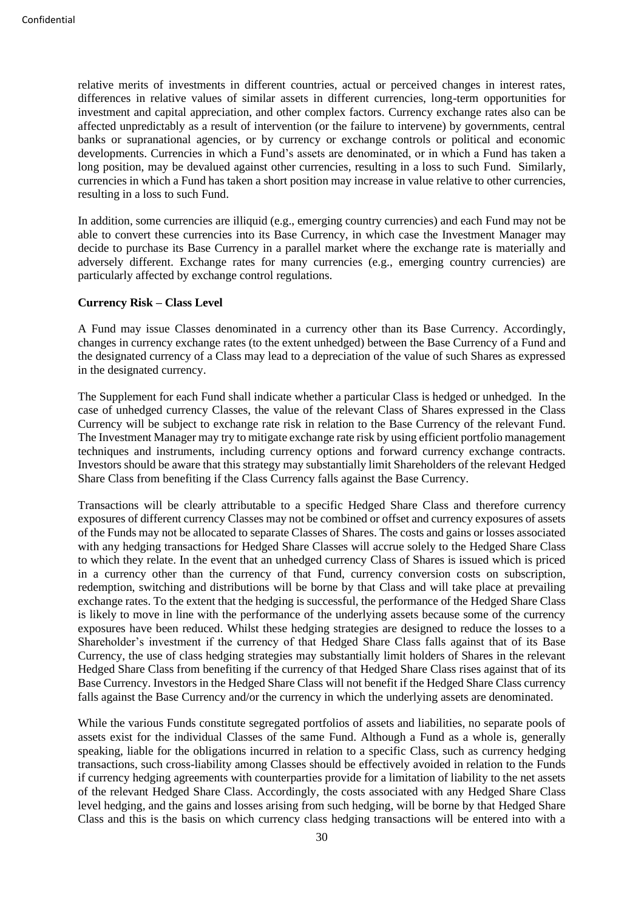relative merits of investments in different countries, actual or perceived changes in interest rates, differences in relative values of similar assets in different currencies, long-term opportunities for investment and capital appreciation, and other complex factors. Currency exchange rates also can be affected unpredictably as a result of intervention (or the failure to intervene) by governments, central banks or supranational agencies, or by currency or exchange controls or political and economic developments. Currencies in which a Fund's assets are denominated, or in which a Fund has taken a long position, may be devalued against other currencies, resulting in a loss to such Fund. Similarly, currencies in which a Fund has taken a short position may increase in value relative to other currencies, resulting in a loss to such Fund.

In addition, some currencies are illiquid (e.g., emerging country currencies) and each Fund may not be able to convert these currencies into its Base Currency, in which case the Investment Manager may decide to purchase its Base Currency in a parallel market where the exchange rate is materially and adversely different. Exchange rates for many currencies (e.g., emerging country currencies) are particularly affected by exchange control regulations.

**Currency Risk – Class Level**

A Fund may issue Classes denominated in a currency other than its Base Currency. Accordingly, changes in currency exchange rates (to the extent unhedged) between the Base Currency of a Fund and the designated currency of a Class may lead to a depreciation of the value of such Shares as expressed in the designated currency.

The Supplement for each Fund shall indicate whether a particular Class is hedged or unhedged. In the case of unhedged currency Classes, the value of the relevant Class of Shares expressed in the Class Currency will be subject to exchange rate risk in relation to the Base Currency of the relevant Fund. The Investment Manager may try to mitigate exchange rate risk by using efficient portfolio management techniques and instruments, including currency options and forward currency exchange contracts. Investors should be aware that this strategy may substantially limit Shareholders of the relevant Hedged Share Class from benefiting if the Class Currency falls against the Base Currency.

Transactions will be clearly attributable to a specific Hedged Share Class and therefore currency exposures of different currency Classes may not be combined or offset and currency exposures of assets of the Funds may not be allocated to separate Classes of Shares. The costs and gains or losses associated with any hedging transactions for Hedged Share Classes will accrue solely to the Hedged Share Class to which they relate. In the event that an unhedged currency Class of Shares is issued which is priced in a currency other than the currency of that Fund, currency conversion costs on subscription, redemption, switching and distributions will be borne by that Class and will take place at prevailing exchange rates. To the extent that the hedging is successful, the performance of the Hedged Share Class is likely to move in line with the performance of the underlying assets because some of the currency exposures have been reduced. Whilst these hedging strategies are designed to reduce the losses to a Shareholder's investment if the currency of that Hedged Share Class falls against that of its Base Currency, the use of class hedging strategies may substantially limit holders of Shares in the relevant Hedged Share Class from benefiting if the currency of that Hedged Share Class rises against that of its Base Currency. Investors in the Hedged Share Class will not benefit if the Hedged Share Class currency falls against the Base Currency and/or the currency in which the underlying assets are denominated.

While the various Funds constitute segregated portfolios of assets and liabilities, no separate pools of assets exist for the individual Classes of the same Fund. Although a Fund as a whole is, generally speaking, liable for the obligations incurred in relation to a specific Class, such as currency hedging transactions, such cross-liability among Classes should be effectively avoided in relation to the Funds if currency hedging agreements with counterparties provide for a limitation of liability to the net assets of the relevant Hedged Share Class. Accordingly, the costs associated with any Hedged Share Class level hedging, and the gains and losses arising from such hedging, will be borne by that Hedged Share Class and this is the basis on which currency class hedging transactions will be entered into with a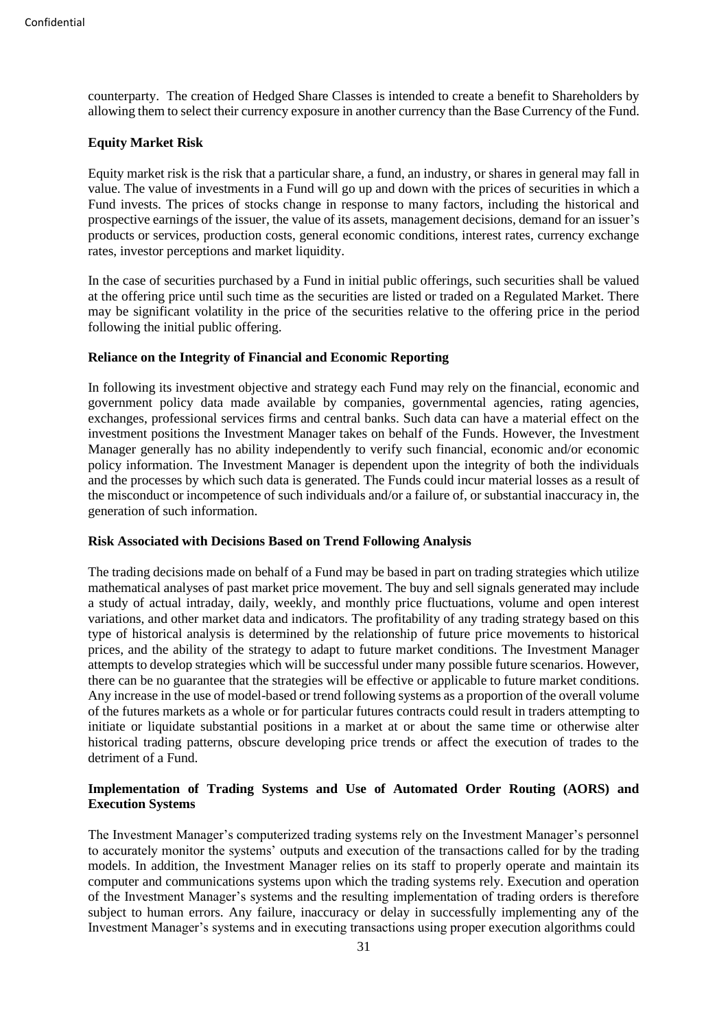counterparty. The creation of Hedged Share Classes is intended to create a benefit to Shareholders by allowing them to select their currency exposure in another currency than the Base Currency of the Fund.

**Equity Market Risk**

Equity market risk is the risk that a particular share, a fund, an industry, or shares in general may fall in value. The value of investments in a Fund will go up and down with the prices of securities in which a Fund invests. The prices of stocks change in response to many factors, including the historical and prospective earnings of the issuer, the value of its assets, management decisions, demand for an issuer's products or services, production costs, general economic conditions, interest rates, currency exchange rates, investor perceptions and market liquidity.

In the case of securities purchased by a Fund in initial public offerings, such securities shall be valued at the offering price until such time as the securities are listed or traded on a Regulated Market. There may be significant volatility in the price of the securities relative to the offering price in the period following the initial public offering.

**Reliance on the Integrity of Financial and Economic Reporting**

In following its investment objective and strategy each Fund may rely on the financial, economic and government policy data made available by companies, governmental agencies, rating agencies, exchanges, professional services firms and central banks. Such data can have a material effect on the investment positions the Investment Manager takes on behalf of the Funds. However, the Investment Manager generally has no ability independently to verify such financial, economic and/or economic policy information. The Investment Manager is dependent upon the integrity of both the individuals and the processes by which such data is generated. The Funds could incur material losses as a result of the misconduct or incompetence of such individuals and/or a failure of, or substantial inaccuracy in, the generation of such information.

**Risk Associated with Decisions Based on Trend Following Analysis**

The trading decisions made on behalf of a Fund may be based in part on trading strategies which utilize mathematical analyses of past market price movement. The buy and sell signals generated may include a study of actual intraday, daily, weekly, and monthly price fluctuations, volume and open interest variations, and other market data and indicators. The profitability of any trading strategy based on this type of historical analysis is determined by the relationship of future price movements to historical prices, and the ability of the strategy to adapt to future market conditions. The Investment Manager attempts to develop strategies which will be successful under many possible future scenarios. However, there can be no guarantee that the strategies will be effective or applicable to future market conditions. Any increase in the use of model-based or trend following systems as a proportion of the overall volume of the futures markets as a whole or for particular futures contracts could result in traders attempting to initiate or liquidate substantial positions in a market at or about the same time or otherwise alter historical trading patterns, obscure developing price trends or affect the execution of trades to the detriment of a Fund.

**Implementation of Trading Systems and Use of Automated Order Routing (AORS) and Execution Systems**

The Investment Manager's computerized trading systems rely on the Investment Manager's personnel to accurately monitor the systems' outputs and execution of the transactions called for by the trading models. In addition, the Investment Manager relies on its staff to properly operate and maintain its computer and communications systems upon which the trading systems rely. Execution and operation of the Investment Manager's systems and the resulting implementation of trading orders is therefore subject to human errors. Any failure, inaccuracy or delay in successfully implementing any of the Investment Manager's systems and in executing transactions using proper execution algorithms could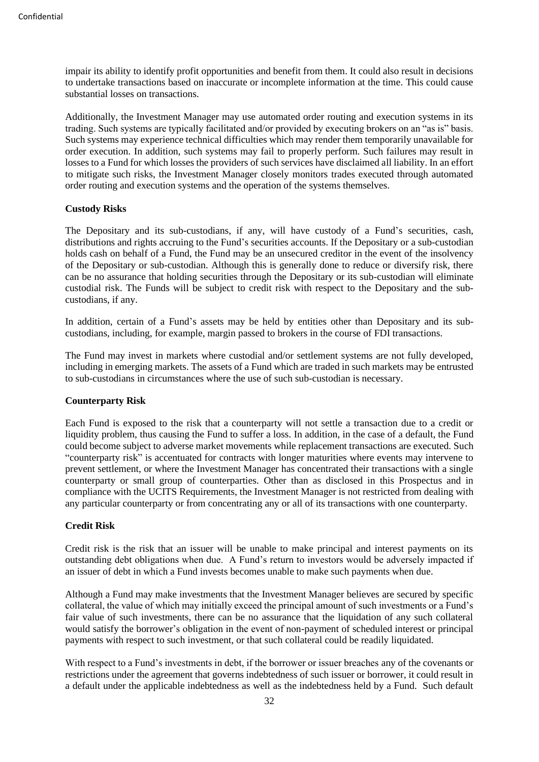impair its ability to identify profit opportunities and benefit from them. It could also result in decisions to undertake transactions based on inaccurate or incomplete information at the time. This could cause substantial losses on transactions.

Additionally, the Investment Manager may use automated order routing and execution systems in its trading. Such systems are typically facilitated and/or provided by executing brokers on an "as is" basis. Such systems may experience technical difficulties which may render them temporarily unavailable for order execution. In addition, such systems may fail to properly perform. Such failures may result in losses to a Fund for which losses the providers of such services have disclaimed all liability. In an effort to mitigate such risks, the Investment Manager closely monitors trades executed through automated order routing and execution systems and the operation of the systems themselves.

**Custody Risks**

The Depositary and its sub-custodians, if any, will have custody of a Fund's securities, cash, distributions and rights accruing to the Fund's securities accounts. If the Depositary or a sub-custodian holds cash on behalf of a Fund, the Fund may be an unsecured creditor in the event of the insolvency of the Depositary or sub-custodian. Although this is generally done to reduce or diversify risk, there can be no assurance that holding securities through the Depositary or its sub-custodian will eliminate custodial risk. The Funds will be subject to credit risk with respect to the Depositary and the sub-custodians, if any.

In addition, certain of a Fund's assets may be held by entities other than Depositary and its sub-custodians, including, for example, margin passed to brokers in the course of FDI transactions.

The Fund may invest in markets where custodial and/or settlement systems are not fully developed, including in emerging markets. The assets of a Fund which are traded in such markets may be entrusted to sub-custodians in circumstances where the use of such sub-custodian is necessary.

**Counterparty Risk**

Each Fund is exposed to the risk that a counterparty will not settle a transaction due to a credit or liquidity problem, thus causing the Fund to suffer a loss. In addition, in the case of a default, the Fund could become subject to adverse market movements while replacement transactions are executed. Such "counterparty risk" is accentuated for contracts with longer maturities where events may intervene to prevent settlement, or where the Investment Manager has concentrated their transactions with a single counterparty or small group of counterparties. Other than as disclosed in this Prospectus and in compliance with the UCITS Requirements, the Investment Manager is not restricted from dealing with any particular counterparty or from concentrating any or all of its transactions with one counterparty.

**Credit Risk**

Credit risk is the risk that an issuer will be unable to make principal and interest payments on its outstanding debt obligations when due. A Fund's return to investors would be adversely impacted if an issuer of debt in which a Fund invests becomes unable to make such payments when due.

Although a Fund may make investments that the Investment Manager believes are secured by specific collateral, the value of which may initially exceed the principal amount of such investments or a Fund's fair value of such investments, there can be no assurance that the liquidation of any such collateral would satisfy the borrower's obligation in the event of non-payment of scheduled interest or principal payments with respect to such investment, or that such collateral could be readily liquidated.

With respect to a Fund's investments in debt, if the borrower or issuer breaches any of the covenants or restrictions under the agreement that governs indebtedness of such issuer or borrower, it could result in a default under the applicable indebtedness as well as the indebtedness held by a Fund. Such default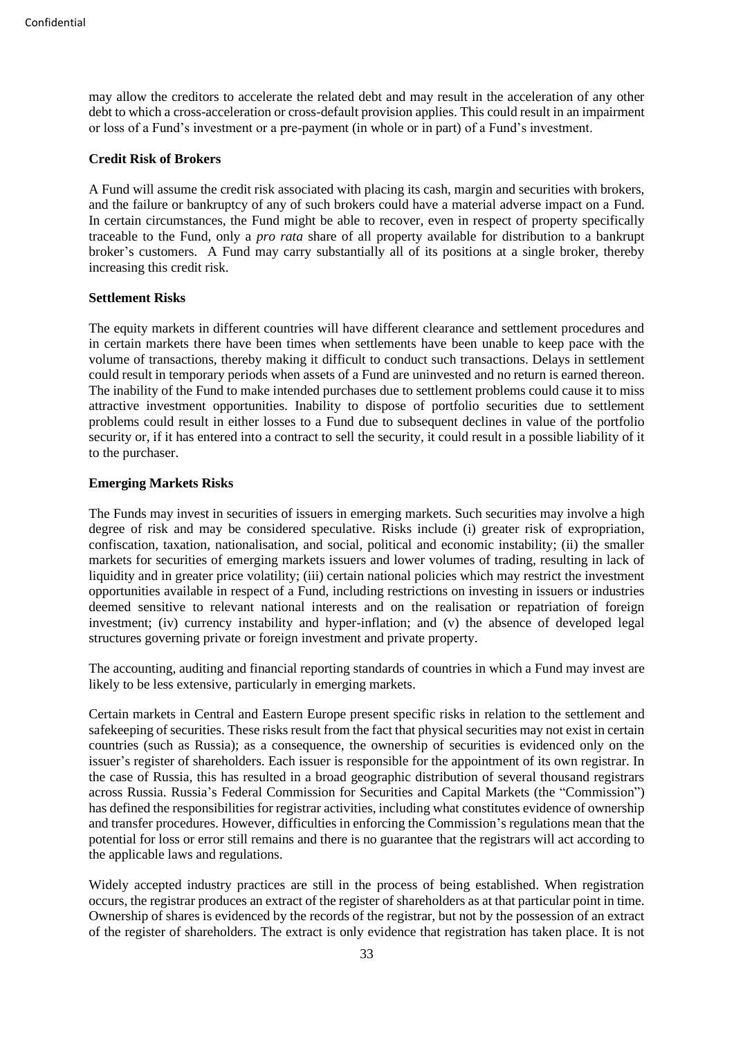may allow the creditors to accelerate the related debt and may result in the acceleration of any other debt to which a cross-acceleration or cross-default provision applies. This could result in an impairment or loss of a Fund's investment or a pre-payment (in whole or in part) of a Fund's investment.

**Credit Risk of Brokers**

A Fund will assume the credit risk associated with placing its cash, margin and securities with brokers, and the failure or bankruptcy of any of such brokers could have a material adverse impact on a Fund. In certain circumstances, the Fund might be able to recover, even in respect of property specifically traceable to the Fund, only a *pro rata* share of all property available for distribution to a bankrupt broker's customers. A Fund may carry substantially all of its positions at a single broker, thereby increasing this credit risk.

**Settlement Risks**

The equity markets in different countries will have different clearance and settlement procedures and in certain markets there have been times when settlements have been unable to keep pace with the volume of transactions, thereby making it difficult to conduct such transactions. Delays in settlement could result in temporary periods when assets of a Fund are uninvested and no return is earned thereon. The inability of the Fund to make intended purchases due to settlement problems could cause it to miss attractive investment opportunities. Inability to dispose of portfolio securities due to settlement problems could result in either losses to a Fund due to subsequent declines in value of the portfolio security or, if it has entered into a contract to sell the security, it could result in a possible liability of it to the purchaser.

**Emerging Markets Risks**

The Funds may invest in securities of issuers in emerging markets. Such securities may involve a high degree of risk and may be considered speculative. Risks include (i) greater risk of expropriation, confiscation, taxation, nationalisation, and social, political and economic instability; (ii) the smaller markets for securities of emerging markets issuers and lower volumes of trading, resulting in lack of liquidity and in greater price volatility; (iii) certain national policies which may restrict the investment opportunities available in respect of a Fund, including restrictions on investing in issuers or industries deemed sensitive to relevant national interests and on the realisation or repatriation of foreign investment; (iv) currency instability and hyper-inflation; and (v) the absence of developed legal structures governing private or foreign investment and private property.

The accounting, auditing and financial reporting standards of countries in which a Fund may invest are likely to be less extensive, particularly in emerging markets.

Certain markets in Central and Eastern Europe present specific risks in relation to the settlement and safekeeping of securities. These risks result from the fact that physical securities may not exist in certain countries (such as Russia); as a consequence, the ownership of securities is evidenced only on the issuer's register of shareholders. Each issuer is responsible for the appointment of its own registrar. In the case of Russia, this has resulted in a broad geographic distribution of several thousand registrars across Russia. Russia's Federal Commission for Securities and Capital Markets (the "Commission") has defined the responsibilities for registrar activities, including what constitutes evidence of ownership and transfer procedures. However, difficulties in enforcing the Commission's regulations mean that the potential for loss or error still remains and there is no guarantee that the registrars will act according to the applicable laws and regulations.

Widely accepted industry practices are still in the process of being established. When registration occurs, the registrar produces an extract of the register of shareholders as at that particular point in time. Ownership of shares is evidenced by the records of the registrar, but not by the possession of an extract of the register of shareholders. The extract is only evidence that registration has taken place. It is not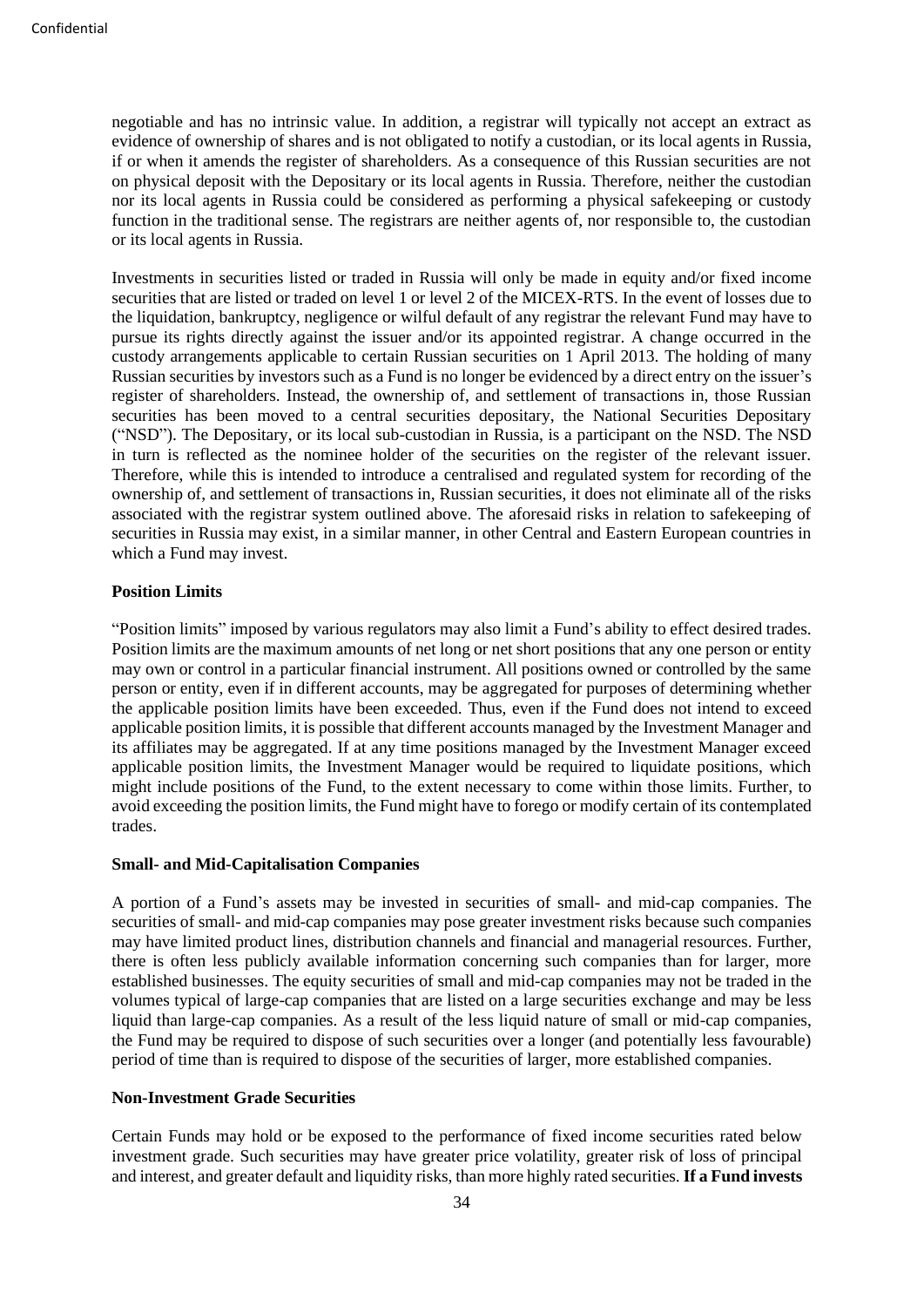negotiable and has no intrinsic value. In addition, a registrar will typically not accept an extract as evidence of ownership of shares and is not obligated to notify a custodian, or its local agents in Russia, if or when it amends the register of shareholders. As a consequence of this Russian securities are not on physical deposit with the Depositary or its local agents in Russia. Therefore, neither the custodian nor its local agents in Russia could be considered as performing a physical safekeeping or custody function in the traditional sense. The registrars are neither agents of, nor responsible to, the custodian or its local agents in Russia.

Investments in securities listed or traded in Russia will only be made in equity and/or fixed income securities that are listed or traded on level 1 or level 2 of the MICEX-RTS. In the event of losses due to the liquidation, bankruptcy, negligence or wilful default of any registrar the relevant Fund may have to pursue its rights directly against the issuer and/or its appointed registrar. A change occurred in the custody arrangements applicable to certain Russian securities on 1 April 2013. The holding of many Russian securities by investors such as a Fund is no longer be evidenced by a direct entry on the issuer's register of shareholders. Instead, the ownership of, and settlement of transactions in, those Russian securities has been moved to a central securities depositary, the National Securities Depository ("NSD"). The Depositary, or its local sub-custodian in Russia, is a participant on the NSD. The NSD in turn is reflected as the nominee holder of the securities on the register of the relevant issuer. Therefore, while this is intended to introduce a centralised and regulated system for recording of the ownership of, and settlement of transactions in, Russian securities, it does not eliminate all of the risks associated with the registrar system outlined above. The aforesaid risks in relation to safekeeping of securities in Russia may exist, in a similar manner, in other Central and Eastern European countries in which a Fund may invest.

**Position Limits**

"Position limits" imposed by various regulators may also limit a Fund's ability to effect desired trades. Position limits are the maximum amounts of net long or net short positions that any one person or entity may own or control in a particular financial instrument. All positions owned or controlled by the same person or entity, even if in different accounts, may be aggregated for purposes of determining whether the applicable position limits have been exceeded. Thus, even if the Fund does not intend to exceed applicable position limits, it is possible that different accounts managed by the Investment Manager and its affiliates may be aggregated. If at any time positions managed by the Investment Manager exceed applicable position limits, the Investment Manager would be required to liquidate positions, which might include positions of the Fund, to the extent necessary to come within those limits. Further, to avoid exceeding the position limits, the Fund might have to forego or modify certain of its contemplated trades.

**Small- and Mid-Capitalisation Companies**

A portion of a Fund's assets may be invested in securities of small- and mid-cap companies. The securities of small- and mid-cap companies may pose greater investment risks because such companies may have limited product lines, distribution channels and financial and managerial resources. Further, there is often less publicly available information concerning such companies than for larger, more established businesses. The equity securities of small and mid-cap companies may not be traded in the volumes typical of large-cap companies that are listed on a large securities exchange and may be less liquid than large-cap companies. As a result of the less liquid nature of small or mid-cap companies, the Fund may be required to dispose of such securities over a longer (and potentially less favourable) period of time than is required to dispose of the securities of larger, more established companies.

**Non-Investment Grade Securities**

Certain Funds may hold or be exposed to the performance of fixed income securities rated below investment grade. Such securities may have greater price volatility, greater risk of loss of principal and interest, and greater default and liquidity risks, than more highly rated securities. **If a Fund invests**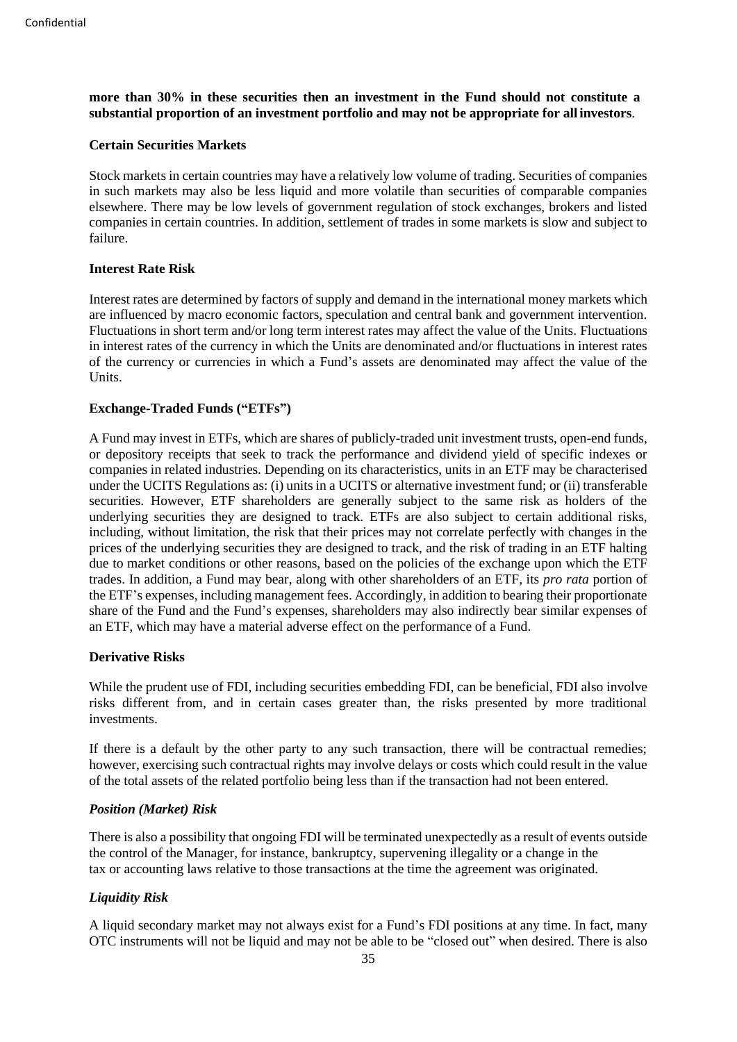**more than 30% in these securities then an investment in the Fund should not constitute a substantial proportion of an investment portfolio and may not be appropriate for all investors**.

**Certain Securities Markets**

Stock markets in certain countries may have a relatively low volume of trading. Securities of companies in such markets may also be less liquid and more volatile than securities of comparable companies elsewhere. There may be low levels of government regulation of stock exchanges, brokers and listed companies in certain countries. In addition, settlement of trades in some markets is slow and subject to failure.

**Interest Rate Risk**

Interest rates are determined by factors of supply and demand in the international money markets which are influenced by macro economic factors, speculation and central bank and government intervention. Fluctuations in short term and/or long term interest rates may affect the value of the Units. Fluctuations in interest rates of the currency in which the Units are denominated and/or fluctuations in interest rates of the currency or currencies in which a Fund's assets are denominated may affect the value of the Units.

**Exchange-Traded Funds ("ETFs")**

A Fund may invest in ETFs, which are shares of publicly-traded unit investment trusts, open-end funds, or depository receipts that seek to track the performance and dividend yield of specific indexes or companies in related industries. Depending on its characteristics, units in an ETF may be characterised under the UCITS Regulations as: (i) units in a UCITS or alternative investment fund; or (ii) transferable securities. However, ETF shareholders are generally subject to the same risk as holders of the underlying securities they are designed to track. ETFs are also subject to certain additional risks, including, without limitation, the risk that their prices may not correlate perfectly with changes in the prices of the underlying securities they are designed to track, and the risk of trading in an ETF halting due to market conditions or other reasons, based on the policies of the exchange upon which the ETF trades. In addition, a Fund may bear, along with other shareholders of an ETF, its *pro rata* portion of the ETF's expenses, including management fees. Accordingly, in addition to bearing their proportionate share of the Fund and the Fund's expenses, shareholders may also indirectly bear similar expenses of an ETF, which may have a material adverse effect on the performance of a Fund.

**Derivative Risks**

While the prudent use of FDI, including securities embedding FDI, can be beneficial, FDI also involve risks different from, and in certain cases greater than, the risks presented by more traditional investments.

If there is a default by the other party to any such transaction, there will be contractual remedies; however, exercising such contractual rights may involve delays or costs which could result in the value of the total assets of the related portfolio being less than if the transaction had not been entered.

***Position (Market) Risk***

There is also a possibility that ongoing FDI will be terminated unexpectedly as a result of events outside the control of the Manager, for instance, bankruptcy, supervening illegality or a change in the tax or accounting laws relative to those transactions at the time the agreement was originated.

***Liquidity Risk***

A liquid secondary market may not always exist for a Fund's FDI positions at any time. In fact, many OTC instruments will not be liquid and may not be able to be "closed out" when desired. There is also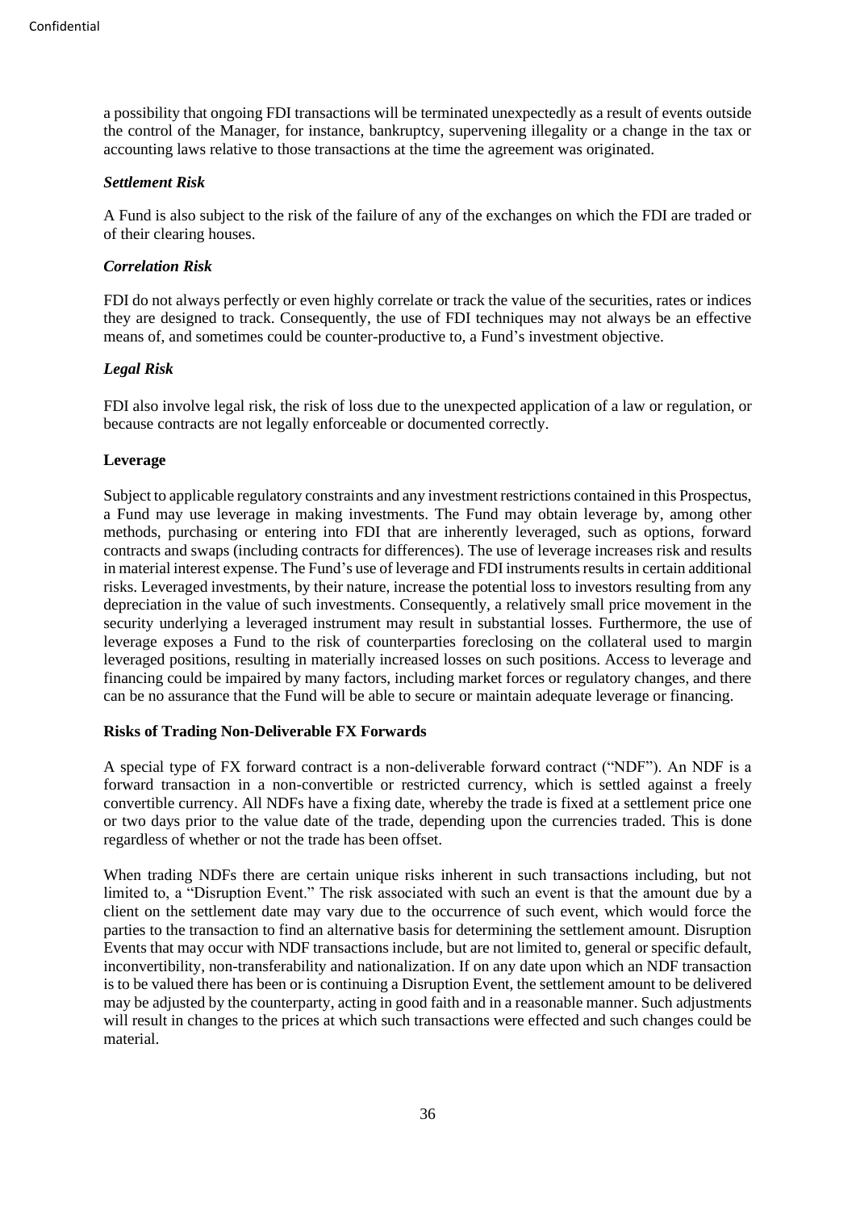a possibility that ongoing FDI transactions will be terminated unexpectedly as a result of events outside the control of the Manager, for instance, bankruptcy, supervening illegality or a change in the tax or accounting laws relative to those transactions at the time the agreement was originated.

***Settlement Risk***

A Fund is also subject to the risk of the failure of any of the exchanges on which the FDI are traded or of their clearing houses.

***Correlation Risk***

FDI do not always perfectly or even highly correlate or track the value of the securities, rates or indices they are designed to track. Consequently, the use of FDI techniques may not always be an effective means of, and sometimes could be counter-productive to, a Fund's investment objective.

***Legal Risk***

FDI also involve legal risk, the risk of loss due to the unexpected application of a law or regulation, or because contracts are not legally enforceable or documented correctly.

**Leverage**

Subject to applicable regulatory constraints and any investment restrictions contained in this Prospectus, a Fund may use leverage in making investments. The Fund may obtain leverage by, among other methods, purchasing or entering into FDI that are inherently leveraged, such as options, forward contracts and swaps (including contracts for differences). The use of leverage increases risk and results in material interest expense. The Fund's use of leverage and FDI instruments results in certain additional risks. Leveraged investments, by their nature, increase the potential loss to investors resulting from any depreciation in the value of such investments. Consequently, a relatively small price movement in the security underlying a leveraged instrument may result in substantial losses. Furthermore, the use of leverage exposes a Fund to the risk of counterparties foreclosing on the collateral used to margin leveraged positions, resulting in materially increased losses on such positions. Access to leverage and financing could be impaired by many factors, including market forces or regulatory changes, and there can be no assurance that the Fund will be able to secure or maintain adequate leverage or financing.

**Risks of Trading Non-Deliverable FX Forwards**

A special type of FX forward contract is a non-deliverable forward contract ("NDF"). An NDF is a forward transaction in a non-convertible or restricted currency, which is settled against a freely convertible currency. All NDFs have a fixing date, whereby the trade is fixed at a settlement price one or two days prior to the value date of the trade, depending upon the currencies traded. This is done regardless of whether or not the trade has been offset.

When trading NDFs there are certain unique risks inherent in such transactions including, but not limited to, a "Disruption Event." The risk associated with such an event is that the amount due by a client on the settlement date may vary due to the occurrence of such event, which would force the parties to the transaction to find an alternative basis for determining the settlement amount. Disruption Events that may occur with NDF transactions include, but are not limited to, general or specific default, inconvertibility, non-transferability and nationalization. If on any date upon which an NDF transaction is to be valued there has been or is continuing a Disruption Event, the settlement amount to be delivered may be adjusted by the counterparty, acting in good faith and in a reasonable manner. Such adjustments will result in changes to the prices at which such transactions were effected and such changes could be material.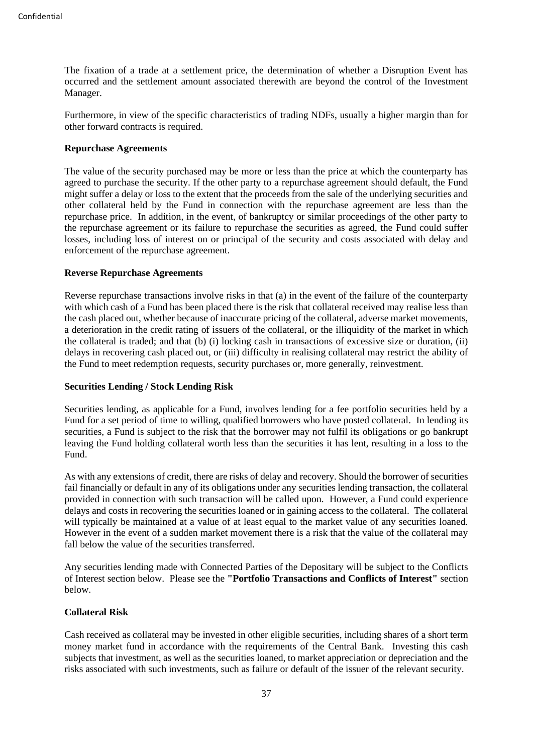The fixation of a trade at a settlement price, the determination of whether a Disruption Event has occurred and the settlement amount associated therewith are beyond the control of the Investment Manager.

Furthermore, in view of the specific characteristics of trading NDFs, usually a higher margin than for other forward contracts is required.

**Repurchase Agreements**

The value of the security purchased may be more or less than the price at which the counterparty has agreed to purchase the security. If the other party to a repurchase agreement should default, the Fund might suffer a delay or loss to the extent that the proceeds from the sale of the underlying securities and other collateral held by the Fund in connection with the repurchase agreement are less than the repurchase price. In addition, in the event, of bankruptcy or similar proceedings of the other party to the repurchase agreement or its failure to repurchase the securities as agreed, the Fund could suffer losses, including loss of interest on or principal of the security and costs associated with delay and enforcement of the repurchase agreement.

**Reverse Repurchase Agreements**

Reverse repurchase transactions involve risks in that (a) in the event of the failure of the counterparty with which cash of a Fund has been placed there is the risk that collateral received may realise less than the cash placed out, whether because of inaccurate pricing of the collateral, adverse market movements, a deterioration in the credit rating of issuers of the collateral, or the illiquidity of the market in which the collateral is traded; and that (b) (i) locking cash in transactions of excessive size or duration, (ii) delays in recovering cash placed out, or (iii) difficulty in realising collateral may restrict the ability of the Fund to meet redemption requests, security purchases or, more generally, reinvestment.

**Securities Lending / Stock Lending Risk**

Securities lending, as applicable for a Fund, involves lending for a fee portfolio securities held by a Fund for a set period of time to willing, qualified borrowers who have posted collateral. In lending its securities, a Fund is subject to the risk that the borrower may not fulfil its obligations or go bankrupt leaving the Fund holding collateral worth less than the securities it has lent, resulting in a loss to the Fund.

As with any extensions of credit, there are risks of delay and recovery. Should the borrower of securities fail financially or default in any of its obligations under any securities lending transaction, the collateral provided in connection with such transaction will be called upon. However, a Fund could experience delays and costs in recovering the securities loaned or in gaining access to the collateral. The collateral will typically be maintained at a value of at least equal to the market value of any securities loaned. However in the event of a sudden market movement there is a risk that the value of the collateral may fall below the value of the securities transferred.

Any securities lending made with Connected Parties of the Depositary will be subject to the Conflicts of Interest section below. Please see the **"Portfolio Transactions and Conflicts of Interest"** section below.

**Collateral Risk**

Cash received as collateral may be invested in other eligible securities, including shares of a short term money market fund in accordance with the requirements of the Central Bank. Investing this cash subjects that investment, as well as the securities loaned, to market appreciation or depreciation and the risks associated with such investments, such as failure or default of the issuer of the relevant security.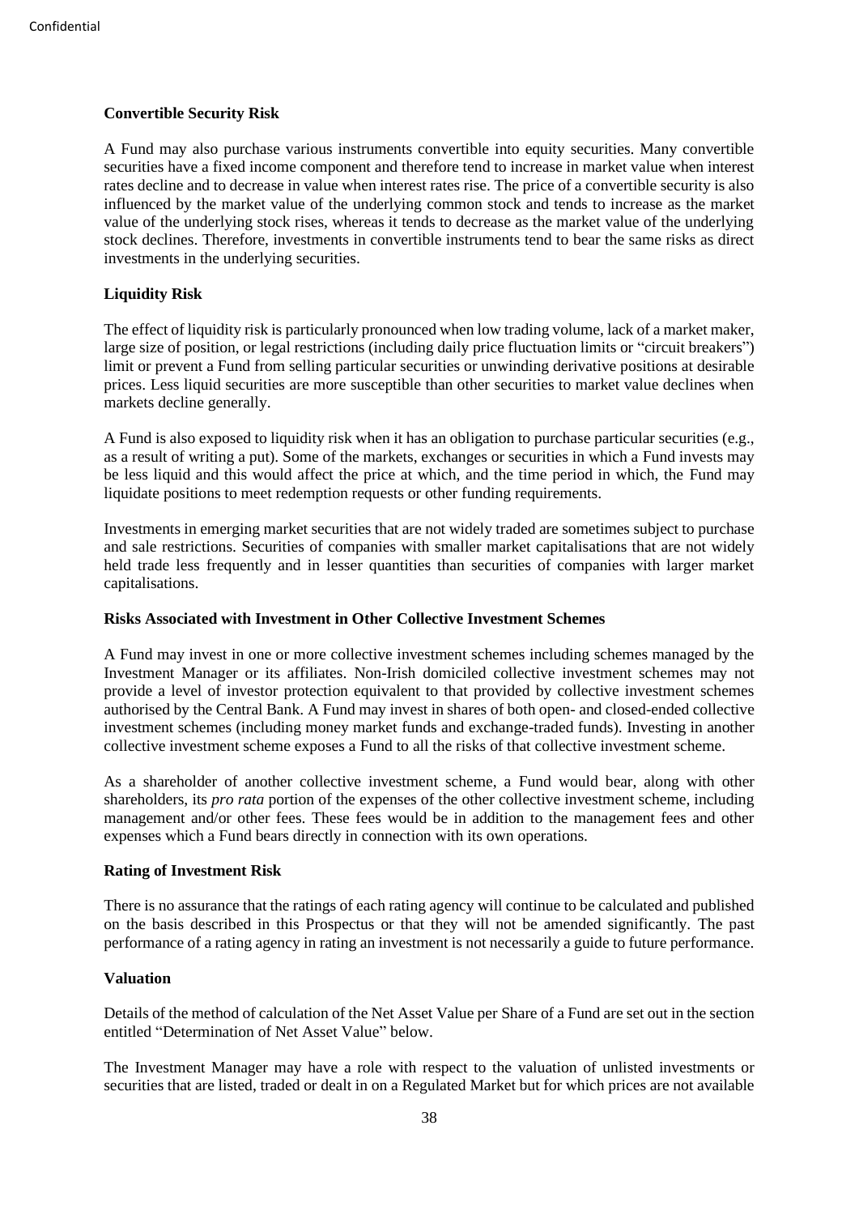**Convertible Security Risk**

A Fund may also purchase various instruments convertible into equity securities. Many convertible securities have a fixed income component and therefore tend to increase in market value when interest rates decline and to decrease in value when interest rates rise. The price of a convertible security is also influenced by the market value of the underlying common stock and tends to increase as the market value of the underlying stock rises, whereas it tends to decrease as the market value of the underlying stock declines. Therefore, investments in convertible instruments tend to bear the same risks as direct investments in the underlying securities.

**Liquidity Risk**

The effect of liquidity risk is particularly pronounced when low trading volume, lack of a market maker, large size of position, or legal restrictions (including daily price fluctuation limits or "circuit breakers") limit or prevent a Fund from selling particular securities or unwinding derivative positions at desirable prices. Less liquid securities are more susceptible than other securities to market value declines when markets decline generally.

A Fund is also exposed to liquidity risk when it has an obligation to purchase particular securities (e.g., as a result of writing a put). Some of the markets, exchanges or securities in which a Fund invests may be less liquid and this would affect the price at which, and the time period in which, the Fund may liquidate positions to meet redemption requests or other funding requirements.

Investments in emerging market securities that are not widely traded are sometimes subject to purchase and sale restrictions. Securities of companies with smaller market capitalisations that are not widely held trade less frequently and in lesser quantities than securities of companies with larger market capitalisations.

**Risks Associated with Investment in Other Collective Investment Schemes**

A Fund may invest in one or more collective investment schemes including schemes managed by the Investment Manager or its affiliates. Non-Irish domiciled collective investment schemes may not provide a level of investor protection equivalent to that provided by collective investment schemes authorised by the Central Bank. A Fund may invest in shares of both open- and closed-ended collective investment schemes (including money market funds and exchange-traded funds). Investing in another collective investment scheme exposes a Fund to all the risks of that collective investment scheme.

As a shareholder of another collective investment scheme, a Fund would bear, along with other shareholders, its *pro rata* portion of the expenses of the other collective investment scheme, including management and/or other fees. These fees would be in addition to the management fees and other expenses which a Fund bears directly in connection with its own operations.

**Rating of Investment Risk**

There is no assurance that the ratings of each rating agency will continue to be calculated and published on the basis described in this Prospectus or that they will not be amended significantly. The past performance of a rating agency in rating an investment is not necessarily a guide to future performance.

**Valuation**

Details of the method of calculation of the Net Asset Value per Share of a Fund are set out in the section entitled "Determination of Net Asset Value" below.

The Investment Manager may have a role with respect to the valuation of unlisted investments or securities that are listed, traded or dealt in on a Regulated Market but for which prices are not available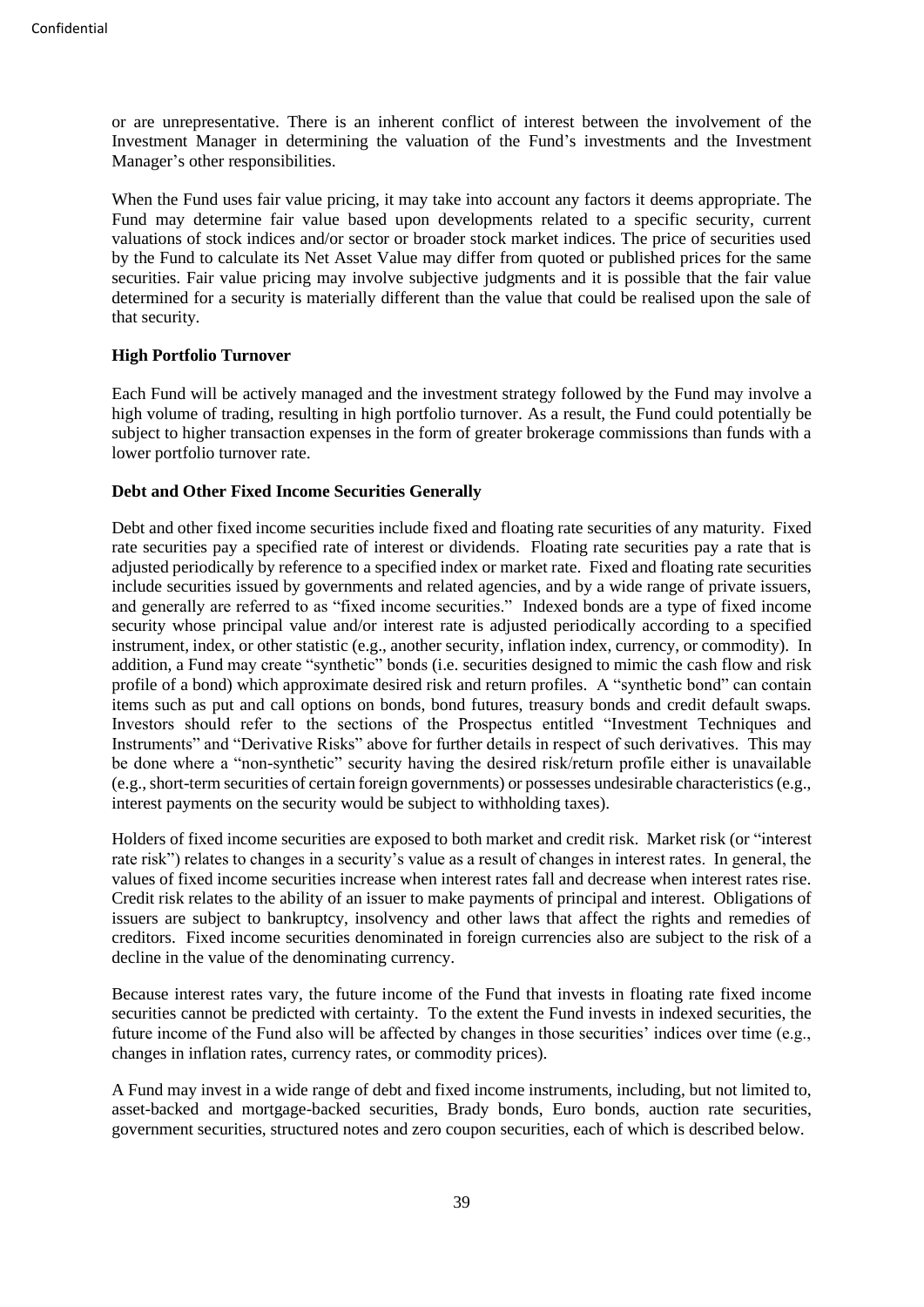or are unrepresentative. There is an inherent conflict of interest between the involvement of the Investment Manager in determining the valuation of the Fund's investments and the Investment Manager's other responsibilities.

When the Fund uses fair value pricing, it may take into account any factors it deems appropriate. The Fund may determine fair value based upon developments related to a specific security, current valuations of stock indices and/or sector or broader stock market indices. The price of securities used by the Fund to calculate its Net Asset Value may differ from quoted or published prices for the same securities. Fair value pricing may involve subjective judgments and it is possible that the fair value determined for a security is materially different than the value that could be realised upon the sale of that security.

**High Portfolio Turnover**

Each Fund will be actively managed and the investment strategy followed by the Fund may involve a high volume of trading, resulting in high portfolio turnover. As a result, the Fund could potentially be subject to higher transaction expenses in the form of greater brokerage commissions than funds with a lower portfolio turnover rate.

**Debt and Other Fixed Income Securities Generally**

Debt and other fixed income securities include fixed and floating rate securities of any maturity. Fixed rate securities pay a specified rate of interest or dividends. Floating rate securities pay a rate that is adjusted periodically by reference to a specified index or market rate. Fixed and floating rate securities include securities issued by governments and related agencies, and by a wide range of private issuers, and generally are referred to as "fixed income securities." Indexed bonds are a type of fixed income security whose principal value and/or interest rate is adjusted periodically according to a specified instrument, index, or other statistic (e.g., another security, inflation index, currency, or commodity). In addition, a Fund may create "synthetic" bonds (i.e. securities designed to mimic the cash flow and risk profile of a bond) which approximate desired risk and return profiles. A "synthetic bond" can contain items such as put and call options on bonds, bond futures, treasury bonds and credit default swaps. Investors should refer to the sections of the Prospectus entitled "Investment Techniques and Instruments" and "Derivative Risks" above for further details in respect of such derivatives. This may be done where a "non-synthetic" security having the desired risk/return profile either is unavailable (e.g., short-term securities of certain foreign governments) or possesses undesirable characteristics (e.g., interest payments on the security would be subject to withholding taxes).

Holders of fixed income securities are exposed to both market and credit risk. Market risk (or "interest rate risk") relates to changes in a security's value as a result of changes in interest rates. In general, the values of fixed income securities increase when interest rates fall and decrease when interest rates rise. Credit risk relates to the ability of an issuer to make payments of principal and interest. Obligations of issuers are subject to bankruptcy, insolvency and other laws that affect the rights and remedies of creditors. Fixed income securities denominated in foreign currencies also are subject to the risk of a decline in the value of the denominating currency.

Because interest rates vary, the future income of the Fund that invests in floating rate fixed income securities cannot be predicted with certainty. To the extent the Fund invests in indexed securities, the future income of the Fund also will be affected by changes in those securities' indices over time (e.g., changes in inflation rates, currency rates, or commodity prices).

A Fund may invest in a wide range of debt and fixed income instruments, including, but not limited to, asset-backed and mortgage-backed securities, Brady bonds, Euro bonds, auction rate securities, government securities, structured notes and zero coupon securities, each of which is described below.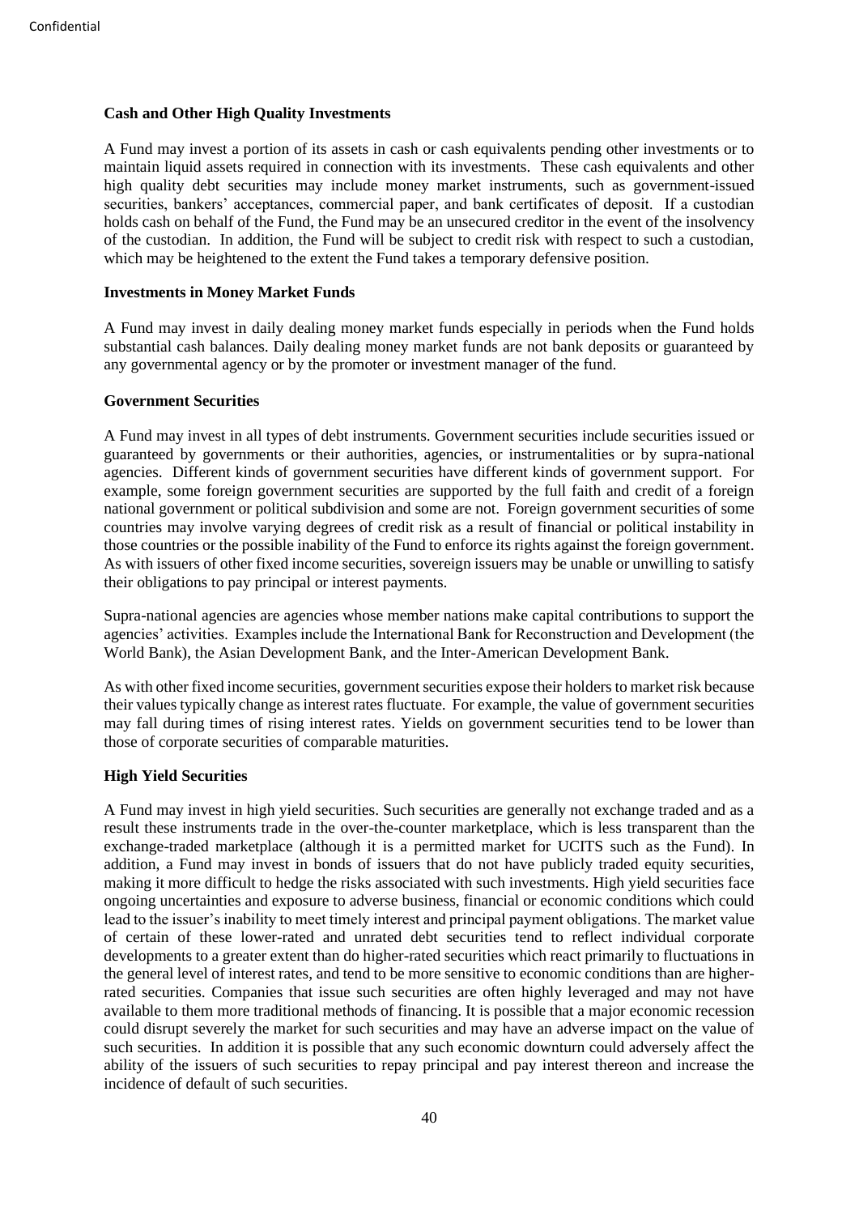**Cash and Other High Quality Investments**

A Fund may invest a portion of its assets in cash or cash equivalents pending other investments or to maintain liquid assets required in connection with its investments. These cash equivalents and other high quality debt securities may include money market instruments, such as government-issued securities, bankers' acceptances, commercial paper, and bank certificates of deposit. If a custodian holds cash on behalf of the Fund, the Fund may be an unsecured creditor in the event of the insolvency of the custodian. In addition, the Fund will be subject to credit risk with respect to such a custodian, which may be heightened to the extent the Fund takes a temporary defensive position.

**Investments in Money Market Funds**

A Fund may invest in daily dealing money market funds especially in periods when the Fund holds substantial cash balances. Daily dealing money market funds are not bank deposits or guaranteed by any governmental agency or by the promoter or investment manager of the fund.

**Government Securities**

A Fund may invest in all types of debt instruments. Government securities include securities issued or guaranteed by governments or their authorities, agencies, or instrumentalities or by supra-national agencies. Different kinds of government securities have different kinds of government support. For example, some foreign government securities are supported by the full faith and credit of a foreign national government or political subdivision and some are not. Foreign government securities of some countries may involve varying degrees of credit risk as a result of financial or political instability in those countries or the possible inability of the Fund to enforce its rights against the foreign government. As with issuers of other fixed income securities, sovereign issuers may be unable or unwilling to satisfy their obligations to pay principal or interest payments.

Supra-national agencies are agencies whose member nations make capital contributions to support the agencies' activities. Examples include the International Bank for Reconstruction and Development (the World Bank), the Asian Development Bank, and the Inter-American Development Bank.

As with other fixed income securities, government securities expose their holders to market risk because their values typically change as interest rates fluctuate. For example, the value of government securities may fall during times of rising interest rates. Yields on government securities tend to be lower than those of corporate securities of comparable maturities.

**High Yield Securities**

A Fund may invest in high yield securities. Such securities are generally not exchange traded and as a result these instruments trade in the over-the-counter marketplace, which is less transparent than the exchange-traded marketplace (although it is a permitted market for UCITS such as the Fund). In addition, a Fund may invest in bonds of issuers that do not have publicly traded equity securities, making it more difficult to hedge the risks associated with such investments. High yield securities face ongoing uncertainties and exposure to adverse business, financial or economic conditions which could lead to the issuer's inability to meet timely interest and principal payment obligations. The market value of certain of these lower-rated and unrated debt securities tend to reflect individual corporate developments to a greater extent than do higher-rated securities which react primarily to fluctuations in the general level of interest rates, and tend to be more sensitive to economic conditions than are higher-rated securities. Companies that issue such securities are often highly leveraged and may not have available to them more traditional methods of financing. It is possible that a major economic recession could disrupt severely the market for such securities and may have an adverse impact on the value of such securities. In addition it is possible that any such economic downturn could adversely affect the ability of the issuers of such securities to repay principal and pay interest thereon and increase the incidence of default of such securities.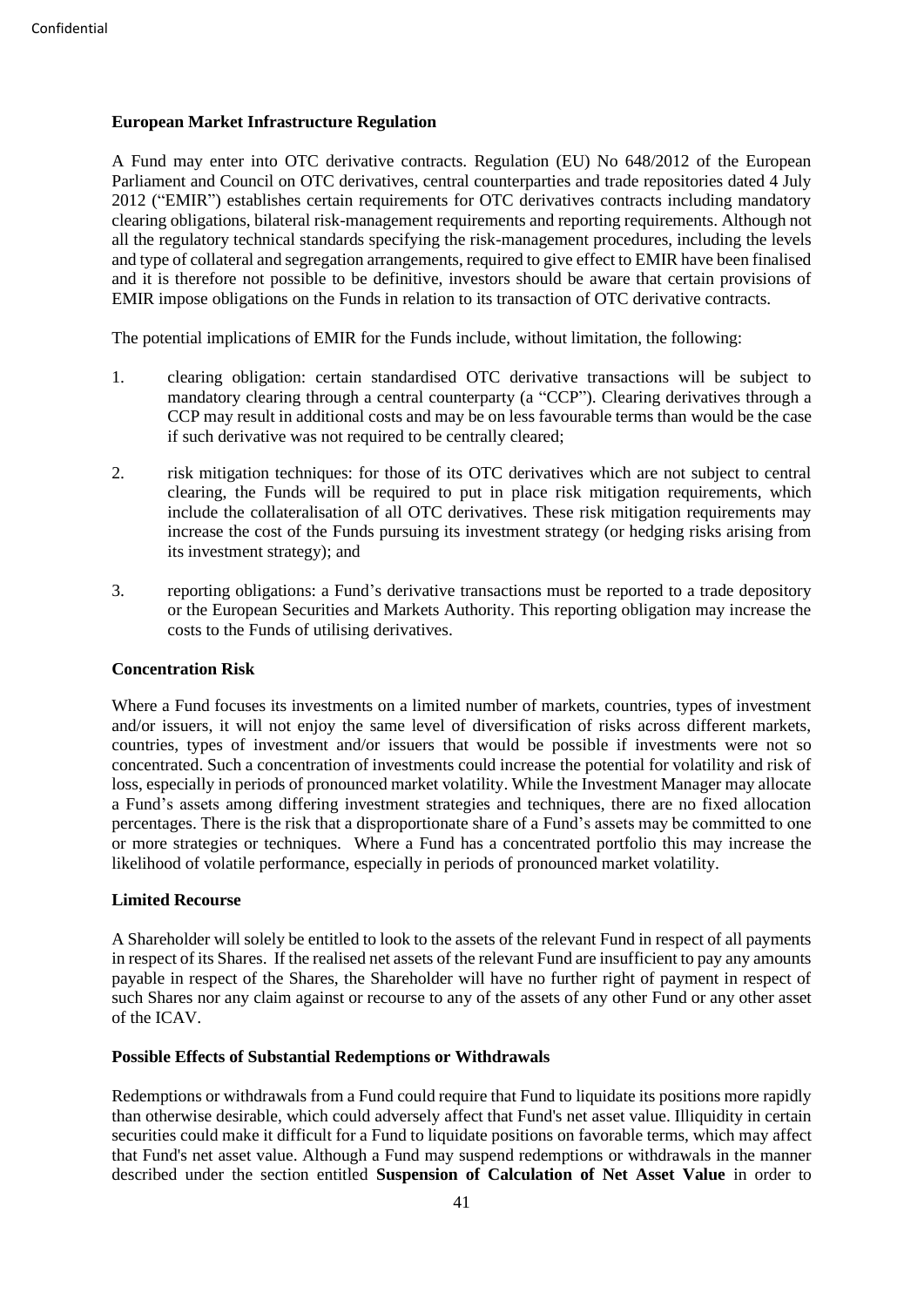**European Market Infrastructure Regulation**

A Fund may enter into OTC derivative contracts. Regulation (EU) No 648/2012 of the European Parliament and Council on OTC derivatives, central counterparties and trade repositories dated 4 July 2012 ("EMIR") establishes certain requirements for OTC derivatives contracts including mandatory clearing obligations, bilateral risk-management requirements and reporting requirements. Although not all the regulatory technical standards specifying the risk-management procedures, including the levels and type of collateral and segregation arrangements, required to give effect to EMIR have been finalised and it is therefore not possible to be definitive, investors should be aware that certain provisions of EMIR impose obligations on the Funds in relation to its transaction of OTC derivative contracts.

The potential implications of EMIR for the Funds include, without limitation, the following:

1. clearing obligation: certain standardised OTC derivative transactions will be subject to mandatory clearing through a central counterparty (a "CCP"). Clearing derivatives through a CCP may result in additional costs and may be on less favourable terms than would be the case if such derivative was not required to be centrally cleared;

2. risk mitigation techniques: for those of its OTC derivatives which are not subject to central clearing, the Funds will be required to put in place risk mitigation requirements, which include the collateralisation of all OTC derivatives. These risk mitigation requirements may increase the cost of the Funds pursuing its investment strategy (or hedging risks arising from its investment strategy); and

3. reporting obligations: a Fund's derivative transactions must be reported to a trade depository or the European Securities and Markets Authority. This reporting obligation may increase the costs to the Funds of utilising derivatives.

**Concentration Risk**

Where a Fund focuses its investments on a limited number of markets, countries, types of investment and/or issuers, it will not enjoy the same level of diversification of risks across different markets, countries, types of investment and/or issuers that would be possible if investments were not so concentrated. Such a concentration of investments could increase the potential for volatility and risk of loss, especially in periods of pronounced market volatility. While the Investment Manager may allocate a Fund's assets among differing investment strategies and techniques, there are no fixed allocation percentages. There is the risk that a disproportionate share of a Fund's assets may be committed to one or more strategies or techniques. Where a Fund has a concentrated portfolio this may increase the likelihood of volatile performance, especially in periods of pronounced market volatility.

**Limited Recourse**

A Shareholder will solely be entitled to look to the assets of the relevant Fund in respect of all payments in respect of its Shares. If the realised net assets of the relevant Fund are insufficient to pay any amounts payable in respect of the Shares, the Shareholder will have no further right of payment in respect of such Shares nor any claim against or recourse to any of the assets of any other Fund or any other asset of the ICAV.

**Possible Effects of Substantial Redemptions or Withdrawals**

Redemptions or withdrawals from a Fund could require that Fund to liquidate its positions more rapidly than otherwise desirable, which could adversely affect that Fund's net asset value. Illiquidity in certain securities could make it difficult for a Fund to liquidate positions on favorable terms, which may affect that Fund's net asset value. Although a Fund may suspend redemptions or withdrawals in the manner described under the section entitled **Suspension of Calculation of Net Asset Value** in order to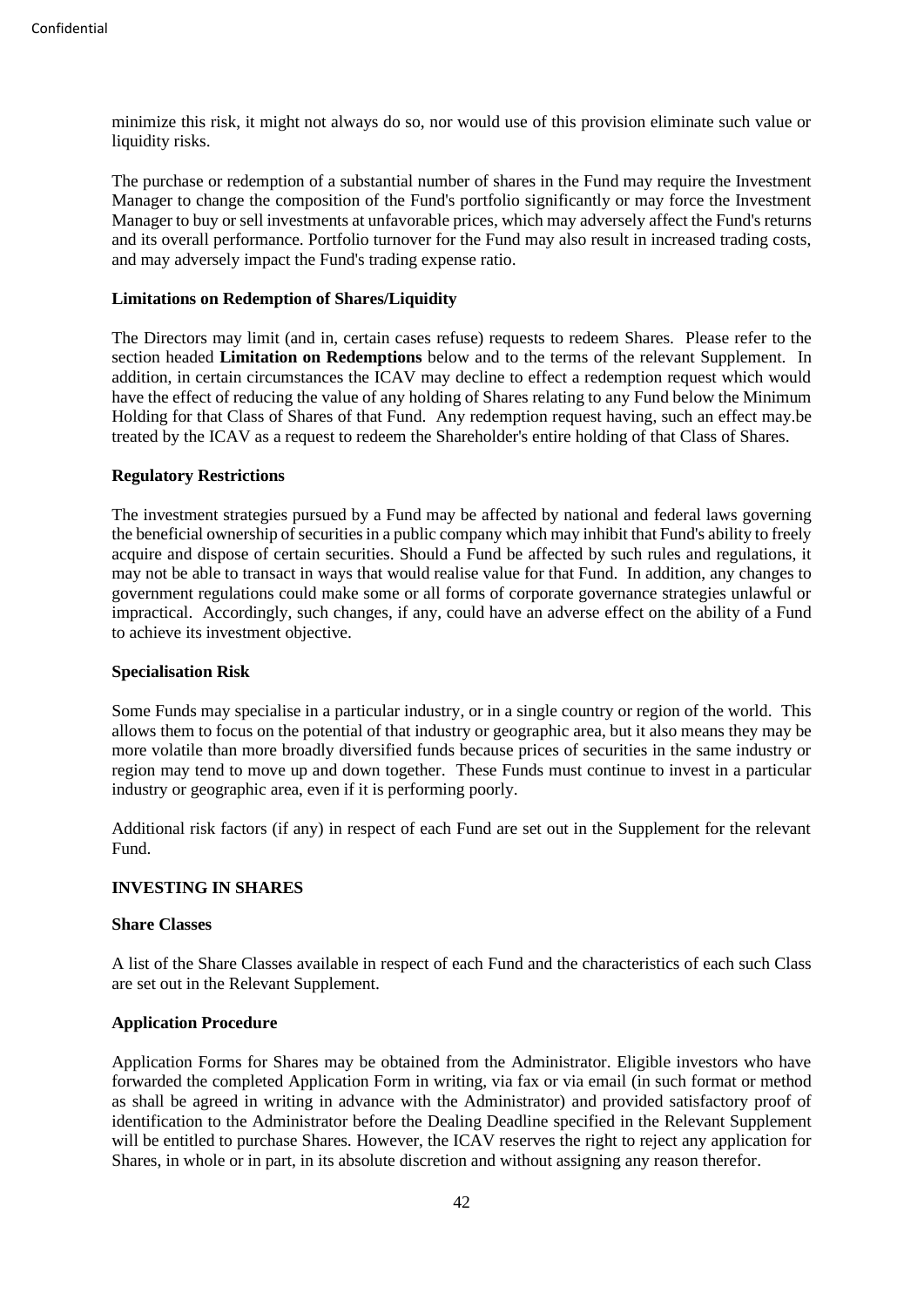minimize this risk, it might not always do so, nor would use of this provision eliminate such value or liquidity risks.

The purchase or redemption of a substantial number of shares in the Fund may require the Investment Manager to change the composition of the Fund's portfolio significantly or may force the Investment Manager to buy or sell investments at unfavorable prices, which may adversely affect the Fund's returns and its overall performance. Portfolio turnover for the Fund may also result in increased trading costs, and may adversely impact the Fund's trading expense ratio.

**Limitations on Redemption of Shares/Liquidity**

The Directors may limit (and in, certain cases refuse) requests to redeem Shares. Please refer to the section headed **Limitation on Redemptions** below and to the terms of the relevant Supplement. In addition, in certain circumstances the ICAV may decline to effect a redemption request which would have the effect of reducing the value of any holding of Shares relating to any Fund below the Minimum Holding for that Class of Shares of that Fund. Any redemption request having, such an effect may.be treated by the ICAV as a request to redeem the Shareholder's entire holding of that Class of Shares.

**Regulatory Restrictions**

The investment strategies pursued by a Fund may be affected by national and federal laws governing the beneficial ownership of securities in a public company which may inhibit that Fund's ability to freely acquire and dispose of certain securities. Should a Fund be affected by such rules and regulations, it may not be able to transact in ways that would realise value for that Fund. In addition, any changes to government regulations could make some or all forms of corporate governance strategies unlawful or impractical. Accordingly, such changes, if any, could have an adverse effect on the ability of a Fund to achieve its investment objective.

**Specialisation Risk**

Some Funds may specialise in a particular industry, or in a single country or region of the world. This allows them to focus on the potential of that industry or geographic area, but it also means they may be more volatile than more broadly diversified funds because prices of securities in the same industry or region may tend to move up and down together. These Funds must continue to invest in a particular industry or geographic area, even if it is performing poorly.

Additional risk factors (if any) in respect of each Fund are set out in the Supplement for the relevant Fund.

## INVESTING IN SHARES

**Share Classes**

A list of the Share Classes available in respect of each Fund and the characteristics of each such Class are set out in the Relevant Supplement.

**Application Procedure**

Application Forms for Shares may be obtained from the Administrator. Eligible investors who have forwarded the completed Application Form in writing, via fax or via email (in such format or method as shall be agreed in writing in advance with the Administrator) and provided satisfactory proof of identification to the Administrator before the Dealing Deadline specified in the Relevant Supplement will be entitled to purchase Shares. However, the ICAV reserves the right to reject any application for Shares, in whole or in part, in its absolute discretion and without assigning any reason therefor.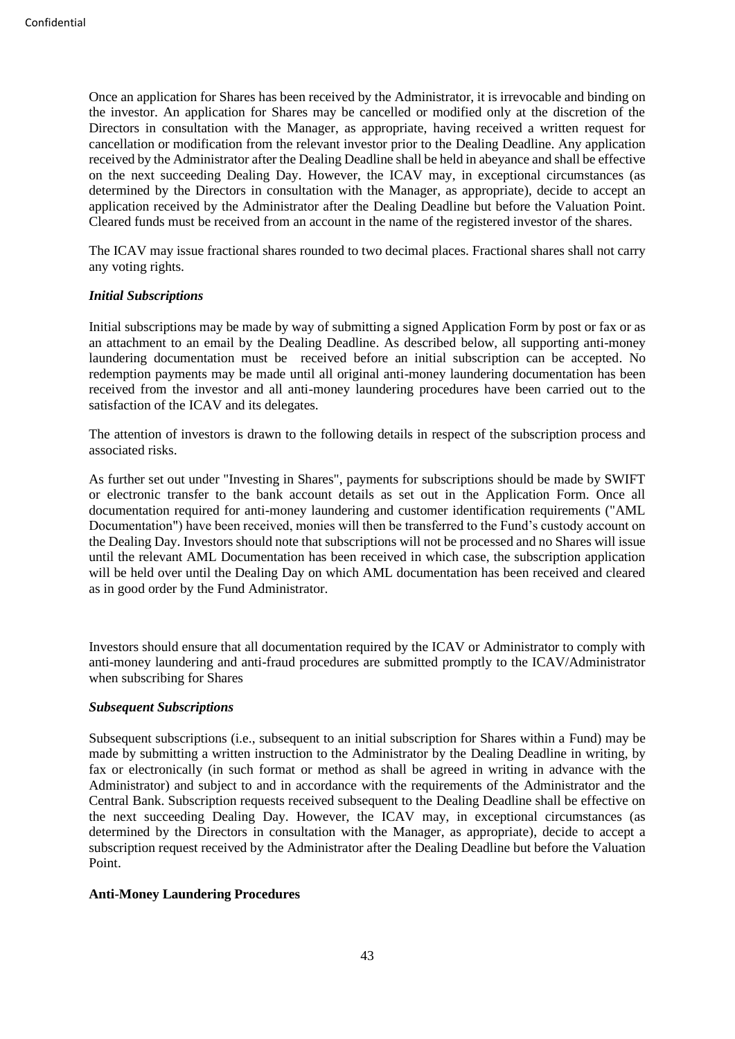Once an application for Shares has been received by the Administrator, it is irrevocable and binding on the investor. An application for Shares may be cancelled or modified only at the discretion of the Directors in consultation with the Manager, as appropriate, having received a written request for cancellation or modification from the relevant investor prior to the Dealing Deadline. Any application received by the Administrator after the Dealing Deadline shall be held in abeyance and shall be effective on the next succeeding Dealing Day. However, the ICAV may, in exceptional circumstances (as determined by the Directors in consultation with the Manager, as appropriate), decide to accept an application received by the Administrator after the Dealing Deadline but before the Valuation Point. Cleared funds must be received from an account in the name of the registered investor of the shares.

The ICAV may issue fractional shares rounded to two decimal places. Fractional shares shall not carry any voting rights.

***Initial Subscriptions***

Initial subscriptions may be made by way of submitting a signed Application Form by post or fax or as an attachment to an email by the Dealing Deadline. As described below, all supporting anti-money laundering documentation must be received before an initial subscription can be accepted. No redemption payments may be made until all original anti-money laundering documentation has been received from the investor and all anti-money laundering procedures have been carried out to the satisfaction of the ICAV and its delegates.

The attention of investors is drawn to the following details in respect of the subscription process and associated risks.

As further set out under "Investing in Shares", payments for subscriptions should be made by SWIFT or electronic transfer to the bank account details as set out in the Application Form. Once all documentation required for anti-money laundering and customer identification requirements ("AML Documentation") have been received, monies will then be transferred to the Fund's custody account on the Dealing Day. Investors should note that subscriptions will not be processed and no Shares will issue until the relevant AML Documentation has been received in which case, the subscription application will be held over until the Dealing Day on which AML documentation has been received and cleared as in good order by the Fund Administrator.

Investors should ensure that all documentation required by the ICAV or Administrator to comply with anti-money laundering and anti-fraud procedures are submitted promptly to the ICAV/Administrator when subscribing for Shares

***Subsequent Subscriptions***

Subsequent subscriptions (i.e., subsequent to an initial subscription for Shares within a Fund) may be made by submitting a written instruction to the Administrator by the Dealing Deadline in writing, by fax or electronically (in such format or method as shall be agreed in writing in advance with the Administrator) and subject to and in accordance with the requirements of the Administrator and the Central Bank. Subscription requests received subsequent to the Dealing Deadline shall be effective on the next succeeding Dealing Day. However, the ICAV may, in exceptional circumstances (as determined by the Directors in consultation with the Manager, as appropriate), decide to accept a subscription request received by the Administrator after the Dealing Deadline but before the Valuation Point.

**Anti-Money Laundering Procedures**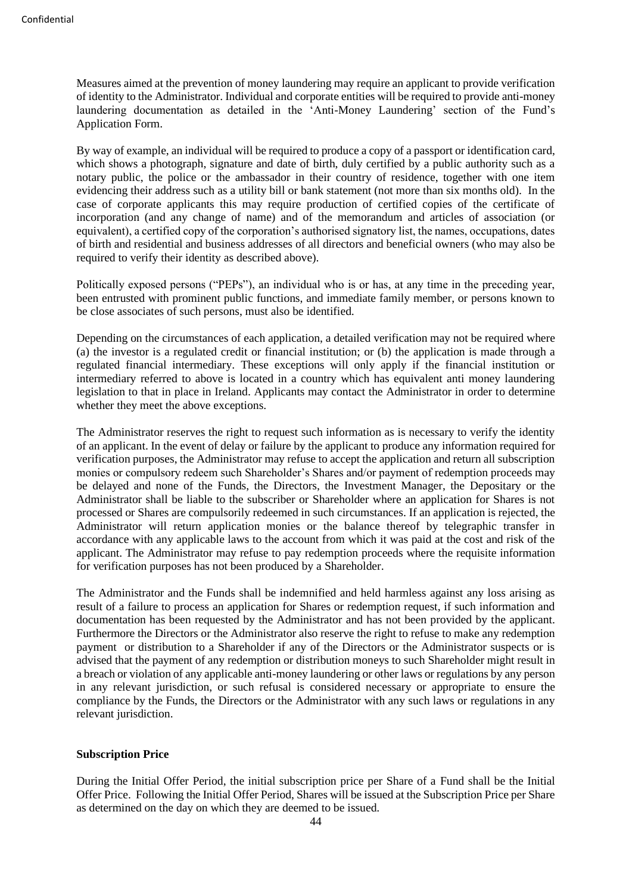Measures aimed at the prevention of money laundering may require an applicant to provide verification of identity to the Administrator. Individual and corporate entities will be required to provide anti-money laundering documentation as detailed in the 'Anti-Money Laundering' section of the Fund's Application Form.

By way of example, an individual will be required to produce a copy of a passport or identification card, which shows a photograph, signature and date of birth, duly certified by a public authority such as a notary public, the police or the ambassador in their country of residence, together with one item evidencing their address such as a utility bill or bank statement (not more than six months old). In the case of corporate applicants this may require production of certified copies of the certificate of incorporation (and any change of name) and of the memorandum and articles of association (or equivalent), a certified copy of the corporation's authorised signatory list, the names, occupations, dates of birth and residential and business addresses of all directors and beneficial owners (who may also be required to verify their identity as described above).

Politically exposed persons ("PEPs"), an individual who is or has, at any time in the preceding year, been entrusted with prominent public functions, and immediate family member, or persons known to be close associates of such persons, must also be identified.

Depending on the circumstances of each application, a detailed verification may not be required where (a) the investor is a regulated credit or financial institution; or (b) the application is made through a regulated financial intermediary. These exceptions will only apply if the financial institution or intermediary referred to above is located in a country which has equivalent anti money laundering legislation to that in place in Ireland. Applicants may contact the Administrator in order to determine whether they meet the above exceptions.

The Administrator reserves the right to request such information as is necessary to verify the identity of an applicant. In the event of delay or failure by the applicant to produce any information required for verification purposes, the Administrator may refuse to accept the application and return all subscription monies or compulsory redeem such Shareholder's Shares and/or payment of redemption proceeds may be delayed and none of the Funds, the Directors, the Investment Manager, the Depositary or the Administrator shall be liable to the subscriber or Shareholder where an application for Shares is not processed or Shares are compulsorily redeemed in such circumstances. If an application is rejected, the Administrator will return application monies or the balance thereof by telegraphic transfer in accordance with any applicable laws to the account from which it was paid at the cost and risk of the applicant. The Administrator may refuse to pay redemption proceeds where the requisite information for verification purposes has not been produced by a Shareholder.

The Administrator and the Funds shall be indemnified and held harmless against any loss arising as result of a failure to process an application for Shares or redemption request, if such information and documentation has been requested by the Administrator and has not been provided by the applicant. Furthermore the Directors or the Administrator also reserve the right to refuse to make any redemption payment or distribution to a Shareholder if any of the Directors or the Administrator suspects or is advised that the payment of any redemption or distribution moneys to such Shareholder might result in a breach or violation of any applicable anti-money laundering or other laws or regulations by any person in any relevant jurisdiction, or such refusal is considered necessary or appropriate to ensure the compliance by the Funds, the Directors or the Administrator with any such laws or regulations in any relevant jurisdiction.

**Subscription Price**

During the Initial Offer Period, the initial subscription price per Share of a Fund shall be the Initial Offer Price. Following the Initial Offer Period, Shares will be issued at the Subscription Price per Share as determined on the day on which they are deemed to be issued.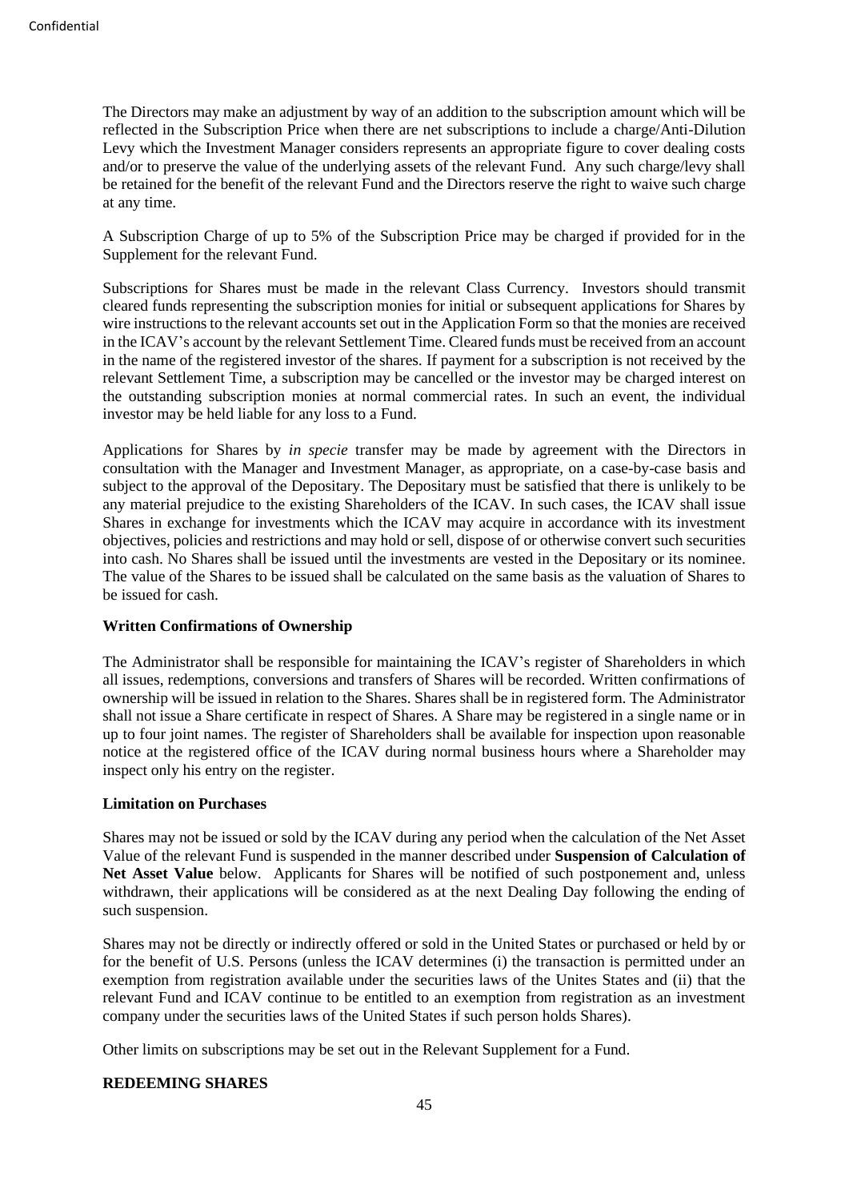The Directors may make an adjustment by way of an addition to the subscription amount which will be reflected in the Subscription Price when there are net subscriptions to include a charge/Anti-Dilution Levy which the Investment Manager considers represents an appropriate figure to cover dealing costs and/or to preserve the value of the underlying assets of the relevant Fund. Any such charge/levy shall be retained for the benefit of the relevant Fund and the Directors reserve the right to waive such charge at any time.

A Subscription Charge of up to 5% of the Subscription Price may be charged if provided for in the Supplement for the relevant Fund.

Subscriptions for Shares must be made in the relevant Class Currency. Investors should transmit cleared funds representing the subscription monies for initial or subsequent applications for Shares by wire instructions to the relevant accounts set out in the Application Form so that the monies are received in the ICAV's account by the relevant Settlement Time. Cleared funds must be received from an account in the name of the registered investor of the shares. If payment for a subscription is not received by the relevant Settlement Time, a subscription may be cancelled or the investor may be charged interest on the outstanding subscription monies at normal commercial rates. In such an event, the individual investor may be held liable for any loss to a Fund.

Applications for Shares by *in specie* transfer may be made by agreement with the Directors in consultation with the Manager and Investment Manager, as appropriate, on a case-by-case basis and subject to the approval of the Depositary. The Depositary must be satisfied that there is unlikely to be any material prejudice to the existing Shareholders of the ICAV. In such cases, the ICAV shall issue Shares in exchange for investments which the ICAV may acquire in accordance with its investment objectives, policies and restrictions and may hold or sell, dispose of or otherwise convert such securities into cash. No Shares shall be issued until the investments are vested in the Depositary or its nominee. The value of the Shares to be issued shall be calculated on the same basis as the valuation of Shares to be issued for cash.

**Written Confirmations of Ownership**

The Administrator shall be responsible for maintaining the ICAV's register of Shareholders in which all issues, redemptions, conversions and transfers of Shares will be recorded. Written confirmations of ownership will be issued in relation to the Shares. Shares shall be in registered form. The Administrator shall not issue a Share certificate in respect of Shares. A Share may be registered in a single name or in up to four joint names. The register of Shareholders shall be available for inspection upon reasonable notice at the registered office of the ICAV during normal business hours where a Shareholder may inspect only his entry on the register.

**Limitation on Purchases**

Shares may not be issued or sold by the ICAV during any period when the calculation of the Net Asset Value of the relevant Fund is suspended in the manner described under **Suspension of Calculation of Net Asset Value** below. Applicants for Shares will be notified of such postponement and, unless withdrawn, their applications will be considered as at the next Dealing Day following the ending of such suspension.

Shares may not be directly or indirectly offered or sold in the United States or purchased or held by or for the benefit of U.S. Persons (unless the ICAV determines (i) the transaction is permitted under an exemption from registration available under the securities laws of the Unites States and (ii) that the relevant Fund and ICAV continue to be entitled to an exemption from registration as an investment company under the securities laws of the United States if such person holds Shares).

Other limits on subscriptions may be set out in the Relevant Supplement for a Fund.

**REDEEMING SHARES**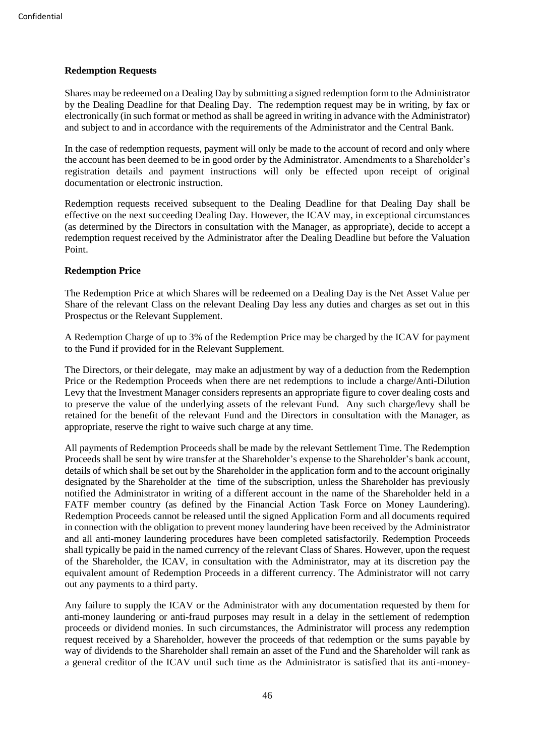**Redemption Requests**

Shares may be redeemed on a Dealing Day by submitting a signed redemption form to the Administrator by the Dealing Deadline for that Dealing Day. The redemption request may be in writing, by fax or electronically (in such format or method as shall be agreed in writing in advance with the Administrator) and subject to and in accordance with the requirements of the Administrator and the Central Bank.

In the case of redemption requests, payment will only be made to the account of record and only where the account has been deemed to be in good order by the Administrator. Amendments to a Shareholder's registration details and payment instructions will only be effected upon receipt of original documentation or electronic instruction.

Redemption requests received subsequent to the Dealing Deadline for that Dealing Day shall be effective on the next succeeding Dealing Day. However, the ICAV may, in exceptional circumstances (as determined by the Directors in consultation with the Manager, as appropriate), decide to accept a redemption request received by the Administrator after the Dealing Deadline but before the Valuation Point.

**Redemption Price**

The Redemption Price at which Shares will be redeemed on a Dealing Day is the Net Asset Value per Share of the relevant Class on the relevant Dealing Day less any duties and charges as set out in this Prospectus or the Relevant Supplement.

A Redemption Charge of up to 3% of the Redemption Price may be charged by the ICAV for payment to the Fund if provided for in the Relevant Supplement.

The Directors, or their delegate, may make an adjustment by way of a deduction from the Redemption Price or the Redemption Proceeds when there are net redemptions to include a charge/Anti-Dilution Levy that the Investment Manager considers represents an appropriate figure to cover dealing costs and to preserve the value of the underlying assets of the relevant Fund. Any such charge/levy shall be retained for the benefit of the relevant Fund and the Directors in consultation with the Manager, as appropriate, reserve the right to waive such charge at any time.

All payments of Redemption Proceeds shall be made by the relevant Settlement Time. The Redemption Proceeds shall be sent by wire transfer at the Shareholder's expense to the Shareholder's bank account, details of which shall be set out by the Shareholder in the application form and to the account originally designated by the Shareholder at the time of the subscription, unless the Shareholder has previously notified the Administrator in writing of a different account in the name of the Shareholder held in a FATF member country (as defined by the Financial Action Task Force on Money Laundering). Redemption Proceeds cannot be released until the signed Application Form and all documents required in connection with the obligation to prevent money laundering have been received by the Administrator and all anti-money laundering procedures have been completed satisfactorily. Redemption Proceeds shall typically be paid in the named currency of the relevant Class of Shares. However, upon the request of the Shareholder, the ICAV, in consultation with the Administrator, may at its discretion pay the equivalent amount of Redemption Proceeds in a different currency. The Administrator will not carry out any payments to a third party.

Any failure to supply the ICAV or the Administrator with any documentation requested by them for anti-money laundering or anti-fraud purposes may result in a delay in the settlement of redemption proceeds or dividend monies. In such circumstances, the Administrator will process any redemption request received by a Shareholder, however the proceeds of that redemption or the sums payable by way of dividends to the Shareholder shall remain an asset of the Fund and the Shareholder will rank as a general creditor of the ICAV until such time as the Administrator is satisfied that its anti-money-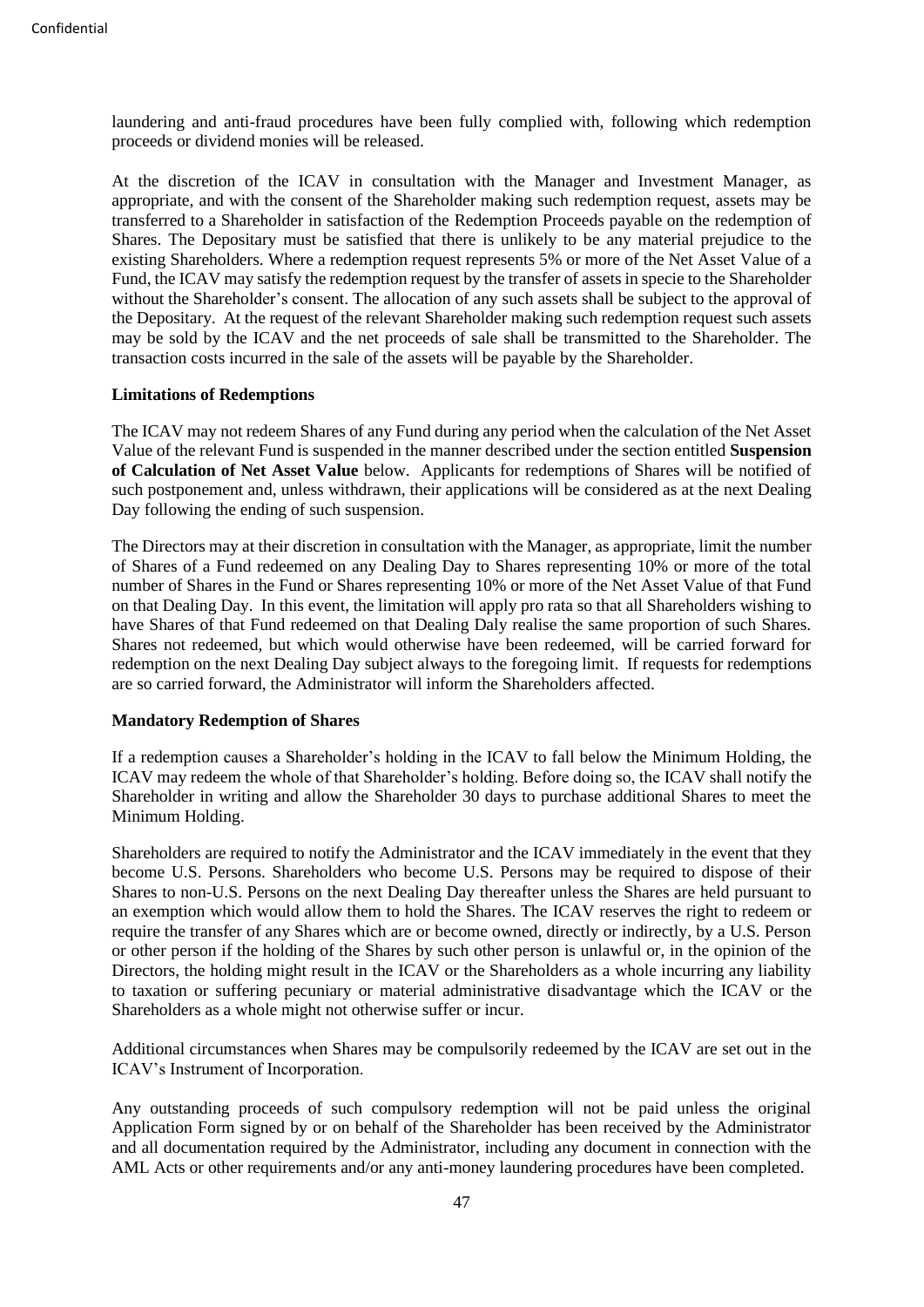laundering and anti-fraud procedures have been fully complied with, following which redemption proceeds or dividend monies will be released.

At the discretion of the ICAV in consultation with the Manager and Investment Manager, as appropriate, and with the consent of the Shareholder making such redemption request, assets may be transferred to a Shareholder in satisfaction of the Redemption Proceeds payable on the redemption of Shares. The Depositary must be satisfied that there is unlikely to be any material prejudice to the existing Shareholders. Where a redemption request represents 5% or more of the Net Asset Value of a Fund, the ICAV may satisfy the redemption request by the transfer of assets in specie to the Shareholder without the Shareholder's consent. The allocation of any such assets shall be subject to the approval of the Depositary. At the request of the relevant Shareholder making such redemption request such assets may be sold by the ICAV and the net proceeds of sale shall be transmitted to the Shareholder. The transaction costs incurred in the sale of the assets will be payable by the Shareholder.

**Limitations of Redemptions**

The ICAV may not redeem Shares of any Fund during any period when the calculation of the Net Asset Value of the relevant Fund is suspended in the manner described under the section entitled **Suspension of Calculation of Net Asset Value** below. Applicants for redemptions of Shares will be notified of such postponement and, unless withdrawn, their applications will be considered as at the next Dealing Day following the ending of such suspension.

The Directors may at their discretion in consultation with the Manager, as appropriate, limit the number of Shares of a Fund redeemed on any Dealing Day to Shares representing 10% or more of the total number of Shares in the Fund or Shares representing 10% or more of the Net Asset Value of that Fund on that Dealing Day. In this event, the limitation will apply pro rata so that all Shareholders wishing to have Shares of that Fund redeemed on that Dealing Daly realise the same proportion of such Shares. Shares not redeemed, but which would otherwise have been redeemed, will be carried forward for redemption on the next Dealing Day subject always to the foregoing limit. If requests for redemptions are so carried forward, the Administrator will inform the Shareholders affected.

**Mandatory Redemption of Shares**

If a redemption causes a Shareholder's holding in the ICAV to fall below the Minimum Holding, the ICAV may redeem the whole of that Shareholder's holding. Before doing so, the ICAV shall notify the Shareholder in writing and allow the Shareholder 30 days to purchase additional Shares to meet the Minimum Holding.

Shareholders are required to notify the Administrator and the ICAV immediately in the event that they become U.S. Persons. Shareholders who become U.S. Persons may be required to dispose of their Shares to non-U.S. Persons on the next Dealing Day thereafter unless the Shares are held pursuant to an exemption which would allow them to hold the Shares. The ICAV reserves the right to redeem or require the transfer of any Shares which are or become owned, directly or indirectly, by a U.S. Person or other person if the holding of the Shares by such other person is unlawful or, in the opinion of the Directors, the holding might result in the ICAV or the Shareholders as a whole incurring any liability to taxation or suffering pecuniary or material administrative disadvantage which the ICAV or the Shareholders as a whole might not otherwise suffer or incur.

Additional circumstances when Shares may be compulsorily redeemed by the ICAV are set out in the ICAV's Instrument of Incorporation.

Any outstanding proceeds of such compulsory redemption will not be paid unless the original Application Form signed by or on behalf of the Shareholder has been received by the Administrator and all documentation required by the Administrator, including any document in connection with the AML Acts or other requirements and/or any anti-money laundering procedures have been completed.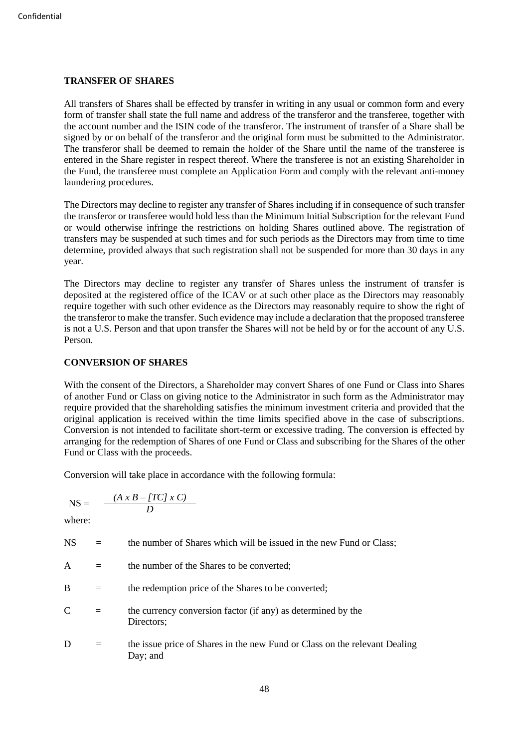## TRANSFER OF SHARES

All transfers of Shares shall be effected by transfer in writing in any usual or common form and every form of transfer shall state the full name and address of the transferor and the transferee, together with the account number and the ISIN code of the transferor. The instrument of transfer of a Share shall be signed by or on behalf of the transferor and the original form must be submitted to the Administrator. The transferor shall be deemed to remain the holder of the Share until the name of the transferee is entered in the Share register in respect thereof. Where the transferee is not an existing Shareholder in the Fund, the transferee must complete an Application Form and comply with the relevant anti-money laundering procedures.

The Directors may decline to register any transfer of Shares including if in consequence of such transfer the transferor or transferee would hold less than the Minimum Initial Subscription for the relevant Fund or would otherwise infringe the restrictions on holding Shares outlined above. The registration of transfers may be suspended at such times and for such periods as the Directors may from time to time determine, provided always that such registration shall not be suspended for more than 30 days in any year.

The Directors may decline to register any transfer of Shares unless the instrument of transfer is deposited at the registered office of the ICAV or at such other place as the Directors may reasonably require together with such other evidence as the Directors may reasonably require to show the right of the transferor to make the transfer. Such evidence may include a declaration that the proposed transferee is not a U.S. Person and that upon transfer the Shares will not be held by or for the account of any U.S. Person.

## CONVERSION OF SHARES

With the consent of the Directors, a Shareholder may convert Shares of one Fund or Class into Shares of another Fund or Class on giving notice to the Administrator in such form as the Administrator may require provided that the shareholding satisfies the minimum investment criteria and provided that the original application is received within the time limits specified above in the case of subscriptions. Conversion is not intended to facilitate short-term or excessive trading. The conversion is effected by arranging for the redemption of Shares of one Fund or Class and subscribing for the Shares of the other Fund or Class with the proceeds.

Conversion will take place in accordance with the following formula:

$$NS = \frac{(A \times B - [TC] \times C)}{D}$$

where:

NS = the number of Shares which will be issued in the new Fund or Class;

A = the number of the Shares to be converted;

B = the redemption price of the Shares to be converted;

C = the currency conversion factor (if any) as determined by the Directors;

D = the issue price of Shares in the new Fund or Class on the relevant Dealing Day; and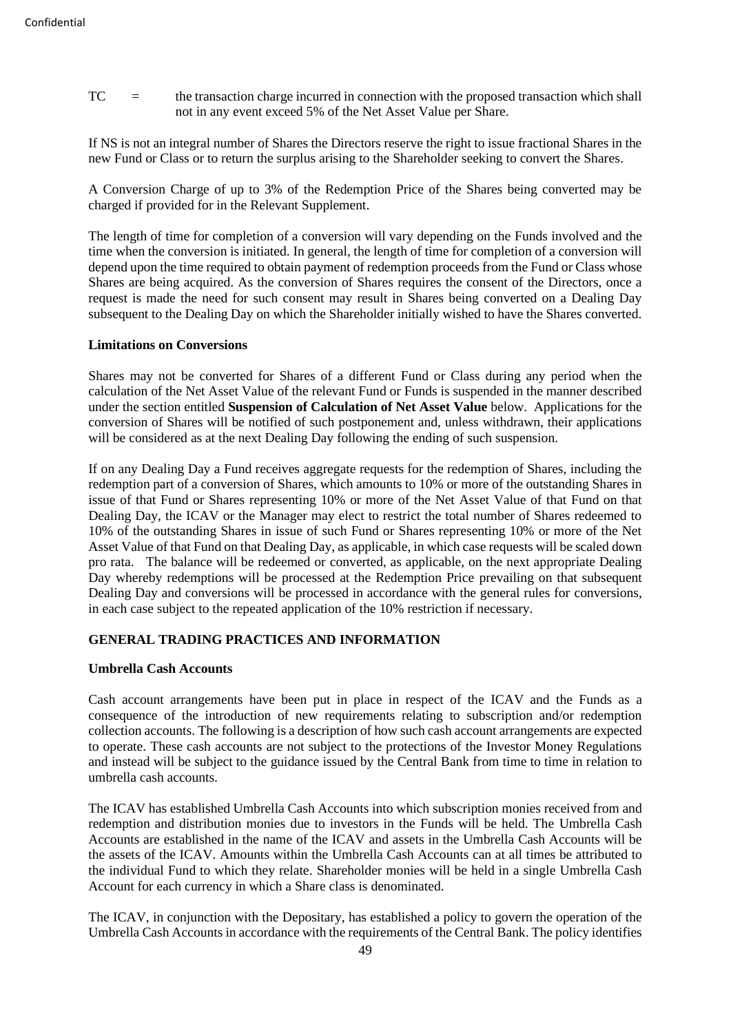TC = the transaction charge incurred in connection with the proposed transaction which shall not in any event exceed 5% of the Net Asset Value per Share.

If NS is not an integral number of Shares the Directors reserve the right to issue fractional Shares in the new Fund or Class or to return the surplus arising to the Shareholder seeking to convert the Shares.

A Conversion Charge of up to 3% of the Redemption Price of the Shares being converted may be charged if provided for in the Relevant Supplement.

The length of time for completion of a conversion will vary depending on the Funds involved and the time when the conversion is initiated. In general, the length of time for completion of a conversion will depend upon the time required to obtain payment of redemption proceeds from the Fund or Class whose Shares are being acquired. As the conversion of Shares requires the consent of the Directors, once a request is made the need for such consent may result in Shares being converted on a Dealing Day subsequent to the Dealing Day on which the Shareholder initially wished to have the Shares converted.

**Limitations on Conversions**

Shares may not be converted for Shares of a different Fund or Class during any period when the calculation of the Net Asset Value of the relevant Fund or Funds is suspended in the manner described under the section entitled **Suspension of Calculation of Net Asset Value** below. Applications for the conversion of Shares will be notified of such postponement and, unless withdrawn, their applications will be considered as at the next Dealing Day following the ending of such suspension.

If on any Dealing Day a Fund receives aggregate requests for the redemption of Shares, including the redemption part of a conversion of Shares, which amounts to 10% or more of the outstanding Shares in issue of that Fund or Shares representing 10% or more of the Net Asset Value of that Fund on that Dealing Day, the ICAV or the Manager may elect to restrict the total number of Shares redeemed to 10% of the outstanding Shares in issue of such Fund or Shares representing 10% or more of the Net Asset Value of that Fund on that Dealing Day, as applicable, in which case requests will be scaled down pro rata. The balance will be redeemed or converted, as applicable, on the next appropriate Dealing Day whereby redemptions will be processed at the Redemption Price prevailing on that subsequent Dealing Day and conversions will be processed in accordance with the general rules for conversions, in each case subject to the repeated application of the 10% restriction if necessary.

## GENERAL TRADING PRACTICES AND INFORMATION

**Umbrella Cash Accounts**

Cash account arrangements have been put in place in respect of the ICAV and the Funds as a consequence of the introduction of new requirements relating to subscription and/or redemption collection accounts. The following is a description of how such cash account arrangements are expected to operate. These cash accounts are not subject to the protections of the Investor Money Regulations and instead will be subject to the guidance issued by the Central Bank from time to time in relation to umbrella cash accounts.

The ICAV has established Umbrella Cash Accounts into which subscription monies received from and redemption and distribution monies due to investors in the Funds will be held. The Umbrella Cash Accounts are established in the name of the ICAV and assets in the Umbrella Cash Accounts will be the assets of the ICAV. Amounts within the Umbrella Cash Accounts can at all times be attributed to the individual Fund to which they relate. Shareholder monies will be held in a single Umbrella Cash Account for each currency in which a Share class is denominated.

The ICAV, in conjunction with the Depositary, has established a policy to govern the operation of the Umbrella Cash Accounts in accordance with the requirements of the Central Bank. The policy identifies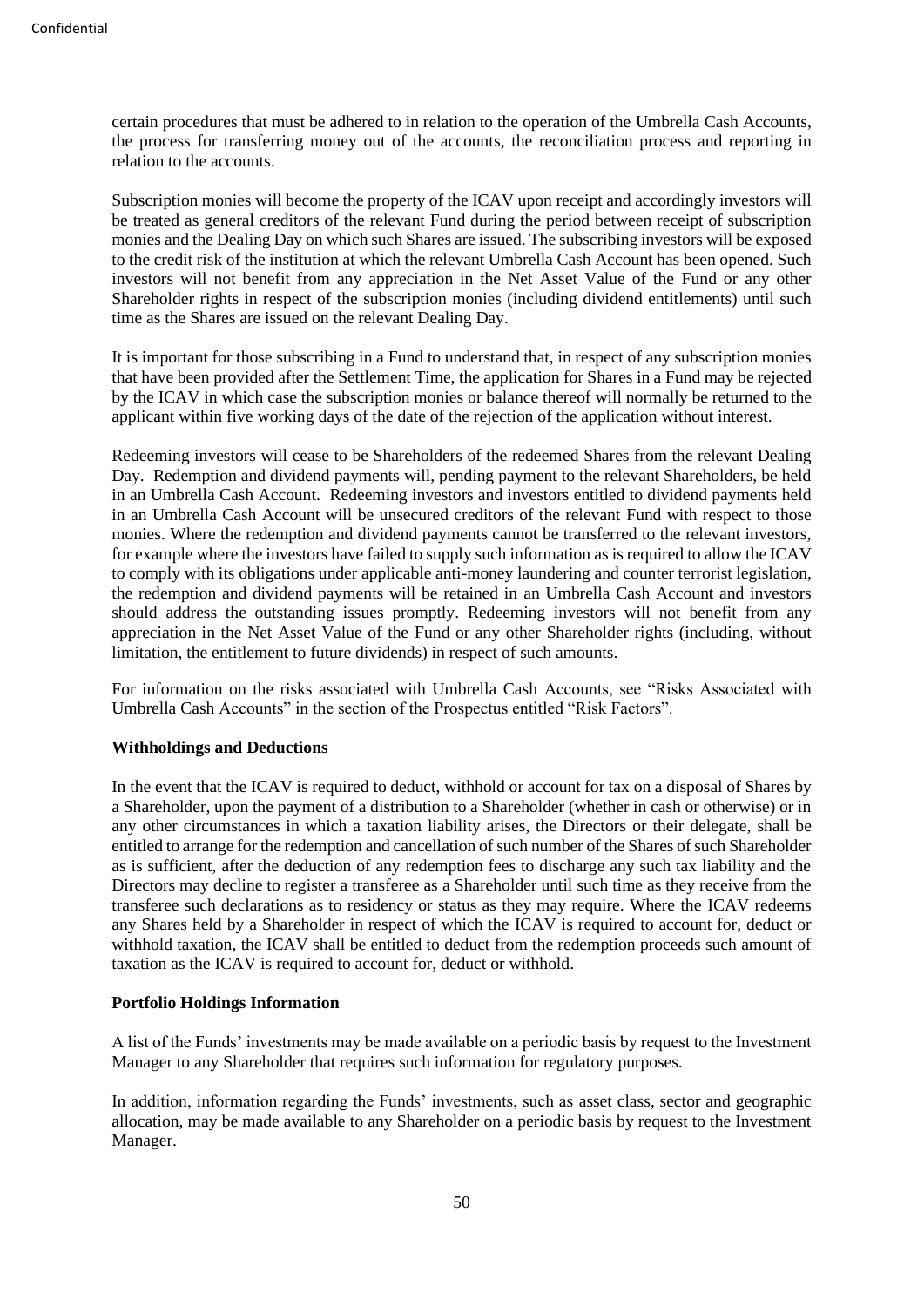certain procedures that must be adhered to in relation to the operation of the Umbrella Cash Accounts, the process for transferring money out of the accounts, the reconciliation process and reporting in relation to the accounts.

Subscription monies will become the property of the ICAV upon receipt and accordingly investors will be treated as general creditors of the relevant Fund during the period between receipt of subscription monies and the Dealing Day on which such Shares are issued. The subscribing investors will be exposed to the credit risk of the institution at which the relevant Umbrella Cash Account has been opened. Such investors will not benefit from any appreciation in the Net Asset Value of the Fund or any other Shareholder rights in respect of the subscription monies (including dividend entitlements) until such time as the Shares are issued on the relevant Dealing Day.

It is important for those subscribing in a Fund to understand that, in respect of any subscription monies that have been provided after the Settlement Time, the application for Shares in a Fund may be rejected by the ICAV in which case the subscription monies or balance thereof will normally be returned to the applicant within five working days of the date of the rejection of the application without interest.

Redeeming investors will cease to be Shareholders of the redeemed Shares from the relevant Dealing Day. Redemption and dividend payments will, pending payment to the relevant Shareholders, be held in an Umbrella Cash Account. Redeeming investors and investors entitled to dividend payments held in an Umbrella Cash Account will be unsecured creditors of the relevant Fund with respect to those monies. Where the redemption and dividend payments cannot be transferred to the relevant investors, for example where the investors have failed to supply such information as is required to allow the ICAV to comply with its obligations under applicable anti-money laundering and counter terrorist legislation, the redemption and dividend payments will be retained in an Umbrella Cash Account and investors should address the outstanding issues promptly. Redeeming investors will not benefit from any appreciation in the Net Asset Value of the Fund or any other Shareholder rights (including, without limitation, the entitlement to future dividends) in respect of such amounts.

For information on the risks associated with Umbrella Cash Accounts, see "Risks Associated with Umbrella Cash Accounts" in the section of the Prospectus entitled "Risk Factors".

**Withholdings and Deductions**

In the event that the ICAV is required to deduct, withhold or account for tax on a disposal of Shares by a Shareholder, upon the payment of a distribution to a Shareholder (whether in cash or otherwise) or in any other circumstances in which a taxation liability arises, the Directors or their delegate, shall be entitled to arrange for the redemption and cancellation of such number of the Shares of such Shareholder as is sufficient, after the deduction of any redemption fees to discharge any such tax liability and the Directors may decline to register a transferee as a Shareholder until such time as they receive from the transferee such declarations as to residency or status as they may require. Where the ICAV redeems any Shares held by a Shareholder in respect of which the ICAV is required to account for, deduct or withhold taxation, the ICAV shall be entitled to deduct from the redemption proceeds such amount of taxation as the ICAV is required to account for, deduct or withhold.

**Portfolio Holdings Information**

A list of the Funds' investments may be made available on a periodic basis by request to the Investment Manager to any Shareholder that requires such information for regulatory purposes.

In addition, information regarding the Funds' investments, such as asset class, sector and geographic allocation, may be made available to any Shareholder on a periodic basis by request to the Investment Manager.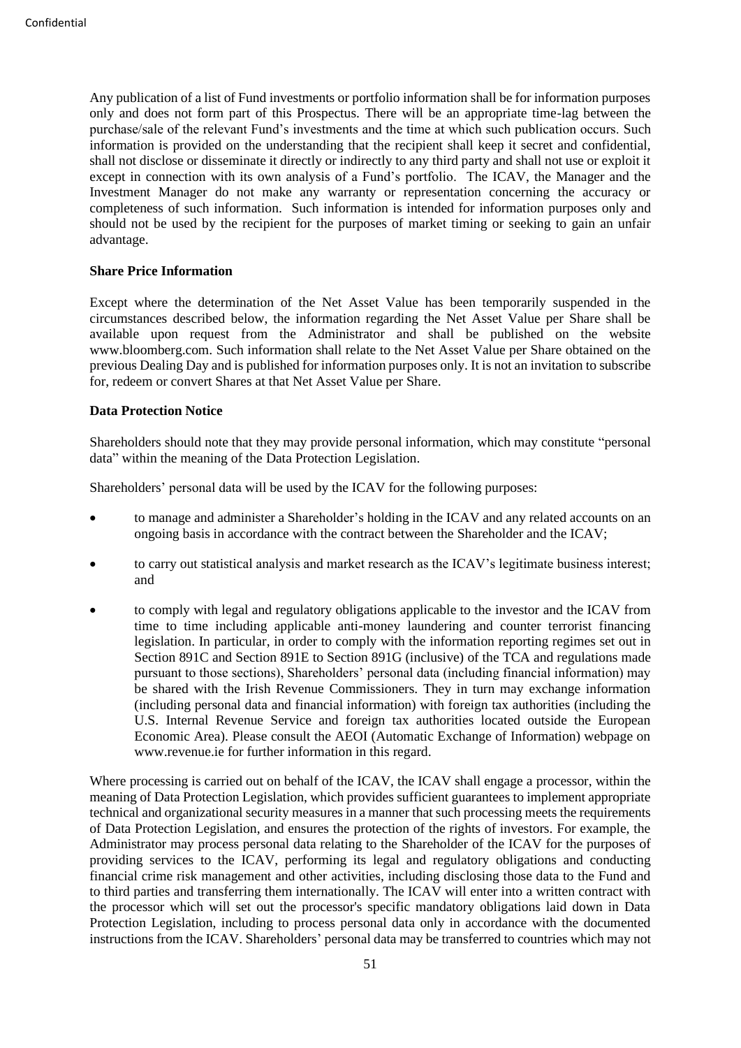Any publication of a list of Fund investments or portfolio information shall be for information purposes only and does not form part of this Prospectus. There will be an appropriate time-lag between the purchase/sale of the relevant Fund's investments and the time at which such publication occurs. Such information is provided on the understanding that the recipient shall keep it secret and confidential, shall not disclose or disseminate it directly or indirectly to any third party and shall not use or exploit it except in connection with its own analysis of a Fund's portfolio. The ICAV, the Manager and the Investment Manager do not make any warranty or representation concerning the accuracy or completeness of such information. Such information is intended for information purposes only and should not be used by the recipient for the purposes of market timing or seeking to gain an unfair advantage.

**Share Price Information**

Except where the determination of the Net Asset Value has been temporarily suspended in the circumstances described below, the information regarding the Net Asset Value per Share shall be available upon request from the Administrator and shall be published on the website www.bloomberg.com. Such information shall relate to the Net Asset Value per Share obtained on the previous Dealing Day and is published for information purposes only. It is not an invitation to subscribe for, redeem or convert Shares at that Net Asset Value per Share.

**Data Protection Notice**

Shareholders should note that they may provide personal information, which may constitute "personal data" within the meaning of the Data Protection Legislation.

Shareholders' personal data will be used by the ICAV for the following purposes:

- to manage and administer a Shareholder's holding in the ICAV and any related accounts on an ongoing basis in accordance with the contract between the Shareholder and the ICAV;
- to carry out statistical analysis and market research as the ICAV's legitimate business interest; and
- to comply with legal and regulatory obligations applicable to the investor and the ICAV from time to time including applicable anti-money laundering and counter terrorist financing legislation. In particular, in order to comply with the information reporting regimes set out in Section 891C and Section 891E to Section 891G (inclusive) of the TCA and regulations made pursuant to those sections), Shareholders' personal data (including financial information) may be shared with the Irish Revenue Commissioners. They in turn may exchange information (including personal data and financial information) with foreign tax authorities (including the U.S. Internal Revenue Service and foreign tax authorities located outside the European Economic Area). Please consult the AEOI (Automatic Exchange of Information) webpage on www.revenue.ie for further information in this regard.

Where processing is carried out on behalf of the ICAV, the ICAV shall engage a processor, within the meaning of Data Protection Legislation, which provides sufficient guarantees to implement appropriate technical and organizational security measures in a manner that such processing meets the requirements of Data Protection Legislation, and ensures the protection of the rights of investors. For example, the Administrator may process personal data relating to the Shareholder of the ICAV for the purposes of providing services to the ICAV, performing its legal and regulatory obligations and conducting financial crime risk management and other activities, including disclosing those data to the Fund and to third parties and transferring them internationally. The ICAV will enter into a written contract with the processor which will set out the processor's specific mandatory obligations laid down in Data Protection Legislation, including to process personal data only in accordance with the documented instructions from the ICAV. Shareholders' personal data may be transferred to countries which may not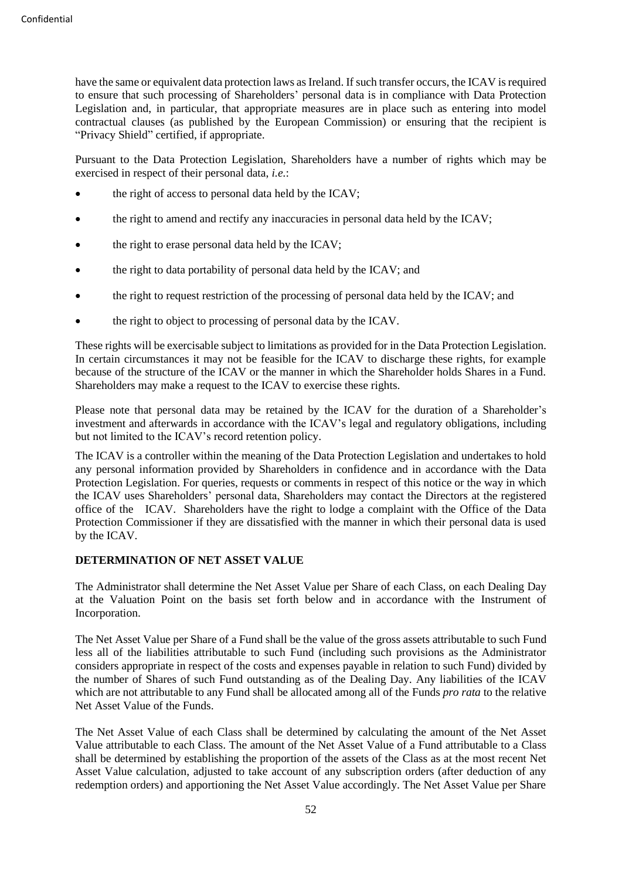have the same or equivalent data protection laws as Ireland. If such transfer occurs, the ICAV is required to ensure that such processing of Shareholders' personal data is in compliance with Data Protection Legislation and, in particular, that appropriate measures are in place such as entering into model contractual clauses (as published by the European Commission) or ensuring that the recipient is "Privacy Shield" certified, if appropriate.

Pursuant to the Data Protection Legislation, Shareholders have a number of rights which may be exercised in respect of their personal data, *i.e.*:

- the right of access to personal data held by the ICAV;
- the right to amend and rectify any inaccuracies in personal data held by the ICAV;
- the right to erase personal data held by the ICAV;
- the right to data portability of personal data held by the ICAV; and
- the right to request restriction of the processing of personal data held by the ICAV; and
- the right to object to processing of personal data by the ICAV.

These rights will be exercisable subject to limitations as provided for in the Data Protection Legislation. In certain circumstances it may not be feasible for the ICAV to discharge these rights, for example because of the structure of the ICAV or the manner in which the Shareholder holds Shares in a Fund. Shareholders may make a request to the ICAV to exercise these rights.

Please note that personal data may be retained by the ICAV for the duration of a Shareholder's investment and afterwards in accordance with the ICAV's legal and regulatory obligations, including but not limited to the ICAV's record retention policy.

The ICAV is a controller within the meaning of the Data Protection Legislation and undertakes to hold any personal information provided by Shareholders in confidence and in accordance with the Data Protection Legislation. For queries, requests or comments in respect of this notice or the way in which the ICAV uses Shareholders' personal data, Shareholders may contact the Directors at the registered office of the ICAV. Shareholders have the right to lodge a complaint with the Office of the Data Protection Commissioner if they are dissatisfied with the manner in which their personal data is used by the ICAV.

## DETERMINATION OF NET ASSET VALUE

The Administrator shall determine the Net Asset Value per Share of each Class, on each Dealing Day at the Valuation Point on the basis set forth below and in accordance with the Instrument of Incorporation.

The Net Asset Value per Share of a Fund shall be the value of the gross assets attributable to such Fund less all of the liabilities attributable to such Fund (including such provisions as the Administrator considers appropriate in respect of the costs and expenses payable in relation to such Fund) divided by the number of Shares of such Fund outstanding as of the Dealing Day. Any liabilities of the ICAV which are not attributable to any Fund shall be allocated among all of the Funds *pro rata* to the relative Net Asset Value of the Funds.

The Net Asset Value of each Class shall be determined by calculating the amount of the Net Asset Value attributable to each Class. The amount of the Net Asset Value of a Fund attributable to a Class shall be determined by establishing the proportion of the assets of the Class as at the most recent Net Asset Value calculation, adjusted to take account of any subscription orders (after deduction of any redemption orders) and apportioning the Net Asset Value accordingly. The Net Asset Value per Share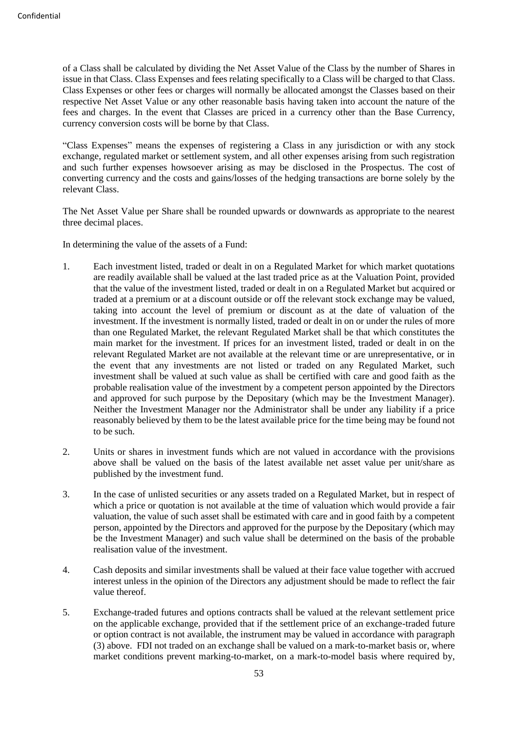of a Class shall be calculated by dividing the Net Asset Value of the Class by the number of Shares in issue in that Class. Class Expenses and fees relating specifically to a Class will be charged to that Class. Class Expenses or other fees or charges will normally be allocated amongst the Classes based on their respective Net Asset Value or any other reasonable basis having taken into account the nature of the fees and charges. In the event that Classes are priced in a currency other than the Base Currency, currency conversion costs will be borne by that Class.

"Class Expenses" means the expenses of registering a Class in any jurisdiction or with any stock exchange, regulated market or settlement system, and all other expenses arising from such registration and such further expenses howsoever arising as may be disclosed in the Prospectus. The cost of converting currency and the costs and gains/losses of the hedging transactions are borne solely by the relevant Class.

The Net Asset Value per Share shall be rounded upwards or downwards as appropriate to the nearest three decimal places.

In determining the value of the assets of a Fund:

1. Each investment listed, traded or dealt in on a Regulated Market for which market quotations are readily available shall be valued at the last traded price as at the Valuation Point, provided that the value of the investment listed, traded or dealt in on a Regulated Market but acquired or traded at a premium or at a discount outside or off the relevant stock exchange may be valued, taking into account the level of premium or discount as at the date of valuation of the investment. If the investment is normally listed, traded or dealt in on or under the rules of more than one Regulated Market, the relevant Regulated Market shall be that which constitutes the main market for the investment. If prices for an investment listed, traded or dealt in on the relevant Regulated Market are not available at the relevant time or are unrepresentative, or in the event that any investments are not listed or traded on any Regulated Market, such investment shall be valued at such value as shall be certified with care and good faith as the probable realisation value of the investment by a competent person appointed by the Directors and approved for such purpose by the Depositary (which may be the Investment Manager). Neither the Investment Manager nor the Administrator shall be under any liability if a price reasonably believed by them to be the latest available price for the time being may be found not to be such.

2. Units or shares in investment funds which are not valued in accordance with the provisions above shall be valued on the basis of the latest available net asset value per unit/share as published by the investment fund.

3. In the case of unlisted securities or any assets traded on a Regulated Market, but in respect of which a price or quotation is not available at the time of valuation which would provide a fair valuation, the value of such asset shall be estimated with care and in good faith by a competent person, appointed by the Directors and approved for the purpose by the Depositary (which may be the Investment Manager) and such value shall be determined on the basis of the probable realisation value of the investment.

4. Cash deposits and similar investments shall be valued at their face value together with accrued interest unless in the opinion of the Directors any adjustment should be made to reflect the fair value thereof.

5. Exchange-traded futures and options contracts shall be valued at the relevant settlement price on the applicable exchange, provided that if the settlement price of an exchange-traded future or option contract is not available, the instrument may be valued in accordance with paragraph (3) above. FDI not traded on an exchange shall be valued on a mark-to-market basis or, where market conditions prevent marking-to-market, on a mark-to-model basis where required by,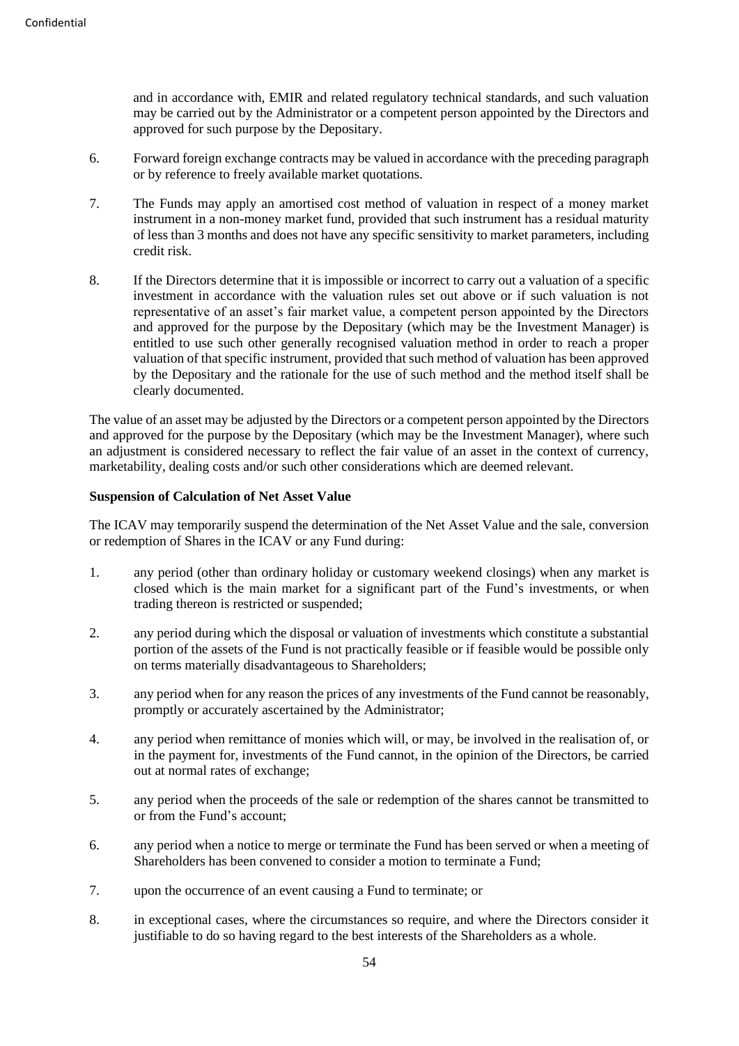and in accordance with, EMIR and related regulatory technical standards, and such valuation may be carried out by the Administrator or a competent person appointed by the Directors and approved for such purpose by the Depositary.

6. Forward foreign exchange contracts may be valued in accordance with the preceding paragraph or by reference to freely available market quotations.

7. The Funds may apply an amortised cost method of valuation in respect of a money market instrument in a non-money market fund, provided that such instrument has a residual maturity of less than 3 months and does not have any specific sensitivity to market parameters, including credit risk.

8. If the Directors determine that it is impossible or incorrect to carry out a valuation of a specific investment in accordance with the valuation rules set out above or if such valuation is not representative of an asset's fair market value, a competent person appointed by the Directors and approved for the purpose by the Depositary (which may be the Investment Manager) is entitled to use such other generally recognised valuation method in order to reach a proper valuation of that specific instrument, provided that such method of valuation has been approved by the Depositary and the rationale for the use of such method and the method itself shall be clearly documented.

The value of an asset may be adjusted by the Directors or a competent person appointed by the Directors and approved for the purpose by the Depositary (which may be the Investment Manager), where such an adjustment is considered necessary to reflect the fair value of an asset in the context of currency, marketability, dealing costs and/or such other considerations which are deemed relevant.

**Suspension of Calculation of Net Asset Value**

The ICAV may temporarily suspend the determination of the Net Asset Value and the sale, conversion or redemption of Shares in the ICAV or any Fund during:

1. any period (other than ordinary holiday or customary weekend closings) when any market is closed which is the main market for a significant part of the Fund's investments, or when trading thereon is restricted or suspended;

2. any period during which the disposal or valuation of investments which constitute a substantial portion of the assets of the Fund is not practically feasible or if feasible would be possible only on terms materially disadvantageous to Shareholders;

3. any period when for any reason the prices of any investments of the Fund cannot be reasonably, promptly or accurately ascertained by the Administrator;

4. any period when remittance of monies which will, or may, be involved in the realisation of, or in the payment for, investments of the Fund cannot, in the opinion of the Directors, be carried out at normal rates of exchange;

5. any period when the proceeds of the sale or redemption of the shares cannot be transmitted to or from the Fund's account;

6. any period when a notice to merge or terminate the Fund has been served or when a meeting of Shareholders has been convened to consider a motion to terminate a Fund;

7. upon the occurrence of an event causing a Fund to terminate; or

8. in exceptional cases, where the circumstances so require, and where the Directors consider it justifiable to do so having regard to the best interests of the Shareholders as a whole.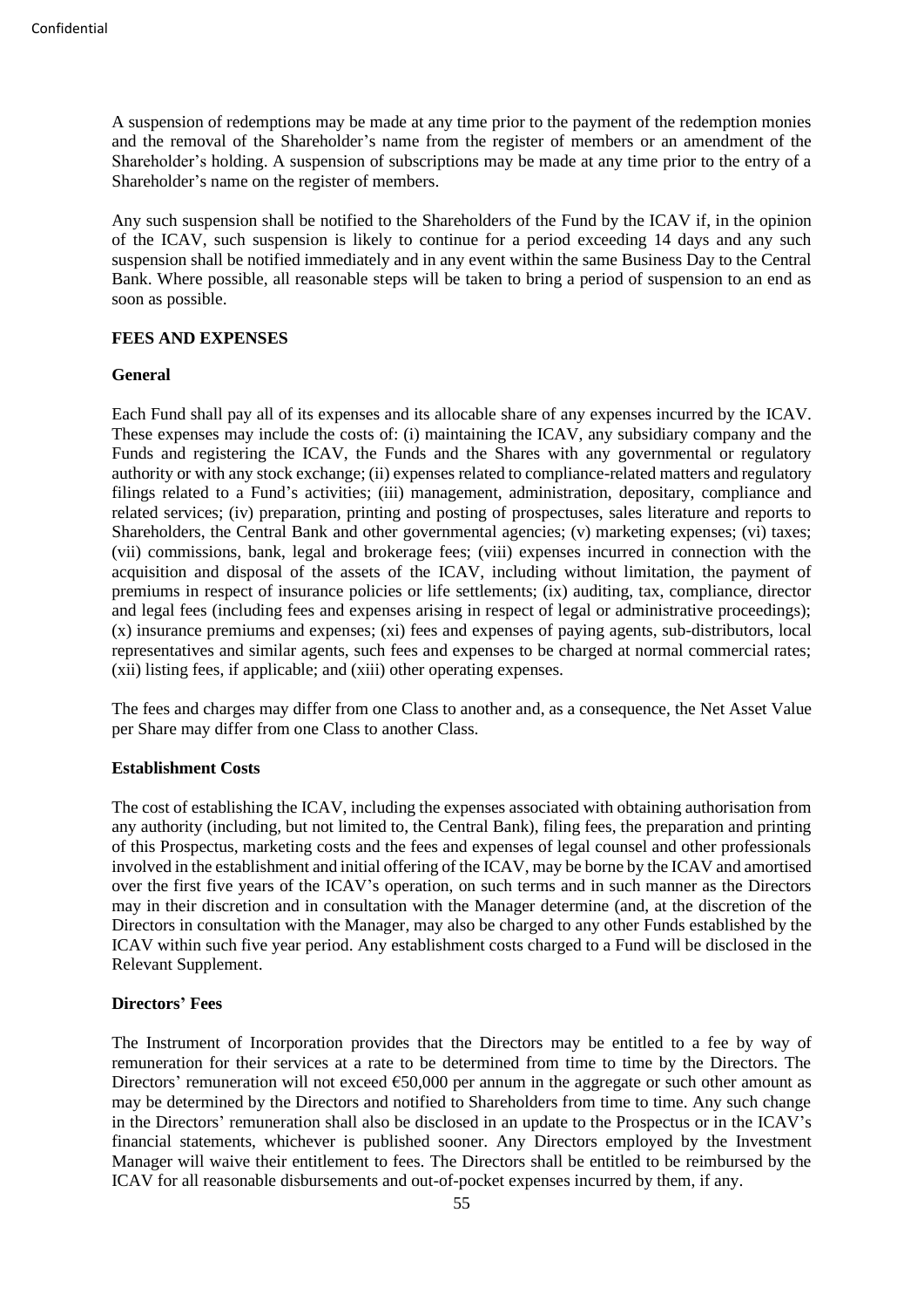A suspension of redemptions may be made at any time prior to the payment of the redemption monies and the removal of the Shareholder's name from the register of members or an amendment of the Shareholder's holding. A suspension of subscriptions may be made at any time prior to the entry of a Shareholder's name on the register of members.

Any such suspension shall be notified to the Shareholders of the Fund by the ICAV if, in the opinion of the ICAV, such suspension is likely to continue for a period exceeding 14 days and any such suspension shall be notified immediately and in any event within the same Business Day to the Central Bank. Where possible, all reasonable steps will be taken to bring a period of suspension to an end as soon as possible.

## FEES AND EXPENSES

### General

Each Fund shall pay all of its expenses and its allocable share of any expenses incurred by the ICAV. These expenses may include the costs of: (i) maintaining the ICAV, any subsidiary company and the Funds and registering the ICAV, the Funds and the Shares with any governmental or regulatory authority or with any stock exchange; (ii) expenses related to compliance-related matters and regulatory filings related to a Fund's activities; (iii) management, administration, depositary, compliance and related services; (iv) preparation, printing and posting of prospectuses, sales literature and reports to Shareholders, the Central Bank and other governmental agencies; (v) marketing expenses; (vi) taxes; (vii) commissions, bank, legal and brokerage fees; (viii) expenses incurred in connection with the acquisition and disposal of the assets of the ICAV, including without limitation, the payment of premiums in respect of insurance policies or life settlements; (ix) auditing, tax, compliance, director and legal fees (including fees and expenses arising in respect of legal or administrative proceedings); (x) insurance premiums and expenses; (xi) fees and expenses of paying agents, sub-distributors, local representatives and similar agents, such fees and expenses to be charged at normal commercial rates; (xii) listing fees, if applicable; and (xiii) other operating expenses.

The fees and charges may differ from one Class to another and, as a consequence, the Net Asset Value per Share may differ from one Class to another Class.

### Establishment Costs

The cost of establishing the ICAV, including the expenses associated with obtaining authorisation from any authority (including, but not limited to, the Central Bank), filing fees, the preparation and printing of this Prospectus, marketing costs and the fees and expenses of legal counsel and other professionals involved in the establishment and initial offering of the ICAV, may be borne by the ICAV and amortised over the first five years of the ICAV's operation, on such terms and in such manner as the Directors may in their discretion and in consultation with the Manager determine (and, at the discretion of the Directors in consultation with the Manager, may also be charged to any other Funds established by the ICAV within such five year period. Any establishment costs charged to a Fund will be disclosed in the Relevant Supplement.

### Directors' Fees

The Instrument of Incorporation provides that the Directors may be entitled to a fee by way of remuneration for their services at a rate to be determined from time to time by the Directors. The Directors' remuneration will not exceed €50,000 per annum in the aggregate or such other amount as may be determined by the Directors and notified to Shareholders from time to time. Any such change in the Directors' remuneration shall also be disclosed in an update to the Prospectus or in the ICAV's financial statements, whichever is published sooner. Any Directors employed by the Investment Manager will waive their entitlement to fees. The Directors shall be entitled to be reimbursed by the ICAV for all reasonable disbursements and out-of-pocket expenses incurred by them, if any.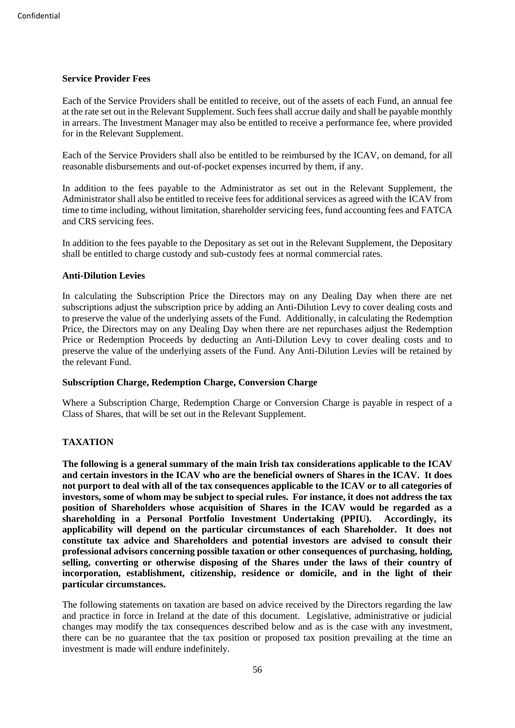**Service Provider Fees**

Each of the Service Providers shall be entitled to receive, out of the assets of each Fund, an annual fee at the rate set out in the Relevant Supplement. Such fees shall accrue daily and shall be payable monthly in arrears. The Investment Manager may also be entitled to receive a performance fee, where provided for in the Relevant Supplement.

Each of the Service Providers shall also be entitled to be reimbursed by the ICAV, on demand, for all reasonable disbursements and out-of-pocket expenses incurred by them, if any.

In addition to the fees payable to the Administrator as set out in the Relevant Supplement, the Administrator shall also be entitled to receive fees for additional services as agreed with the ICAV from time to time including, without limitation, shareholder servicing fees, fund accounting fees and FATCA and CRS servicing fees.

In addition to the fees payable to the Depositary as set out in the Relevant Supplement, the Depositary shall be entitled to charge custody and sub-custody fees at normal commercial rates.

**Anti-Dilution Levies**

In calculating the Subscription Price the Directors may on any Dealing Day when there are net subscriptions adjust the subscription price by adding an Anti-Dilution Levy to cover dealing costs and to preserve the value of the underlying assets of the Fund. Additionally, in calculating the Redemption Price, the Directors may on any Dealing Day when there are net repurchases adjust the Redemption Price or Redemption Proceeds by deducting an Anti-Dilution Levy to cover dealing costs and to preserve the value of the underlying assets of the Fund. Any Anti-Dilution Levies will be retained by the relevant Fund.

**Subscription Charge, Redemption Charge, Conversion Charge**

Where a Subscription Charge, Redemption Charge or Conversion Charge is payable in respect of a Class of Shares, that will be set out in the Relevant Supplement.

## TAXATION

**The following is a general summary of the main Irish tax considerations applicable to the ICAV and certain investors in the ICAV who are the beneficial owners of Shares in the ICAV. It does not purport to deal with all of the tax consequences applicable to the ICAV or to all categories of investors, some of whom may be subject to special rules. For instance, it does not address the tax position of Shareholders whose acquisition of Shares in the ICAV would be regarded as a shareholding in a Personal Portfolio Investment Undertaking (PPIU). Accordingly, its applicability will depend on the particular circumstances of each Shareholder. It does not constitute tax advice and Shareholders and potential investors are advised to consult their professional advisors concerning possible taxation or other consequences of purchasing, holding, selling, converting or otherwise disposing of the Shares under the laws of their country of incorporation, establishment, citizenship, residence or domicile, and in the light of their particular circumstances.**

The following statements on taxation are based on advice received by the Directors regarding the law and practice in force in Ireland at the date of this document. Legislative, administrative or judicial changes may modify the tax consequences described below and as is the case with any investment, there can be no guarantee that the tax position or proposed tax position prevailing at the time an investment is made will endure indefinitely.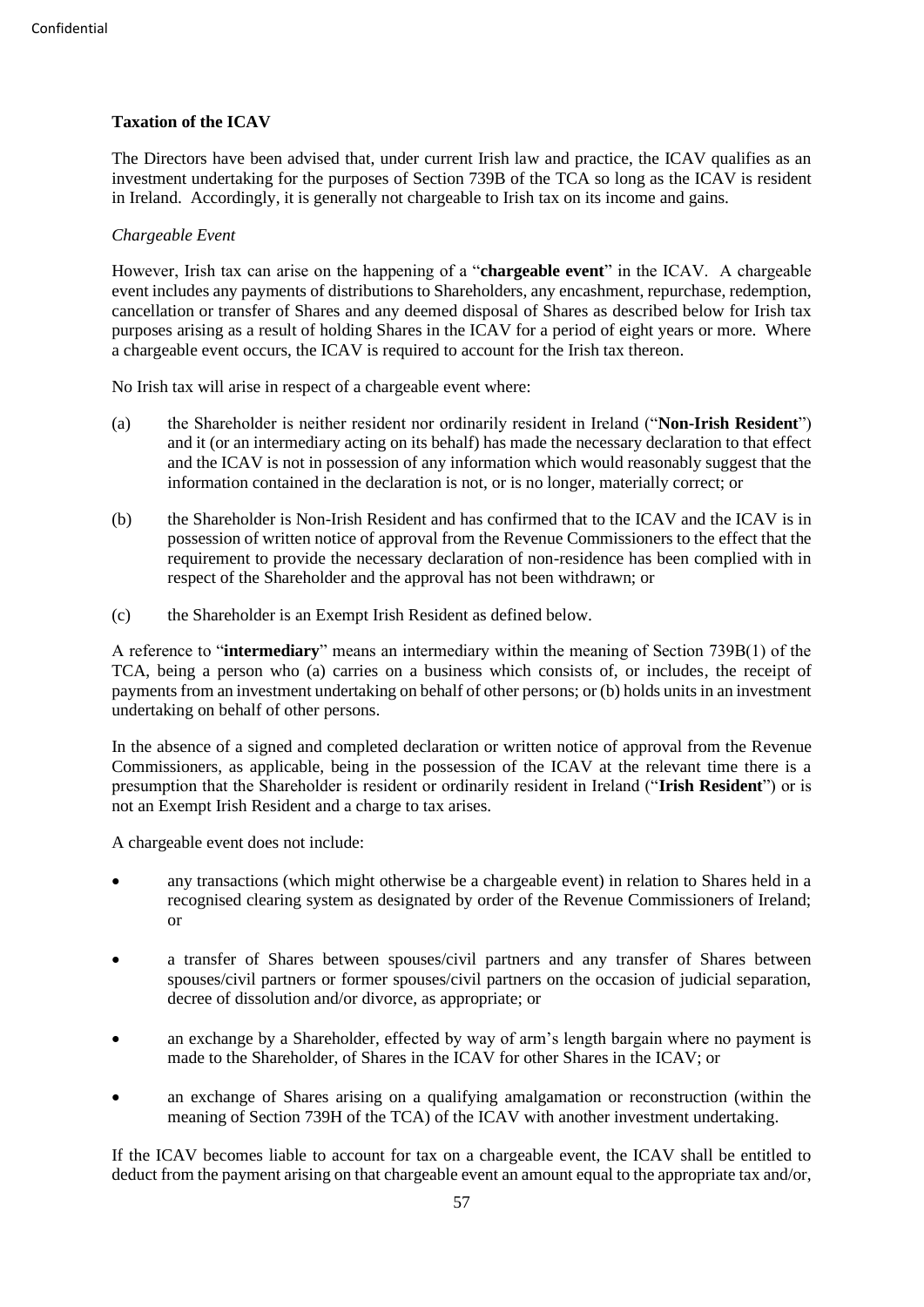**Taxation of the ICAV**

The Directors have been advised that, under current Irish law and practice, the ICAV qualifies as an investment undertaking for the purposes of Section 739B of the TCA so long as the ICAV is resident in Ireland. Accordingly, it is generally not chargeable to Irish tax on its income and gains.

*Chargeable Event*

However, Irish tax can arise on the happening of a "**chargeable event**" in the ICAV. A chargeable event includes any payments of distributions to Shareholders, any encashment, repurchase, redemption, cancellation or transfer of Shares and any deemed disposal of Shares as described below for Irish tax purposes arising as a result of holding Shares in the ICAV for a period of eight years or more. Where a chargeable event occurs, the ICAV is required to account for the Irish tax thereon.

No Irish tax will arise in respect of a chargeable event where:

(a) the Shareholder is neither resident nor ordinarily resident in Ireland ("**Non-Irish Resident**") and it (or an intermediary acting on its behalf) has made the necessary declaration to that effect and the ICAV is not in possession of any information which would reasonably suggest that the information contained in the declaration is not, or is no longer, materially correct; or

(b) the Shareholder is Non-Irish Resident and has confirmed that to the ICAV and the ICAV is in possession of written notice of approval from the Revenue Commissioners to the effect that the requirement to provide the necessary declaration of non-residence has been complied with in respect of the Shareholder and the approval has not been withdrawn; or

(c) the Shareholder is an Exempt Irish Resident as defined below.

A reference to "**intermediary**" means an intermediary within the meaning of Section 739B(1) of the TCA, being a person who (a) carries on a business which consists of, or includes, the receipt of payments from an investment undertaking on behalf of other persons; or (b) holds units in an investment undertaking on behalf of other persons.

In the absence of a signed and completed declaration or written notice of approval from the Revenue Commissioners, as applicable, being in the possession of the ICAV at the relevant time there is a presumption that the Shareholder is resident or ordinarily resident in Ireland ("**Irish Resident**") or is not an Exempt Irish Resident and a charge to tax arises.

A chargeable event does not include:

- any transactions (which might otherwise be a chargeable event) in relation to Shares held in a recognised clearing system as designated by order of the Revenue Commissioners of Ireland; or
- a transfer of Shares between spouses/civil partners and any transfer of Shares between spouses/civil partners or former spouses/civil partners on the occasion of judicial separation, decree of dissolution and/or divorce, as appropriate; or
- an exchange by a Shareholder, effected by way of arm's length bargain where no payment is made to the Shareholder, of Shares in the ICAV for other Shares in the ICAV; or
- an exchange of Shares arising on a qualifying amalgamation or reconstruction (within the meaning of Section 739H of the TCA) of the ICAV with another investment undertaking.

If the ICAV becomes liable to account for tax on a chargeable event, the ICAV shall be entitled to deduct from the payment arising on that chargeable event an amount equal to the appropriate tax and/or,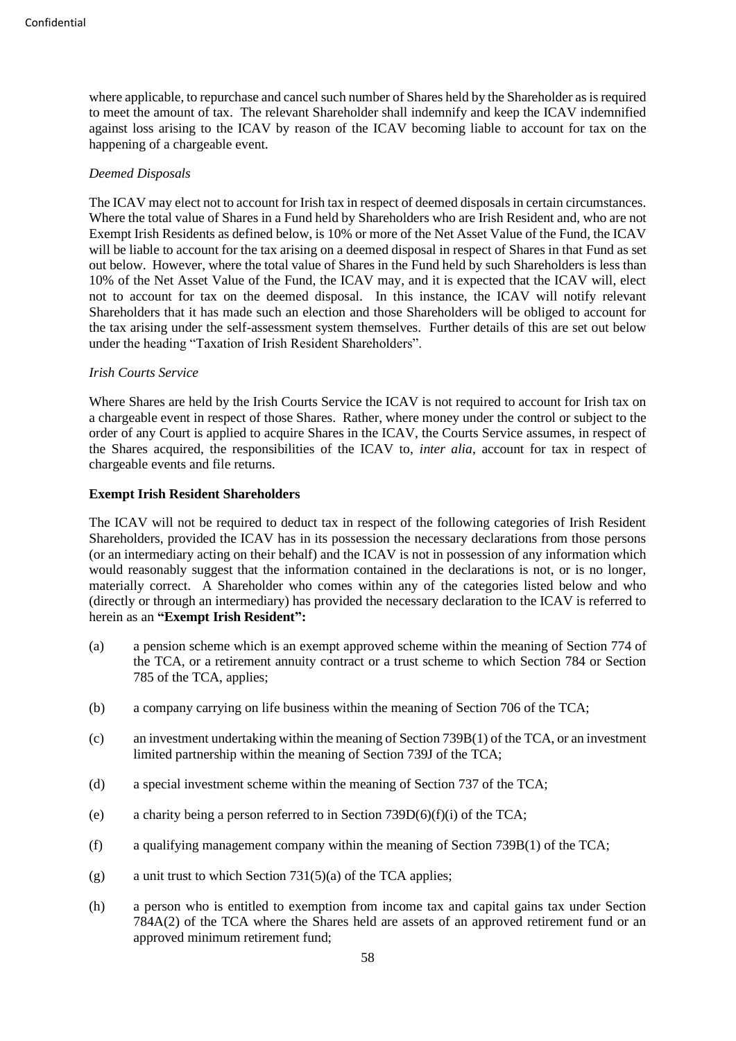where applicable, to repurchase and cancel such number of Shares held by the Shareholder as is required to meet the amount of tax. The relevant Shareholder shall indemnify and keep the ICAV indemnified against loss arising to the ICAV by reason of the ICAV becoming liable to account for tax on the happening of a chargeable event.

*Deemed Disposals*

The ICAV may elect not to account for Irish tax in respect of deemed disposals in certain circumstances. Where the total value of Shares in a Fund held by Shareholders who are Irish Resident and, who are not Exempt Irish Residents as defined below, is 10% or more of the Net Asset Value of the Fund, the ICAV will be liable to account for the tax arising on a deemed disposal in respect of Shares in that Fund as set out below. However, where the total value of Shares in the Fund held by such Shareholders is less than 10% of the Net Asset Value of the Fund, the ICAV may, and it is expected that the ICAV will, elect not to account for tax on the deemed disposal. In this instance, the ICAV will notify relevant Shareholders that it has made such an election and those Shareholders will be obliged to account for the tax arising under the self-assessment system themselves. Further details of this are set out below under the heading "Taxation of Irish Resident Shareholders".

*Irish Courts Service*

Where Shares are held by the Irish Courts Service the ICAV is not required to account for Irish tax on a chargeable event in respect of those Shares. Rather, where money under the control or subject to the order of any Court is applied to acquire Shares in the ICAV, the Courts Service assumes, in respect of the Shares acquired, the responsibilities of the ICAV to, *inter alia*, account for tax in respect of chargeable events and file returns.

**Exempt Irish Resident Shareholders**

The ICAV will not be required to deduct tax in respect of the following categories of Irish Resident Shareholders, provided the ICAV has in its possession the necessary declarations from those persons (or an intermediary acting on their behalf) and the ICAV is not in possession of any information which would reasonably suggest that the information contained in the declarations is not, or is no longer, materially correct. A Shareholder who comes within any of the categories listed below and who (directly or through an intermediary) has provided the necessary declaration to the ICAV is referred to herein as an **"Exempt Irish Resident":**

(a) a pension scheme which is an exempt approved scheme within the meaning of Section 774 of the TCA, or a retirement annuity contract or a trust scheme to which Section 784 or Section 785 of the TCA, applies;

(b) a company carrying on life business within the meaning of Section 706 of the TCA;

(c) an investment undertaking within the meaning of Section 739B(1) of the TCA, or an investment limited partnership within the meaning of Section 739J of the TCA;

(d) a special investment scheme within the meaning of Section 737 of the TCA;

(e) a charity being a person referred to in Section 739D(6)(f)(i) of the TCA;

(f) a qualifying management company within the meaning of Section 739B(1) of the TCA;

(g) a unit trust to which Section 731(5)(a) of the TCA applies;

(h) a person who is entitled to exemption from income tax and capital gains tax under Section 784A(2) of the TCA where the Shares held are assets of an approved retirement fund or an approved minimum retirement fund;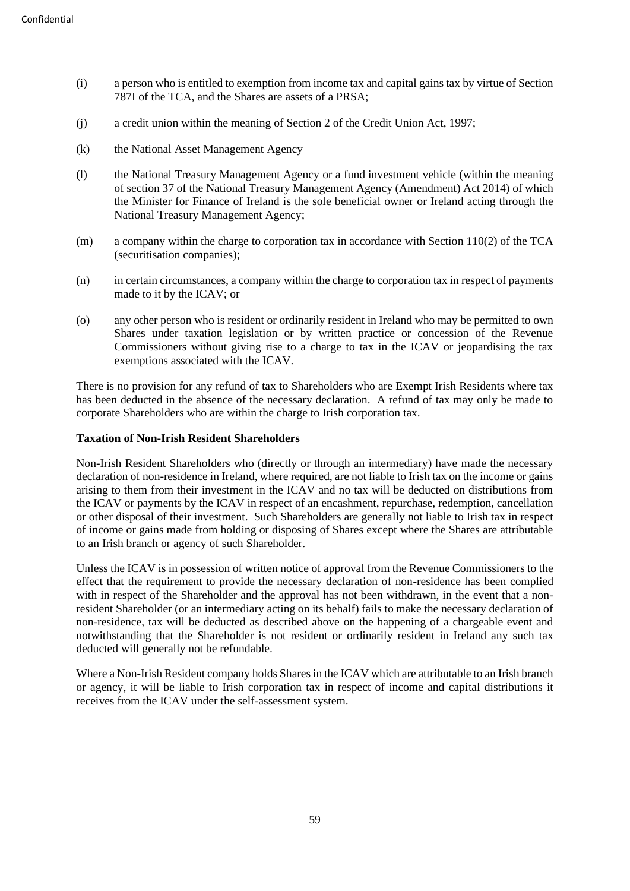(i) a person who is entitled to exemption from income tax and capital gains tax by virtue of Section 787I of the TCA, and the Shares are assets of a PRSA;

(j) a credit union within the meaning of Section 2 of the Credit Union Act, 1997;

(k) the National Asset Management Agency

(l) the National Treasury Management Agency or a fund investment vehicle (within the meaning of section 37 of the National Treasury Management Agency (Amendment) Act 2014) of which the Minister for Finance of Ireland is the sole beneficial owner or Ireland acting through the National Treasury Management Agency;

(m) a company within the charge to corporation tax in accordance with Section 110(2) of the TCA (securitisation companies);

(n) in certain circumstances, a company within the charge to corporation tax in respect of payments made to it by the ICAV; or

(o) any other person who is resident or ordinarily resident in Ireland who may be permitted to own Shares under taxation legislation or by written practice or concession of the Revenue Commissioners without giving rise to a charge to tax in the ICAV or jeopardising the tax exemptions associated with the ICAV.

There is no provision for any refund of tax to Shareholders who are Exempt Irish Residents where tax has been deducted in the absence of the necessary declaration. A refund of tax may only be made to corporate Shareholders who are within the charge to Irish corporation tax.

**Taxation of Non-Irish Resident Shareholders**

Non-Irish Resident Shareholders who (directly or through an intermediary) have made the necessary declaration of non-residence in Ireland, where required, are not liable to Irish tax on the income or gains arising to them from their investment in the ICAV and no tax will be deducted on distributions from the ICAV or payments by the ICAV in respect of an encashment, repurchase, redemption, cancellation or other disposal of their investment. Such Shareholders are generally not liable to Irish tax in respect of income or gains made from holding or disposing of Shares except where the Shares are attributable to an Irish branch or agency of such Shareholder.

Unless the ICAV is in possession of written notice of approval from the Revenue Commissioners to the effect that the requirement to provide the necessary declaration of non-residence has been complied with in respect of the Shareholder and the approval has not been withdrawn, in the event that a non-resident Shareholder (or an intermediary acting on its behalf) fails to make the necessary declaration of non-residence, tax will be deducted as described above on the happening of a chargeable event and notwithstanding that the Shareholder is not resident or ordinarily resident in Ireland any such tax deducted will generally not be refundable.

Where a Non-Irish Resident company holds Shares in the ICAV which are attributable to an Irish branch or agency, it will be liable to Irish corporation tax in respect of income and capital distributions it receives from the ICAV under the self-assessment system.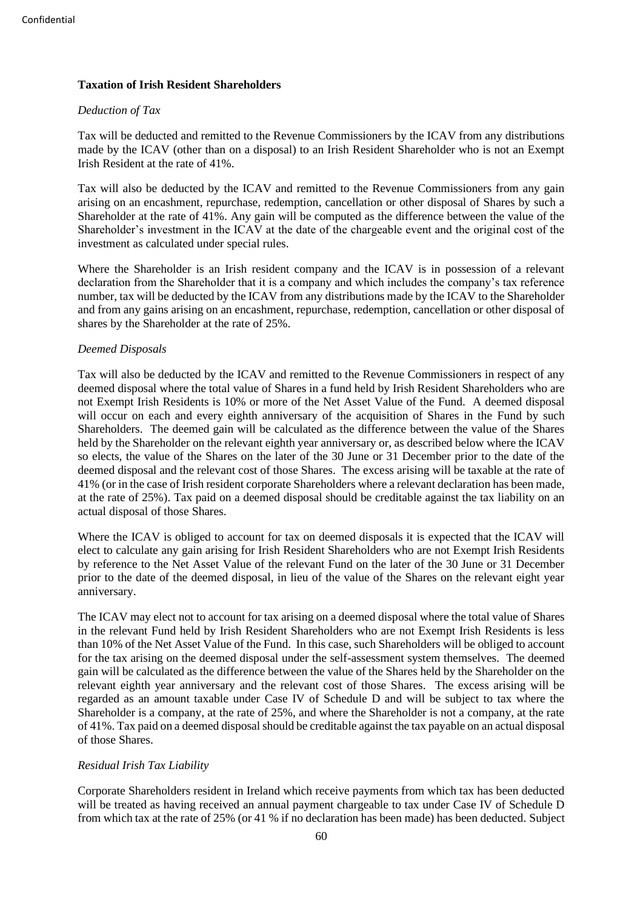## Taxation of Irish Resident Shareholders

*Deduction of Tax*

Tax will be deducted and remitted to the Revenue Commissioners by the ICAV from any distributions made by the ICAV (other than on a disposal) to an Irish Resident Shareholder who is not an Exempt Irish Resident at the rate of 41%.

Tax will also be deducted by the ICAV and remitted to the Revenue Commissioners from any gain arising on an encashment, repurchase, redemption, cancellation or other disposal of Shares by such a Shareholder at the rate of 41%. Any gain will be computed as the difference between the value of the Shareholder's investment in the ICAV at the date of the chargeable event and the original cost of the investment as calculated under special rules.

Where the Shareholder is an Irish resident company and the ICAV is in possession of a relevant declaration from the Shareholder that it is a company and which includes the company's tax reference number, tax will be deducted by the ICAV from any distributions made by the ICAV to the Shareholder and from any gains arising on an encashment, repurchase, redemption, cancellation or other disposal of shares by the Shareholder at the rate of 25%.

*Deemed Disposals*

Tax will also be deducted by the ICAV and remitted to the Revenue Commissioners in respect of any deemed disposal where the total value of Shares in a fund held by Irish Resident Shareholders who are not Exempt Irish Residents is 10% or more of the Net Asset Value of the Fund. A deemed disposal will occur on each and every eighth anniversary of the acquisition of Shares in the Fund by such Shareholders. The deemed gain will be calculated as the difference between the value of the Shares held by the Shareholder on the relevant eighth year anniversary or, as described below where the ICAV so elects, the value of the Shares on the later of the 30 June or 31 December prior to the date of the deemed disposal and the relevant cost of those Shares. The excess arising will be taxable at the rate of 41% (or in the case of Irish resident corporate Shareholders where a relevant declaration has been made, at the rate of 25%). Tax paid on a deemed disposal should be creditable against the tax liability on an actual disposal of those Shares.

Where the ICAV is obliged to account for tax on deemed disposals it is expected that the ICAV will elect to calculate any gain arising for Irish Resident Shareholders who are not Exempt Irish Residents by reference to the Net Asset Value of the relevant Fund on the later of the 30 June or 31 December prior to the date of the deemed disposal, in lieu of the value of the Shares on the relevant eight year anniversary.

The ICAV may elect not to account for tax arising on a deemed disposal where the total value of Shares in the relevant Fund held by Irish Resident Shareholders who are not Exempt Irish Residents is less than 10% of the Net Asset Value of the Fund. In this case, such Shareholders will be obliged to account for the tax arising on the deemed disposal under the self-assessment system themselves. The deemed gain will be calculated as the difference between the value of the Shares held by the Shareholder on the relevant eighth year anniversary and the relevant cost of those Shares. The excess arising will be regarded as an amount taxable under Case IV of Schedule D and will be subject to tax where the Shareholder is a company, at the rate of 25%, and where the Shareholder is not a company, at the rate of 41%. Tax paid on a deemed disposal should be creditable against the tax payable on an actual disposal of those Shares.

*Residual Irish Tax Liability*

Corporate Shareholders resident in Ireland which receive payments from which tax has been deducted will be treated as having received an annual payment chargeable to tax under Case IV of Schedule D from which tax at the rate of 25% (or 41 % if no declaration has been made) has been deducted. Subject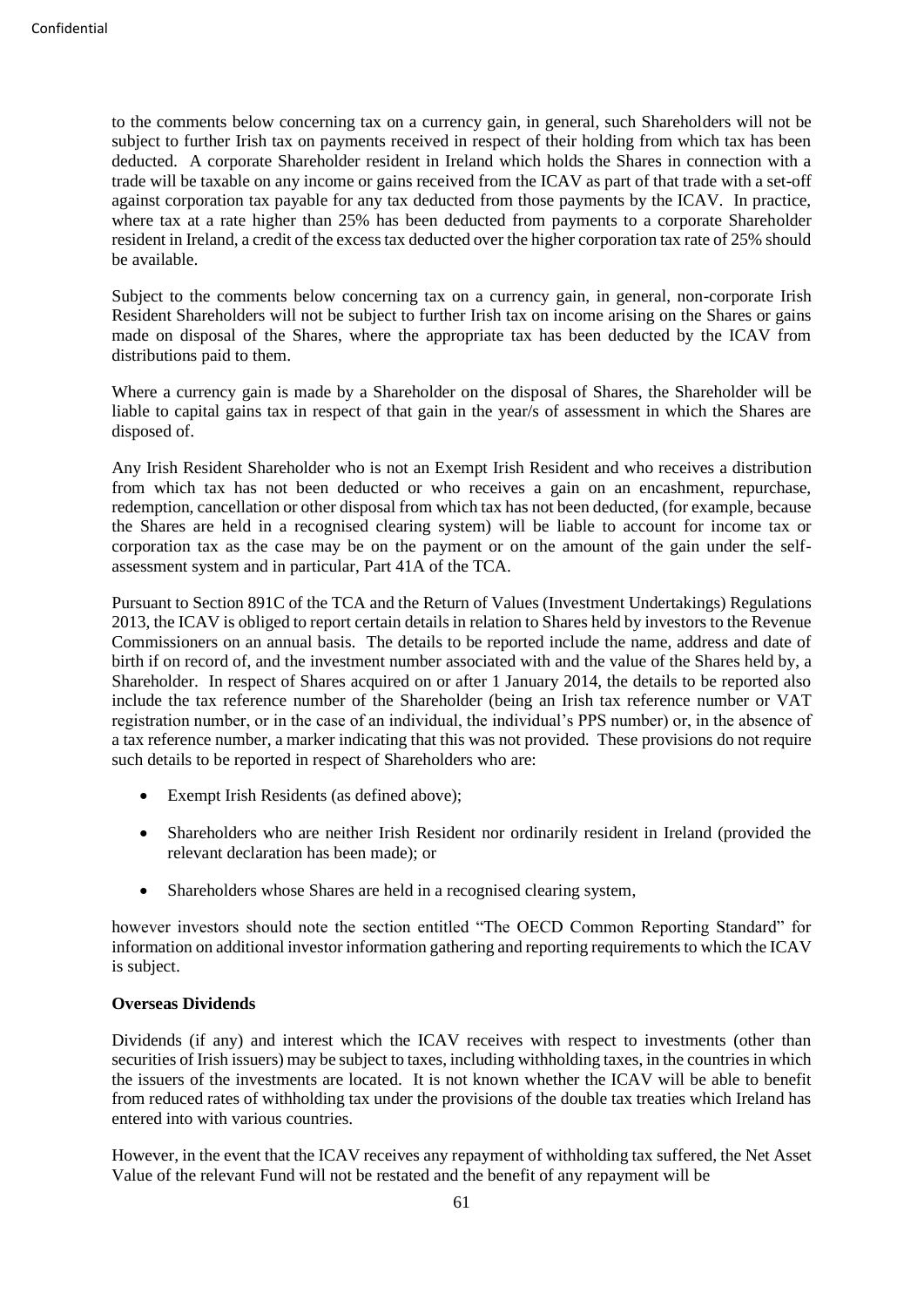to the comments below concerning tax on a currency gain, in general, such Shareholders will not be subject to further Irish tax on payments received in respect of their holding from which tax has been deducted. A corporate Shareholder resident in Ireland which holds the Shares in connection with a trade will be taxable on any income or gains received from the ICAV as part of that trade with a set-off against corporation tax payable for any tax deducted from those payments by the ICAV. In practice, where tax at a rate higher than 25% has been deducted from payments to a corporate Shareholder resident in Ireland, a credit of the excess tax deducted over the higher corporation tax rate of 25% should be available.

Subject to the comments below concerning tax on a currency gain, in general, non-corporate Irish Resident Shareholders will not be subject to further Irish tax on income arising on the Shares or gains made on disposal of the Shares, where the appropriate tax has been deducted by the ICAV from distributions paid to them.

Where a currency gain is made by a Shareholder on the disposal of Shares, the Shareholder will be liable to capital gains tax in respect of that gain in the year/s of assessment in which the Shares are disposed of.

Any Irish Resident Shareholder who is not an Exempt Irish Resident and who receives a distribution from which tax has not been deducted or who receives a gain on an encashment, repurchase, redemption, cancellation or other disposal from which tax has not been deducted, (for example, because the Shares are held in a recognised clearing system) will be liable to account for income tax or corporation tax as the case may be on the payment or on the amount of the gain under the self-assessment system and in particular, Part 41A of the TCA.

Pursuant to Section 891C of the TCA and the Return of Values (Investment Undertakings) Regulations 2013, the ICAV is obliged to report certain details in relation to Shares held by investors to the Revenue Commissioners on an annual basis. The details to be reported include the name, address and date of birth if on record of, and the investment number associated with and the value of the Shares held by, a Shareholder. In respect of Shares acquired on or after 1 January 2014, the details to be reported also include the tax reference number of the Shareholder (being an Irish tax reference number or VAT registration number, or in the case of an individual, the individual's PPS number) or, in the absence of a tax reference number, a marker indicating that this was not provided. These provisions do not require such details to be reported in respect of Shareholders who are:

- Exempt Irish Residents (as defined above);
- Shareholders who are neither Irish Resident nor ordinarily resident in Ireland (provided the relevant declaration has been made); or
- Shareholders whose Shares are held in a recognised clearing system,

however investors should note the section entitled "The OECD Common Reporting Standard" for information on additional investor information gathering and reporting requirements to which the ICAV is subject.

**Overseas Dividends**

Dividends (if any) and interest which the ICAV receives with respect to investments (other than securities of Irish issuers) may be subject to taxes, including withholding taxes, in the countries in which the issuers of the investments are located. It is not known whether the ICAV will be able to benefit from reduced rates of withholding tax under the provisions of the double tax treaties which Ireland has entered into with various countries.

However, in the event that the ICAV receives any repayment of withholding tax suffered, the Net Asset Value of the relevant Fund will not be restated and the benefit of any repayment will be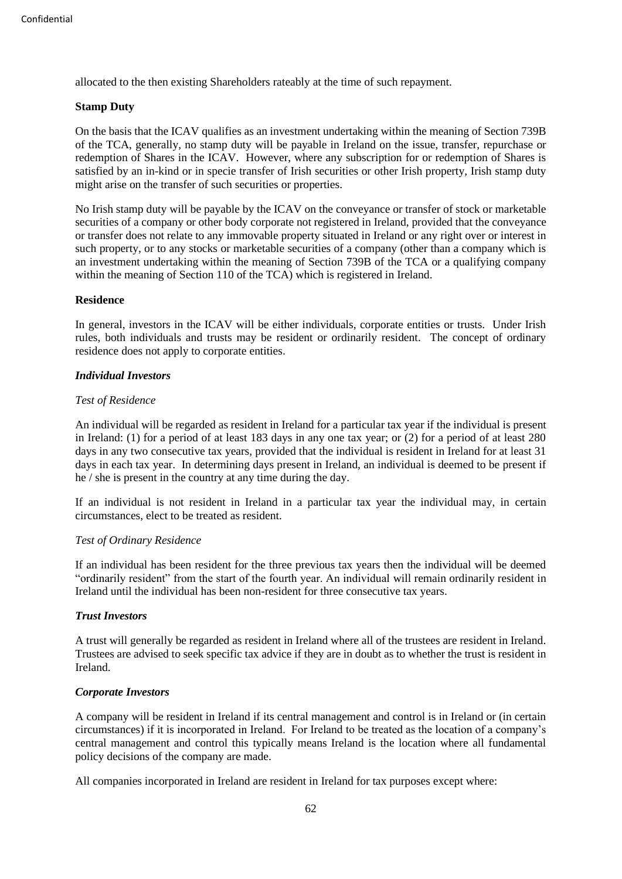allocated to the then existing Shareholders rateably at the time of such repayment.

**Stamp Duty**

On the basis that the ICAV qualifies as an investment undertaking within the meaning of Section 739B of the TCA, generally, no stamp duty will be payable in Ireland on the issue, transfer, repurchase or redemption of Shares in the ICAV. However, where any subscription for or redemption of Shares is satisfied by an in-kind or in specie transfer of Irish securities or other Irish property, Irish stamp duty might arise on the transfer of such securities or properties.

No Irish stamp duty will be payable by the ICAV on the conveyance or transfer of stock or marketable securities of a company or other body corporate not registered in Ireland, provided that the conveyance or transfer does not relate to any immovable property situated in Ireland or any right over or interest in such property, or to any stocks or marketable securities of a company (other than a company which is an investment undertaking within the meaning of Section 739B of the TCA or a qualifying company within the meaning of Section 110 of the TCA) which is registered in Ireland.

**Residence**

In general, investors in the ICAV will be either individuals, corporate entities or trusts. Under Irish rules, both individuals and trusts may be resident or ordinarily resident. The concept of ordinary residence does not apply to corporate entities.

***Individual Investors***

*Test of Residence*

An individual will be regarded as resident in Ireland for a particular tax year if the individual is present in Ireland: (1) for a period of at least 183 days in any one tax year; or (2) for a period of at least 280 days in any two consecutive tax years, provided that the individual is resident in Ireland for at least 31 days in each tax year. In determining days present in Ireland, an individual is deemed to be present if he / she is present in the country at any time during the day.

If an individual is not resident in Ireland in a particular tax year the individual may, in certain circumstances, elect to be treated as resident.

*Test of Ordinary Residence*

If an individual has been resident for the three previous tax years then the individual will be deemed "ordinarily resident" from the start of the fourth year. An individual will remain ordinarily resident in Ireland until the individual has been non-resident for three consecutive tax years.

***Trust Investors***

A trust will generally be regarded as resident in Ireland where all of the trustees are resident in Ireland. Trustees are advised to seek specific tax advice if they are in doubt as to whether the trust is resident in Ireland.

***Corporate Investors***

A company will be resident in Ireland if its central management and control is in Ireland or (in certain circumstances) if it is incorporated in Ireland. For Ireland to be treated as the location of a company's central management and control this typically means Ireland is the location where all fundamental policy decisions of the company are made.

All companies incorporated in Ireland are resident in Ireland for tax purposes except where: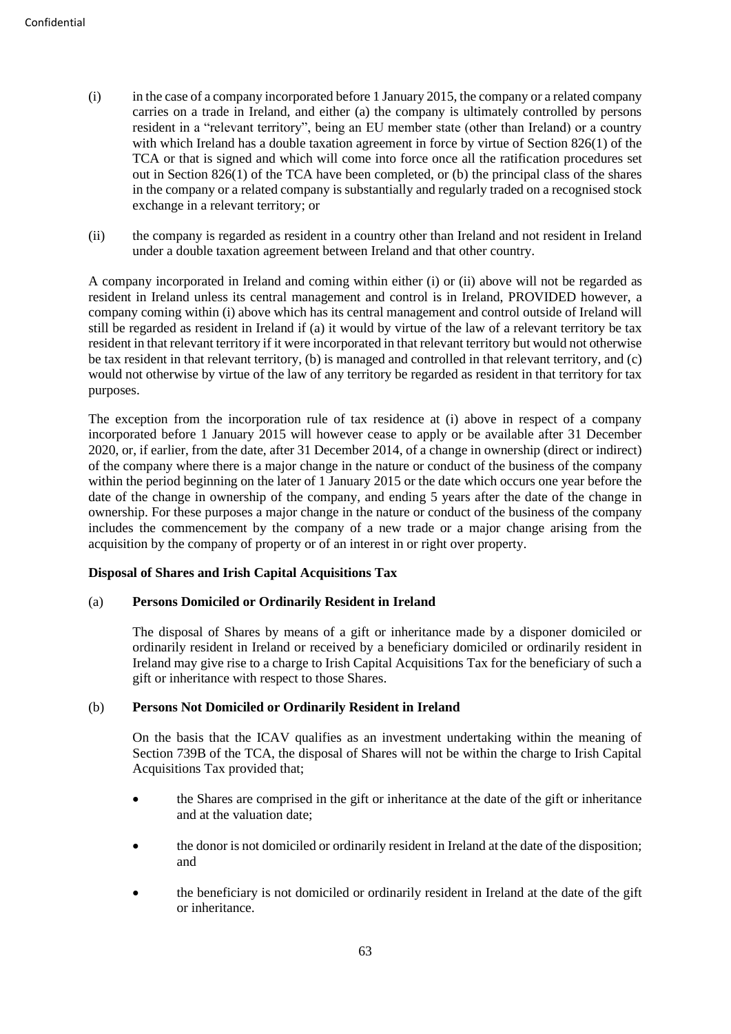(i) in the case of a company incorporated before 1 January 2015, the company or a related company carries on a trade in Ireland, and either (a) the company is ultimately controlled by persons resident in a "relevant territory", being an EU member state (other than Ireland) or a country with which Ireland has a double taxation agreement in force by virtue of Section 826(1) of the TCA or that is signed and which will come into force once all the ratification procedures set out in Section 826(1) of the TCA have been completed, or (b) the principal class of the shares in the company or a related company is substantially and regularly traded on a recognised stock exchange in a relevant territory; or

(ii) the company is regarded as resident in a country other than Ireland and not resident in Ireland under a double taxation agreement between Ireland and that other country.

A company incorporated in Ireland and coming within either (i) or (ii) above will not be regarded as resident in Ireland unless its central management and control is in Ireland, PROVIDED however, a company coming within (i) above which has its central management and control outside of Ireland will still be regarded as resident in Ireland if (a) it would by virtue of the law of a relevant territory be tax resident in that relevant territory if it were incorporated in that relevant territory but would not otherwise be tax resident in that relevant territory, (b) is managed and controlled in that relevant territory, and (c) would not otherwise by virtue of the law of any territory be regarded as resident in that territory for tax purposes.

The exception from the incorporation rule of tax residence at (i) above in respect of a company incorporated before 1 January 2015 will however cease to apply or be available after 31 December 2020, or, if earlier, from the date, after 31 December 2014, of a change in ownership (direct or indirect) of the company where there is a major change in the nature or conduct of the business of the company within the period beginning on the later of 1 January 2015 or the date which occurs one year before the date of the change in ownership of the company, and ending 5 years after the date of the change in ownership. For these purposes a major change in the nature or conduct of the business of the company includes the commencement by the company of a new trade or a major change arising from the acquisition by the company of property or of an interest in or right over property.

**Disposal of Shares and Irish Capital Acquisitions Tax**

(a) **Persons Domiciled or Ordinarily Resident in Ireland**

The disposal of Shares by means of a gift or inheritance made by a disponer domiciled or ordinarily resident in Ireland or received by a beneficiary domiciled or ordinarily resident in Ireland may give rise to a charge to Irish Capital Acquisitions Tax for the beneficiary of such a gift or inheritance with respect to those Shares.

(b) **Persons Not Domiciled or Ordinarily Resident in Ireland**

On the basis that the ICAV qualifies as an investment undertaking within the meaning of Section 739B of the TCA, the disposal of Shares will not be within the charge to Irish Capital Acquisitions Tax provided that;

- the Shares are comprised in the gift or inheritance at the date of the gift or inheritance and at the valuation date;
- the donor is not domiciled or ordinarily resident in Ireland at the date of the disposition; and
- the beneficiary is not domiciled or ordinarily resident in Ireland at the date of the gift or inheritance.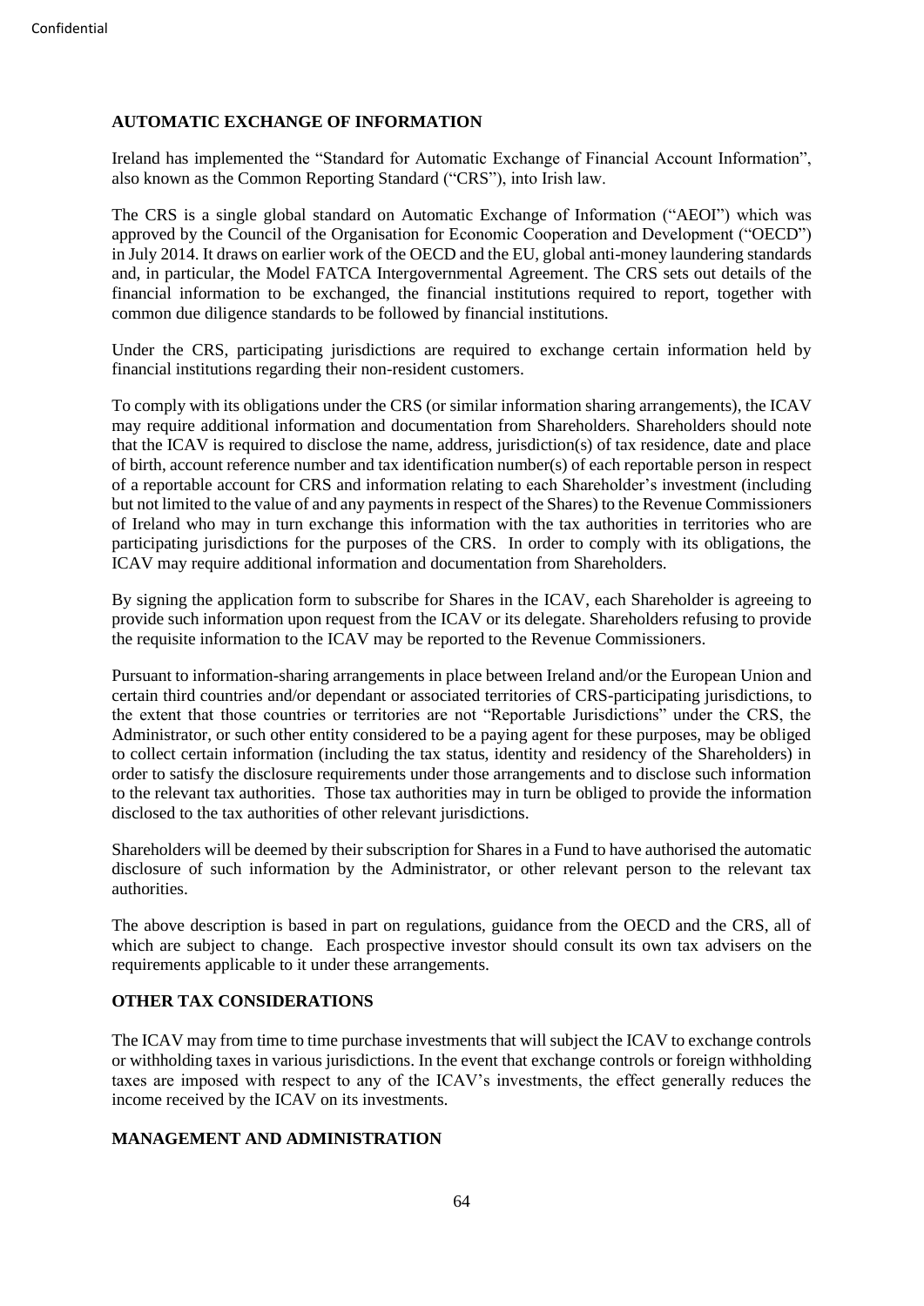## AUTOMATIC EXCHANGE OF INFORMATION

Ireland has implemented the "Standard for Automatic Exchange of Financial Account Information", also known as the Common Reporting Standard ("CRS"), into Irish law.

The CRS is a single global standard on Automatic Exchange of Information ("AEOI") which was approved by the Council of the Organisation for Economic Cooperation and Development ("OECD") in July 2014. It draws on earlier work of the OECD and the EU, global anti-money laundering standards and, in particular, the Model FATCA Intergovernmental Agreement. The CRS sets out details of the financial information to be exchanged, the financial institutions required to report, together with common due diligence standards to be followed by financial institutions.

Under the CRS, participating jurisdictions are required to exchange certain information held by financial institutions regarding their non-resident customers.

To comply with its obligations under the CRS (or similar information sharing arrangements), the ICAV may require additional information and documentation from Shareholders. Shareholders should note that the ICAV is required to disclose the name, address, jurisdiction(s) of tax residence, date and place of birth, account reference number and tax identification number(s) of each reportable person in respect of a reportable account for CRS and information relating to each Shareholder's investment (including but not limited to the value of and any payments in respect of the Shares) to the Revenue Commissioners of Ireland who may in turn exchange this information with the tax authorities in territories who are participating jurisdictions for the purposes of the CRS. In order to comply with its obligations, the ICAV may require additional information and documentation from Shareholders.

By signing the application form to subscribe for Shares in the ICAV, each Shareholder is agreeing to provide such information upon request from the ICAV or its delegate. Shareholders refusing to provide the requisite information to the ICAV may be reported to the Revenue Commissioners.

Pursuant to information-sharing arrangements in place between Ireland and/or the European Union and certain third countries and/or dependant or associated territories of CRS-participating jurisdictions, to the extent that those countries or territories are not "Reportable Jurisdictions" under the CRS, the Administrator, or such other entity considered to be a paying agent for these purposes, may be obliged to collect certain information (including the tax status, identity and residency of the Shareholders) in order to satisfy the disclosure requirements under those arrangements and to disclose such information to the relevant tax authorities. Those tax authorities may in turn be obliged to provide the information disclosed to the tax authorities of other relevant jurisdictions.

Shareholders will be deemed by their subscription for Shares in a Fund to have authorised the automatic disclosure of such information by the Administrator, or other relevant person to the relevant tax authorities.

The above description is based in part on regulations, guidance from the OECD and the CRS, all of which are subject to change. Each prospective investor should consult its own tax advisers on the requirements applicable to it under these arrangements.

## OTHER TAX CONSIDERATIONS

The ICAV may from time to time purchase investments that will subject the ICAV to exchange controls or withholding taxes in various jurisdictions. In the event that exchange controls or foreign withholding taxes are imposed with respect to any of the ICAV's investments, the effect generally reduces the income received by the ICAV on its investments.

## MANAGEMENT AND ADMINISTRATION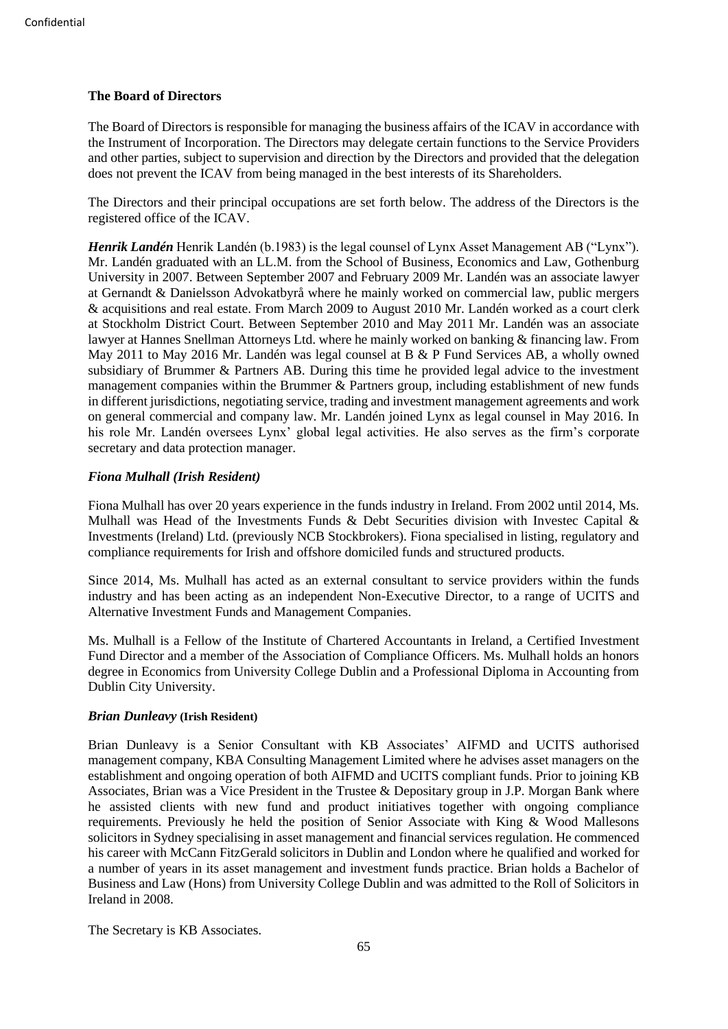**The Board of Directors**

The Board of Directors is responsible for managing the business affairs of the ICAV in accordance with the Instrument of Incorporation. The Directors may delegate certain functions to the Service Providers and other parties, subject to supervision and direction by the Directors and provided that the delegation does not prevent the ICAV from being managed in the best interests of its Shareholders.

The Directors and their principal occupations are set forth below. The address of the Directors is the registered office of the ICAV.

***Henrik Landén*** Henrik Landén (b.1983) is the legal counsel of Lynx Asset Management AB ("Lynx"). Mr. Landén graduated with an LL.M. from the School of Business, Economics and Law, Gothenburg University in 2007. Between September 2007 and February 2009 Mr. Landén was an associate lawyer at Gernandt & Danielsson Advokatbyrå where he mainly worked on commercial law, public mergers & acquisitions and real estate. From March 2009 to August 2010 Mr. Landén worked as a court clerk at Stockholm District Court. Between September 2010 and May 2011 Mr. Landén was an associate lawyer at Hannes Snellman Attorneys Ltd. where he mainly worked on banking & financing law. From May 2011 to May 2016 Mr. Landén was legal counsel at B & P Fund Services AB, a wholly owned subsidiary of Brummer & Partners AB. During this time he provided legal advice to the investment management companies within the Brummer & Partners group, including establishment of new funds in different jurisdictions, negotiating service, trading and investment management agreements and work on general commercial and company law. Mr. Landén joined Lynx as legal counsel in May 2016. In his role Mr. Landén oversees Lynx' global legal activities. He also serves as the firm's corporate secretary and data protection manager.

***Fiona Mulhall (Irish Resident)***

Fiona Mulhall has over 20 years experience in the funds industry in Ireland. From 2002 until 2014, Ms. Mulhall was Head of the Investments Funds & Debt Securities division with Investec Capital & Investments (Ireland) Ltd. (previously NCB Stockbrokers). Fiona specialised in listing, regulatory and compliance requirements for Irish and offshore domiciled funds and structured products.

Since 2014, Ms. Mulhall has acted as an external consultant to service providers within the funds industry and has been acting as an independent Non-Executive Director, to a range of UCITS and Alternative Investment Funds and Management Companies.

Ms. Mulhall is a Fellow of the Institute of Chartered Accountants in Ireland, a Certified Investment Fund Director and a member of the Association of Compliance Officers. Ms. Mulhall holds an honors degree in Economics from University College Dublin and a Professional Diploma in Accounting from Dublin City University.

***Brian Dunleavy* (Irish Resident)**

Brian Dunleavy is a Senior Consultant with KB Associates' AIFMD and UCITS authorised management company, KBA Consulting Management Limited where he advises asset managers on the establishment and ongoing operation of both AIFMD and UCITS compliant funds. Prior to joining KB Associates, Brian was a Vice President in the Trustee & Depositary group in J.P. Morgan Bank where he assisted clients with new fund and product initiatives together with ongoing compliance requirements. Previously he held the position of Senior Associate with King & Wood Mallesons solicitors in Sydney specialising in asset management and financial services regulation. He commenced his career with McCann FitzGerald solicitors in Dublin and London where he qualified and worked for a number of years in its asset management and investment funds practice. Brian holds a Bachelor of Business and Law (Hons) from University College Dublin and was admitted to the Roll of Solicitors in Ireland in 2008.

The Secretary is KB Associates.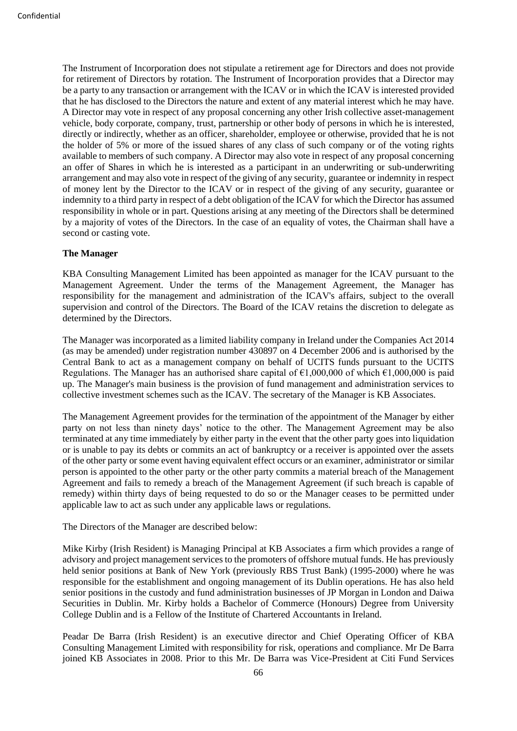The Instrument of Incorporation does not stipulate a retirement age for Directors and does not provide for retirement of Directors by rotation. The Instrument of Incorporation provides that a Director may be a party to any transaction or arrangement with the ICAV or in which the ICAV is interested provided that he has disclosed to the Directors the nature and extent of any material interest which he may have. A Director may vote in respect of any proposal concerning any other Irish collective asset-management vehicle, body corporate, company, trust, partnership or other body of persons in which he is interested, directly or indirectly, whether as an officer, shareholder, employee or otherwise, provided that he is not the holder of 5% or more of the issued shares of any class of such company or of the voting rights available to members of such company. A Director may also vote in respect of any proposal concerning an offer of Shares in which he is interested as a participant in an underwriting or sub-underwriting arrangement and may also vote in respect of the giving of any security, guarantee or indemnity in respect of money lent by the Director to the ICAV or in respect of the giving of any security, guarantee or indemnity to a third party in respect of a debt obligation of the ICAV for which the Director has assumed responsibility in whole or in part. Questions arising at any meeting of the Directors shall be determined by a majority of votes of the Directors. In the case of an equality of votes, the Chairman shall have a second or casting vote.

**The Manager**

KBA Consulting Management Limited has been appointed as manager for the ICAV pursuant to the Management Agreement. Under the terms of the Management Agreement, the Manager has responsibility for the management and administration of the ICAV's affairs, subject to the overall supervision and control of the Directors. The Board of the ICAV retains the discretion to delegate as determined by the Directors.

The Manager was incorporated as a limited liability company in Ireland under the Companies Act 2014 (as may be amended) under registration number 430897 on 4 December 2006 and is authorised by the Central Bank to act as a management company on behalf of UCITS funds pursuant to the UCITS Regulations. The Manager has an authorised share capital of €1,000,000 of which €1,000,000 is paid up. The Manager's main business is the provision of fund management and administration services to collective investment schemes such as the ICAV. The secretary of the Manager is KB Associates.

The Management Agreement provides for the termination of the appointment of the Manager by either party on not less than ninety days' notice to the other. The Management Agreement may be also terminated at any time immediately by either party in the event that the other party goes into liquidation or is unable to pay its debts or commits an act of bankruptcy or a receiver is appointed over the assets of the other party or some event having equivalent effect occurs or an examiner, administrator or similar person is appointed to the other party or the other party commits a material breach of the Management Agreement and fails to remedy a breach of the Management Agreement (if such breach is capable of remedy) within thirty days of being requested to do so or the Manager ceases to be permitted under applicable law to act as such under any applicable laws or regulations.

The Directors of the Manager are described below:

Mike Kirby (Irish Resident) is Managing Principal at KB Associates a firm which provides a range of advisory and project management services to the promoters of offshore mutual funds. He has previously held senior positions at Bank of New York (previously RBS Trust Bank) (1995-2000) where he was responsible for the establishment and ongoing management of its Dublin operations. He has also held senior positions in the custody and fund administration businesses of JP Morgan in London and Daiwa Securities in Dublin. Mr. Kirby holds a Bachelor of Commerce (Honours) Degree from University College Dublin and is a Fellow of the Institute of Chartered Accountants in Ireland.

Peadar De Barra (Irish Resident) is an executive director and Chief Operating Officer of KBA Consulting Management Limited with responsibility for risk, operations and compliance. Mr De Barra joined KB Associates in 2008. Prior to this Mr. De Barra was Vice-President at Citi Fund Services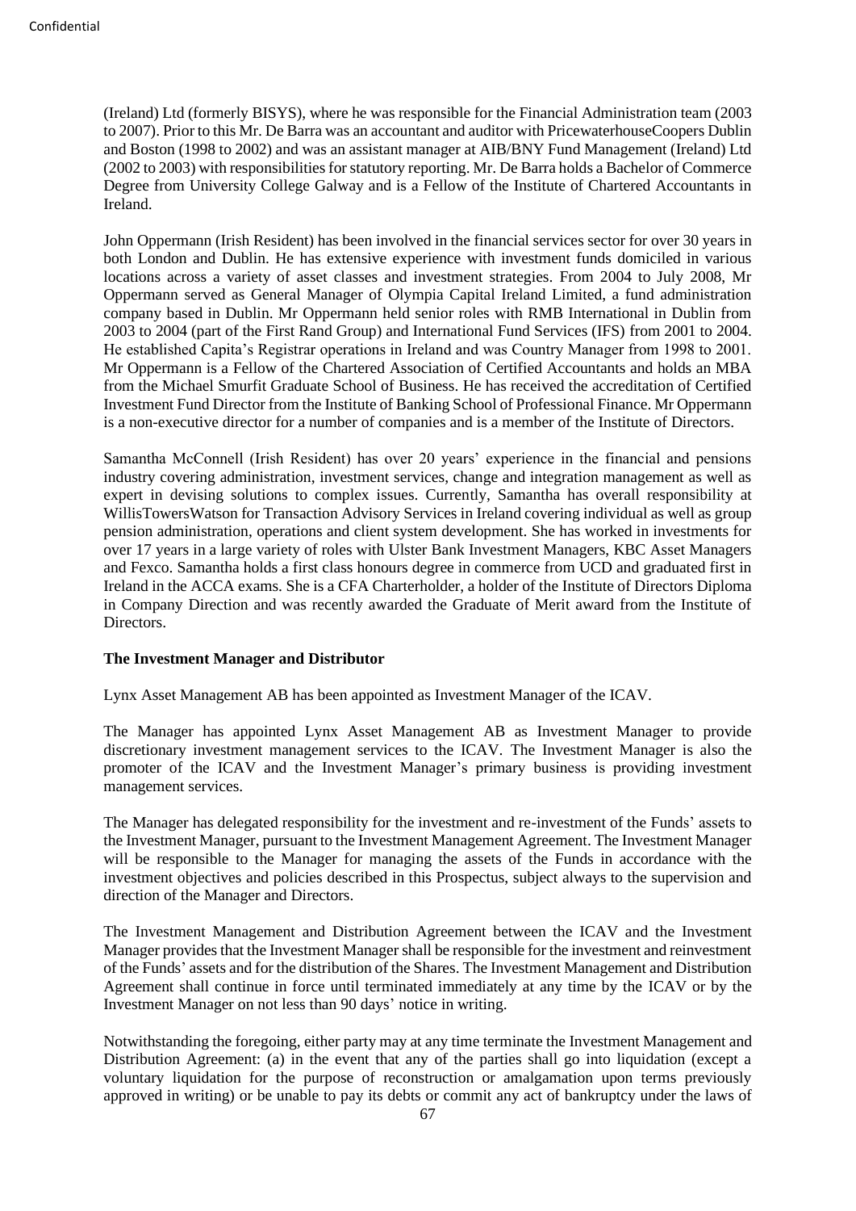(Ireland) Ltd (formerly BISYS), where he was responsible for the Financial Administration team (2003 to 2007). Prior to this Mr. De Barra was an accountant and auditor with PricewaterhouseCoopers Dublin and Boston (1998 to 2002) and was an assistant manager at AIB/BNY Fund Management (Ireland) Ltd (2002 to 2003) with responsibilities for statutory reporting. Mr. De Barra holds a Bachelor of Commerce Degree from University College Galway and is a Fellow of the Institute of Chartered Accountants in Ireland.

John Oppermann (Irish Resident) has been involved in the financial services sector for over 30 years in both London and Dublin. He has extensive experience with investment funds domiciled in various locations across a variety of asset classes and investment strategies. From 2004 to July 2008, Mr Oppermann served as General Manager of Olympia Capital Ireland Limited, a fund administration company based in Dublin. Mr Oppermann held senior roles with RMB International in Dublin from 2003 to 2004 (part of the First Rand Group) and International Fund Services (IFS) from 2001 to 2004. He established Capita's Registrar operations in Ireland and was Country Manager from 1998 to 2001. Mr Oppermann is a Fellow of the Chartered Association of Certified Accountants and holds an MBA from the Michael Smurfit Graduate School of Business. He has received the accreditation of Certified Investment Fund Director from the Institute of Banking School of Professional Finance. Mr Oppermann is a non-executive director for a number of companies and is a member of the Institute of Directors.

Samantha McConnell (Irish Resident) has over 20 years' experience in the financial and pensions industry covering administration, investment services, change and integration management as well as expert in devising solutions to complex issues. Currently, Samantha has overall responsibility at WillisTowersWatson for Transaction Advisory Services in Ireland covering individual as well as group pension administration, operations and client system development. She has worked in investments for over 17 years in a large variety of roles with Ulster Bank Investment Managers, KBC Asset Managers and Fexco. Samantha holds a first class honours degree in commerce from UCD and graduated first in Ireland in the ACCA exams. She is a CFA Charterholder, a holder of the Institute of Directors Diploma in Company Direction and was recently awarded the Graduate of Merit award from the Institute of Directors.

**The Investment Manager and Distributor**

Lynx Asset Management AB has been appointed as Investment Manager of the ICAV.

The Manager has appointed Lynx Asset Management AB as Investment Manager to provide discretionary investment management services to the ICAV. The Investment Manager is also the promoter of the ICAV and the Investment Manager's primary business is providing investment management services.

The Manager has delegated responsibility for the investment and re-investment of the Funds' assets to the Investment Manager, pursuant to the Investment Management Agreement. The Investment Manager will be responsible to the Manager for managing the assets of the Funds in accordance with the investment objectives and policies described in this Prospectus, subject always to the supervision and direction of the Manager and Directors.

The Investment Management and Distribution Agreement between the ICAV and the Investment Manager provides that the Investment Manager shall be responsible for the investment and reinvestment of the Funds' assets and for the distribution of the Shares. The Investment Management and Distribution Agreement shall continue in force until terminated immediately at any time by the ICAV or by the Investment Manager on not less than 90 days' notice in writing.

Notwithstanding the foregoing, either party may at any time terminate the Investment Management and Distribution Agreement: (a) in the event that any of the parties shall go into liquidation (except a voluntary liquidation for the purpose of reconstruction or amalgamation upon terms previously approved in writing) or be unable to pay its debts or commit any act of bankruptcy under the laws of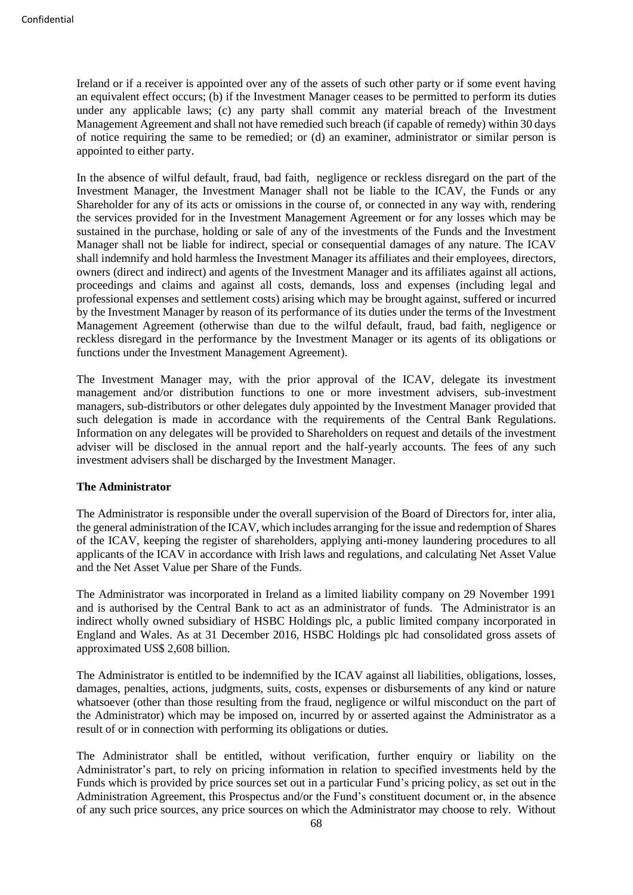Ireland or if a receiver is appointed over any of the assets of such other party or if some event having an equivalent effect occurs; (b) if the Investment Manager ceases to be permitted to perform its duties under any applicable laws; (c) any party shall commit any material breach of the Investment Management Agreement and shall not have remedied such breach (if capable of remedy) within 30 days of notice requiring the same to be remedied; or (d) an examiner, administrator or similar person is appointed to either party.

In the absence of wilful default, fraud, bad faith, negligence or reckless disregard on the part of the Investment Manager, the Investment Manager shall not be liable to the ICAV, the Funds or any Shareholder for any of its acts or omissions in the course of, or connected in any way with, rendering the services provided for in the Investment Management Agreement or for any losses which may be sustained in the purchase, holding or sale of any of the investments of the Funds and the Investment Manager shall not be liable for indirect, special or consequential damages of any nature. The ICAV shall indemnify and hold harmless the Investment Manager its affiliates and their employees, directors, owners (direct and indirect) and agents of the Investment Manager and its affiliates against all actions, proceedings and claims and against all costs, demands, loss and expenses (including legal and professional expenses and settlement costs) arising which may be brought against, suffered or incurred by the Investment Manager by reason of its performance of its duties under the terms of the Investment Management Agreement (otherwise than due to the wilful default, fraud, bad faith, negligence or reckless disregard in the performance by the Investment Manager or its agents of its obligations or functions under the Investment Management Agreement).

The Investment Manager may, with the prior approval of the ICAV, delegate its investment management and/or distribution functions to one or more investment advisers, sub-investment managers, sub-distributors or other delegates duly appointed by the Investment Manager provided that such delegation is made in accordance with the requirements of the Central Bank Regulations. Information on any delegates will be provided to Shareholders on request and details of the investment adviser will be disclosed in the annual report and the half-yearly accounts. The fees of any such investment advisers shall be discharged by the Investment Manager.

**The Administrator**

The Administrator is responsible under the overall supervision of the Board of Directors for, inter alia, the general administration of the ICAV, which includes arranging for the issue and redemption of Shares of the ICAV, keeping the register of shareholders, applying anti-money laundering procedures to all applicants of the ICAV in accordance with Irish laws and regulations, and calculating Net Asset Value and the Net Asset Value per Share of the Funds.

The Administrator was incorporated in Ireland as a limited liability company on 29 November 1991 and is authorised by the Central Bank to act as an administrator of funds. The Administrator is an indirect wholly owned subsidiary of HSBC Holdings plc, a public limited company incorporated in England and Wales. As at 31 December 2016, HSBC Holdings plc had consolidated gross assets of approximated US$ 2,608 billion.

The Administrator is entitled to be indemnified by the ICAV against all liabilities, obligations, losses, damages, penalties, actions, judgments, suits, costs, expenses or disbursements of any kind or nature whatsoever (other than those resulting from the fraud, negligence or wilful misconduct on the part of the Administrator) which may be imposed on, incurred by or asserted against the Administrator as a result of or in connection with performing its obligations or duties.

The Administrator shall be entitled, without verification, further enquiry or liability on the Administrator's part, to rely on pricing information in relation to specified investments held by the Funds which is provided by price sources set out in a particular Fund's pricing policy, as set out in the Administration Agreement, this Prospectus and/or the Fund's constituent document or, in the absence of any such price sources, any price sources on which the Administrator may choose to rely. Without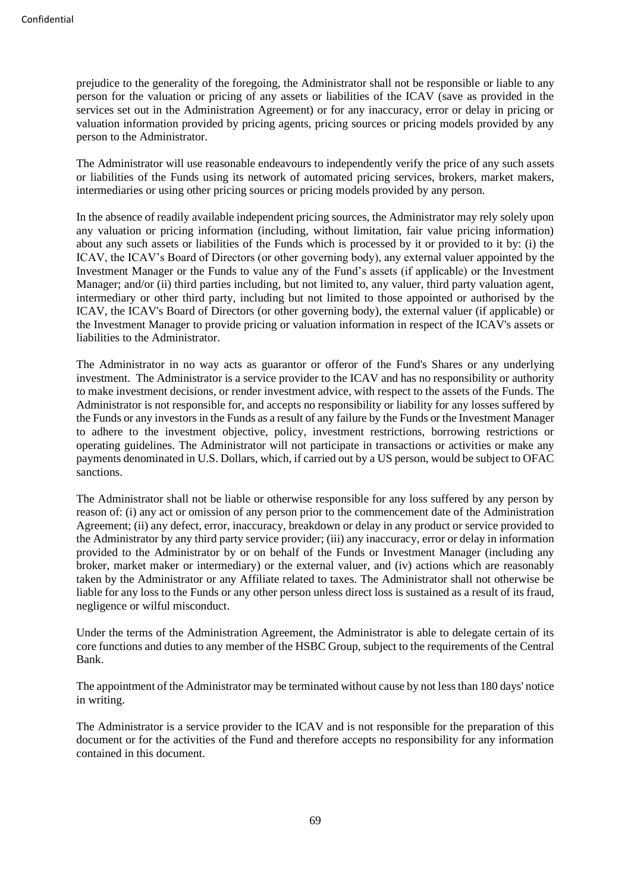prejudice to the generality of the foregoing, the Administrator shall not be responsible or liable to any person for the valuation or pricing of any assets or liabilities of the ICAV (save as provided in the services set out in the Administration Agreement) or for any inaccuracy, error or delay in pricing or valuation information provided by pricing agents, pricing sources or pricing models provided by any person to the Administrator.

The Administrator will use reasonable endeavours to independently verify the price of any such assets or liabilities of the Funds using its network of automated pricing services, brokers, market makers, intermediaries or using other pricing sources or pricing models provided by any person.

In the absence of readily available independent pricing sources, the Administrator may rely solely upon any valuation or pricing information (including, without limitation, fair value pricing information) about any such assets or liabilities of the Funds which is processed by it or provided to it by: (i) the ICAV, the ICAV's Board of Directors (or other governing body), any external valuer appointed by the Investment Manager or the Funds to value any of the Fund's assets (if applicable) or the Investment Manager; and/or (ii) third parties including, but not limited to, any valuer, third party valuation agent, intermediary or other third party, including but not limited to those appointed or authorised by the ICAV, the ICAV's Board of Directors (or other governing body), the external valuer (if applicable) or the Investment Manager to provide pricing or valuation information in respect of the ICAV's assets or liabilities to the Administrator.

The Administrator in no way acts as guarantor or offeror of the Fund's Shares or any underlying investment. The Administrator is a service provider to the ICAV and has no responsibility or authority to make investment decisions, or render investment advice, with respect to the assets of the Funds. The Administrator is not responsible for, and accepts no responsibility or liability for any losses suffered by the Funds or any investors in the Funds as a result of any failure by the Funds or the Investment Manager to adhere to the investment objective, policy, investment restrictions, borrowing restrictions or operating guidelines. The Administrator will not participate in transactions or activities or make any payments denominated in U.S. Dollars, which, if carried out by a US person, would be subject to OFAC sanctions.

The Administrator shall not be liable or otherwise responsible for any loss suffered by any person by reason of: (i) any act or omission of any person prior to the commencement date of the Administration Agreement; (ii) any defect, error, inaccuracy, breakdown or delay in any product or service provided to the Administrator by any third party service provider; (iii) any inaccuracy, error or delay in information provided to the Administrator by or on behalf of the Funds or Investment Manager (including any broker, market maker or intermediary) or the external valuer, and (iv) actions which are reasonably taken by the Administrator or any Affiliate related to taxes. The Administrator shall not otherwise be liable for any loss to the Funds or any other person unless direct loss is sustained as a result of its fraud, negligence or wilful misconduct.

Under the terms of the Administration Agreement, the Administrator is able to delegate certain of its core functions and duties to any member of the HSBC Group, subject to the requirements of the Central Bank.

The appointment of the Administrator may be terminated without cause by not less than 180 days' notice in writing.

The Administrator is a service provider to the ICAV and is not responsible for the preparation of this document or for the activities of the Fund and therefore accepts no responsibility for any information contained in this document.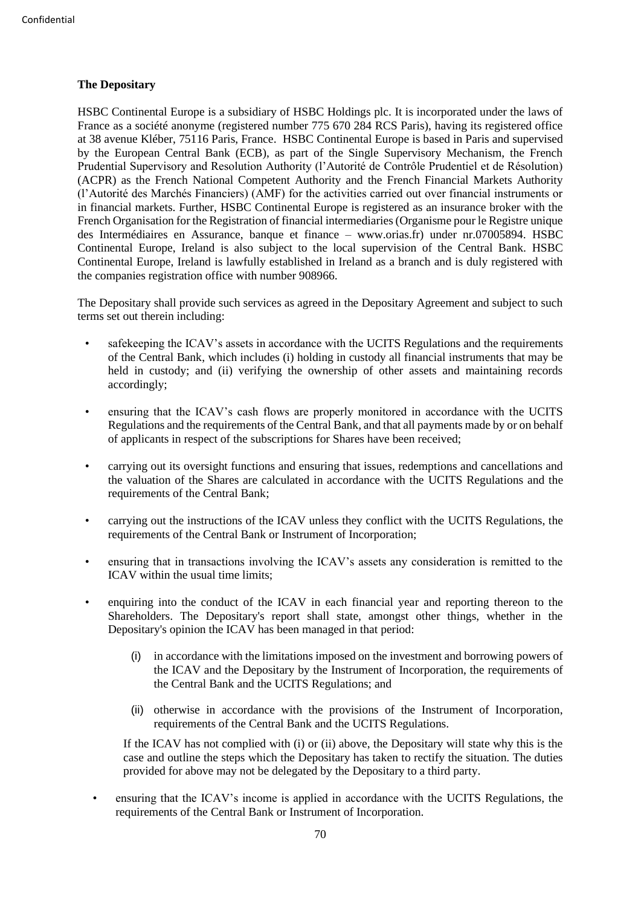## The Depositary

HSBC Continental Europe is a subsidiary of HSBC Holdings plc. It is incorporated under the laws of France as a société anonyme (registered number 775 670 284 RCS Paris), having its registered office at 38 avenue Kléber, 75116 Paris, France. HSBC Continental Europe is based in Paris and supervised by the European Central Bank (ECB), as part of the Single Supervisory Mechanism, the French Prudential Supervisory and Resolution Authority (l'Autorité de Contrôle Prudentiel et de Résolution) (ACPR) as the French National Competent Authority and the French Financial Markets Authority (l'Autorité des Marchés Financiers) (AMF) for the activities carried out over financial instruments or in financial markets. Further, HSBC Continental Europe is registered as an insurance broker with the French Organisation for the Registration of financial intermediaries (Organisme pour le Registre unique des Intermédiaires en Assurance, banque et finance – www.orias.fr) under nr.07005894. HSBC Continental Europe, Ireland is also subject to the local supervision of the Central Bank. HSBC Continental Europe, Ireland is lawfully established in Ireland as a branch and is duly registered with the companies registration office with number 908966.

The Depositary shall provide such services as agreed in the Depositary Agreement and subject to such terms set out therein including:

- safekeeping the ICAV's assets in accordance with the UCITS Regulations and the requirements of the Central Bank, which includes (i) holding in custody all financial instruments that may be held in custody; and (ii) verifying the ownership of other assets and maintaining records accordingly;
- ensuring that the ICAV's cash flows are properly monitored in accordance with the UCITS Regulations and the requirements of the Central Bank, and that all payments made by or on behalf of applicants in respect of the subscriptions for Shares have been received;
- carrying out its oversight functions and ensuring that issues, redemptions and cancellations and the valuation of the Shares are calculated in accordance with the UCITS Regulations and the requirements of the Central Bank;
- carrying out the instructions of the ICAV unless they conflict with the UCITS Regulations, the requirements of the Central Bank or Instrument of Incorporation;
- ensuring that in transactions involving the ICAV's assets any consideration is remitted to the ICAV within the usual time limits;
- enquiring into the conduct of the ICAV in each financial year and reporting thereon to the Shareholders. The Depositary's report shall state, amongst other things, whether in the Depositary's opinion the ICAV has been managed in that period:
    (i) in accordance with the limitations imposed on the investment and borrowing powers of the ICAV and the Depositary by the Instrument of Incorporation, the requirements of the Central Bank and the UCITS Regulations; and
    (ii) otherwise in accordance with the provisions of the Instrument of Incorporation, requirements of the Central Bank and the UCITS Regulations.

  If the ICAV has not complied with (i) or (ii) above, the Depositary will state why this is the case and outline the steps which the Depositary has taken to rectify the situation. The duties provided for above may not be delegated by the Depositary to a third party.
- ensuring that the ICAV's income is applied in accordance with the UCITS Regulations, the requirements of the Central Bank or Instrument of Incorporation.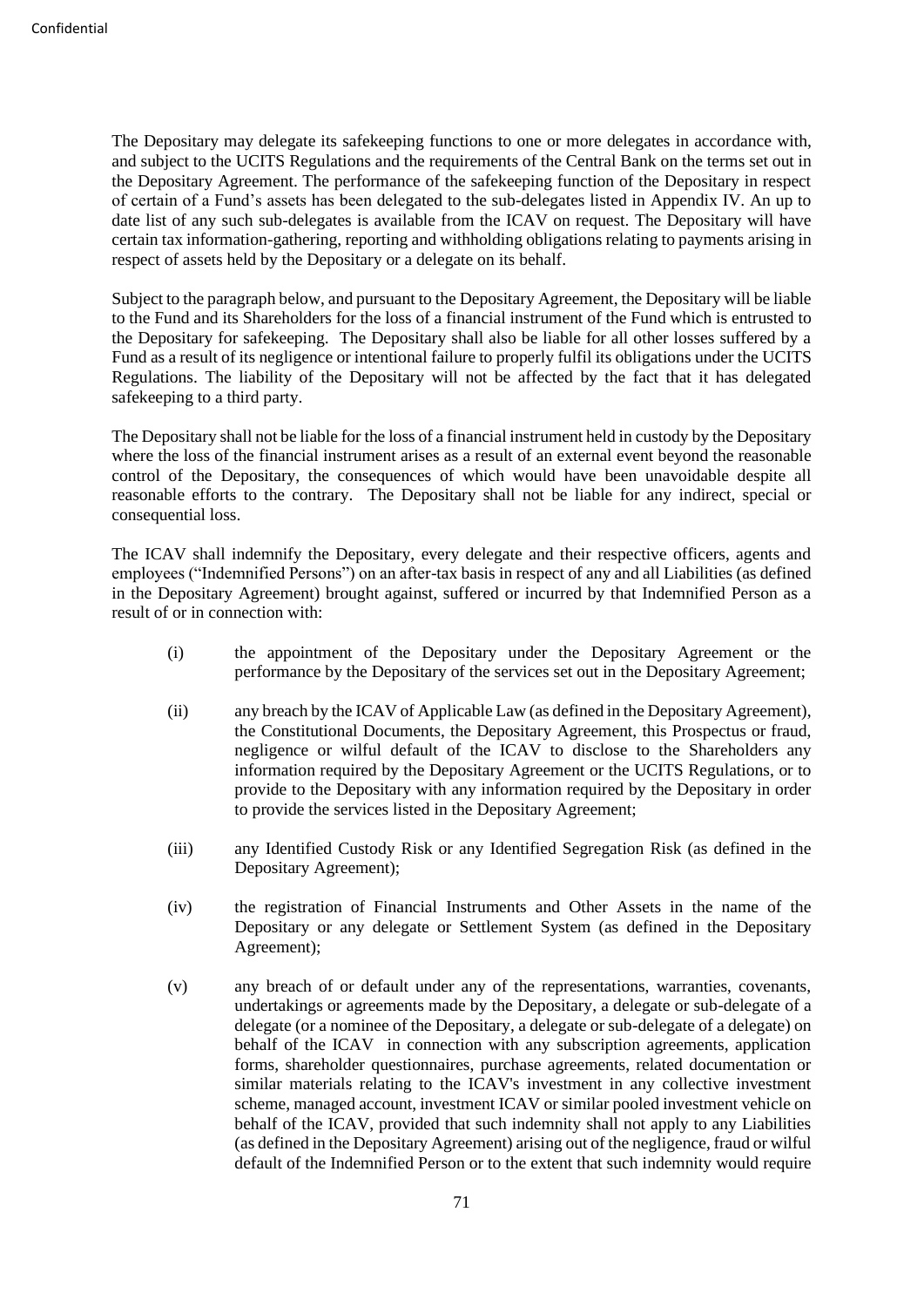The Depositary may delegate its safekeeping functions to one or more delegates in accordance with, and subject to the UCITS Regulations and the requirements of the Central Bank on the terms set out in the Depositary Agreement. The performance of the safekeeping function of the Depositary in respect of certain of a Fund's assets has been delegated to the sub-delegates listed in Appendix IV. An up to date list of any such sub-delegates is available from the ICAV on request. The Depositary will have certain tax information-gathering, reporting and withholding obligations relating to payments arising in respect of assets held by the Depositary or a delegate on its behalf.

Subject to the paragraph below, and pursuant to the Depositary Agreement, the Depositary will be liable to the Fund and its Shareholders for the loss of a financial instrument of the Fund which is entrusted to the Depositary for safekeeping. The Depositary shall also be liable for all other losses suffered by a Fund as a result of its negligence or intentional failure to properly fulfil its obligations under the UCITS Regulations. The liability of the Depositary will not be affected by the fact that it has delegated safekeeping to a third party.

The Depositary shall not be liable for the loss of a financial instrument held in custody by the Depositary where the loss of the financial instrument arises as a result of an external event beyond the reasonable control of the Depositary, the consequences of which would have been unavoidable despite all reasonable efforts to the contrary. The Depositary shall not be liable for any indirect, special or consequential loss.

The ICAV shall indemnify the Depositary, every delegate and their respective officers, agents and employees ("Indemnified Persons") on an after-tax basis in respect of any and all Liabilities (as defined in the Depositary Agreement) brought against, suffered or incurred by that Indemnified Person as a result of or in connection with:

(i) the appointment of the Depositary under the Depositary Agreement or the performance by the Depositary of the services set out in the Depositary Agreement;

(ii) any breach by the ICAV of Applicable Law (as defined in the Depositary Agreement), the Constitutional Documents, the Depositary Agreement, this Prospectus or fraud, negligence or wilful default of the ICAV to disclose to the Shareholders any information required by the Depositary Agreement or the UCITS Regulations, or to provide to the Depositary with any information required by the Depositary in order to provide the services listed in the Depositary Agreement;

(iii) any Identified Custody Risk or any Identified Segregation Risk (as defined in the Depositary Agreement);

(iv) the registration of Financial Instruments and Other Assets in the name of the Depositary or any delegate or Settlement System (as defined in the Depositary Agreement);

(v) any breach of or default under any of the representations, warranties, covenants, undertakings or agreements made by the Depositary, a delegate or sub-delegate of a delegate (or a nominee of the Depositary, a delegate or sub-delegate of a delegate) on behalf of the ICAV in connection with any subscription agreements, application forms, shareholder questionnaires, purchase agreements, related documentation or similar materials relating to the ICAV's investment in any collective investment scheme, managed account, investment ICAV or similar pooled investment vehicle on behalf of the ICAV, provided that such indemnity shall not apply to any Liabilities (as defined in the Depositary Agreement) arising out of the negligence, fraud or wilful default of the Indemnified Person or to the extent that such indemnity would require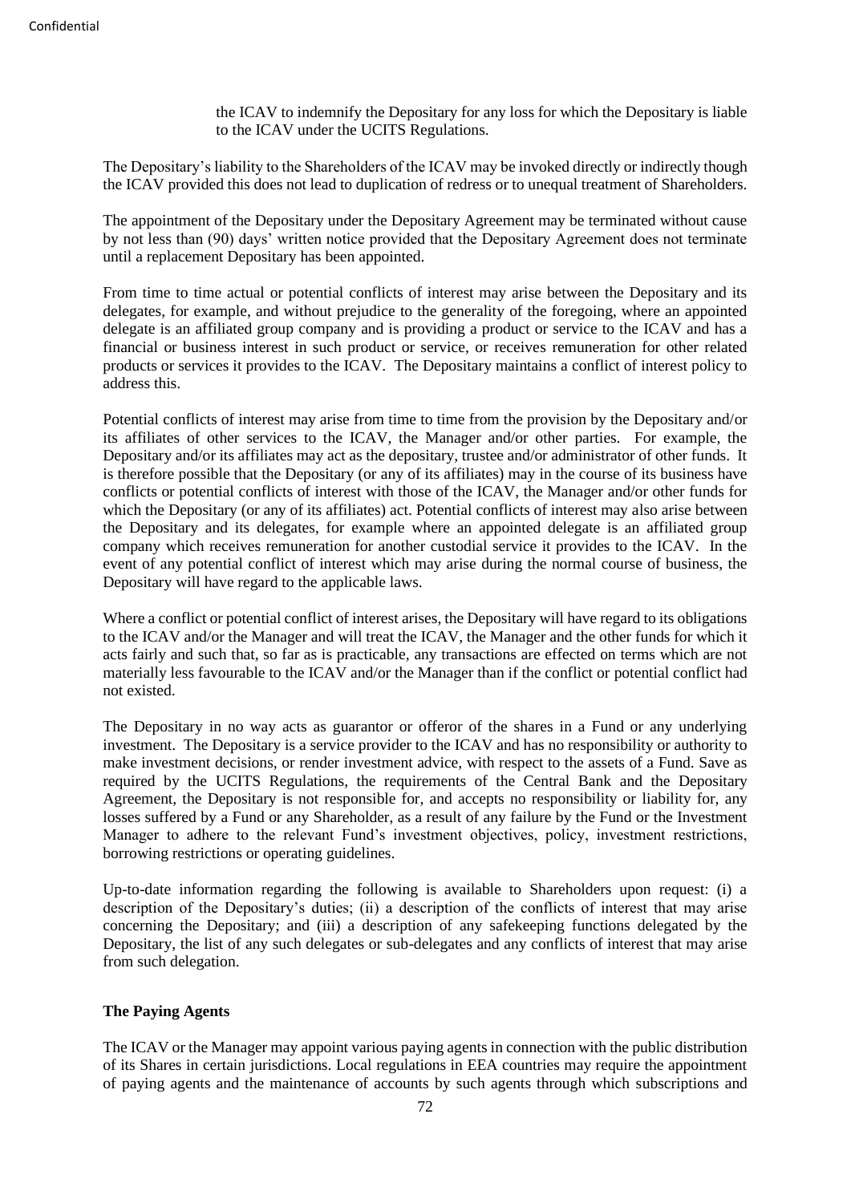the ICAV to indemnify the Depositary for any loss for which the Depositary is liable to the ICAV under the UCITS Regulations.

The Depositary's liability to the Shareholders of the ICAV may be invoked directly or indirectly though the ICAV provided this does not lead to duplication of redress or to unequal treatment of Shareholders.

The appointment of the Depositary under the Depositary Agreement may be terminated without cause by not less than (90) days' written notice provided that the Depositary Agreement does not terminate until a replacement Depositary has been appointed.

From time to time actual or potential conflicts of interest may arise between the Depositary and its delegates, for example, and without prejudice to the generality of the foregoing, where an appointed delegate is an affiliated group company and is providing a product or service to the ICAV and has a financial or business interest in such product or service, or receives remuneration for other related products or services it provides to the ICAV. The Depositary maintains a conflict of interest policy to address this.

Potential conflicts of interest may arise from time to time from the provision by the Depositary and/or its affiliates of other services to the ICAV, the Manager and/or other parties. For example, the Depositary and/or its affiliates may act as the depositary, trustee and/or administrator of other funds. It is therefore possible that the Depositary (or any of its affiliates) may in the course of its business have conflicts or potential conflicts of interest with those of the ICAV, the Manager and/or other funds for which the Depositary (or any of its affiliates) act. Potential conflicts of interest may also arise between the Depositary and its delegates, for example where an appointed delegate is an affiliated group company which receives remuneration for another custodial service it provides to the ICAV. In the event of any potential conflict of interest which may arise during the normal course of business, the Depositary will have regard to the applicable laws.

Where a conflict or potential conflict of interest arises, the Depositary will have regard to its obligations to the ICAV and/or the Manager and will treat the ICAV, the Manager and the other funds for which it acts fairly and such that, so far as is practicable, any transactions are effected on terms which are not materially less favourable to the ICAV and/or the Manager than if the conflict or potential conflict had not existed.

The Depositary in no way acts as guarantor or offeror of the shares in a Fund or any underlying investment. The Depositary is a service provider to the ICAV and has no responsibility or authority to make investment decisions, or render investment advice, with respect to the assets of a Fund. Save as required by the UCITS Regulations, the requirements of the Central Bank and the Depositary Agreement, the Depositary is not responsible for, and accepts no responsibility or liability for, any losses suffered by a Fund or any Shareholder, as a result of any failure by the Fund or the Investment Manager to adhere to the relevant Fund's investment objectives, policy, investment restrictions, borrowing restrictions or operating guidelines.

Up-to-date information regarding the following is available to Shareholders upon request: (i) a description of the Depositary's duties; (ii) a description of the conflicts of interest that may arise concerning the Depositary; and (iii) a description of any safekeeping functions delegated by the Depositary, the list of any such delegates or sub-delegates and any conflicts of interest that may arise from such delegation.

**The Paying Agents**

The ICAV or the Manager may appoint various paying agents in connection with the public distribution of its Shares in certain jurisdictions. Local regulations in EEA countries may require the appointment of paying agents and the maintenance of accounts by such agents through which subscriptions and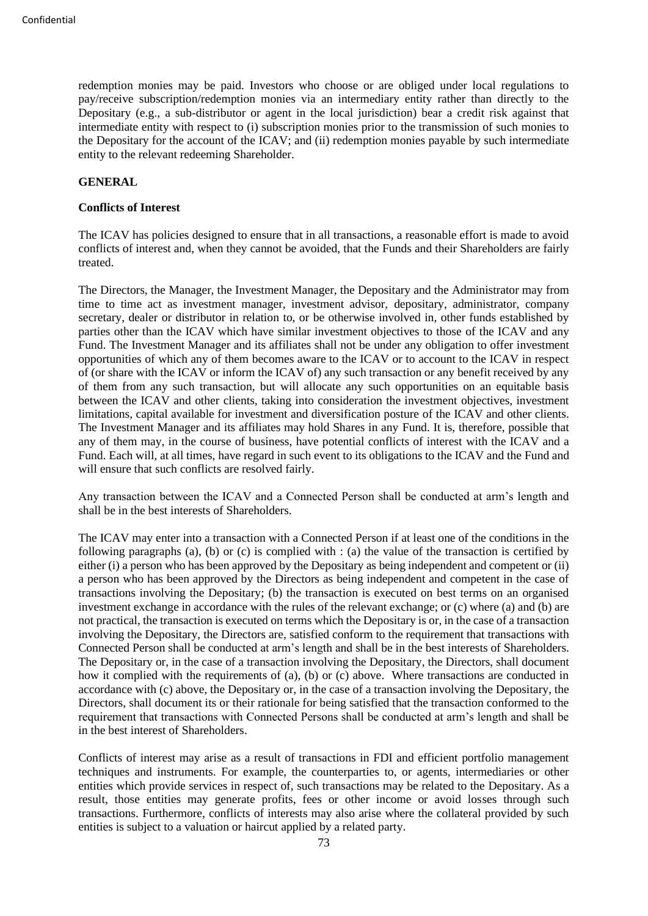redemption monies may be paid. Investors who choose or are obliged under local regulations to pay/receive subscription/redemption monies via an intermediary entity rather than directly to the Depositary (e.g., a sub-distributor or agent in the local jurisdiction) bear a credit risk against that intermediate entity with respect to (i) subscription monies prior to the transmission of such monies to the Depositary for the account of the ICAV; and (ii) redemption monies payable by such intermediate entity to the relevant redeeming Shareholder.

## GENERAL

### Conflicts of Interest

The ICAV has policies designed to ensure that in all transactions, a reasonable effort is made to avoid conflicts of interest and, when they cannot be avoided, that the Funds and their Shareholders are fairly treated.

The Directors, the Manager, the Investment Manager, the Depositary and the Administrator may from time to time act as investment manager, investment advisor, depositary, administrator, company secretary, dealer or distributor in relation to, or be otherwise involved in, other funds established by parties other than the ICAV which have similar investment objectives to those of the ICAV and any Fund. The Investment Manager and its affiliates shall not be under any obligation to offer investment opportunities of which any of them becomes aware to the ICAV or to account to the ICAV in respect of (or share with the ICAV or inform the ICAV of) any such transaction or any benefit received by any of them from any such transaction, but will allocate any such opportunities on an equitable basis between the ICAV and other clients, taking into consideration the investment objectives, investment limitations, capital available for investment and diversification posture of the ICAV and other clients. The Investment Manager and its affiliates may hold Shares in any Fund. It is, therefore, possible that any of them may, in the course of business, have potential conflicts of interest with the ICAV and a Fund. Each will, at all times, have regard in such event to its obligations to the ICAV and the Fund and will ensure that such conflicts are resolved fairly.

Any transaction between the ICAV and a Connected Person shall be conducted at arm's length and shall be in the best interests of Shareholders.

The ICAV may enter into a transaction with a Connected Person if at least one of the conditions in the following paragraphs (a), (b) or (c) is complied with : (a) the value of the transaction is certified by either (i) a person who has been approved by the Depositary as being independent and competent or (ii) a person who has been approved by the Directors as being independent and competent in the case of transactions involving the Depositary; (b) the transaction is executed on best terms on an organised investment exchange in accordance with the rules of the relevant exchange; or (c) where (a) and (b) are not practical, the transaction is executed on terms which the Depositary is or, in the case of a transaction involving the Depositary, the Directors are, satisfied conform to the requirement that transactions with Connected Person shall be conducted at arm's length and shall be in the best interests of Shareholders. The Depositary or, in the case of a transaction involving the Depositary, the Directors, shall document how it complied with the requirements of (a), (b) or (c) above. Where transactions are conducted in accordance with (c) above, the Depositary or, in the case of a transaction involving the Depositary, the Directors, shall document its or their rationale for being satisfied that the transaction conformed to the requirement that transactions with Connected Persons shall be conducted at arm's length and shall be in the best interest of Shareholders.

Conflicts of interest may arise as a result of transactions in FDI and efficient portfolio management techniques and instruments. For example, the counterparties to, or agents, intermediaries or other entities which provide services in respect of, such transactions may be related to the Depositary. As a result, those entities may generate profits, fees or other income or avoid losses through such transactions. Furthermore, conflicts of interests may also arise where the collateral provided by such entities is subject to a valuation or haircut applied by a related party.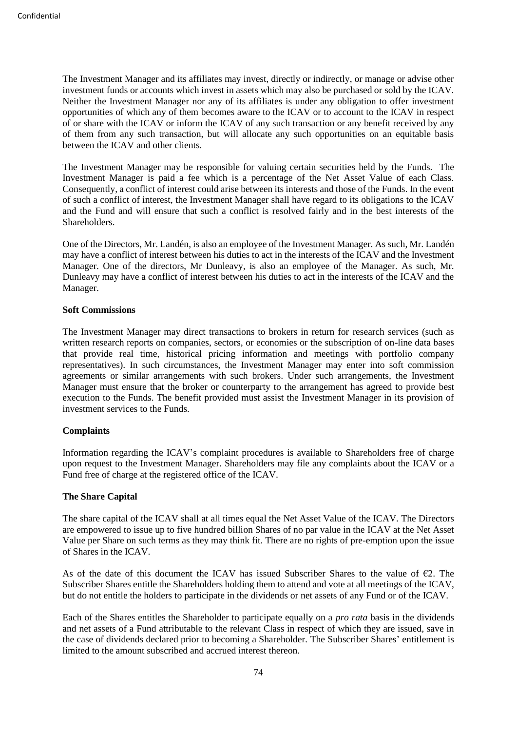The Investment Manager and its affiliates may invest, directly or indirectly, or manage or advise other investment funds or accounts which invest in assets which may also be purchased or sold by the ICAV. Neither the Investment Manager nor any of its affiliates is under any obligation to offer investment opportunities of which any of them becomes aware to the ICAV or to account to the ICAV in respect of or share with the ICAV or inform the ICAV of any such transaction or any benefit received by any of them from any such transaction, but will allocate any such opportunities on an equitable basis between the ICAV and other clients.

The Investment Manager may be responsible for valuing certain securities held by the Funds. The Investment Manager is paid a fee which is a percentage of the Net Asset Value of each Class. Consequently, a conflict of interest could arise between its interests and those of the Funds. In the event of such a conflict of interest, the Investment Manager shall have regard to its obligations to the ICAV and the Fund and will ensure that such a conflict is resolved fairly and in the best interests of the Shareholders.

One of the Directors, Mr. Landén, is also an employee of the Investment Manager. As such, Mr. Landén may have a conflict of interest between his duties to act in the interests of the ICAV and the Investment Manager. One of the directors, Mr Dunleavy, is also an employee of the Manager. As such, Mr. Dunleavy may have a conflict of interest between his duties to act in the interests of the ICAV and the Manager.

**Soft Commissions**

The Investment Manager may direct transactions to brokers in return for research services (such as written research reports on companies, sectors, or economies or the subscription of on-line data bases that provide real time, historical pricing information and meetings with portfolio company representatives). In such circumstances, the Investment Manager may enter into soft commission agreements or similar arrangements with such brokers. Under such arrangements, the Investment Manager must ensure that the broker or counterparty to the arrangement has agreed to provide best execution to the Funds. The benefit provided must assist the Investment Manager in its provision of investment services to the Funds.

**Complaints**

Information regarding the ICAV's complaint procedures is available to Shareholders free of charge upon request to the Investment Manager. Shareholders may file any complaints about the ICAV or a Fund free of charge at the registered office of the ICAV.

**The Share Capital**

The share capital of the ICAV shall at all times equal the Net Asset Value of the ICAV. The Directors are empowered to issue up to five hundred billion Shares of no par value in the ICAV at the Net Asset Value per Share on such terms as they may think fit. There are no rights of pre-emption upon the issue of Shares in the ICAV.

As of the date of this document the ICAV has issued Subscriber Shares to the value of €2. The Subscriber Shares entitle the Shareholders holding them to attend and vote at all meetings of the ICAV, but do not entitle the holders to participate in the dividends or net assets of any Fund or of the ICAV.

Each of the Shares entitles the Shareholder to participate equally on a *pro rata* basis in the dividends and net assets of a Fund attributable to the relevant Class in respect of which they are issued, save in the case of dividends declared prior to becoming a Shareholder. The Subscriber Shares' entitlement is limited to the amount subscribed and accrued interest thereon.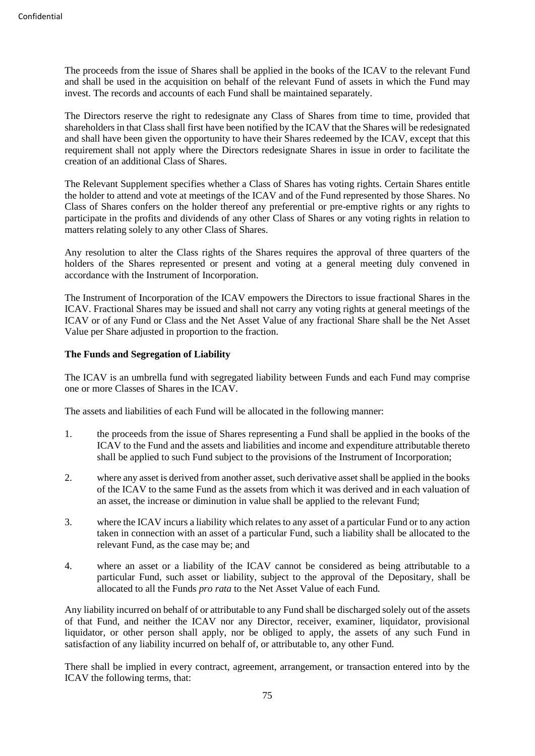The proceeds from the issue of Shares shall be applied in the books of the ICAV to the relevant Fund and shall be used in the acquisition on behalf of the relevant Fund of assets in which the Fund may invest. The records and accounts of each Fund shall be maintained separately.

The Directors reserve the right to redesignate any Class of Shares from time to time, provided that shareholders in that Class shall first have been notified by the ICAV that the Shares will be redesignated and shall have been given the opportunity to have their Shares redeemed by the ICAV, except that this requirement shall not apply where the Directors redesignate Shares in issue in order to facilitate the creation of an additional Class of Shares.

The Relevant Supplement specifies whether a Class of Shares has voting rights. Certain Shares entitle the holder to attend and vote at meetings of the ICAV and of the Fund represented by those Shares. No Class of Shares confers on the holder thereof any preferential or pre-emptive rights or any rights to participate in the profits and dividends of any other Class of Shares or any voting rights in relation to matters relating solely to any other Class of Shares.

Any resolution to alter the Class rights of the Shares requires the approval of three quarters of the holders of the Shares represented or present and voting at a general meeting duly convened in accordance with the Instrument of Incorporation.

The Instrument of Incorporation of the ICAV empowers the Directors to issue fractional Shares in the ICAV. Fractional Shares may be issued and shall not carry any voting rights at general meetings of the ICAV or of any Fund or Class and the Net Asset Value of any fractional Share shall be the Net Asset Value per Share adjusted in proportion to the fraction.

**The Funds and Segregation of Liability**

The ICAV is an umbrella fund with segregated liability between Funds and each Fund may comprise one or more Classes of Shares in the ICAV.

The assets and liabilities of each Fund will be allocated in the following manner:

1. the proceeds from the issue of Shares representing a Fund shall be applied in the books of the ICAV to the Fund and the assets and liabilities and income and expenditure attributable thereto shall be applied to such Fund subject to the provisions of the Instrument of Incorporation;

2. where any asset is derived from another asset, such derivative asset shall be applied in the books of the ICAV to the same Fund as the assets from which it was derived and in each valuation of an asset, the increase or diminution in value shall be applied to the relevant Fund;

3. where the ICAV incurs a liability which relates to any asset of a particular Fund or to any action taken in connection with an asset of a particular Fund, such a liability shall be allocated to the relevant Fund, as the case may be; and

4. where an asset or a liability of the ICAV cannot be considered as being attributable to a particular Fund, such asset or liability, subject to the approval of the Depositary, shall be allocated to all the Funds *pro rata* to the Net Asset Value of each Fund.

Any liability incurred on behalf of or attributable to any Fund shall be discharged solely out of the assets of that Fund, and neither the ICAV nor any Director, receiver, examiner, liquidator, provisional liquidator, or other person shall apply, nor be obliged to apply, the assets of any such Fund in satisfaction of any liability incurred on behalf of, or attributable to, any other Fund.

There shall be implied in every contract, agreement, arrangement, or transaction entered into by the ICAV the following terms, that: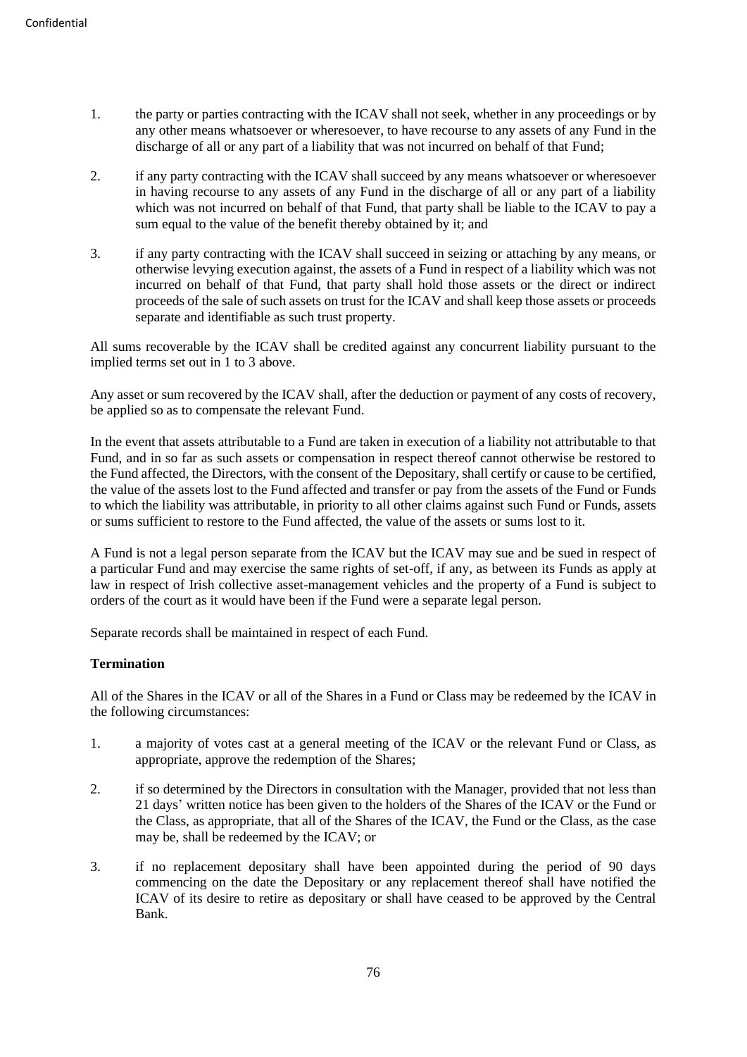1. the party or parties contracting with the ICAV shall not seek, whether in any proceedings or by any other means whatsoever or wheresoever, to have recourse to any assets of any Fund in the discharge of all or any part of a liability that was not incurred on behalf of that Fund;

2. if any party contracting with the ICAV shall succeed by any means whatsoever or wheresoever in having recourse to any assets of any Fund in the discharge of all or any part of a liability which was not incurred on behalf of that Fund, that party shall be liable to the ICAV to pay a sum equal to the value of the benefit thereby obtained by it; and

3. if any party contracting with the ICAV shall succeed in seizing or attaching by any means, or otherwise levying execution against, the assets of a Fund in respect of a liability which was not incurred on behalf of that Fund, that party shall hold those assets or the direct or indirect proceeds of the sale of such assets on trust for the ICAV and shall keep those assets or proceeds separate and identifiable as such trust property.

All sums recoverable by the ICAV shall be credited against any concurrent liability pursuant to the implied terms set out in 1 to 3 above.

Any asset or sum recovered by the ICAV shall, after the deduction or payment of any costs of recovery, be applied so as to compensate the relevant Fund.

In the event that assets attributable to a Fund are taken in execution of a liability not attributable to that Fund, and in so far as such assets or compensation in respect thereof cannot otherwise be restored to the Fund affected, the Directors, with the consent of the Depositary, shall certify or cause to be certified, the value of the assets lost to the Fund affected and transfer or pay from the assets of the Fund or Funds to which the liability was attributable, in priority to all other claims against such Fund or Funds, assets or sums sufficient to restore to the Fund affected, the value of the assets or sums lost to it.

A Fund is not a legal person separate from the ICAV but the ICAV may sue and be sued in respect of a particular Fund and may exercise the same rights of set-off, if any, as between its Funds as apply at law in respect of Irish collective asset-management vehicles and the property of a Fund is subject to orders of the court as it would have been if the Fund were a separate legal person.

Separate records shall be maintained in respect of each Fund.

**Termination**

All of the Shares in the ICAV or all of the Shares in a Fund or Class may be redeemed by the ICAV in the following circumstances:

1. a majority of votes cast at a general meeting of the ICAV or the relevant Fund or Class, as appropriate, approve the redemption of the Shares;

2. if so determined by the Directors in consultation with the Manager, provided that not less than 21 days' written notice has been given to the holders of the Shares of the ICAV or the Fund or the Class, as appropriate, that all of the Shares of the ICAV, the Fund or the Class, as the case may be, shall be redeemed by the ICAV; or

3. if no replacement depositary shall have been appointed during the period of 90 days commencing on the date the Depositary or any replacement thereof shall have notified the ICAV of its desire to retire as depositary or shall have ceased to be approved by the Central Bank.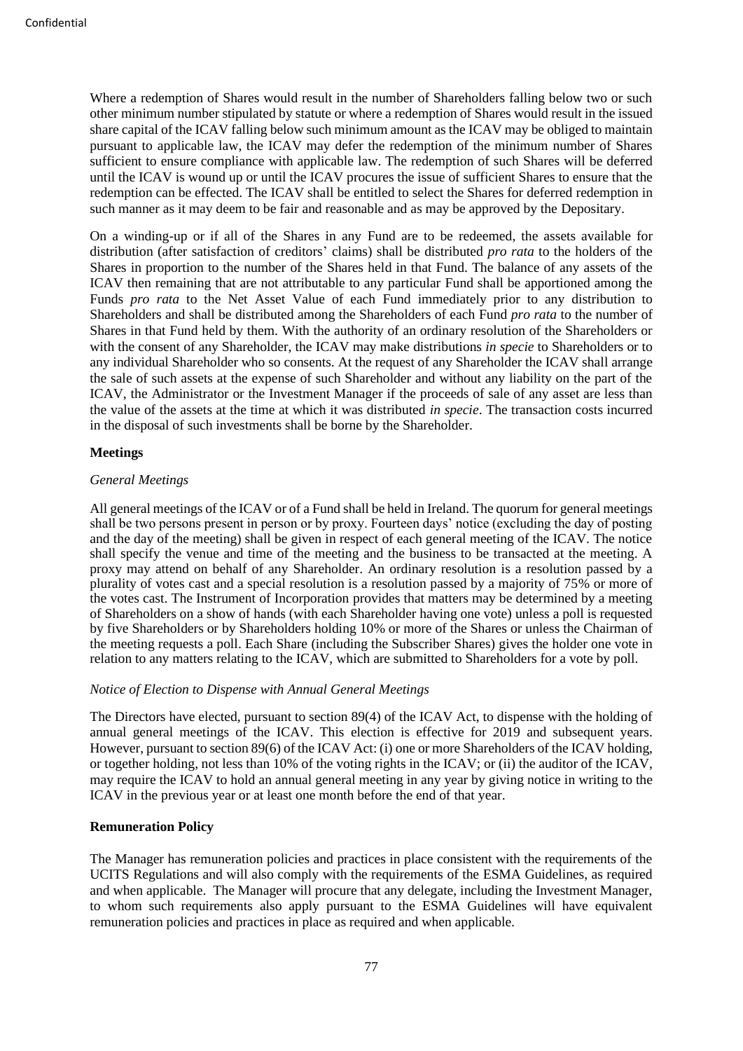Where a redemption of Shares would result in the number of Shareholders falling below two or such other minimum number stipulated by statute or where a redemption of Shares would result in the issued share capital of the ICAV falling below such minimum amount as the ICAV may be obliged to maintain pursuant to applicable law, the ICAV may defer the redemption of the minimum number of Shares sufficient to ensure compliance with applicable law. The redemption of such Shares will be deferred until the ICAV is wound up or until the ICAV procures the issue of sufficient Shares to ensure that the redemption can be effected. The ICAV shall be entitled to select the Shares for deferred redemption in such manner as it may deem to be fair and reasonable and as may be approved by the Depositary.

On a winding-up or if all of the Shares in any Fund are to be redeemed, the assets available for distribution (after satisfaction of creditors' claims) shall be distributed *pro rata* to the holders of the Shares in proportion to the number of the Shares held in that Fund. The balance of any assets of the ICAV then remaining that are not attributable to any particular Fund shall be apportioned among the Funds *pro rata* to the Net Asset Value of each Fund immediately prior to any distribution to Shareholders and shall be distributed among the Shareholders of each Fund *pro rata* to the number of Shares in that Fund held by them. With the authority of an ordinary resolution of the Shareholders or with the consent of any Shareholder, the ICAV may make distributions *in specie* to Shareholders or to any individual Shareholder who so consents. At the request of any Shareholder the ICAV shall arrange the sale of such assets at the expense of such Shareholder and without any liability on the part of the ICAV, the Administrator or the Investment Manager if the proceeds of sale of any asset are less than the value of the assets at the time at which it was distributed *in specie*. The transaction costs incurred in the disposal of such investments shall be borne by the Shareholder.

**Meetings**

*General Meetings*

All general meetings of the ICAV or of a Fund shall be held in Ireland. The quorum for general meetings shall be two persons present in person or by proxy. Fourteen days' notice (excluding the day of posting and the day of the meeting) shall be given in respect of each general meeting of the ICAV. The notice shall specify the venue and time of the meeting and the business to be transacted at the meeting. A proxy may attend on behalf of any Shareholder. An ordinary resolution is a resolution passed by a plurality of votes cast and a special resolution is a resolution passed by a majority of 75% or more of the votes cast. The Instrument of Incorporation provides that matters may be determined by a meeting of Shareholders on a show of hands (with each Shareholder having one vote) unless a poll is requested by five Shareholders or by Shareholders holding 10% or more of the Shares or unless the Chairman of the meeting requests a poll. Each Share (including the Subscriber Shares) gives the holder one vote in relation to any matters relating to the ICAV, which are submitted to Shareholders for a vote by poll.

*Notice of Election to Dispense with Annual General Meetings*

The Directors have elected, pursuant to section 89(4) of the ICAV Act, to dispense with the holding of annual general meetings of the ICAV. This election is effective for 2019 and subsequent years. However, pursuant to section 89(6) of the ICAV Act: (i) one or more Shareholders of the ICAV holding, or together holding, not less than 10% of the voting rights in the ICAV; or (ii) the auditor of the ICAV, may require the ICAV to hold an annual general meeting in any year by giving notice in writing to the ICAV in the previous year or at least one month before the end of that year.

**Remuneration Policy**

The Manager has remuneration policies and practices in place consistent with the requirements of the UCITS Regulations and will also comply with the requirements of the ESMA Guidelines, as required and when applicable. The Manager will procure that any delegate, including the Investment Manager, to whom such requirements also apply pursuant to the ESMA Guidelines will have equivalent remuneration policies and practices in place as required and when applicable.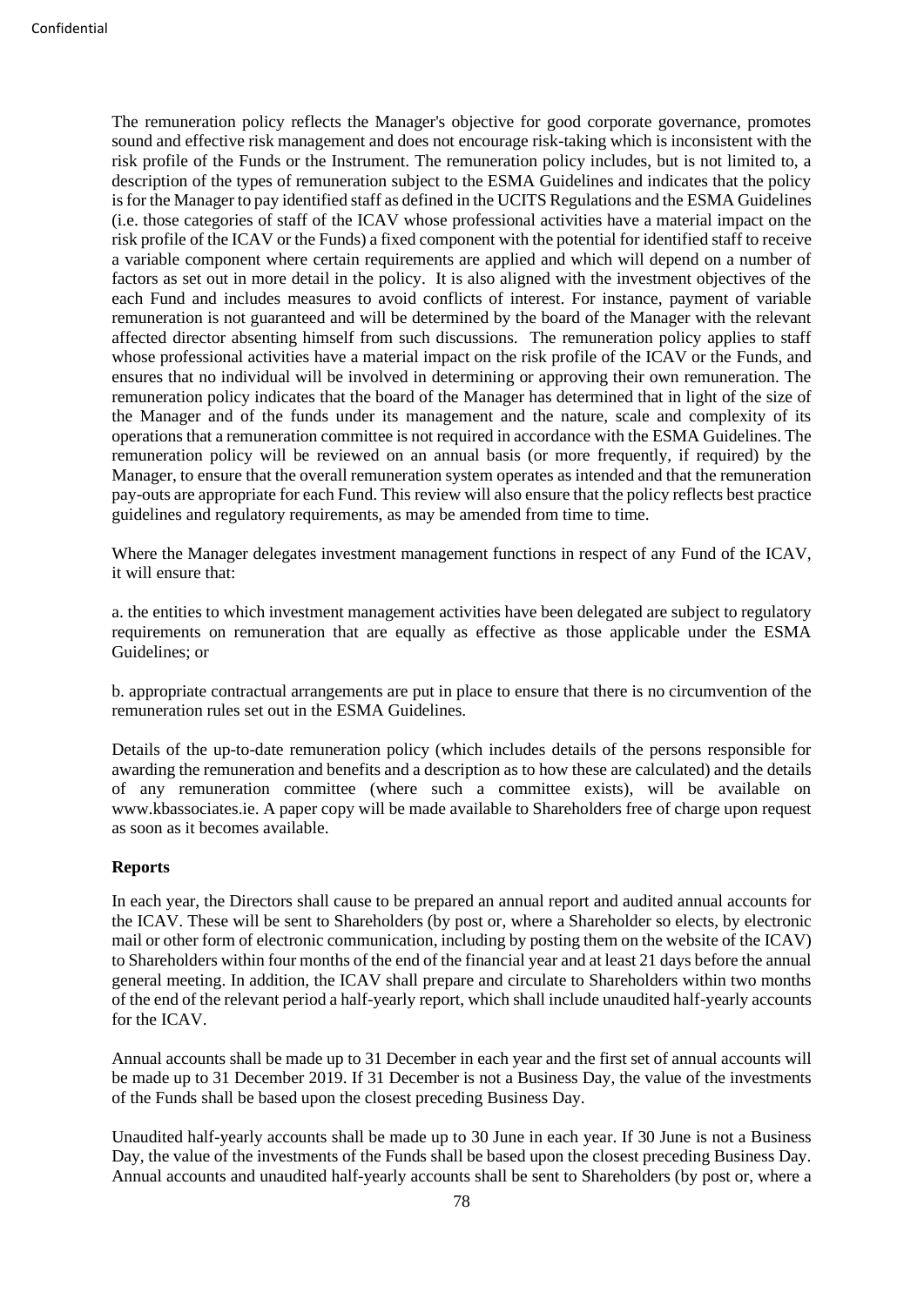The remuneration policy reflects the Manager's objective for good corporate governance, promotes sound and effective risk management and does not encourage risk-taking which is inconsistent with the risk profile of the Funds or the Instrument. The remuneration policy includes, but is not limited to, a description of the types of remuneration subject to the ESMA Guidelines and indicates that the policy is for the Manager to pay identified staff as defined in the UCITS Regulations and the ESMA Guidelines (i.e. those categories of staff of the ICAV whose professional activities have a material impact on the risk profile of the ICAV or the Funds) a fixed component with the potential for identified staff to receive a variable component where certain requirements are applied and which will depend on a number of factors as set out in more detail in the policy. It is also aligned with the investment objectives of the each Fund and includes measures to avoid conflicts of interest. For instance, payment of variable remuneration is not guaranteed and will be determined by the board of the Manager with the relevant affected director absenting himself from such discussions. The remuneration policy applies to staff whose professional activities have a material impact on the risk profile of the ICAV or the Funds, and ensures that no individual will be involved in determining or approving their own remuneration. The remuneration policy indicates that the board of the Manager has determined that in light of the size of the Manager and of the funds under its management and the nature, scale and complexity of its operations that a remuneration committee is not required in accordance with the ESMA Guidelines. The remuneration policy will be reviewed on an annual basis (or more frequently, if required) by the Manager, to ensure that the overall remuneration system operates as intended and that the remuneration pay-outs are appropriate for each Fund. This review will also ensure that the policy reflects best practice guidelines and regulatory requirements, as may be amended from time to time.

Where the Manager delegates investment management functions in respect of any Fund of the ICAV, it will ensure that:

a. the entities to which investment management activities have been delegated are subject to regulatory requirements on remuneration that are equally as effective as those applicable under the ESMA Guidelines; or

b. appropriate contractual arrangements are put in place to ensure that there is no circumvention of the remuneration rules set out in the ESMA Guidelines.

Details of the up-to-date remuneration policy (which includes details of the persons responsible for awarding the remuneration and benefits and a description as to how these are calculated) and the details of any remuneration committee (where such a committee exists), will be available on www.kbassociates.ie. A paper copy will be made available to Shareholders free of charge upon request as soon as it becomes available.

**Reports**

In each year, the Directors shall cause to be prepared an annual report and audited annual accounts for the ICAV. These will be sent to Shareholders (by post or, where a Shareholder so elects, by electronic mail or other form of electronic communication, including by posting them on the website of the ICAV) to Shareholders within four months of the end of the financial year and at least 21 days before the annual general meeting. In addition, the ICAV shall prepare and circulate to Shareholders within two months of the end of the relevant period a half-yearly report, which shall include unaudited half-yearly accounts for the ICAV.

Annual accounts shall be made up to 31 December in each year and the first set of annual accounts will be made up to 31 December 2019. If 31 December is not a Business Day, the value of the investments of the Funds shall be based upon the closest preceding Business Day.

Unaudited half-yearly accounts shall be made up to 30 June in each year. If 30 June is not a Business Day, the value of the investments of the Funds shall be based upon the closest preceding Business Day. Annual accounts and unaudited half-yearly accounts shall be sent to Shareholders (by post or, where a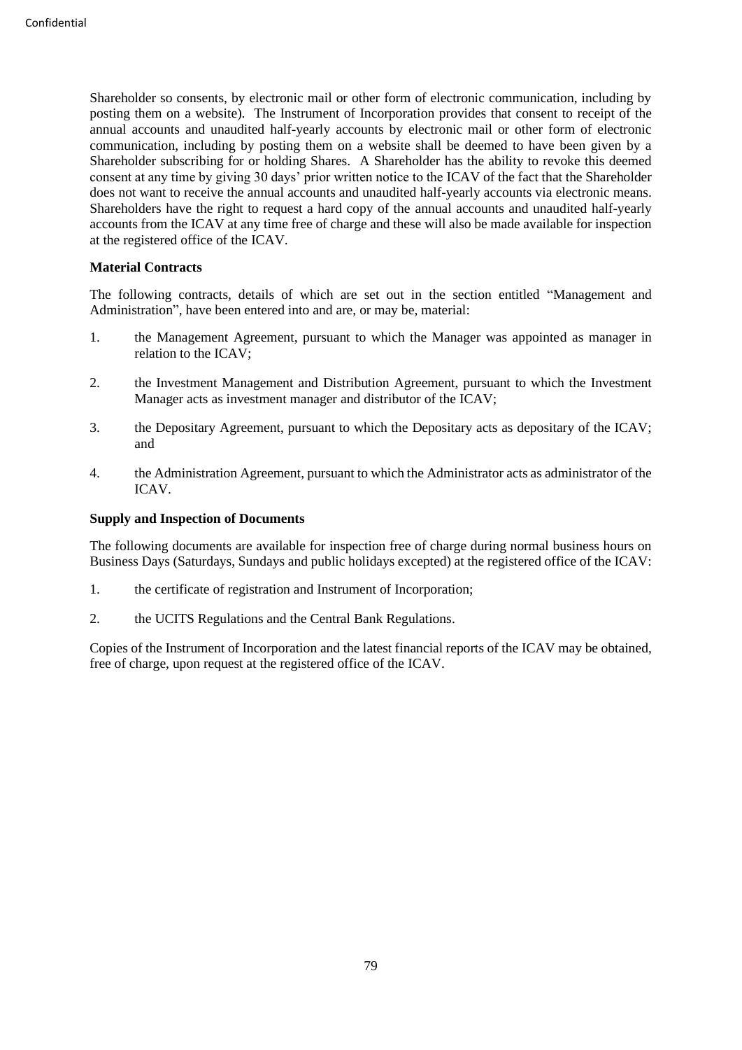Shareholder so consents, by electronic mail or other form of electronic communication, including by posting them on a website). The Instrument of Incorporation provides that consent to receipt of the annual accounts and unaudited half-yearly accounts by electronic mail or other form of electronic communication, including by posting them on a website shall be deemed to have been given by a Shareholder subscribing for or holding Shares. A Shareholder has the ability to revoke this deemed consent at any time by giving 30 days' prior written notice to the ICAV of the fact that the Shareholder does not want to receive the annual accounts and unaudited half-yearly accounts via electronic means. Shareholders have the right to request a hard copy of the annual accounts and unaudited half-yearly accounts from the ICAV at any time free of charge and these will also be made available for inspection at the registered office of the ICAV.

**Material Contracts**

The following contracts, details of which are set out in the section entitled "Management and Administration", have been entered into and are, or may be, material:

1. the Management Agreement, pursuant to which the Manager was appointed as manager in relation to the ICAV;
2. the Investment Management and Distribution Agreement, pursuant to which the Investment Manager acts as investment manager and distributor of the ICAV;
3. the Depositary Agreement, pursuant to which the Depositary acts as depositary of the ICAV; and
4. the Administration Agreement, pursuant to which the Administrator acts as administrator of the ICAV.

**Supply and Inspection of Documents**

The following documents are available for inspection free of charge during normal business hours on Business Days (Saturdays, Sundays and public holidays excepted) at the registered office of the ICAV:

1. the certificate of registration and Instrument of Incorporation;
2. the UCITS Regulations and the Central Bank Regulations.

Copies of the Instrument of Incorporation and the latest financial reports of the ICAV may be obtained, free of charge, upon request at the registered office of the ICAV.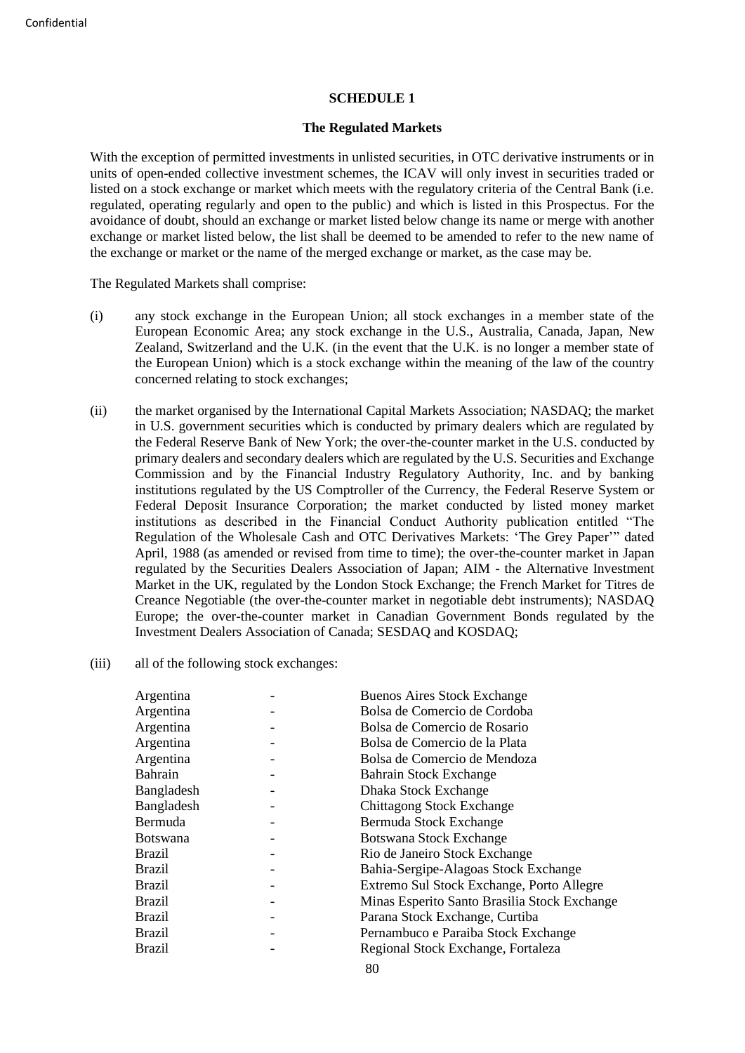Confidential

## SCHEDULE 1

### The Regulated Markets

With the exception of permitted investments in unlisted securities, in OTC derivative instruments or in units of open-ended collective investment schemes, the ICAV will only invest in securities traded or listed on a stock exchange or market which meets with the regulatory criteria of the Central Bank (i.e. regulated, operating regularly and open to the public) and which is listed in this Prospectus. For the avoidance of doubt, should an exchange or market listed below change its name or merge with another exchange or market listed below, the list shall be deemed to be amended to refer to the new name of the exchange or market or the name of the merged exchange or market, as the case may be.

The Regulated Markets shall comprise:

(i) any stock exchange in the European Union; all stock exchanges in a member state of the European Economic Area; any stock exchange in the U.S., Australia, Canada, Japan, New Zealand, Switzerland and the U.K. (in the event that the U.K. is no longer a member state of the European Union) which is a stock exchange within the meaning of the law of the country concerned relating to stock exchanges;

(ii) the market organised by the International Capital Markets Association; NASDAQ; the market in U.S. government securities which is conducted by primary dealers which are regulated by the Federal Reserve Bank of New York; the over-the-counter market in the U.S. conducted by primary dealers and secondary dealers which are regulated by the U.S. Securities and Exchange Commission and by the Financial Industry Regulatory Authority, Inc. and by banking institutions regulated by the US Comptroller of the Currency, the Federal Reserve System or Federal Deposit Insurance Corporation; the market conducted by listed money market institutions as described in the Financial Conduct Authority publication entitled "The Regulation of the Wholesale Cash and OTC Derivatives Markets: 'The Grey Paper'" dated April, 1988 (as amended or revised from time to time); the over-the-counter market in Japan regulated by the Securities Dealers Association of Japan; AIM - the Alternative Investment Market in the UK, regulated by the London Stock Exchange; the French Market for Titres de Creance Negotiable (the over-the-counter market in negotiable debt instruments); NASDAQ Europe; the over-the-counter market in Canadian Government Bonds regulated by the Investment Dealers Association of Canada; SESDAQ and KOSDAQ;

(iii) all of the following stock exchanges:

| | | |
|---|---|---|
| Argentina | - | Buenos Aires Stock Exchange |
| Argentina | - | Bolsa de Comercio de Cordoba |
| Argentina | - | Bolsa de Comercio de Rosario |
| Argentina | - | Bolsa de Comercio de la Plata |
| Argentina | - | Bolsa de Comercio de Mendoza |
| Bahrain | - | Bahrain Stock Exchange |
| Bangladesh | - | Dhaka Stock Exchange |
| Bangladesh | - | Chittagong Stock Exchange |
| Bermuda | - | Bermuda Stock Exchange |
| Botswana | - | Botswana Stock Exchange |
| Brazil | - | Rio de Janeiro Stock Exchange |
| Brazil | - | Bahia-Sergipe-Alagoas Stock Exchange |
| Brazil | - | Extremo Sul Stock Exchange, Porto Allegre |
| Brazil | - | Minas Esperito Santo Brasilia Stock Exchange |
| Brazil | - | Parana Stock Exchange, Curtiba |
| Brazil | - | Pernambuco e Paraiba Stock Exchange |
| Brazil | - | Regional Stock Exchange, Fortaleza |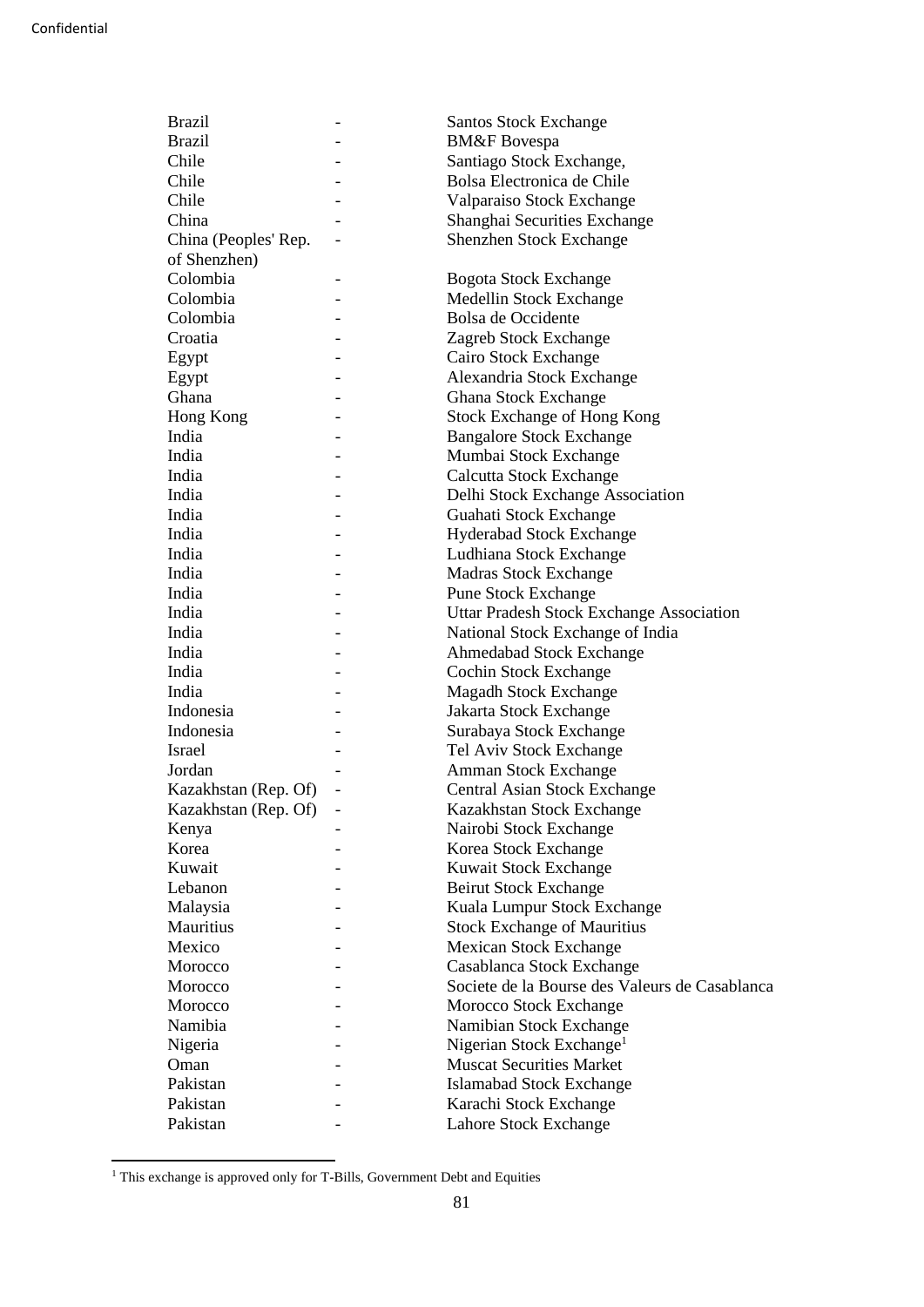| | | |
|---|---|---|
| Brazil | - | Santos Stock Exchange |
| Brazil | - | BM&F Bovespa |
| Chile | - | Santiago Stock Exchange, |
| Chile | - | Bolsa Electronica de Chile |
| Chile | - | Valparaiso Stock Exchange |
| China | - | Shanghai Securities Exchange |
| China (Peoples' Rep. of Shenzhen) | - | Shenzhen Stock Exchange |
| Colombia | - | Bogota Stock Exchange |
| Colombia | - | Medellin Stock Exchange |
| Colombia | - | Bolsa de Occidente |
| Croatia | - | Zagreb Stock Exchange |
| Egypt | - | Cairo Stock Exchange |
| Egypt | - | Alexandria Stock Exchange |
| Ghana | - | Ghana Stock Exchange |
| Hong Kong | - | Stock Exchange of Hong Kong |
| India | - | Bangalore Stock Exchange |
| India | - | Mumbai Stock Exchange |
| India | - | Calcutta Stock Exchange |
| India | - | Delhi Stock Exchange Association |
| India | - | Guahati Stock Exchange |
| India | - | Hyderabad Stock Exchange |
| India | - | Ludhiana Stock Exchange |
| India | - | Madras Stock Exchange |
| India | - | Pune Stock Exchange |
| India | - | Uttar Pradesh Stock Exchange Association |
| India | - | National Stock Exchange of India |
| India | - | Ahmedabad Stock Exchange |
| India | - | Cochin Stock Exchange |
| India | - | Magadh Stock Exchange |
| Indonesia | - | Jakarta Stock Exchange |
| Indonesia | - | Surabaya Stock Exchange |
| Israel | - | Tel Aviv Stock Exchange |
| Jordan | - | Amman Stock Exchange |
| Kazakhstan (Rep. Of) | - | Central Asian Stock Exchange |
| Kazakhstan (Rep. Of) | - | Kazakhstan Stock Exchange |
| Kenya | - | Nairobi Stock Exchange |
| Korea | - | Korea Stock Exchange |
| Kuwait | - | Kuwait Stock Exchange |
| Lebanon | - | Beirut Stock Exchange |
| Malaysia | - | Kuala Lumpur Stock Exchange |
| Mauritius | - | Stock Exchange of Mauritius |
| Mexico | - | Mexican Stock Exchange |
| Morocco | - | Casablanca Stock Exchange |
| Morocco | - | Societe de la Bourse des Valeurs de Casablanca |
| Morocco | - | Morocco Stock Exchange |
| Namibia | - | Namibian Stock Exchange |
| Nigeria | - | Nigerian Stock Exchange[1] |
| Oman | - | Muscat Securities Market |
| Pakistan | - | Islamabad Stock Exchange |
| Pakistan | - | Karachi Stock Exchange |
| Pakistan | - | Lahore Stock Exchange |

[1] This exchange is approved only for T-Bills, Government Debt and Equities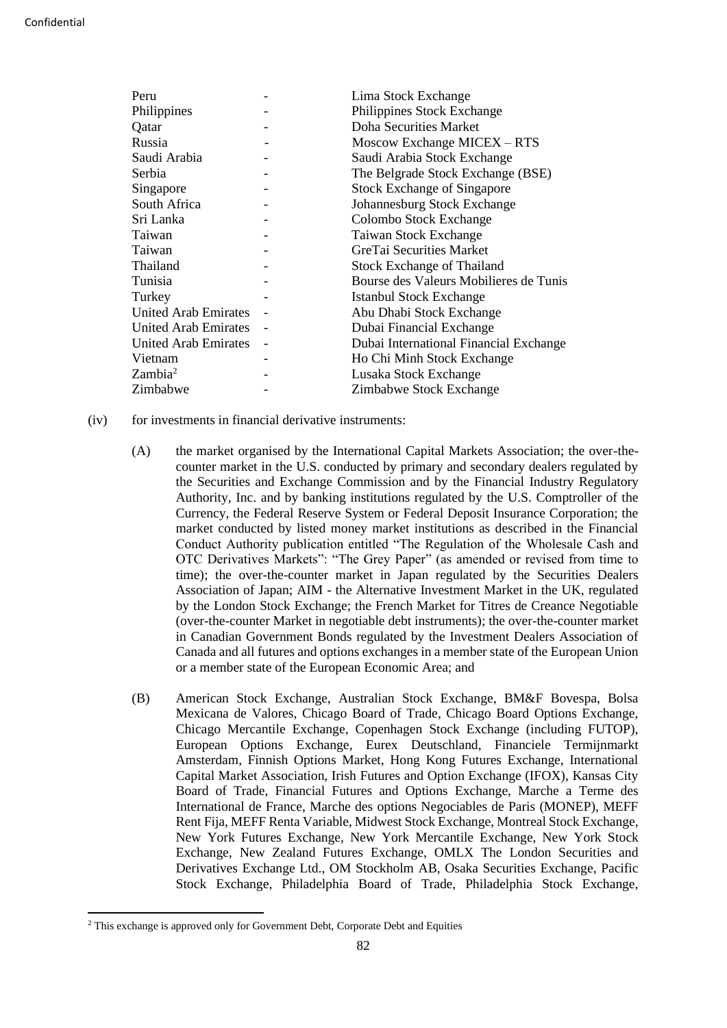| | | |
|---|---|---|
| Peru | - | Lima Stock Exchange |
| Philippines | - | Philippines Stock Exchange |
| Qatar | - | Doha Securities Market |
| Russia | - | Moscow Exchange MICEX – RTS |
| Saudi Arabia | - | Saudi Arabia Stock Exchange |
| Serbia | - | The Belgrade Stock Exchange (BSE) |
| Singapore | - | Stock Exchange of Singapore |
| South Africa | - | Johannesburg Stock Exchange |
| Sri Lanka | - | Colombo Stock Exchange |
| Taiwan | - | Taiwan Stock Exchange |
| Taiwan | - | GreTai Securities Market |
| Thailand | - | Stock Exchange of Thailand |
| Tunisia | - | Bourse des Valeurs Mobilieres de Tunis |
| Turkey | - | Istanbul Stock Exchange |
| United Arab Emirates | - | Abu Dhabi Stock Exchange |
| United Arab Emirates | - | Dubai Financial Exchange |
| United Arab Emirates | - | Dubai International Financial Exchange |
| Vietnam | - | Ho Chi Minh Stock Exchange |
| Zambia[2] | - | Lusaka Stock Exchange |
| Zimbabwe | - | Zimbabwe Stock Exchange |

(iv) for investments in financial derivative instruments:

(A) the market organised by the International Capital Markets Association; the over-the-counter market in the U.S. conducted by primary and secondary dealers regulated by the Securities and Exchange Commission and by the Financial Industry Regulatory Authority, Inc. and by banking institutions regulated by the U.S. Comptroller of the Currency, the Federal Reserve System or Federal Deposit Insurance Corporation; the market conducted by listed money market institutions as described in the Financial Conduct Authority publication entitled "The Regulation of the Wholesale Cash and OTC Derivatives Markets": "The Grey Paper" (as amended or revised from time to time); the over-the-counter market in Japan regulated by the Securities Dealers Association of Japan; AIM - the Alternative Investment Market in the UK, regulated by the London Stock Exchange; the French Market for Titres de Creance Negotiable (over-the-counter Market in negotiable debt instruments); the over-the-counter market in Canadian Government Bonds regulated by the Investment Dealers Association of Canada and all futures and options exchanges in a member state of the European Union or a member state of the European Economic Area; and

(B) American Stock Exchange, Australian Stock Exchange, BM&F Bovespa, Bolsa Mexicana de Valores, Chicago Board of Trade, Chicago Board Options Exchange, Chicago Mercantile Exchange, Copenhagen Stock Exchange (including FUTOP), European Options Exchange, Eurex Deutschland, Financiele Termijnmarkt Amsterdam, Finnish Options Market, Hong Kong Futures Exchange, International Capital Market Association, Irish Futures and Option Exchange (IFOX), Kansas City Board of Trade, Financial Futures and Options Exchange, Marche a Terme des International de France, Marche des options Negociables de Paris (MONEP), MEFF Rent Fija, MEFF Renta Variable, Midwest Stock Exchange, Montreal Stock Exchange, New York Futures Exchange, New York Mercantile Exchange, New York Stock Exchange, New Zealand Futures Exchange, OMLX The London Securities and Derivatives Exchange Ltd., OM Stockholm AB, Osaka Securities Exchange, Pacific Stock Exchange, Philadelphia Board of Trade, Philadelphia Stock Exchange,

[2] This exchange is approved only for Government Debt, Corporate Debt and Equities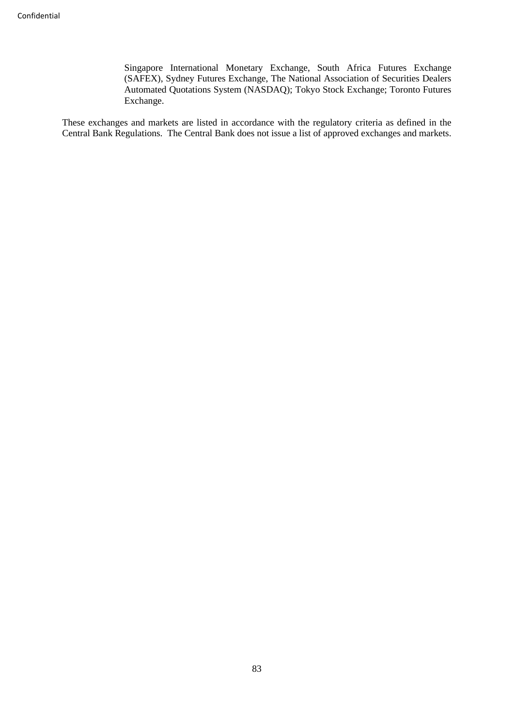Singapore International Monetary Exchange, South Africa Futures Exchange (SAFEX), Sydney Futures Exchange, The National Association of Securities Dealers Automated Quotations System (NASDAQ); Tokyo Stock Exchange; Toronto Futures Exchange.

These exchanges and markets are listed in accordance with the regulatory criteria as defined in the Central Bank Regulations. The Central Bank does not issue a list of approved exchanges and markets.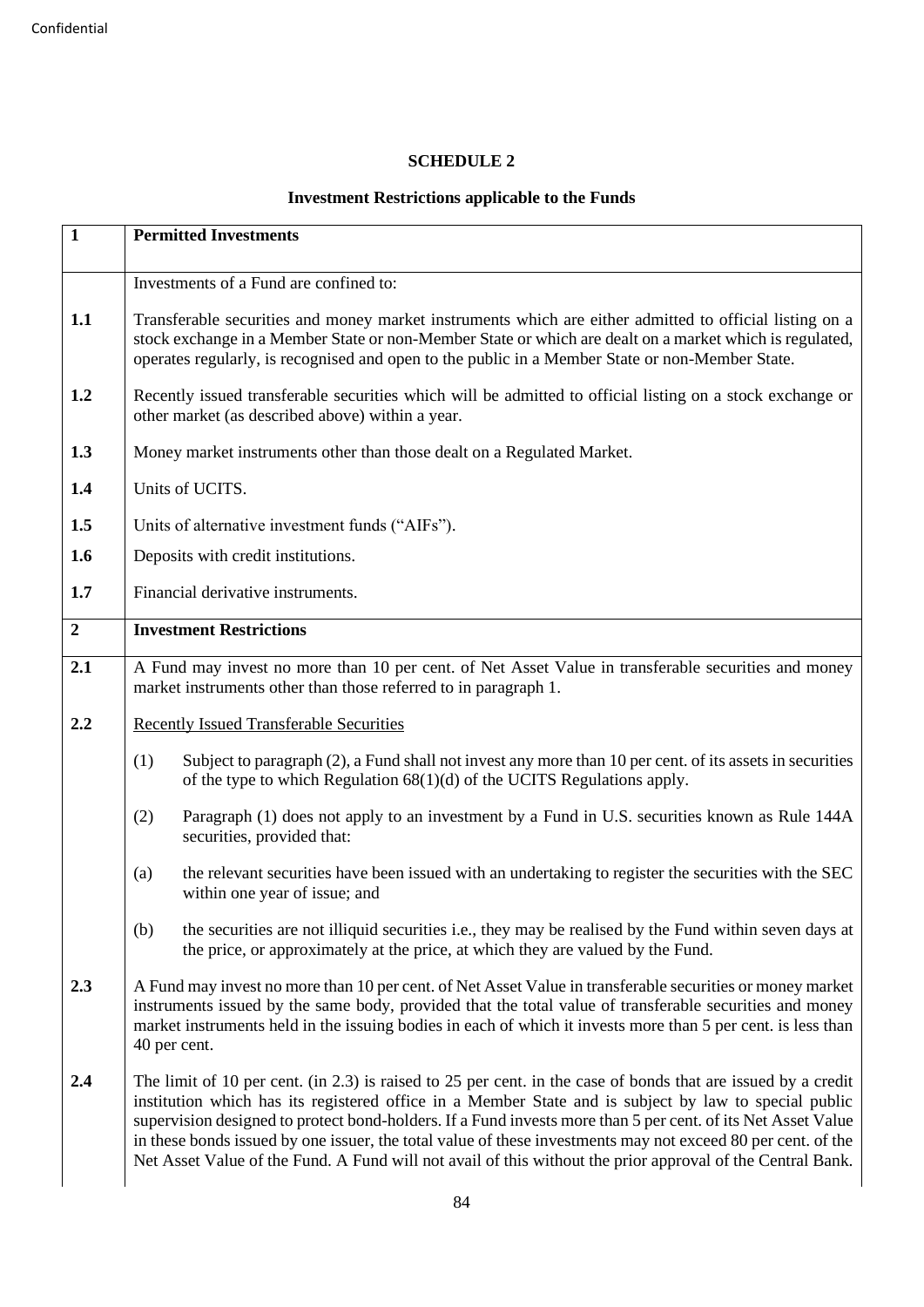## SCHEDULE 2

### Investment Restrictions applicable to the Funds

| | |
|---|---|
| **1** | **Permitted Investments** |
| | Investments of a Fund are confined to: |
| **1.1** | Transferable securities and money market instruments which are either admitted to official listing on a stock exchange in a Member State or non-Member State or which are dealt on a market which is regulated, operates regularly, is recognised and open to the public in a Member State or non-Member State. |
| **1.2** | Recently issued transferable securities which will be admitted to official listing on a stock exchange or other market (as described above) within a year. |
| **1.3** | Money market instruments other than those dealt on a Regulated Market. |
| **1.4** | Units of UCITS. |
| **1.5** | Units of alternative investment funds ("AIFs"). |
| **1.6** | Deposits with credit institutions. |
| **1.7** | Financial derivative instruments. |
| **2** | **Investment Restrictions** |
| **2.1** | A Fund may invest no more than 10 per cent. of Net Asset Value in transferable securities and money market instruments other than those referred to in paragraph 1. |
| **2.2** | Recently Issued Transferable Securities<br><br>(1) Subject to paragraph (2), a Fund shall not invest any more than 10 per cent. of its assets in securities of the type to which Regulation 68(1)(d) of the UCITS Regulations apply.<br><br>(2) Paragraph (1) does not apply to an investment by a Fund in U.S. securities known as Rule 144A securities, provided that:<br><br>(a) the relevant securities have been issued with an undertaking to register the securities with the SEC within one year of issue; and<br><br>(b) the securities are not illiquid securities i.e., they may be realised by the Fund within seven days at the price, or approximately at the price, at which they are valued by the Fund. |
| **2.3** | A Fund may invest no more than 10 per cent. of Net Asset Value in transferable securities or money market instruments issued by the same body, provided that the total value of transferable securities and money market instruments held in the issuing bodies in each of which it invests more than 5 per cent. is less than 40 per cent. |
| **2.4** | The limit of 10 per cent. (in 2.3) is raised to 25 per cent. in the case of bonds that are issued by a credit institution which has its registered office in a Member State and is subject by law to special public supervision designed to protect bond-holders. If a Fund invests more than 5 per cent. of its Net Asset Value in these bonds issued by one issuer, the total value of these investments may not exceed 80 per cent. of the Net Asset Value of the Fund. A Fund will not avail of this without the prior approval of the Central Bank. |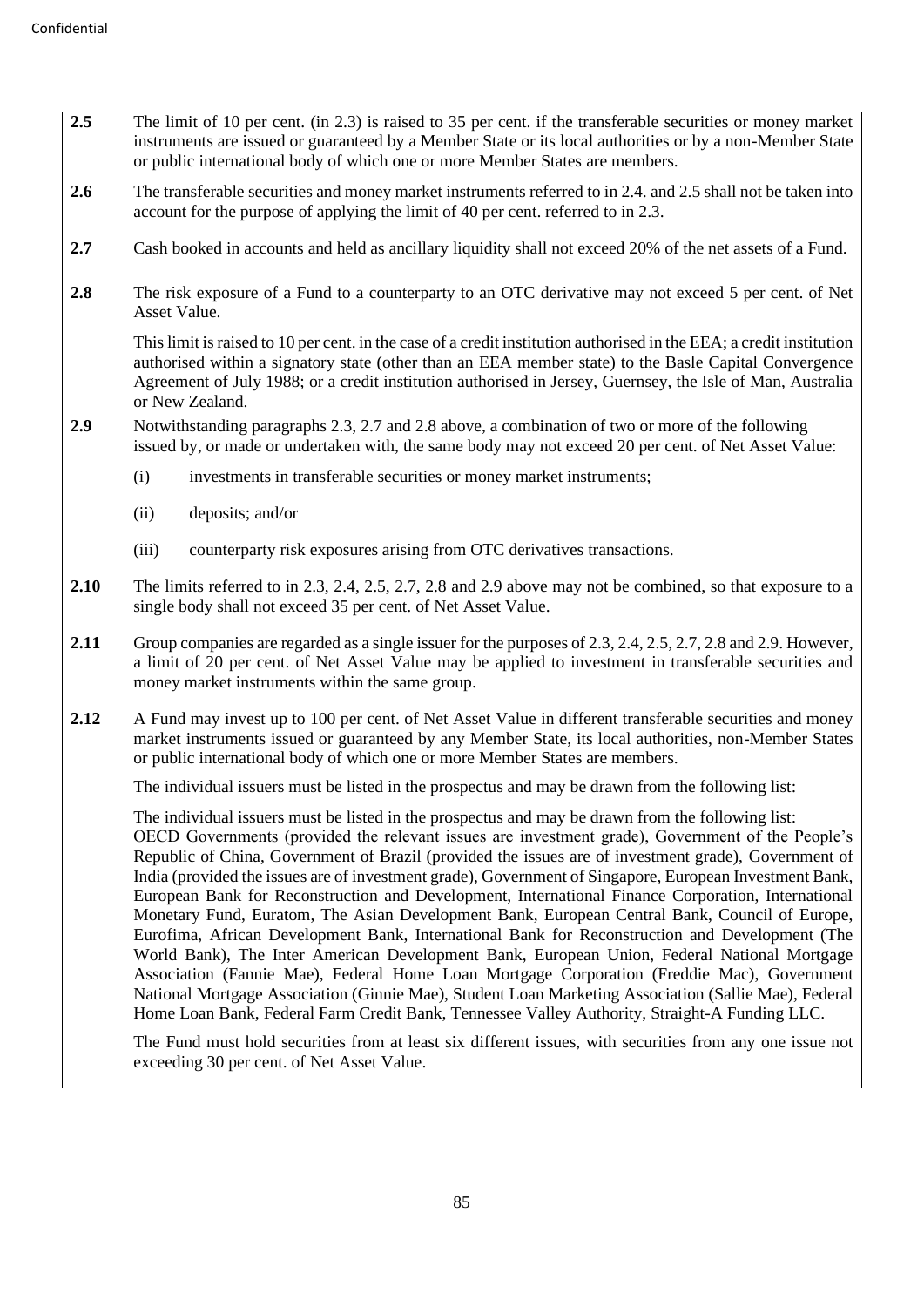**2.5** The limit of 10 per cent. (in 2.3) is raised to 35 per cent. if the transferable securities or money market instruments are issued or guaranteed by a Member State or its local authorities or by a non-Member State or public international body of which one or more Member States are members.

**2.6** The transferable securities and money market instruments referred to in 2.4. and 2.5 shall not be taken into account for the purpose of applying the limit of 40 per cent. referred to in 2.3.

**2.7** Cash booked in accounts and held as ancillary liquidity shall not exceed 20% of the net assets of a Fund.

**2.8** The risk exposure of a Fund to a counterparty to an OTC derivative may not exceed 5 per cent. of Net Asset Value.

This limit is raised to 10 per cent. in the case of a credit institution authorised in the EEA; a credit institution authorised within a signatory state (other than an EEA member state) to the Basle Capital Convergence Agreement of July 1988; or a credit institution authorised in Jersey, Guernsey, the Isle of Man, Australia or New Zealand.

**2.9** Notwithstanding paragraphs 2.3, 2.7 and 2.8 above, a combination of two or more of the following issued by, or made or undertaken with, the same body may not exceed 20 per cent. of Net Asset Value:

(i) investments in transferable securities or money market instruments;

(ii) deposits; and/or

(iii) counterparty risk exposures arising from OTC derivatives transactions.

**2.10** The limits referred to in 2.3, 2.4, 2.5, 2.7, 2.8 and 2.9 above may not be combined, so that exposure to a single body shall not exceed 35 per cent. of Net Asset Value.

**2.11** Group companies are regarded as a single issuer for the purposes of 2.3, 2.4, 2.5, 2.7, 2.8 and 2.9. However, a limit of 20 per cent. of Net Asset Value may be applied to investment in transferable securities and money market instruments within the same group.

**2.12** A Fund may invest up to 100 per cent. of Net Asset Value in different transferable securities and money market instruments issued or guaranteed by any Member State, its local authorities, non-Member States or public international body of which one or more Member States are members.

The individual issuers must be listed in the prospectus and may be drawn from the following list:

The individual issuers must be listed in the prospectus and may be drawn from the following list:
OECD Governments (provided the relevant issues are investment grade), Government of the People's Republic of China, Government of Brazil (provided the issues are of investment grade), Government of India (provided the issues are of investment grade), Government of Singapore, European Investment Bank, European Bank for Reconstruction and Development, International Finance Corporation, International Monetary Fund, Euratom, The Asian Development Bank, European Central Bank, Council of Europe, Eurofima, African Development Bank, International Bank for Reconstruction and Development (The World Bank), The Inter American Development Bank, European Union, Federal National Mortgage Association (Fannie Mae), Federal Home Loan Mortgage Corporation (Freddie Mac), Government National Mortgage Association (Ginnie Mae), Student Loan Marketing Association (Sallie Mae), Federal Home Loan Bank, Federal Farm Credit Bank, Tennessee Valley Authority, Straight-A Funding LLC.

The Fund must hold securities from at least six different issues, with securities from any one issue not exceeding 30 per cent. of Net Asset Value.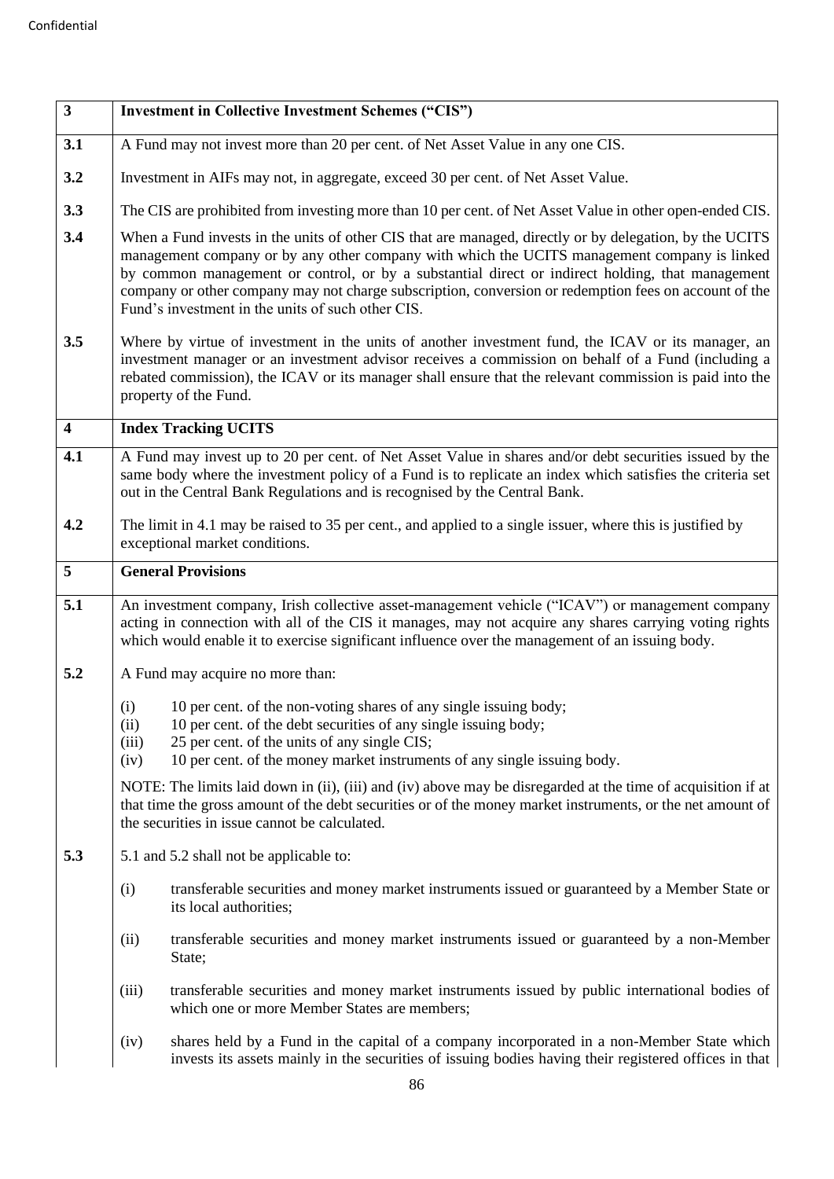| 3 | **Investment in Collective Investment Schemes ("CIS")** |
|---|---|
| **3.1** | A Fund may not invest more than 20 per cent. of Net Asset Value in any one CIS. |
| **3.2** | Investment in AIFs may not, in aggregate, exceed 30 per cent. of Net Asset Value. |
| **3.3** | The CIS are prohibited from investing more than 10 per cent. of Net Asset Value in other open-ended CIS. |
| **3.4** | When a Fund invests in the units of other CIS that are managed, directly or by delegation, by the UCITS management company or by any other company with which the UCITS management company is linked by common management or control, or by a substantial direct or indirect holding, that management company or other company may not charge subscription, conversion or redemption fees on account of the Fund's investment in the units of such other CIS. |
| **3.5** | Where by virtue of investment in the units of another investment fund, the ICAV or its manager, an investment manager or an investment advisor receives a commission on behalf of a Fund (including a rebated commission), the ICAV or its manager shall ensure that the relevant commission is paid into the property of the Fund. |
| **4** | **Index Tracking UCITS** |
| **4.1** | A Fund may invest up to 20 per cent. of Net Asset Value in shares and/or debt securities issued by the same body where the investment policy of a Fund is to replicate an index which satisfies the criteria set out in the Central Bank Regulations and is recognised by the Central Bank. |
| **4.2** | The limit in 4.1 may be raised to 35 per cent., and applied to a single issuer, where this is justified by exceptional market conditions. |
| **5** | **General Provisions** |
| **5.1** | An investment company, Irish collective asset-management vehicle ("ICAV") or management company acting in connection with all of the CIS it manages, may not acquire any shares carrying voting rights which would enable it to exercise significant influence over the management of an issuing body. |
| **5.2** | A Fund may acquire no more than:<br><br>(i) 10 per cent. of the non-voting shares of any single issuing body;<br>(ii) 10 per cent. of the debt securities of any single issuing body;<br>(iii) 25 per cent. of the units of any single CIS;<br>(iv) 10 per cent. of the money market instruments of any single issuing body.<br><br>NOTE: The limits laid down in (ii), (iii) and (iv) above may be disregarded at the time of acquisition if at that time the gross amount of the debt securities or of the money market instruments, or the net amount of the securities in issue cannot be calculated. |
| **5.3** | 5.1 and 5.2 shall not be applicable to:<br><br>(i) transferable securities and money market instruments issued or guaranteed by a Member State or its local authorities;<br><br>(ii) transferable securities and money market instruments issued or guaranteed by a non-Member State;<br><br>(iii) transferable securities and money market instruments issued by public international bodies of which one or more Member States are members;<br><br>(iv) shares held by a Fund in the capital of a company incorporated in a non-Member State which invests its assets mainly in the securities of issuing bodies having their registered offices in that |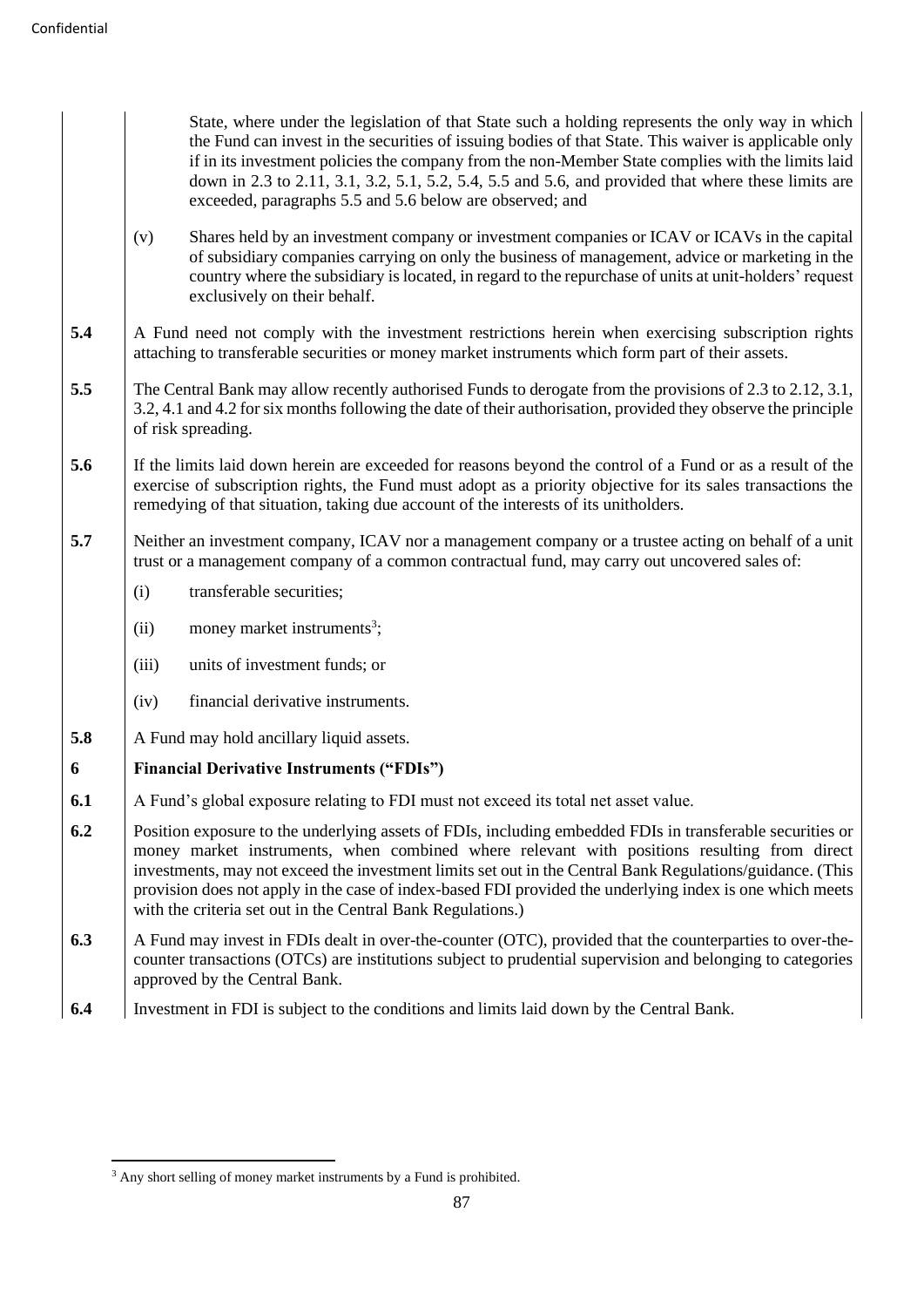State, where under the legislation of that State such a holding represents the only way in which the Fund can invest in the securities of issuing bodies of that State. This waiver is applicable only if in its investment policies the company from the non-Member State complies with the limits laid down in 2.3 to 2.11, 3.1, 3.2, 5.1, 5.2, 5.4, 5.5 and 5.6, and provided that where these limits are exceeded, paragraphs 5.5 and 5.6 below are observed; and

(v) Shares held by an investment company or investment companies or ICAV or ICAVs in the capital of subsidiary companies carrying on only the business of management, advice or marketing in the country where the subsidiary is located, in regard to the repurchase of units at unit-holders' request exclusively on their behalf.

**5.4** A Fund need not comply with the investment restrictions herein when exercising subscription rights attaching to transferable securities or money market instruments which form part of their assets.

**5.5** The Central Bank may allow recently authorised Funds to derogate from the provisions of 2.3 to 2.12, 3.1, 3.2, 4.1 and 4.2 for six months following the date of their authorisation, provided they observe the principle of risk spreading.

**5.6** If the limits laid down herein are exceeded for reasons beyond the control of a Fund or as a result of the exercise of subscription rights, the Fund must adopt as a priority objective for its sales transactions the remedying of that situation, taking due account of the interests of its unitholders.

**5.7** Neither an investment company, ICAV nor a management company or a trustee acting on behalf of a unit trust or a management company of a common contractual fund, may carry out uncovered sales of:

(i) transferable securities;

(ii) money market instruments[3];

(iii) units of investment funds; or

(iv) financial derivative instruments.

**5.8** A Fund may hold ancillary liquid assets.

**6 Financial Derivative Instruments ("FDIs")**

**6.1** A Fund's global exposure relating to FDI must not exceed its total net asset value.

**6.2** Position exposure to the underlying assets of FDIs, including embedded FDIs in transferable securities or money market instruments, when combined where relevant with positions resulting from direct investments, may not exceed the investment limits set out in the Central Bank Regulations/guidance. (This provision does not apply in the case of index-based FDI provided the underlying index is one which meets with the criteria set out in the Central Bank Regulations.)

**6.3** A Fund may invest in FDIs dealt in over-the-counter (OTC), provided that the counterparties to over-the-counter transactions (OTCs) are institutions subject to prudential supervision and belonging to categories approved by the Central Bank.

**6.4** Investment in FDI is subject to the conditions and limits laid down by the Central Bank.

[3] Any short selling of money market instruments by a Fund is prohibited.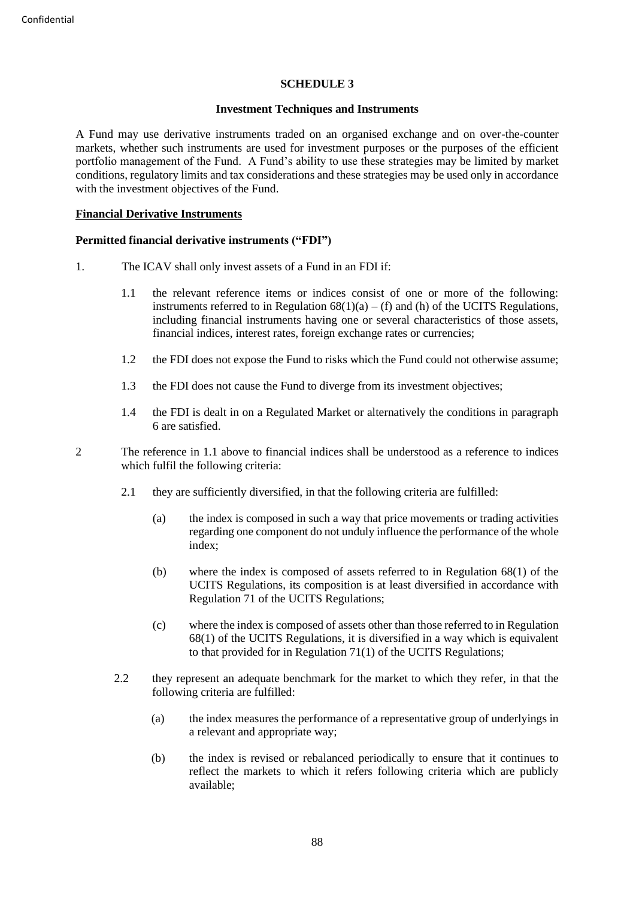## SCHEDULE 3

### Investment Techniques and Instruments

A Fund may use derivative instruments traded on an organised exchange and on over-the-counter markets, whether such instruments are used for investment purposes or the purposes of the efficient portfolio management of the Fund. A Fund's ability to use these strategies may be limited by market conditions, regulatory limits and tax considerations and these strategies may be used only in accordance with the investment objectives of the Fund.

**Financial Derivative Instruments**

**Permitted financial derivative instruments ("FDI")**

1. The ICAV shall only invest assets of a Fund in an FDI if:

   1.1 the relevant reference items or indices consist of one or more of the following: instruments referred to in Regulation 68(1)(a) – (f) and (h) of the UCITS Regulations, including financial instruments having one or several characteristics of those assets, financial indices, interest rates, foreign exchange rates or currencies;

   1.2 the FDI does not expose the Fund to risks which the Fund could not otherwise assume;

   1.3 the FDI does not cause the Fund to diverge from its investment objectives;

   1.4 the FDI is dealt in on a Regulated Market or alternatively the conditions in paragraph 6 are satisfied.

2 The reference in 1.1 above to financial indices shall be understood as a reference to indices which fulfil the following criteria:

   2.1 they are sufficiently diversified, in that the following criteria are fulfilled:

      (a) the index is composed in such a way that price movements or trading activities regarding one component do not unduly influence the performance of the whole index;

      (b) where the index is composed of assets referred to in Regulation 68(1) of the UCITS Regulations, its composition is at least diversified in accordance with Regulation 71 of the UCITS Regulations;

      (c) where the index is composed of assets other than those referred to in Regulation 68(1) of the UCITS Regulations, it is diversified in a way which is equivalent to that provided for in Regulation 71(1) of the UCITS Regulations;

   2.2 they represent an adequate benchmark for the market to which they refer, in that the following criteria are fulfilled:

      (a) the index measures the performance of a representative group of underlyings in a relevant and appropriate way;

      (b) the index is revised or rebalanced periodically to ensure that it continues to reflect the markets to which it refers following criteria which are publicly available;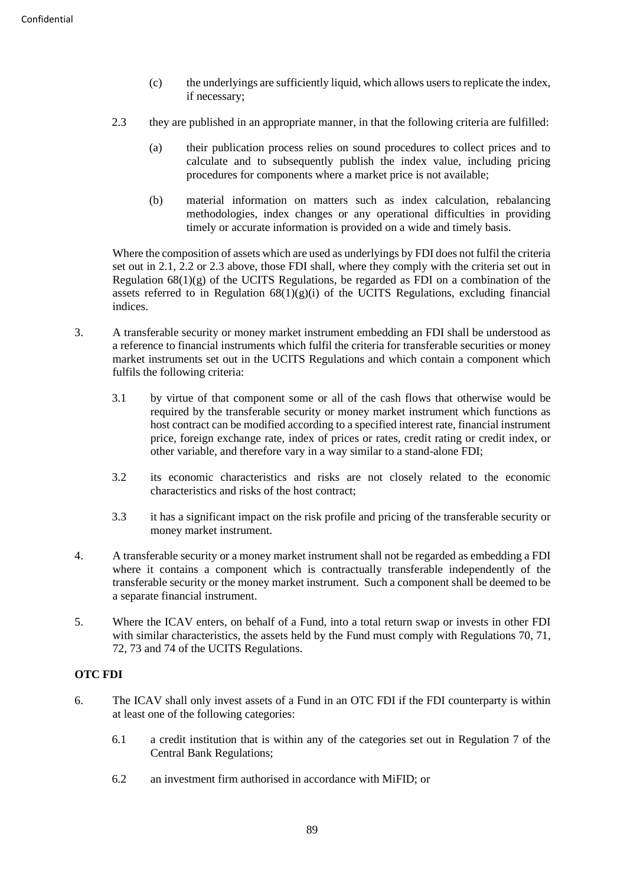(c) the underlyings are sufficiently liquid, which allows users to replicate the index, if necessary;

2.3 they are published in an appropriate manner, in that the following criteria are fulfilled:

(a) their publication process relies on sound procedures to collect prices and to calculate and to subsequently publish the index value, including pricing procedures for components where a market price is not available;

(b) material information on matters such as index calculation, rebalancing methodologies, index changes or any operational difficulties in providing timely or accurate information is provided on a wide and timely basis.

Where the composition of assets which are used as underlyings by FDI does not fulfil the criteria set out in 2.1, 2.2 or 2.3 above, those FDI shall, where they comply with the criteria set out in Regulation 68(1)(g) of the UCITS Regulations, be regarded as FDI on a combination of the assets referred to in Regulation 68(1)(g)(i) of the UCITS Regulations, excluding financial indices.

3. A transferable security or money market instrument embedding an FDI shall be understood as a reference to financial instruments which fulfil the criteria for transferable securities or money market instruments set out in the UCITS Regulations and which contain a component which fulfils the following criteria:

3.1 by virtue of that component some or all of the cash flows that otherwise would be required by the transferable security or money market instrument which functions as host contract can be modified according to a specified interest rate, financial instrument price, foreign exchange rate, index of prices or rates, credit rating or credit index, or other variable, and therefore vary in a way similar to a stand-alone FDI;

3.2 its economic characteristics and risks are not closely related to the economic characteristics and risks of the host contract;

3.3 it has a significant impact on the risk profile and pricing of the transferable security or money market instrument.

4. A transferable security or a money market instrument shall not be regarded as embedding a FDI where it contains a component which is contractually transferable independently of the transferable security or the money market instrument. Such a component shall be deemed to be a separate financial instrument.

5. Where the ICAV enters, on behalf of a Fund, into a total return swap or invests in other FDI with similar characteristics, the assets held by the Fund must comply with Regulations 70, 71, 72, 73 and 74 of the UCITS Regulations.

**OTC FDI**

6. The ICAV shall only invest assets of a Fund in an OTC FDI if the FDI counterparty is within at least one of the following categories:

6.1 a credit institution that is within any of the categories set out in Regulation 7 of the Central Bank Regulations;

6.2 an investment firm authorised in accordance with MiFID; or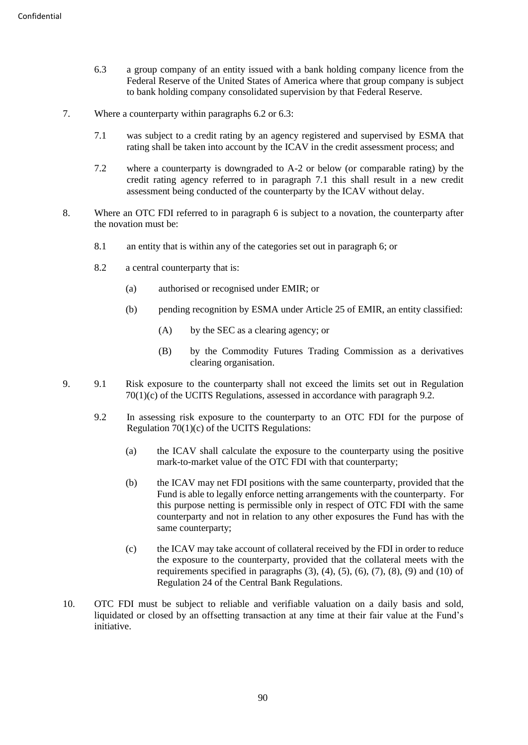6.3 a group company of an entity issued with a bank holding company licence from the Federal Reserve of the United States of America where that group company is subject to bank holding company consolidated supervision by that Federal Reserve.

7. Where a counterparty within paragraphs 6.2 or 6.3:

   7.1 was subject to a credit rating by an agency registered and supervised by ESMA that rating shall be taken into account by the ICAV in the credit assessment process; and

   7.2 where a counterparty is downgraded to A-2 or below (or comparable rating) by the credit rating agency referred to in paragraph 7.1 this shall result in a new credit assessment being conducted of the counterparty by the ICAV without delay.

8. Where an OTC FDI referred to in paragraph 6 is subject to a novation, the counterparty after the novation must be:

   8.1 an entity that is within any of the categories set out in paragraph 6; or

   8.2 a central counterparty that is:

      (a) authorised or recognised under EMIR; or

      (b) pending recognition by ESMA under Article 25 of EMIR, an entity classified:

         (A) by the SEC as a clearing agency; or

         (B) by the Commodity Futures Trading Commission as a derivatives clearing organisation.

9. 9.1 Risk exposure to the counterparty shall not exceed the limits set out in Regulation 70(1)(c) of the UCITS Regulations, assessed in accordance with paragraph 9.2.

   9.2 In assessing risk exposure to the counterparty to an OTC FDI for the purpose of Regulation 70(1)(c) of the UCITS Regulations:

      (a) the ICAV shall calculate the exposure to the counterparty using the positive mark-to-market value of the OTC FDI with that counterparty;

      (b) the ICAV may net FDI positions with the same counterparty, provided that the Fund is able to legally enforce netting arrangements with the counterparty. For this purpose netting is permissible only in respect of OTC FDI with the same counterparty and not in relation to any other exposures the Fund has with the same counterparty;

      (c) the ICAV may take account of collateral received by the FDI in order to reduce the exposure to the counterparty, provided that the collateral meets with the requirements specified in paragraphs (3), (4), (5), (6), (7), (8), (9) and (10) of Regulation 24 of the Central Bank Regulations.

10. OTC FDI must be subject to reliable and verifiable valuation on a daily basis and sold, liquidated or closed by an offsetting transaction at any time at their fair value at the Fund's initiative.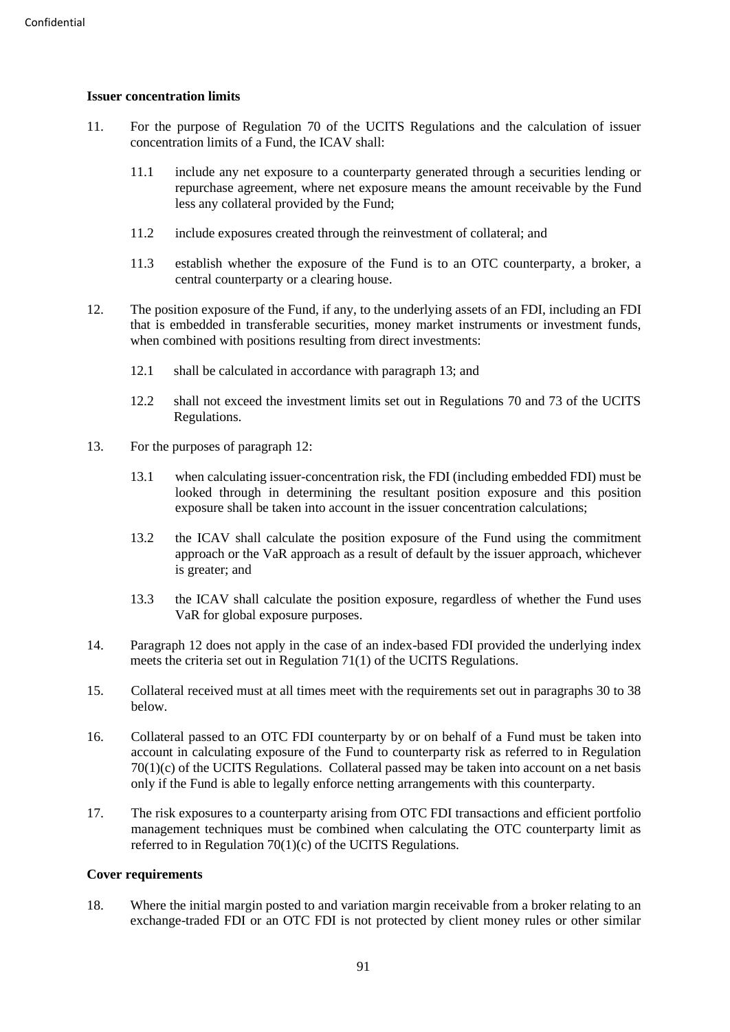**Issuer concentration limits**

11. For the purpose of Regulation 70 of the UCITS Regulations and the calculation of issuer concentration limits of a Fund, the ICAV shall:

    11.1 include any net exposure to a counterparty generated through a securities lending or repurchase agreement, where net exposure means the amount receivable by the Fund less any collateral provided by the Fund;

    11.2 include exposures created through the reinvestment of collateral; and

    11.3 establish whether the exposure of the Fund is to an OTC counterparty, a broker, a central counterparty or a clearing house.

12. The position exposure of the Fund, if any, to the underlying assets of an FDI, including an FDI that is embedded in transferable securities, money market instruments or investment funds, when combined with positions resulting from direct investments:

    12.1 shall be calculated in accordance with paragraph 13; and

    12.2 shall not exceed the investment limits set out in Regulations 70 and 73 of the UCITS Regulations.

13. For the purposes of paragraph 12:

    13.1 when calculating issuer-concentration risk, the FDI (including embedded FDI) must be looked through in determining the resultant position exposure and this position exposure shall be taken into account in the issuer concentration calculations;

    13.2 the ICAV shall calculate the position exposure of the Fund using the commitment approach or the VaR approach as a result of default by the issuer approach, whichever is greater; and

    13.3 the ICAV shall calculate the position exposure, regardless of whether the Fund uses VaR for global exposure purposes.

14. Paragraph 12 does not apply in the case of an index-based FDI provided the underlying index meets the criteria set out in Regulation 71(1) of the UCITS Regulations.

15. Collateral received must at all times meet with the requirements set out in paragraphs 30 to 38 below.

16. Collateral passed to an OTC FDI counterparty by or on behalf of a Fund must be taken into account in calculating exposure of the Fund to counterparty risk as referred to in Regulation 70(1)(c) of the UCITS Regulations. Collateral passed may be taken into account on a net basis only if the Fund is able to legally enforce netting arrangements with this counterparty.

17. The risk exposures to a counterparty arising from OTC FDI transactions and efficient portfolio management techniques must be combined when calculating the OTC counterparty limit as referred to in Regulation 70(1)(c) of the UCITS Regulations.

**Cover requirements**

18. Where the initial margin posted to and variation margin receivable from a broker relating to an exchange-traded FDI or an OTC FDI is not protected by client money rules or other similar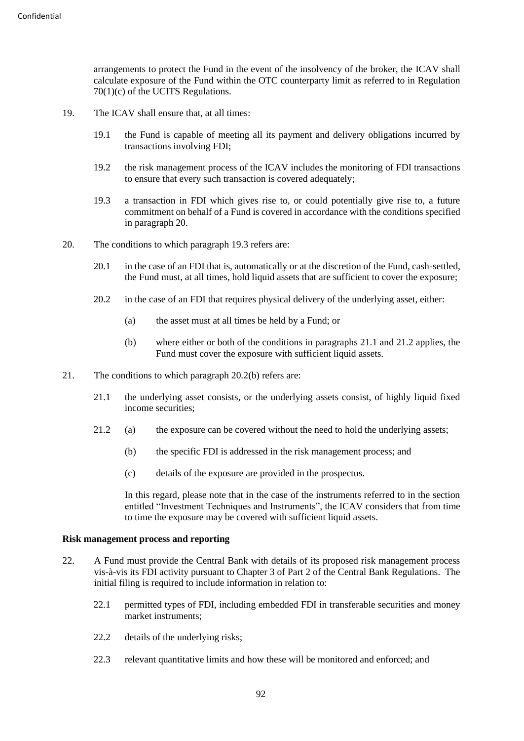arrangements to protect the Fund in the event of the insolvency of the broker, the ICAV shall calculate exposure of the Fund within the OTC counterparty limit as referred to in Regulation 70(1)(c) of the UCITS Regulations.

19. The ICAV shall ensure that, at all times:

    19.1 the Fund is capable of meeting all its payment and delivery obligations incurred by transactions involving FDI;

    19.2 the risk management process of the ICAV includes the monitoring of FDI transactions to ensure that every such transaction is covered adequately;

    19.3 a transaction in FDI which gives rise to, or could potentially give rise to, a future commitment on behalf of a Fund is covered in accordance with the conditions specified in paragraph 20.

20. The conditions to which paragraph 19.3 refers are:

    20.1 in the case of an FDI that is, automatically or at the discretion of the Fund, cash-settled, the Fund must, at all times, hold liquid assets that are sufficient to cover the exposure;

    20.2 in the case of an FDI that requires physical delivery of the underlying asset, either:

    (a) the asset must at all times be held by a Fund; or

    (b) where either or both of the conditions in paragraphs 21.1 and 21.2 applies, the Fund must cover the exposure with sufficient liquid assets.

21. The conditions to which paragraph 20.2(b) refers are:

    21.1 the underlying asset consists, or the underlying assets consist, of highly liquid fixed income securities;

    21.2 (a) the exposure can be covered without the need to hold the underlying assets;

    (b) the specific FDI is addressed in the risk management process; and

    (c) details of the exposure are provided in the prospectus.

    In this regard, please note that in the case of the instruments referred to in the section entitled "Investment Techniques and Instruments", the ICAV considers that from time to time the exposure may be covered with sufficient liquid assets.

**Risk management process and reporting**

22. A Fund must provide the Central Bank with details of its proposed risk management process vis-à-vis its FDI activity pursuant to Chapter 3 of Part 2 of the Central Bank Regulations. The initial filing is required to include information in relation to:

    22.1 permitted types of FDI, including embedded FDI in transferable securities and money market instruments;

    22.2 details of the underlying risks;

    22.3 relevant quantitative limits and how these will be monitored and enforced; and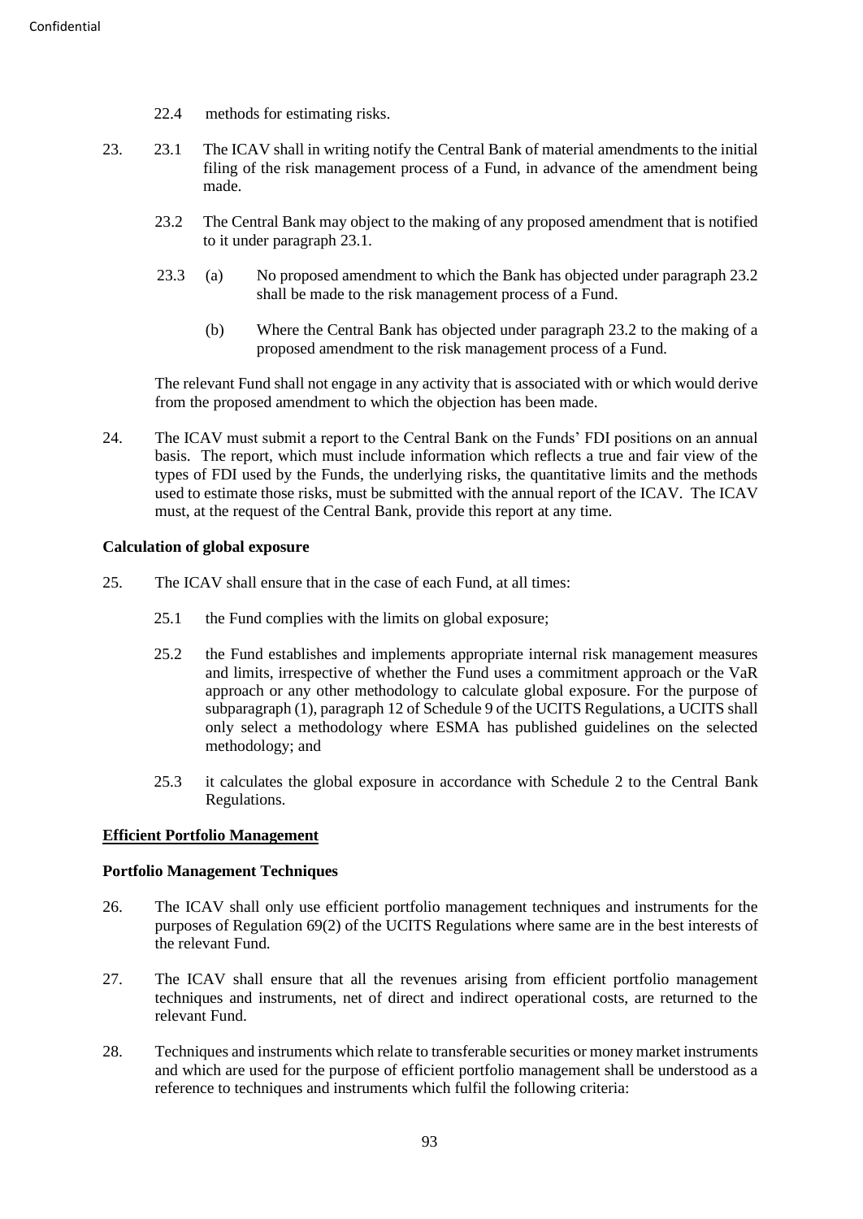22.4 methods for estimating risks.

23. 23.1 The ICAV shall in writing notify the Central Bank of material amendments to the initial filing of the risk management process of a Fund, in advance of the amendment being made.

23.2 The Central Bank may object to the making of any proposed amendment that is notified to it under paragraph 23.1.

23.3 (a) No proposed amendment to which the Bank has objected under paragraph 23.2 shall be made to the risk management process of a Fund.

(b) Where the Central Bank has objected under paragraph 23.2 to the making of a proposed amendment to the risk management process of a Fund.

The relevant Fund shall not engage in any activity that is associated with or which would derive from the proposed amendment to which the objection has been made.

24. The ICAV must submit a report to the Central Bank on the Funds' FDI positions on an annual basis. The report, which must include information which reflects a true and fair view of the types of FDI used by the Funds, the underlying risks, the quantitative limits and the methods used to estimate those risks, must be submitted with the annual report of the ICAV. The ICAV must, at the request of the Central Bank, provide this report at any time.

**Calculation of global exposure**

25. The ICAV shall ensure that in the case of each Fund, at all times:

25.1 the Fund complies with the limits on global exposure;

25.2 the Fund establishes and implements appropriate internal risk management measures and limits, irrespective of whether the Fund uses a commitment approach or the VaR approach or any other methodology to calculate global exposure. For the purpose of subparagraph (1), paragraph 12 of Schedule 9 of the UCITS Regulations, a UCITS shall only select a methodology where ESMA has published guidelines on the selected methodology; and

25.3 it calculates the global exposure in accordance with Schedule 2 to the Central Bank Regulations.

**Efficient Portfolio Management**

**Portfolio Management Techniques**

26. The ICAV shall only use efficient portfolio management techniques and instruments for the purposes of Regulation 69(2) of the UCITS Regulations where same are in the best interests of the relevant Fund.

27. The ICAV shall ensure that all the revenues arising from efficient portfolio management techniques and instruments, net of direct and indirect operational costs, are returned to the relevant Fund.

28. Techniques and instruments which relate to transferable securities or money market instruments and which are used for the purpose of efficient portfolio management shall be understood as a reference to techniques and instruments which fulfil the following criteria: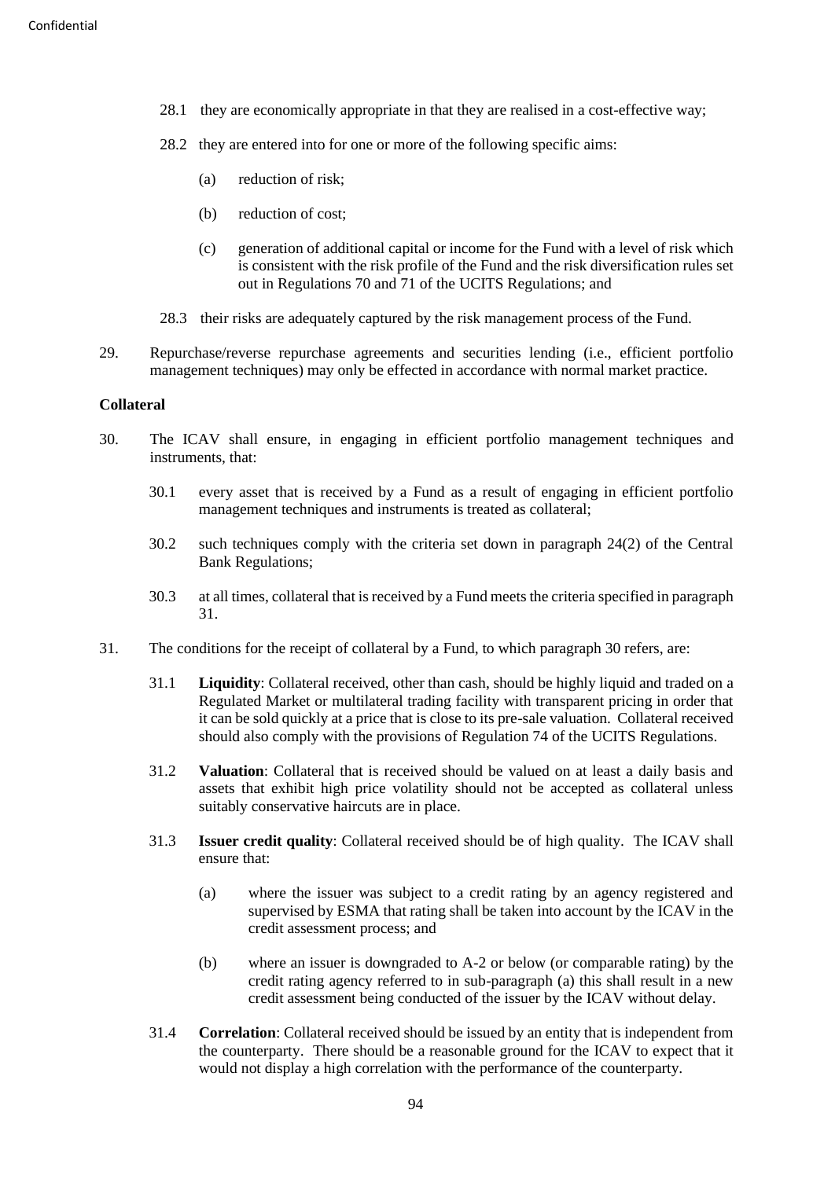28.1 they are economically appropriate in that they are realised in a cost-effective way;

28.2 they are entered into for one or more of the following specific aims:

(a) reduction of risk;

(b) reduction of cost;

(c) generation of additional capital or income for the Fund with a level of risk which is consistent with the risk profile of the Fund and the risk diversification rules set out in Regulations 70 and 71 of the UCITS Regulations; and

28.3 their risks are adequately captured by the risk management process of the Fund.

29. Repurchase/reverse repurchase agreements and securities lending (i.e., efficient portfolio management techniques) may only be effected in accordance with normal market practice.

**Collateral**

30. The ICAV shall ensure, in engaging in efficient portfolio management techniques and instruments, that:

30.1 every asset that is received by a Fund as a result of engaging in efficient portfolio management techniques and instruments is treated as collateral;

30.2 such techniques comply with the criteria set down in paragraph 24(2) of the Central Bank Regulations;

30.3 at all times, collateral that is received by a Fund meets the criteria specified in paragraph 31.

31. The conditions for the receipt of collateral by a Fund, to which paragraph 30 refers, are:

31.1 **Liquidity**: Collateral received, other than cash, should be highly liquid and traded on a Regulated Market or multilateral trading facility with transparent pricing in order that it can be sold quickly at a price that is close to its pre-sale valuation. Collateral received should also comply with the provisions of Regulation 74 of the UCITS Regulations.

31.2 **Valuation**: Collateral that is received should be valued on at least a daily basis and assets that exhibit high price volatility should not be accepted as collateral unless suitably conservative haircuts are in place.

31.3 **Issuer credit quality**: Collateral received should be of high quality. The ICAV shall ensure that:

(a) where the issuer was subject to a credit rating by an agency registered and supervised by ESMA that rating shall be taken into account by the ICAV in the credit assessment process; and

(b) where an issuer is downgraded to A-2 or below (or comparable rating) by the credit rating agency referred to in sub-paragraph (a) this shall result in a new credit assessment being conducted of the issuer by the ICAV without delay.

31.4 **Correlation**: Collateral received should be issued by an entity that is independent from the counterparty. There should be a reasonable ground for the ICAV to expect that it would not display a high correlation with the performance of the counterparty.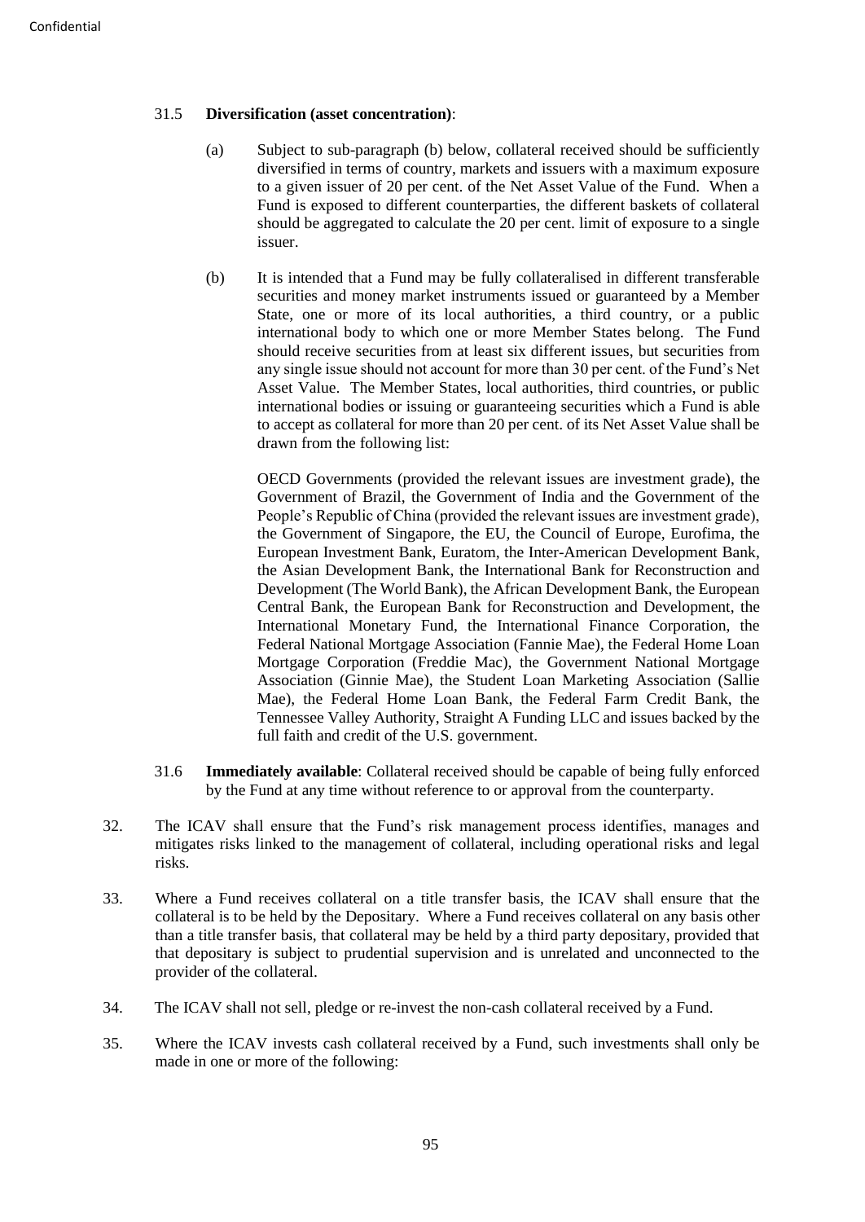31.5 **Diversification (asset concentration)**:

(a) Subject to sub-paragraph (b) below, collateral received should be sufficiently diversified in terms of country, markets and issuers with a maximum exposure to a given issuer of 20 per cent. of the Net Asset Value of the Fund. When a Fund is exposed to different counterparties, the different baskets of collateral should be aggregated to calculate the 20 per cent. limit of exposure to a single issuer.

(b) It is intended that a Fund may be fully collateralised in different transferable securities and money market instruments issued or guaranteed by a Member State, one or more of its local authorities, a third country, or a public international body to which one or more Member States belong. The Fund should receive securities from at least six different issues, but securities from any single issue should not account for more than 30 per cent. of the Fund's Net Asset Value. The Member States, local authorities, third countries, or public international bodies or issuing or guaranteeing securities which a Fund is able to accept as collateral for more than 20 per cent. of its Net Asset Value shall be drawn from the following list:

OECD Governments (provided the relevant issues are investment grade), the Government of Brazil, the Government of India and the Government of the People's Republic of China (provided the relevant issues are investment grade), the Government of Singapore, the EU, the Council of Europe, Eurofima, the European Investment Bank, Euratom, the Inter-American Development Bank, the Asian Development Bank, the International Bank for Reconstruction and Development (The World Bank), the African Development Bank, the European Central Bank, the European Bank for Reconstruction and Development, the International Monetary Fund, the International Finance Corporation, the Federal National Mortgage Association (Fannie Mae), the Federal Home Loan Mortgage Corporation (Freddie Mac), the Government National Mortgage Association (Ginnie Mae), the Student Loan Marketing Association (Sallie Mae), the Federal Home Loan Bank, the Federal Farm Credit Bank, the Tennessee Valley Authority, Straight A Funding LLC and issues backed by the full faith and credit of the U.S. government.

31.6 **Immediately available**: Collateral received should be capable of being fully enforced by the Fund at any time without reference to or approval from the counterparty.

32. The ICAV shall ensure that the Fund's risk management process identifies, manages and mitigates risks linked to the management of collateral, including operational risks and legal risks.

33. Where a Fund receives collateral on a title transfer basis, the ICAV shall ensure that the collateral is to be held by the Depositary. Where a Fund receives collateral on any basis other than a title transfer basis, that collateral may be held by a third party depositary, provided that that depositary is subject to prudential supervision and is unrelated and unconnected to the provider of the collateral.

34. The ICAV shall not sell, pledge or re-invest the non-cash collateral received by a Fund.

35. Where the ICAV invests cash collateral received by a Fund, such investments shall only be made in one or more of the following: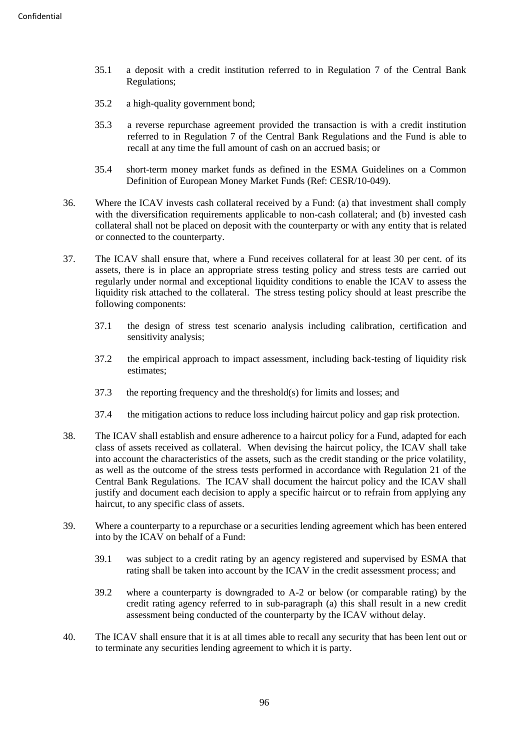35.1 a deposit with a credit institution referred to in Regulation 7 of the Central Bank Regulations;

35.2 a high-quality government bond;

35.3 a reverse repurchase agreement provided the transaction is with a credit institution referred to in Regulation 7 of the Central Bank Regulations and the Fund is able to recall at any time the full amount of cash on an accrued basis; or

35.4 short-term money market funds as defined in the ESMA Guidelines on a Common Definition of European Money Market Funds (Ref: CESR/10-049).

36. Where the ICAV invests cash collateral received by a Fund: (a) that investment shall comply with the diversification requirements applicable to non-cash collateral; and (b) invested cash collateral shall not be placed on deposit with the counterparty or with any entity that is related or connected to the counterparty.

37. The ICAV shall ensure that, where a Fund receives collateral for at least 30 per cent. of its assets, there is in place an appropriate stress testing policy and stress tests are carried out regularly under normal and exceptional liquidity conditions to enable the ICAV to assess the liquidity risk attached to the collateral. The stress testing policy should at least prescribe the following components:

37.1 the design of stress test scenario analysis including calibration, certification and sensitivity analysis;

37.2 the empirical approach to impact assessment, including back-testing of liquidity risk estimates;

37.3 the reporting frequency and the threshold(s) for limits and losses; and

37.4 the mitigation actions to reduce loss including haircut policy and gap risk protection.

38. The ICAV shall establish and ensure adherence to a haircut policy for a Fund, adapted for each class of assets received as collateral. When devising the haircut policy, the ICAV shall take into account the characteristics of the assets, such as the credit standing or the price volatility, as well as the outcome of the stress tests performed in accordance with Regulation 21 of the Central Bank Regulations. The ICAV shall document the haircut policy and the ICAV shall justify and document each decision to apply a specific haircut or to refrain from applying any haircut, to any specific class of assets.

39. Where a counterparty to a repurchase or a securities lending agreement which has been entered into by the ICAV on behalf of a Fund:

39.1 was subject to a credit rating by an agency registered and supervised by ESMA that rating shall be taken into account by the ICAV in the credit assessment process; and

39.2 where a counterparty is downgraded to A-2 or below (or comparable rating) by the credit rating agency referred to in sub-paragraph (a) this shall result in a new credit assessment being conducted of the counterparty by the ICAV without delay.

40. The ICAV shall ensure that it is at all times able to recall any security that has been lent out or to terminate any securities lending agreement to which it is party.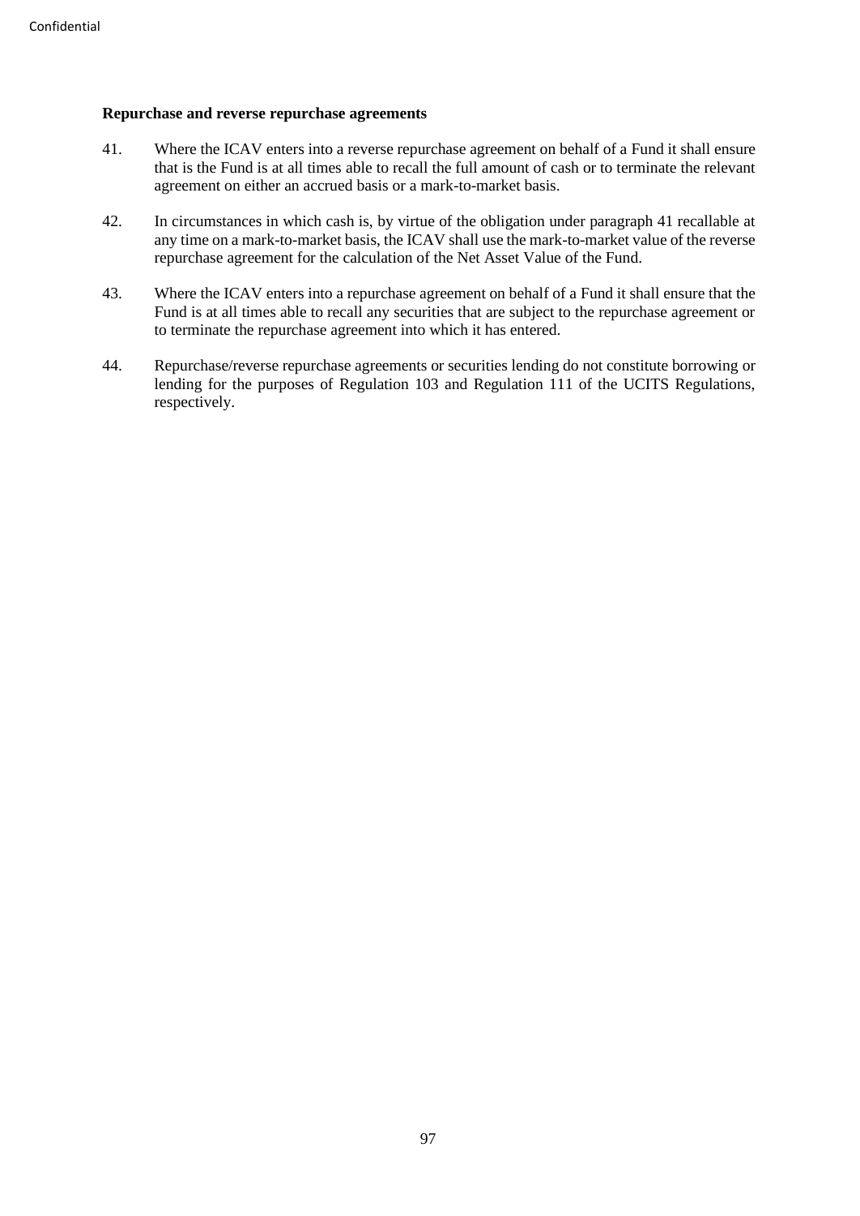**Repurchase and reverse repurchase agreements**

41. Where the ICAV enters into a reverse repurchase agreement on behalf of a Fund it shall ensure that is the Fund is at all times able to recall the full amount of cash or to terminate the relevant agreement on either an accrued basis or a mark-to-market basis.

42. In circumstances in which cash is, by virtue of the obligation under paragraph 41 recallable at any time on a mark-to-market basis, the ICAV shall use the mark-to-market value of the reverse repurchase agreement for the calculation of the Net Asset Value of the Fund.

43. Where the ICAV enters into a repurchase agreement on behalf of a Fund it shall ensure that the Fund is at all times able to recall any securities that are subject to the repurchase agreement or to terminate the repurchase agreement into which it has entered.

44. Repurchase/reverse repurchase agreements or securities lending do not constitute borrowing or lending for the purposes of Regulation 103 and Regulation 111 of the UCITS Regulations, respectively.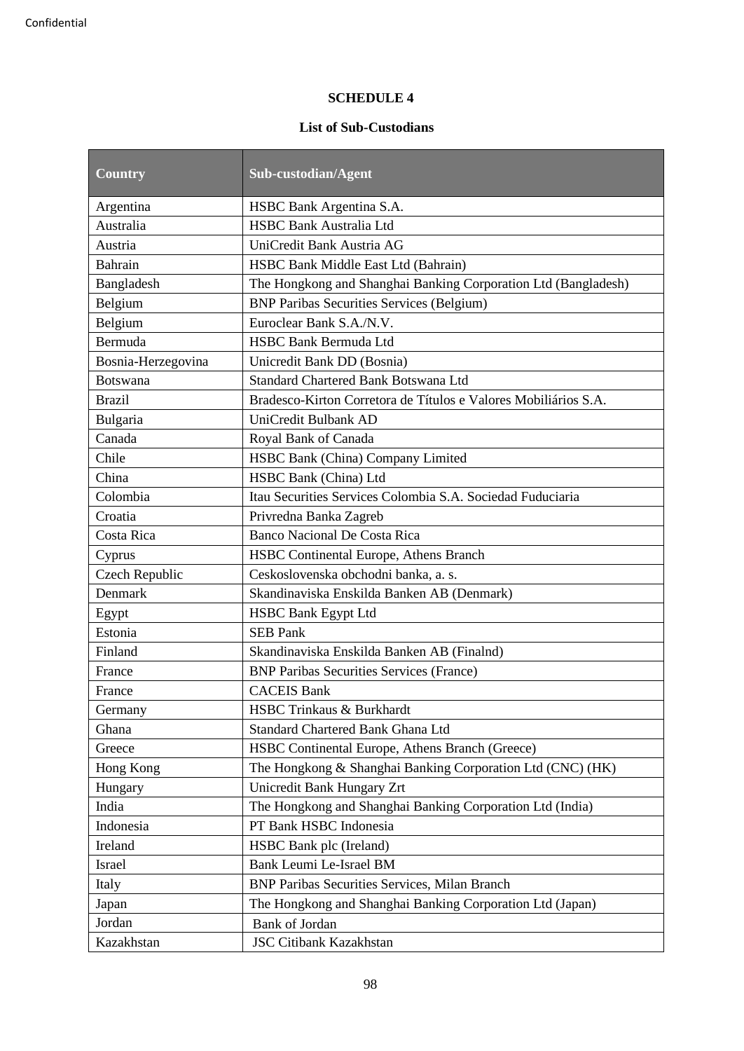**SCHEDULE 4**

**List of Sub-Custodians**

| Country | Sub-custodian/Agent |
|---|---|
| Argentina | HSBC Bank Argentina S.A. |
| Australia | HSBC Bank Australia Ltd |
| Austria | UniCredit Bank Austria AG |
| Bahrain | HSBC Bank Middle East Ltd (Bahrain) |
| Bangladesh | The Hongkong and Shanghai Banking Corporation Ltd (Bangladesh) |
| Belgium | BNP Paribas Securities Services (Belgium) |
| Belgium | Euroclear Bank S.A./N.V. |
| Bermuda | HSBC Bank Bermuda Ltd |
| Bosnia-Herzegovina | Unicredit Bank DD (Bosnia) |
| Botswana | Standard Chartered Bank Botswana Ltd |
| Brazil | Bradesco-Kirton Corretora de Títulos e Valores Mobiliários S.A. |
| Bulgaria | UniCredit Bulbank AD |
| Canada | Royal Bank of Canada |
| Chile | HSBC Bank (China) Company Limited |
| China | HSBC Bank (China) Ltd |
| Colombia | Itau Securities Services Colombia S.A. Sociedad Fuduciaria |
| Croatia | Privredna Banka Zagreb |
| Costa Rica | Banco Nacional De Costa Rica |
| Cyprus | HSBC Continental Europe, Athens Branch |
| Czech Republic | Ceskoslovenska obchodni banka, a. s. |
| Denmark | Skandinaviska Enskilda Banken AB (Denmark) |
| Egypt | HSBC Bank Egypt Ltd |
| Estonia | SEB Pank |
| Finland | Skandinaviska Enskilda Banken AB (Finalnd) |
| France | BNP Paribas Securities Services (France) |
| France | CACEIS Bank |
| Germany | HSBC Trinkaus & Burkhardt |
| Ghana | Standard Chartered Bank Ghana Ltd |
| Greece | HSBC Continental Europe, Athens Branch (Greece) |
| Hong Kong | The Hongkong & Shanghai Banking Corporation Ltd (CNC) (HK) |
| Hungary | Unicredit Bank Hungary Zrt |
| India | The Hongkong and Shanghai Banking Corporation Ltd (India) |
| Indonesia | PT Bank HSBC Indonesia |
| Ireland | HSBC Bank plc (Ireland) |
| Israel | Bank Leumi Le-Israel BM |
| Italy | BNP Paribas Securities Services, Milan Branch |
| Japan | The Hongkong and Shanghai Banking Corporation Ltd (Japan) |
| Jordan | Bank of Jordan |
| Kazakhstan | JSC Citibank Kazakhstan |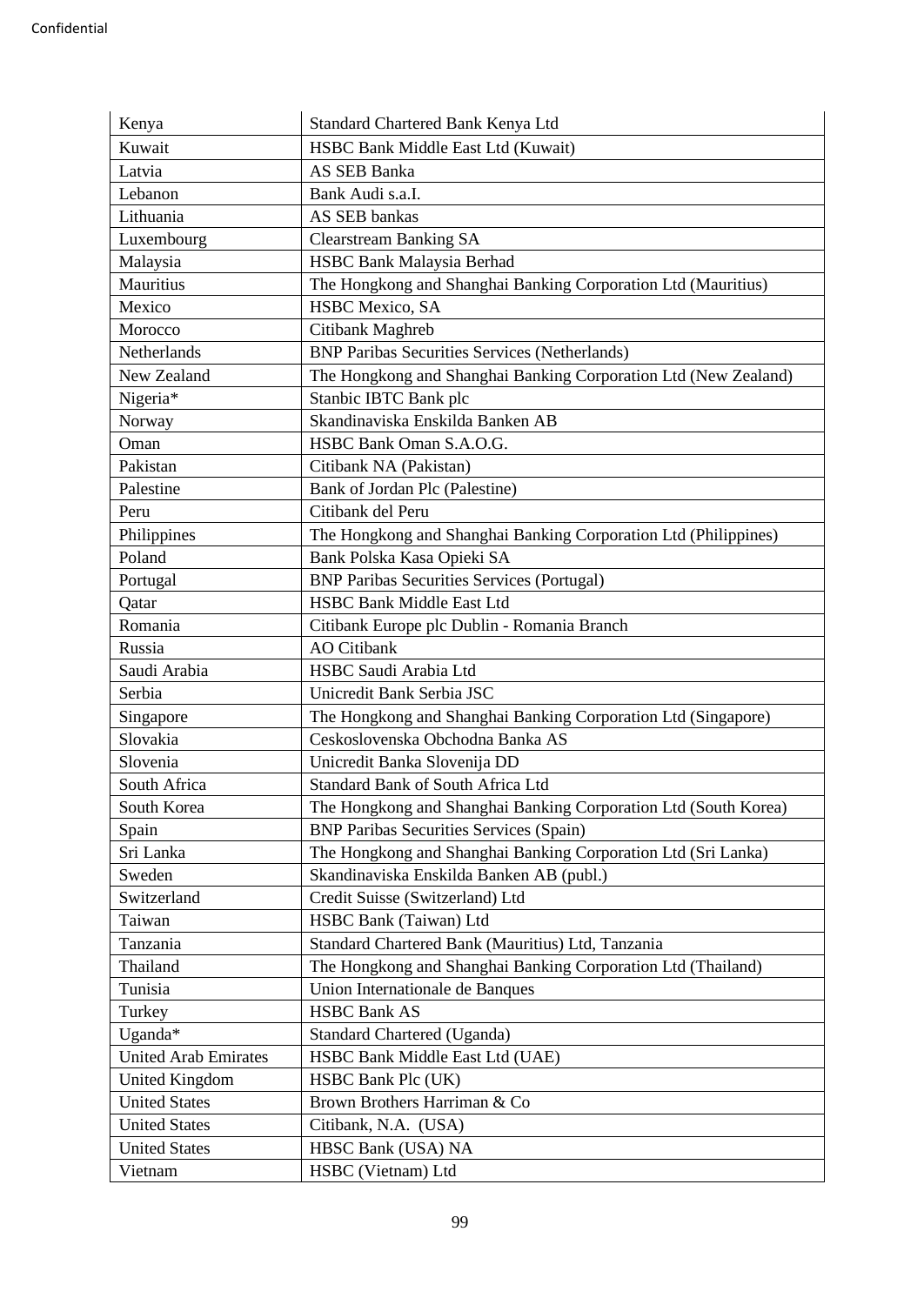| Kenya | Standard Chartered Bank Kenya Ltd |
|---|---|
| Kuwait | HSBC Bank Middle East Ltd (Kuwait) |
| Latvia | AS SEB Banka |
| Lebanon | Bank Audi s.a.I. |
| Lithuania | AS SEB bankas |
| Luxembourg | Clearstream Banking SA |
| Malaysia | HSBC Bank Malaysia Berhad |
| Mauritius | The Hongkong and Shanghai Banking Corporation Ltd (Mauritius) |
| Mexico | HSBC Mexico, SA |
| Morocco | Citibank Maghreb |
| Netherlands | BNP Paribas Securities Services (Netherlands) |
| New Zealand | The Hongkong and Shanghai Banking Corporation Ltd (New Zealand) |
| Nigeria* | Stanbic IBTC Bank plc |
| Norway | Skandinaviska Enskilda Banken AB |
| Oman | HSBC Bank Oman S.A.O.G. |
| Pakistan | Citibank NA (Pakistan) |
| Palestine | Bank of Jordan Plc (Palestine) |
| Peru | Citibank del Peru |
| Philippines | The Hongkong and Shanghai Banking Corporation Ltd (Philippines) |
| Poland | Bank Polska Kasa Opieki SA |
| Portugal | BNP Paribas Securities Services (Portugal) |
| Qatar | HSBC Bank Middle East Ltd |
| Romania | Citibank Europe plc Dublin - Romania Branch |
| Russia | AO Citibank |
| Saudi Arabia | HSBC Saudi Arabia Ltd |
| Serbia | Unicredit Bank Serbia JSC |
| Singapore | The Hongkong and Shanghai Banking Corporation Ltd (Singapore) |
| Slovakia | Ceskoslovenska Obchodna Banka AS |
| Slovenia | Unicredit Banka Slovenija DD |
| South Africa | Standard Bank of South Africa Ltd |
| South Korea | The Hongkong and Shanghai Banking Corporation Ltd (South Korea) |
| Spain | BNP Paribas Securities Services (Spain) |
| Sri Lanka | The Hongkong and Shanghai Banking Corporation Ltd (Sri Lanka) |
| Sweden | Skandinaviska Enskilda Banken AB (publ.) |
| Switzerland | Credit Suisse (Switzerland) Ltd |
| Taiwan | HSBC Bank (Taiwan) Ltd |
| Tanzania | Standard Chartered Bank (Mauritius) Ltd, Tanzania |
| Thailand | The Hongkong and Shanghai Banking Corporation Ltd (Thailand) |
| Tunisia | Union Internationale de Banques |
| Turkey | HSBC Bank AS |
| Uganda* | Standard Chartered (Uganda) |
| United Arab Emirates | HSBC Bank Middle East Ltd (UAE) |
| United Kingdom | HSBC Bank Plc (UK) |
| United States | Brown Brothers Harriman & Co |
| United States | Citibank, N.A. (USA) |
| United States | HBSC Bank (USA) NA |
| Vietnam | HSBC (Vietnam) Ltd |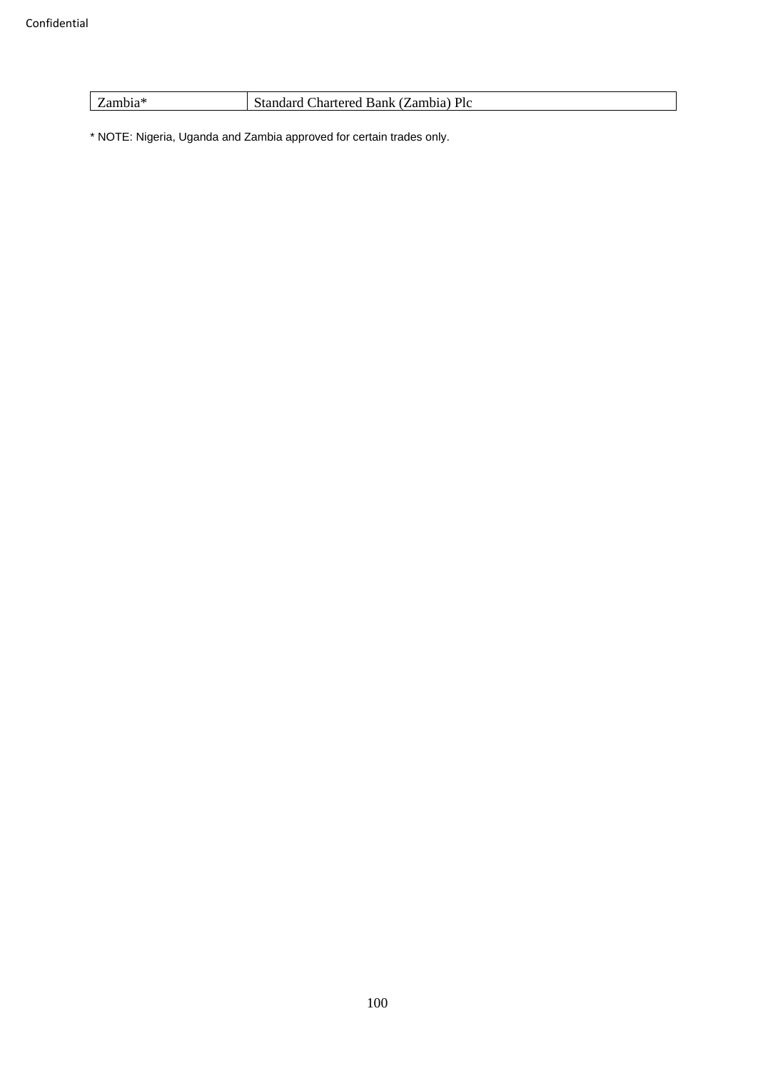| | |
|---|---|
| Zambia* | Standard Chartered Bank (Zambia) Plc |

* NOTE: Nigeria, Uganda and Zambia approved for certain trades only.